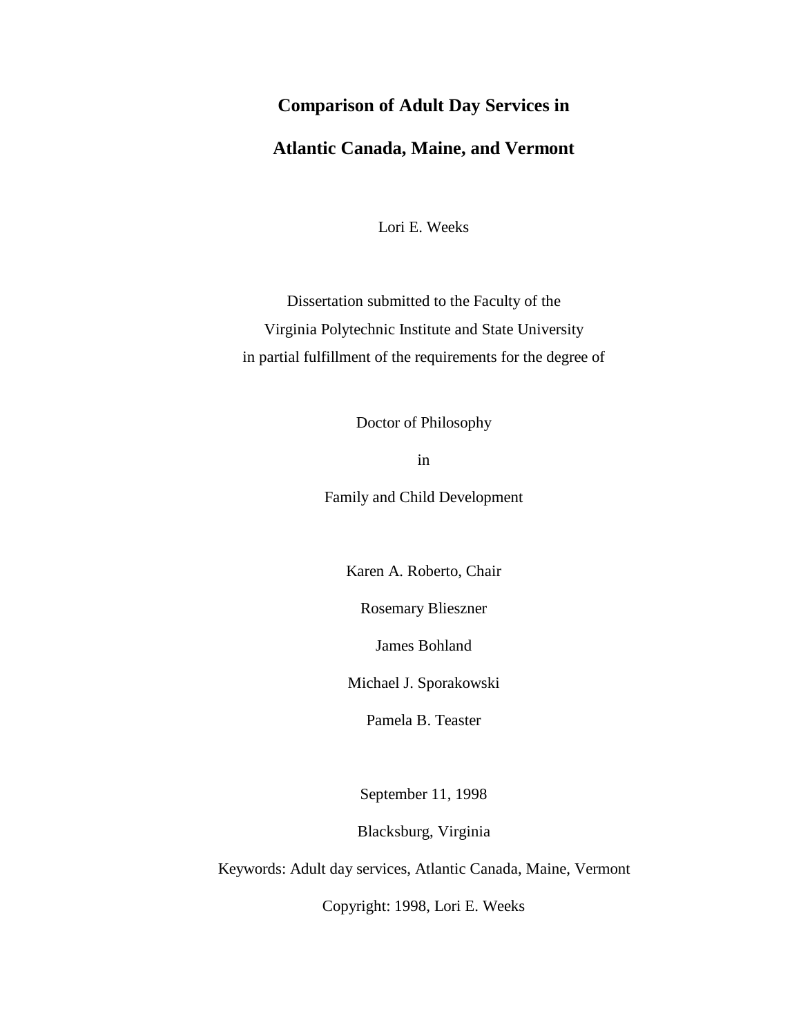# Comparison of Adult Day Services in Atlantic Canada, Maine, and Vermont

Lori E. Weeks

Dissertation submitted to the Faculty of the
Virginia Polytechnic Institute and State University
in partial fulfillment of the requirements for the degree of

Doctor of Philosophy

in

Family and Child Development

Karen A. Roberto, Chair

Rosemary Blieszner

James Bohland

Michael J. Sporakowski

Pamela B. Teaster

September 11, 1998

Blacksburg, Virginia

Keywords: Adult day services, Atlantic Canada, Maine, Vermont

Copyright: 1998, Lori E. Weeks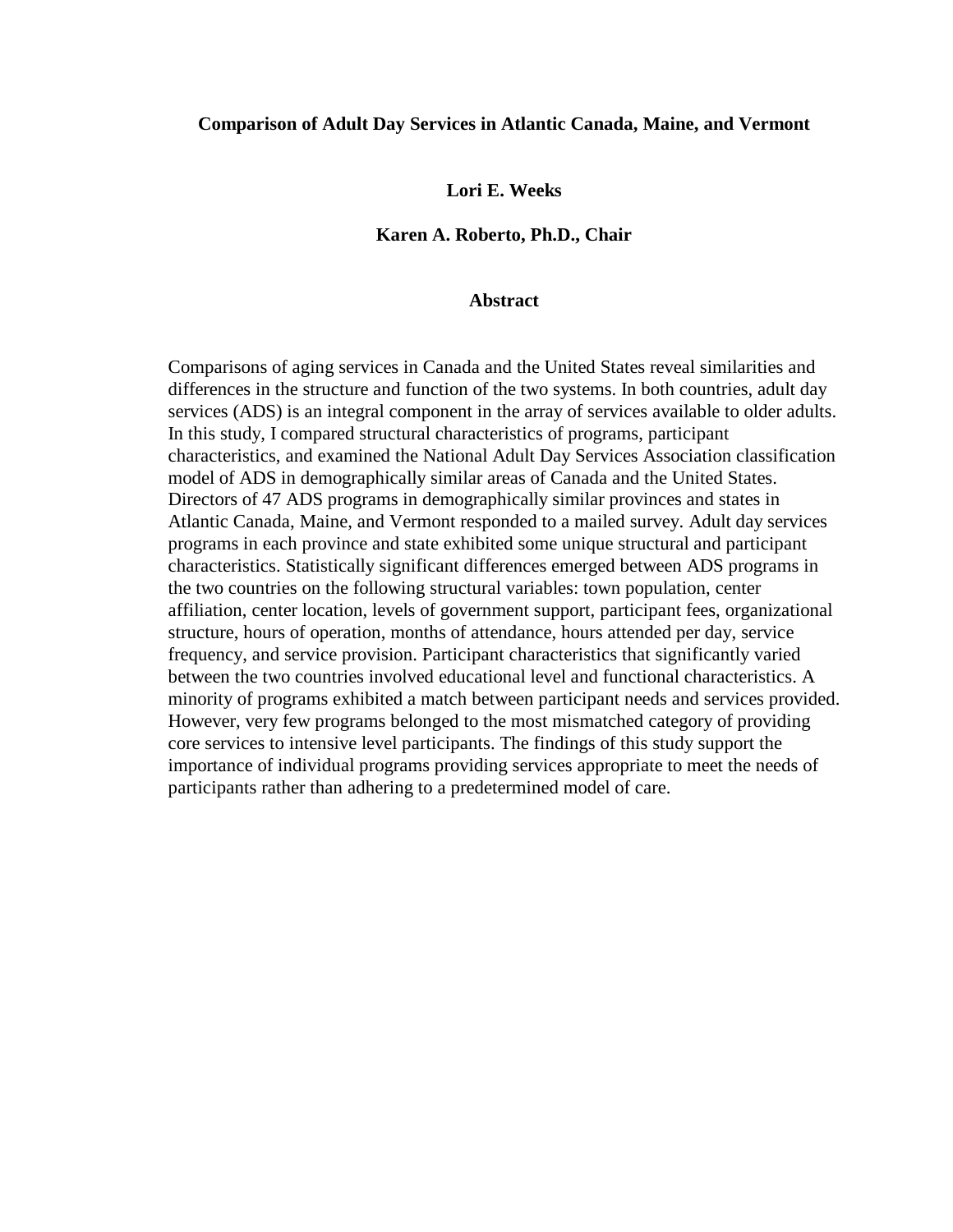**Comparison of Adult Day Services in Atlantic Canada, Maine, and Vermont**

**Lori E. Weeks**

**Karen A. Roberto, Ph.D., Chair**

## Abstract

Comparisons of aging services in Canada and the United States reveal similarities and differences in the structure and function of the two systems. In both countries, adult day services (ADS) is an integral component in the array of services available to older adults. In this study, I compared structural characteristics of programs, participant characteristics, and examined the National Adult Day Services Association classification model of ADS in demographically similar areas of Canada and the United States. Directors of 47 ADS programs in demographically similar provinces and states in Atlantic Canada, Maine, and Vermont responded to a mailed survey. Adult day services programs in each province and state exhibited some unique structural and participant characteristics. Statistically significant differences emerged between ADS programs in the two countries on the following structural variables: town population, center affiliation, center location, levels of government support, participant fees, organizational structure, hours of operation, months of attendance, hours attended per day, service frequency, and service provision. Participant characteristics that significantly varied between the two countries involved educational level and functional characteristics. A minority of programs exhibited a match between participant needs and services provided. However, very few programs belonged to the most mismatched category of providing core services to intensive level participants. The findings of this study support the importance of individual programs providing services appropriate to meet the needs of participants rather than adhering to a predetermined model of care.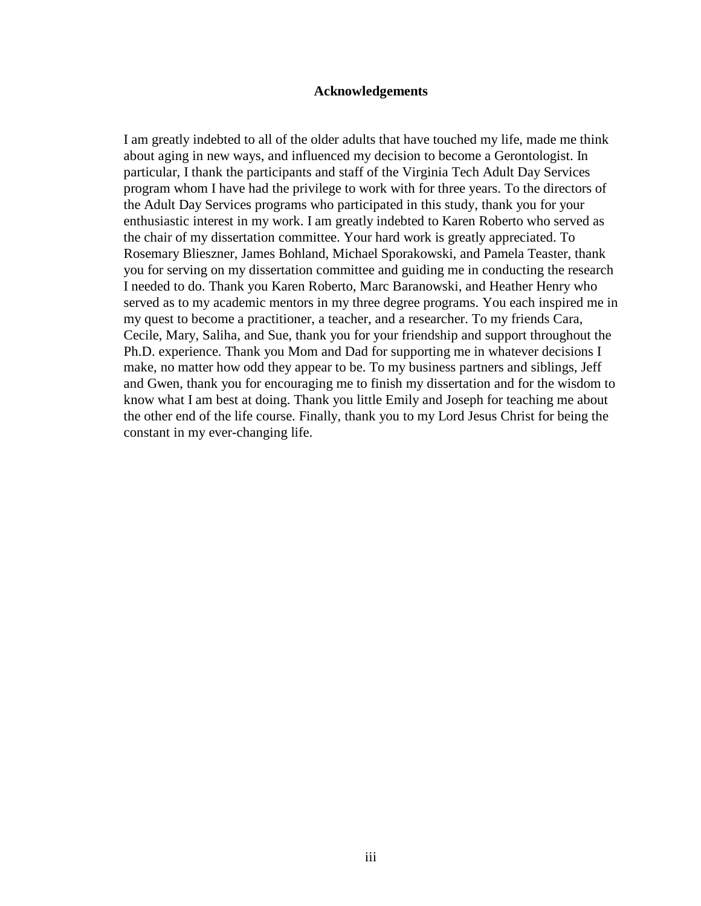# Acknowledgements

I am greatly indebted to all of the older adults that have touched my life, made me think about aging in new ways, and influenced my decision to become a Gerontologist. In particular, I thank the participants and staff of the Virginia Tech Adult Day Services program whom I have had the privilege to work with for three years. To the directors of the Adult Day Services programs who participated in this study, thank you for your enthusiastic interest in my work. I am greatly indebted to Karen Roberto who served as the chair of my dissertation committee. Your hard work is greatly appreciated. To Rosemary Blieszner, James Bohland, Michael Sporakowski, and Pamela Teaster, thank you for serving on my dissertation committee and guiding me in conducting the research I needed to do. Thank you Karen Roberto, Marc Baranowski, and Heather Henry who served as to my academic mentors in my three degree programs. You each inspired me in my quest to become a practitioner, a teacher, and a researcher. To my friends Cara, Cecile, Mary, Saliha, and Sue, thank you for your friendship and support throughout the Ph.D. experience. Thank you Mom and Dad for supporting me in whatever decisions I make, no matter how odd they appear to be. To my business partners and siblings, Jeff and Gwen, thank you for encouraging me to finish my dissertation and for the wisdom to know what I am best at doing. Thank you little Emily and Joseph for teaching me about the other end of the life course. Finally, thank you to my Lord Jesus Christ for being the constant in my ever-changing life.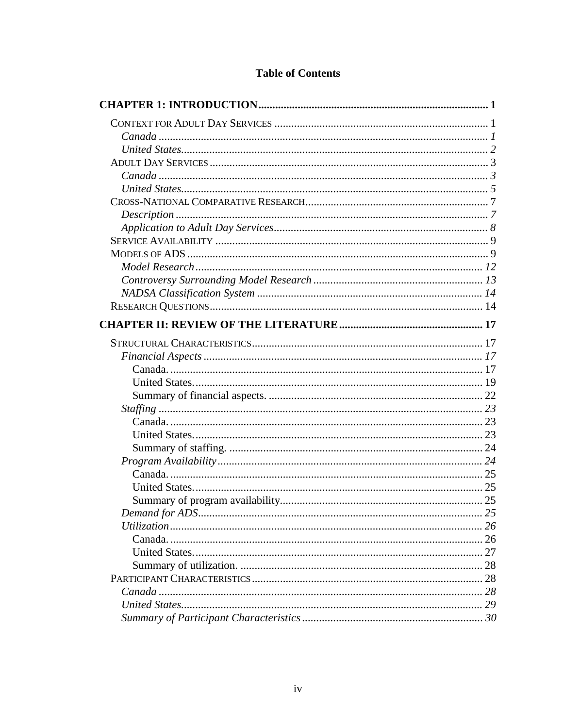# Table of Contents

**CHAPTER 1: INTRODUCTION** .......... 1

- CONTEXT FOR ADULT DAY SERVICES .......... 1
  - *Canada* .......... *1*
  - *United States* .......... *2*
- ADULT DAY SERVICES .......... 3
  - *Canada* .......... *3*
  - *United States* .......... *5*
- CROSS-NATIONAL COMPARATIVE RESEARCH .......... 7
  - *Description* .......... *7*
  - *Application to Adult Day Services* .......... *8*
- SERVICE AVAILABILITY .......... 9
- MODELS OF ADS .......... 9
  - *Model Research* .......... *12*
  - *Controversy Surrounding Model Research* .......... *13*
  - *NADSA Classification System* .......... *14*
- RESEARCH QUESTIONS .......... 14

**CHAPTER II: REVIEW OF THE LITERATURE** .......... 17

- STRUCTURAL CHARACTERISTICS .......... 17
  - *Financial Aspects* .......... *17*
    - Canada. .......... 17
    - United States. .......... 19
    - Summary of financial aspects. .......... 22
  - *Staffing* .......... *23*
    - Canada. .......... 23
    - United States. .......... 23
    - Summary of staffing. .......... 24
  - *Program Availability* .......... *24*
    - Canada. .......... 25
    - United States. .......... 25
    - Summary of program availability. .......... 25
  - *Demand for ADS* .......... *25*
  - *Utilization* .......... *26*
    - Canada. .......... 26
    - United States. .......... 27
    - Summary of utilization. .......... 28
- PARTICIPANT CHARACTERISTICS .......... 28
  - *Canada* .......... *28*
  - *United States* .......... *29*
  - *Summary of Participant Characteristics* .......... *30*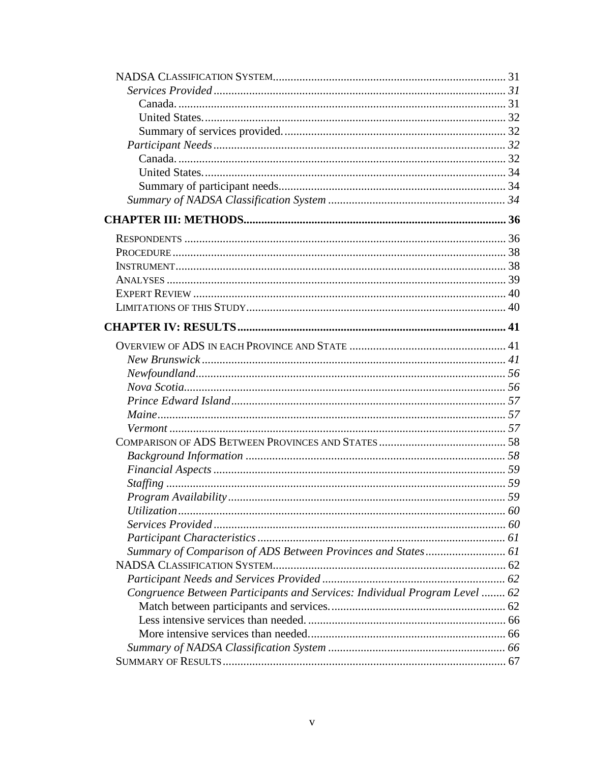NADSA CLASSIFICATION SYSTEM .... 31

*Services Provided* .... *31*

Canada. .... 31

United States. .... 32

Summary of services provided. .... 32

*Participant Needs* .... *32*

Canada. .... 32

United States. .... 34

Summary of participant needs. .... 34

*Summary of NADSA Classification System* .... *34*

**CHAPTER III: METHODS .... 36**

RESPONDENTS .... 36

PROCEDURE .... 38

INSTRUMENT .... 38

ANALYSES .... 39

EXPERT REVIEW .... 40

LIMITATIONS OF THIS STUDY .... 40

**CHAPTER IV: RESULTS .... 41**

OVERVIEW OF ADS IN EACH PROVINCE AND STATE .... 41

*New Brunswick* .... *41*

*Newfoundland* .... *56*

*Nova Scotia* .... *56*

*Prince Edward Island* .... *57*

*Maine* .... *57*

*Vermont* .... *57*

COMPARISON OF ADS BETWEEN PROVINCES AND STATES .... 58

*Background Information* .... *58*

*Financial Aspects* .... *59*

*Staffing* .... *59*

*Program Availability* .... *59*

*Utilization* .... *60*

*Services Provided* .... *60*

*Participant Characteristics* .... *61*

*Summary of Comparison of ADS Between Provinces and States* .... *61*

NADSA CLASSIFICATION SYSTEM .... 62

*Participant Needs and Services Provided* .... *62*

*Congruence Between Participants and Services: Individual Program Level* .... *62*

Match between participants and services. .... 62

Less intensive services than needed. .... 66

More intensive services than needed. .... 66

*Summary of NADSA Classification System* .... *66*

SUMMARY OF RESULTS .... 67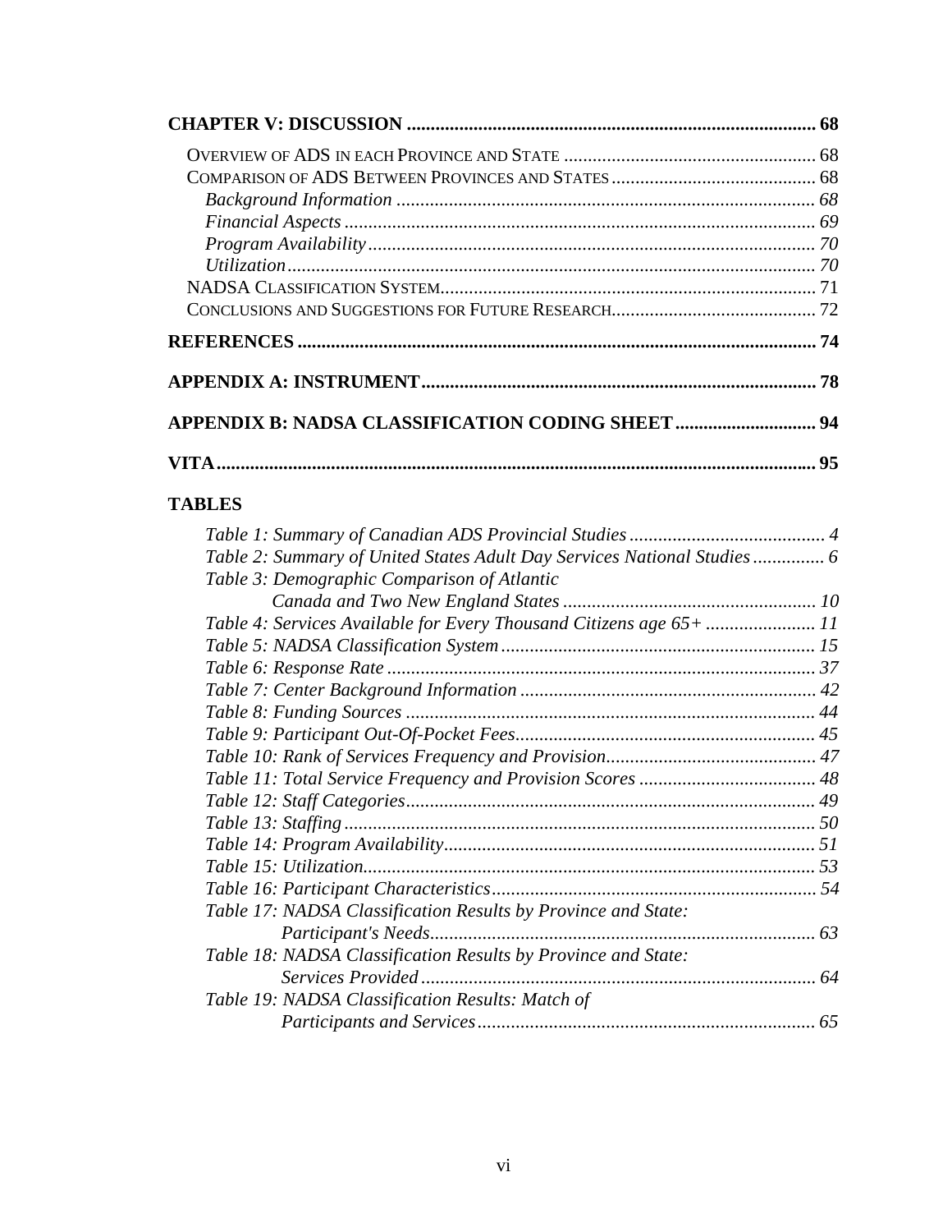**CHAPTER V: DISCUSSION** ..................................................................................... **68**

- Overview of ADS in each Province and State ..................................................... 68
- Comparison of ADS Between Provinces and States ........................................... 68
  - *Background Information* ........................................................................... *68*
  - *Financial Aspects* ...................................................................................... *69*
  - *Program Availability* ................................................................................. *70*
  - *Utilization* ................................................................................................. *70*
- NADSA Classification System............................................................................ 71
- Conclusions and Suggestions for Future Research............................................ 72

**REFERENCES** ............................................................................................................ **74**

**APPENDIX A: INSTRUMENT** .................................................................................. **78**

**APPENDIX B: NADSA CLASSIFICATION CODING SHEET** ............................ **94**

**VITA** ............................................................................................................................. **95**

**TABLES**

- *Table 1: Summary of Canadian ADS Provincial Studies* ......................................... *4*
- *Table 2: Summary of United States Adult Day Services National Studies* ............... *6*
- *Table 3: Demographic Comparison of Atlantic Canada and Two New England States* ..................................................... *10*
- *Table 4: Services Available for Every Thousand Citizens age 65+* ....................... *11*
- *Table 5: NADSA Classification System* ................................................................. *15*
- *Table 6: Response Rate* ......................................................................................... *37*
- *Table 7: Center Background Information* ............................................................. *42*
- *Table 8: Funding Sources* ..................................................................................... *44*
- *Table 9: Participant Out-Of-Pocket Fees* ............................................................... *45*
- *Table 10: Rank of Services Frequency and Provision* ........................................... *47*
- *Table 11: Total Service Frequency and Provision Scores* ..................................... *48*
- *Table 12: Staff Categories* ..................................................................................... *49*
- *Table 13: Staffing* .................................................................................................. *50*
- *Table 14: Program Availability* ............................................................................. *51*
- *Table 15: Utilization* .............................................................................................. *53*
- *Table 16: Participant Characteristics* .................................................................... *54*
- *Table 17: NADSA Classification Results by Province and State: Participant's Needs* ................................................................................ *63*
- *Table 18: NADSA Classification Results by Province and State: Services Provided* .................................................................................. *64*
- *Table 19: NADSA Classification Results: Match of Participants and Services* ...................................................................... *65*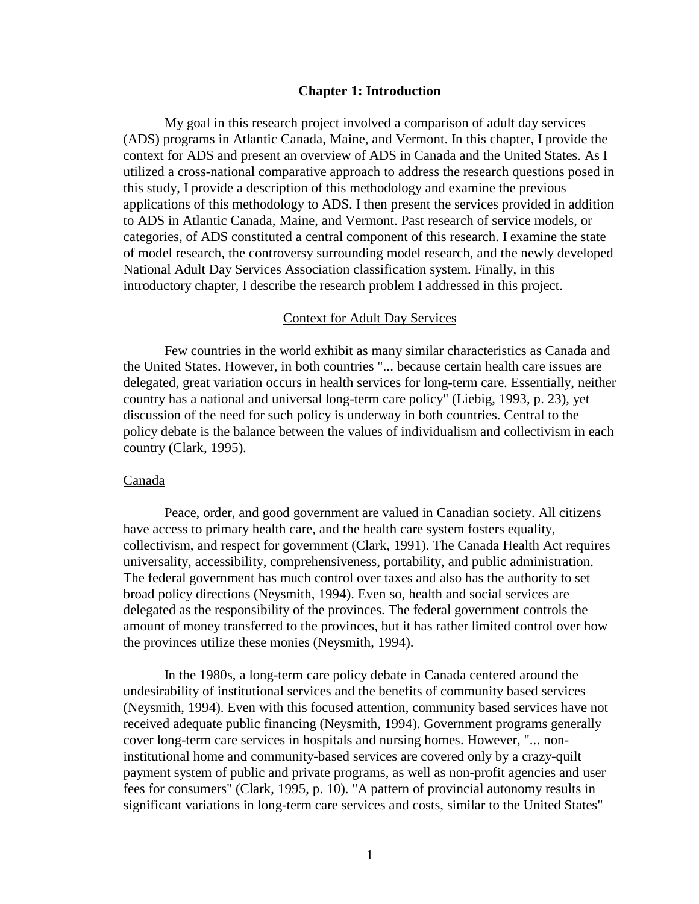# Chapter 1: Introduction

My goal in this research project involved a comparison of adult day services (ADS) programs in Atlantic Canada, Maine, and Vermont. In this chapter, I provide the context for ADS and present an overview of ADS in Canada and the United States. As I utilized a cross-national comparative approach to address the research questions posed in this study, I provide a description of this methodology and examine the previous applications of this methodology to ADS. I then present the services provided in addition to ADS in Atlantic Canada, Maine, and Vermont. Past research of service models, or categories, of ADS constituted a central component of this research. I examine the state of model research, the controversy surrounding model research, and the newly developed National Adult Day Services Association classification system. Finally, in this introductory chapter, I describe the research problem I addressed in this project.

## Context for Adult Day Services

Few countries in the world exhibit as many similar characteristics as Canada and the United States. However, in both countries "... because certain health care issues are delegated, great variation occurs in health services for long-term care. Essentially, neither country has a national and universal long-term care policy" (Liebig, 1993, p. 23), yet discussion of the need for such policy is underway in both countries. Central to the policy debate is the balance between the values of individualism and collectivism in each country (Clark, 1995).

### Canada

Peace, order, and good government are valued in Canadian society. All citizens have access to primary health care, and the health care system fosters equality, collectivism, and respect for government (Clark, 1991). The Canada Health Act requires universality, accessibility, comprehensiveness, portability, and public administration. The federal government has much control over taxes and also has the authority to set broad policy directions (Neysmith, 1994). Even so, health and social services are delegated as the responsibility of the provinces. The federal government controls the amount of money transferred to the provinces, but it has rather limited control over how the provinces utilize these monies (Neysmith, 1994).

In the 1980s, a long-term care policy debate in Canada centered around the undesirability of institutional services and the benefits of community based services (Neysmith, 1994). Even with this focused attention, community based services have not received adequate public financing (Neysmith, 1994). Government programs generally cover long-term care services in hospitals and nursing homes. However, "... non-institutional home and community-based services are covered only by a crazy-quilt payment system of public and private programs, as well as non-profit agencies and user fees for consumers" (Clark, 1995, p. 10). "A pattern of provincial autonomy results in significant variations in long-term care services and costs, similar to the United States"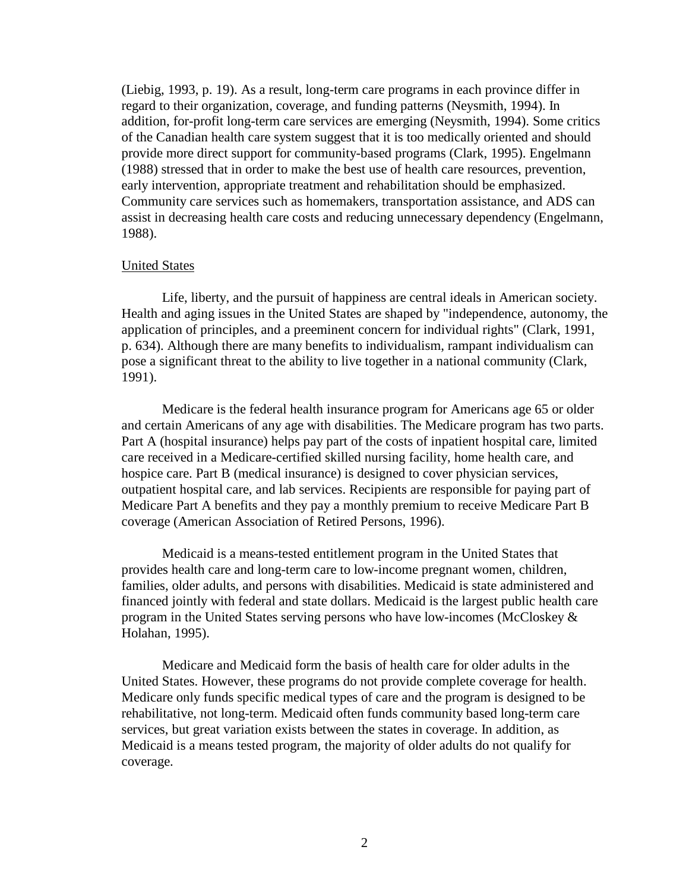(Liebig, 1993, p. 19). As a result, long-term care programs in each province differ in regard to their organization, coverage, and funding patterns (Neysmith, 1994). In addition, for-profit long-term care services are emerging (Neysmith, 1994). Some critics of the Canadian health care system suggest that it is too medically oriented and should provide more direct support for community-based programs (Clark, 1995). Engelmann (1988) stressed that in order to make the best use of health care resources, prevention, early intervention, appropriate treatment and rehabilitation should be emphasized. Community care services such as homemakers, transportation assistance, and ADS can assist in decreasing health care costs and reducing unnecessary dependency (Engelmann, 1988).

United States

Life, liberty, and the pursuit of happiness are central ideals in American society. Health and aging issues in the United States are shaped by "independence, autonomy, the application of principles, and a preeminent concern for individual rights" (Clark, 1991, p. 634). Although there are many benefits to individualism, rampant individualism can pose a significant threat to the ability to live together in a national community (Clark, 1991).

Medicare is the federal health insurance program for Americans age 65 or older and certain Americans of any age with disabilities. The Medicare program has two parts. Part A (hospital insurance) helps pay part of the costs of inpatient hospital care, limited care received in a Medicare-certified skilled nursing facility, home health care, and hospice care. Part B (medical insurance) is designed to cover physician services, outpatient hospital care, and lab services. Recipients are responsible for paying part of Medicare Part A benefits and they pay a monthly premium to receive Medicare Part B coverage (American Association of Retired Persons, 1996).

Medicaid is a means-tested entitlement program in the United States that provides health care and long-term care to low-income pregnant women, children, families, older adults, and persons with disabilities. Medicaid is state administered and financed jointly with federal and state dollars. Medicaid is the largest public health care program in the United States serving persons who have low-incomes (McCloskey & Holahan, 1995).

Medicare and Medicaid form the basis of health care for older adults in the United States. However, these programs do not provide complete coverage for health. Medicare only funds specific medical types of care and the program is designed to be rehabilitative, not long-term. Medicaid often funds community based long-term care services, but great variation exists between the states in coverage. In addition, as Medicaid is a means tested program, the majority of older adults do not qualify for coverage.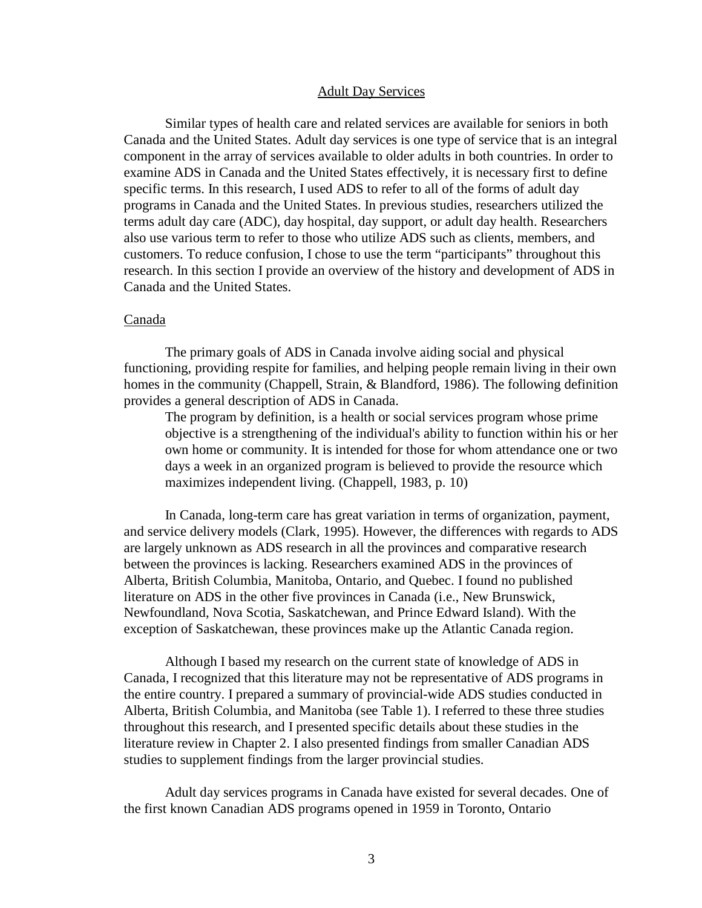## Adult Day Services

Similar types of health care and related services are available for seniors in both Canada and the United States. Adult day services is one type of service that is an integral component in the array of services available to older adults in both countries. In order to examine ADS in Canada and the United States effectively, it is necessary first to define specific terms. In this research, I used ADS to refer to all of the forms of adult day programs in Canada and the United States. In previous studies, researchers utilized the terms adult day care (ADC), day hospital, day support, or adult day health. Researchers also use various term to refer to those who utilize ADS such as clients, members, and customers. To reduce confusion, I chose to use the term "participants" throughout this research. In this section I provide an overview of the history and development of ADS in Canada and the United States.

### Canada

The primary goals of ADS in Canada involve aiding social and physical functioning, providing respite for families, and helping people remain living in their own homes in the community (Chappell, Strain, & Blandford, 1986). The following definition provides a general description of ADS in Canada.

> The program by definition, is a health or social services program whose prime objective is a strengthening of the individual's ability to function within his or her own home or community. It is intended for those for whom attendance one or two days a week in an organized program is believed to provide the resource which maximizes independent living. (Chappell, 1983, p. 10)

In Canada, long-term care has great variation in terms of organization, payment, and service delivery models (Clark, 1995). However, the differences with regards to ADS are largely unknown as ADS research in all the provinces and comparative research between the provinces is lacking. Researchers examined ADS in the provinces of Alberta, British Columbia, Manitoba, Ontario, and Quebec. I found no published literature on ADS in the other five provinces in Canada (i.e., New Brunswick, Newfoundland, Nova Scotia, Saskatchewan, and Prince Edward Island). With the exception of Saskatchewan, these provinces make up the Atlantic Canada region.

Although I based my research on the current state of knowledge of ADS in Canada, I recognized that this literature may not be representative of ADS programs in the entire country. I prepared a summary of provincial-wide ADS studies conducted in Alberta, British Columbia, and Manitoba (see Table 1). I referred to these three studies throughout this research, and I presented specific details about these studies in the literature review in Chapter 2. I also presented findings from smaller Canadian ADS studies to supplement findings from the larger provincial studies.

Adult day services programs in Canada have existed for several decades. One of the first known Canadian ADS programs opened in 1959 in Toronto, Ontario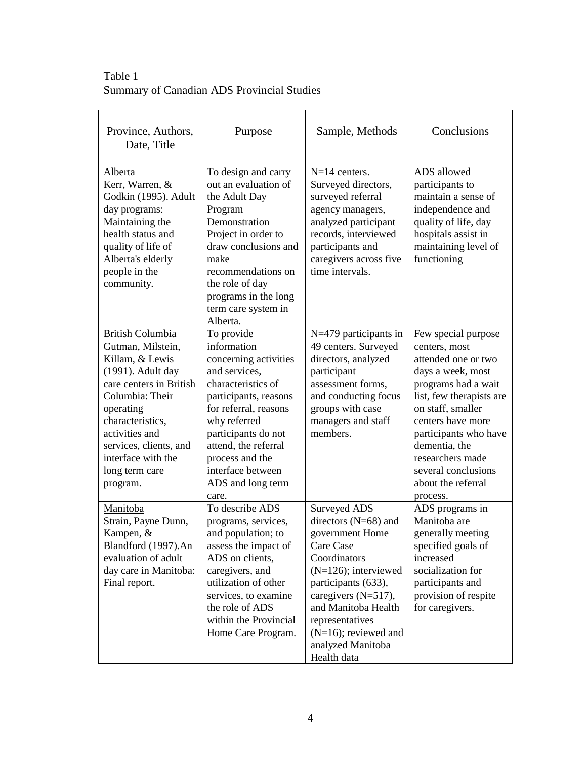Table 1
Summary of Canadian ADS Provincial Studies

| Province, Authors, Date, Title | Purpose | Sample, Methods | Conclusions |
|---|---|---|---|
| Alberta<br>Kerr, Warren, & Godkin (1995). Adult day programs: Maintaining the health status and quality of life of Alberta's elderly people in the community. | To design and carry out an evaluation of the Adult Day Program Demonstration Project in order to draw conclusions and make recommendations on the role of day programs in the long term care system in Alberta. | N=14 centers. Surveyed directors, surveyed referral agency managers, analyzed participant records, interviewed participants and caregivers across five time intervals. | ADS allowed participants to maintain a sense of independence and quality of life, day hospitals assist in maintaining level of functioning |
| British Columbia<br>Gutman, Milstein, Killam, & Lewis (1991). Adult day care centers in British Columbia: Their operating characteristics, activities and services, clients, and interface with the long term care program. | To provide information concerning activities and services, characteristics of participants, reasons for referral, reasons why referred participants do not attend, the referral process and the interface between ADS and long term care. | N=479 participants in 49 centers. Surveyed directors, analyzed participant assessment forms, and conducting focus groups with case managers and staff members. | Few special purpose centers, most attended one or two days a week, most programs had a wait list, few therapists are on staff, smaller centers have more participants who have dementia, the researchers made several conclusions about the referral process. |
| Manitoba<br>Strain, Payne Dunn, Kampen, & Blandford (1997).An evaluation of adult day care in Manitoba: Final report. | To describe ADS programs, services, and population; to assess the impact of ADS on clients, caregivers, and utilization of other services, to examine the role of ADS within the Provincial Home Care Program. | Surveyed ADS directors (N=68) and government Home Care Case Coordinators (N=126); interviewed participants (633), caregivers (N=517), and Manitoba Health representatives (N=16); reviewed and analyzed Manitoba Health data | ADS programs in Manitoba are generally meeting specified goals of increased socialization for participants and provision of respite for caregivers. |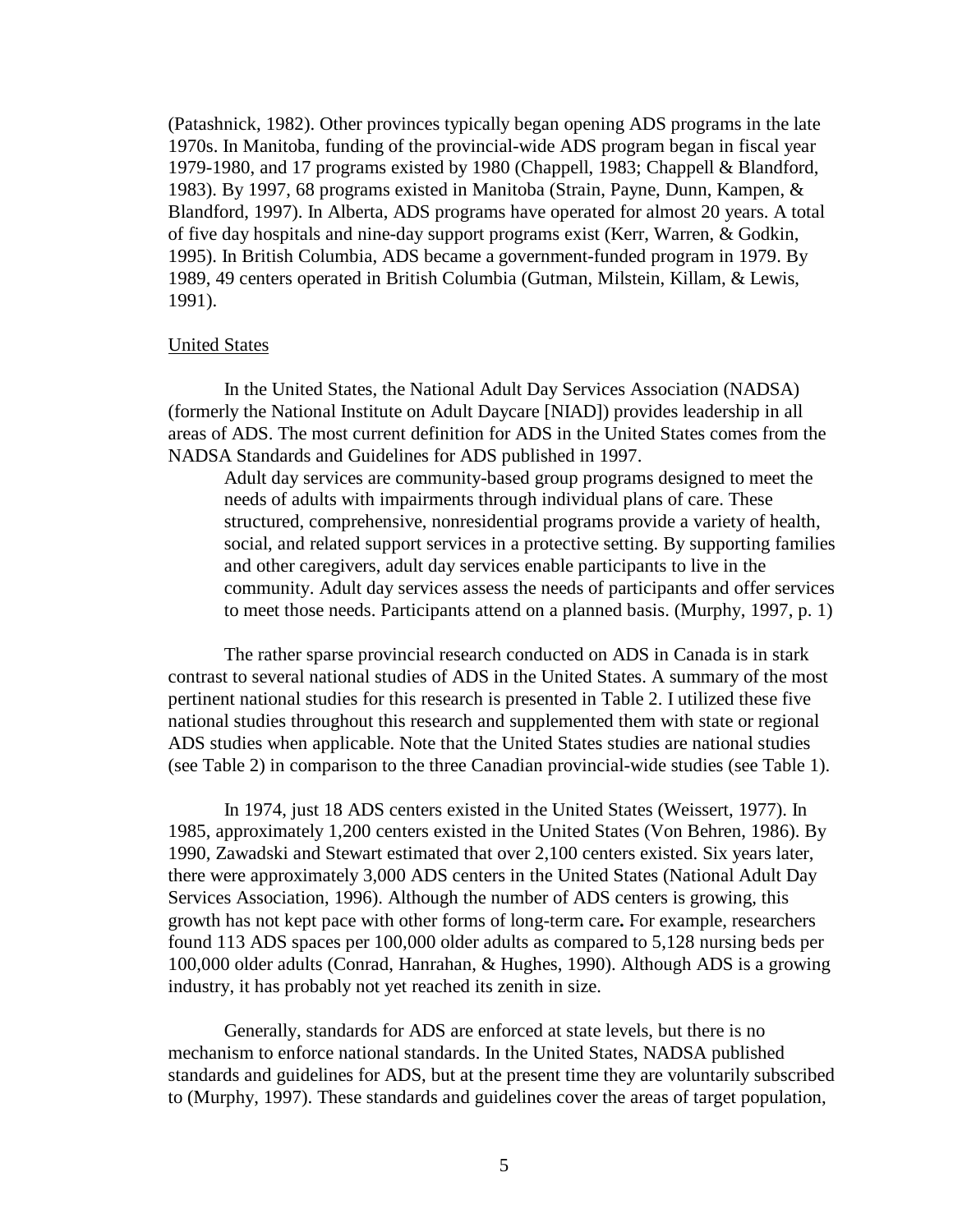(Patashnick, 1982). Other provinces typically began opening ADS programs in the late 1970s. In Manitoba, funding of the provincial-wide ADS program began in fiscal year 1979-1980, and 17 programs existed by 1980 (Chappell, 1983; Chappell & Blandford, 1983). By 1997, 68 programs existed in Manitoba (Strain, Payne, Dunn, Kampen, & Blandford, 1997). In Alberta, ADS programs have operated for almost 20 years. A total of five day hospitals and nine-day support programs exist (Kerr, Warren, & Godkin, 1995). In British Columbia, ADS became a government-funded program in 1979. By 1989, 49 centers operated in British Columbia (Gutman, Milstein, Killam, & Lewis, 1991).

## United States

In the United States, the National Adult Day Services Association (NADSA) (formerly the National Institute on Adult Daycare [NIAD]) provides leadership in all areas of ADS. The most current definition for ADS in the United States comes from the NADSA Standards and Guidelines for ADS published in 1997.

> Adult day services are community-based group programs designed to meet the needs of adults with impairments through individual plans of care. These structured, comprehensive, nonresidential programs provide a variety of health, social, and related support services in a protective setting. By supporting families and other caregivers, adult day services enable participants to live in the community. Adult day services assess the needs of participants and offer services to meet those needs. Participants attend on a planned basis. (Murphy, 1997, p. 1)

The rather sparse provincial research conducted on ADS in Canada is in stark contrast to several national studies of ADS in the United States. A summary of the most pertinent national studies for this research is presented in Table 2. I utilized these five national studies throughout this research and supplemented them with state or regional ADS studies when applicable. Note that the United States studies are national studies (see Table 2) in comparison to the three Canadian provincial-wide studies (see Table 1).

In 1974, just 18 ADS centers existed in the United States (Weissert, 1977). In 1985, approximately 1,200 centers existed in the United States (Von Behren, 1986). By 1990, Zawadski and Stewart estimated that over 2,100 centers existed. Six years later, there were approximately 3,000 ADS centers in the United States (National Adult Day Services Association, 1996). Although the number of ADS centers is growing, this growth has not kept pace with other forms of long-term care**.** For example, researchers found 113 ADS spaces per 100,000 older adults as compared to 5,128 nursing beds per 100,000 older adults (Conrad, Hanrahan, & Hughes, 1990). Although ADS is a growing industry, it has probably not yet reached its zenith in size.

Generally, standards for ADS are enforced at state levels, but there is no mechanism to enforce national standards. In the United States, NADSA published standards and guidelines for ADS, but at the present time they are voluntarily subscribed to (Murphy, 1997). These standards and guidelines cover the areas of target population,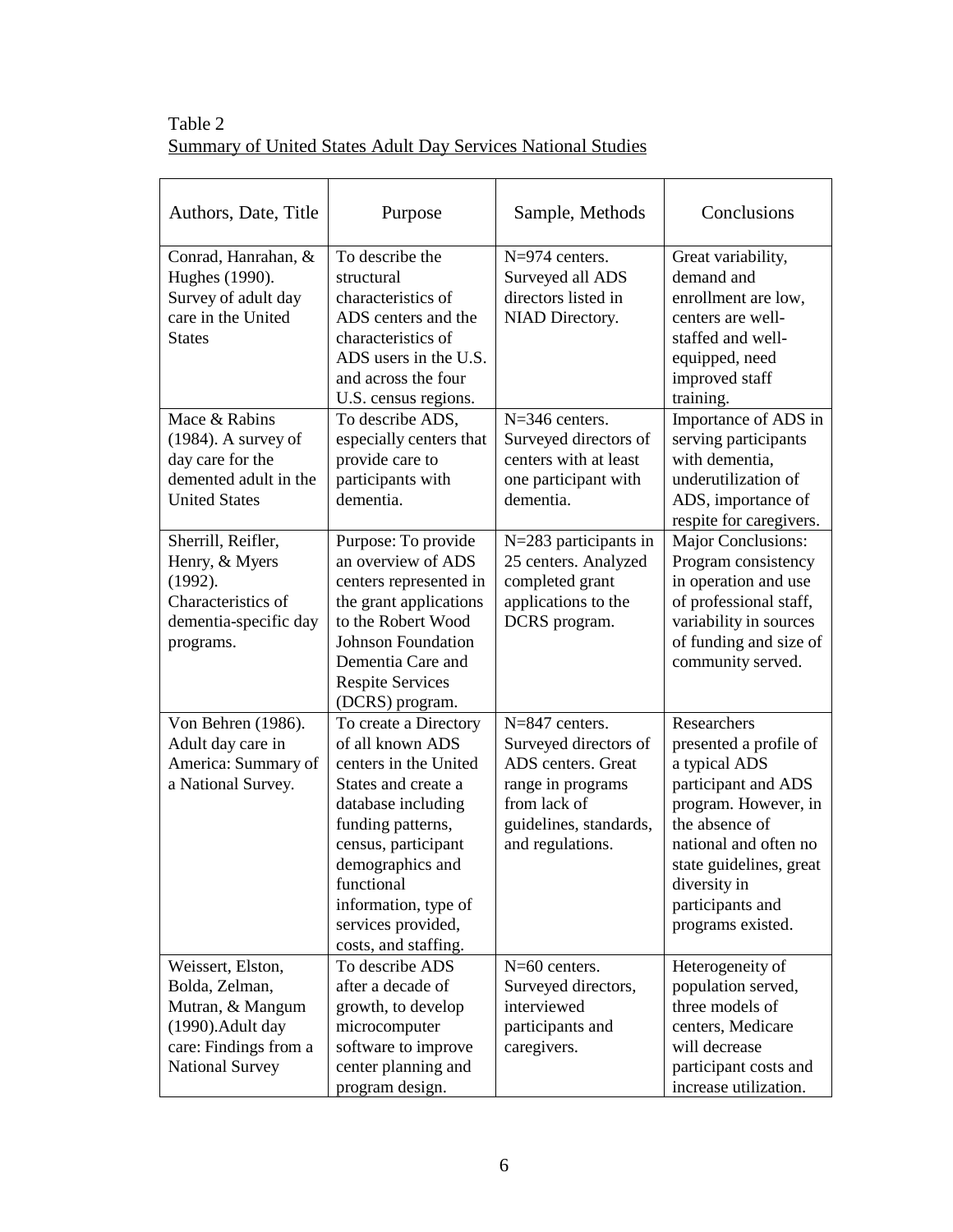Table 2
Summary of United States Adult Day Services National Studies

| Authors, Date, Title | Purpose | Sample, Methods | Conclusions |
|---|---|---|---|
| Conrad, Hanrahan, & Hughes (1990). Survey of adult day care in the United States | To describe the structural characteristics of ADS centers and the characteristics of ADS users in the U.S. and across the four U.S. census regions. | N=974 centers. Surveyed all ADS directors listed in NIAD Directory. | Great variability, demand and enrollment are low, centers are well-staffed and well-equipped, need improved staff training. |
| Mace & Rabins (1984). A survey of day care for the demented adult in the United States | To describe ADS, especially centers that provide care to participants with dementia. | N=346 centers. Surveyed directors of centers with at least one participant with dementia. | Importance of ADS in serving participants with dementia, underutilization of ADS, importance of respite for caregivers. |
| Sherrill, Reifler, Henry, & Myers (1992). Characteristics of dementia-specific day programs. | Purpose: To provide an overview of ADS centers represented in the grant applications to the Robert Wood Johnson Foundation Dementia Care and Respite Services (DCRS) program. | N=283 participants in 25 centers. Analyzed completed grant applications to the DCRS program. | Major Conclusions: Program consistency in operation and use of professional staff, variability in sources of funding and size of community served. |
| Von Behren (1986). Adult day care in America: Summary of a National Survey. | To create a Directory of all known ADS centers in the United States and create a database including funding patterns, census, participant demographics and functional information, type of services provided, costs, and staffing. | N=847 centers. Surveyed directors of ADS centers. Great range in programs from lack of guidelines, standards, and regulations. | Researchers presented a profile of a typical ADS participant and ADS program. However, in the absence of national and often no state guidelines, great diversity in participants and programs existed. |
| Weissert, Elston, Bolda, Zelman, Mutran, & Mangum (1990).Adult day care: Findings from a National Survey | To describe ADS after a decade of growth, to develop microcomputer software to improve center planning and program design. | N=60 centers. Surveyed directors, interviewed participants and caregivers. | Heterogeneity of population served, three models of centers, Medicare will decrease participant costs and increase utilization. |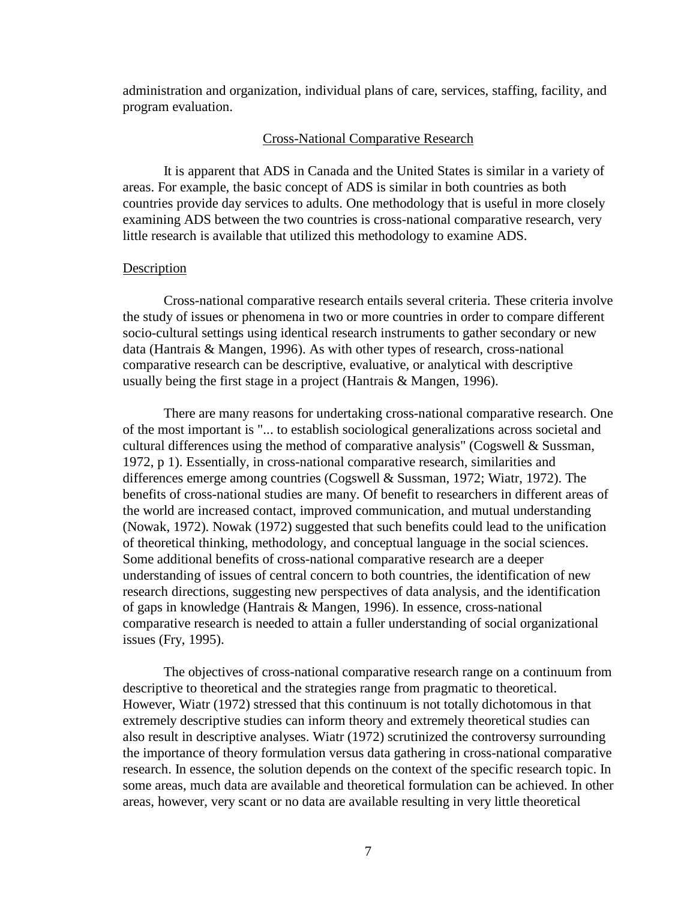administration and organization, individual plans of care, services, staffing, facility, and program evaluation.

## Cross-National Comparative Research

It is apparent that ADS in Canada and the United States is similar in a variety of areas. For example, the basic concept of ADS is similar in both countries as both countries provide day services to adults. One methodology that is useful in more closely examining ADS between the two countries is cross-national comparative research, very little research is available that utilized this methodology to examine ADS.

### Description

Cross-national comparative research entails several criteria. These criteria involve the study of issues or phenomena in two or more countries in order to compare different socio-cultural settings using identical research instruments to gather secondary or new data (Hantrais & Mangen, 1996). As with other types of research, cross-national comparative research can be descriptive, evaluative, or analytical with descriptive usually being the first stage in a project (Hantrais & Mangen, 1996).

There are many reasons for undertaking cross-national comparative research. One of the most important is "... to establish sociological generalizations across societal and cultural differences using the method of comparative analysis" (Cogswell & Sussman, 1972, p 1). Essentially, in cross-national comparative research, similarities and differences emerge among countries (Cogswell & Sussman, 1972; Wiatr, 1972). The benefits of cross-national studies are many. Of benefit to researchers in different areas of the world are increased contact, improved communication, and mutual understanding (Nowak, 1972). Nowak (1972) suggested that such benefits could lead to the unification of theoretical thinking, methodology, and conceptual language in the social sciences. Some additional benefits of cross-national comparative research are a deeper understanding of issues of central concern to both countries, the identification of new research directions, suggesting new perspectives of data analysis, and the identification of gaps in knowledge (Hantrais & Mangen, 1996). In essence, cross-national comparative research is needed to attain a fuller understanding of social organizational issues (Fry, 1995).

The objectives of cross-national comparative research range on a continuum from descriptive to theoretical and the strategies range from pragmatic to theoretical. However, Wiatr (1972) stressed that this continuum is not totally dichotomous in that extremely descriptive studies can inform theory and extremely theoretical studies can also result in descriptive analyses. Wiatr (1972) scrutinized the controversy surrounding the importance of theory formulation versus data gathering in cross-national comparative research. In essence, the solution depends on the context of the specific research topic. In some areas, much data are available and theoretical formulation can be achieved. In other areas, however, very scant or no data are available resulting in very little theoretical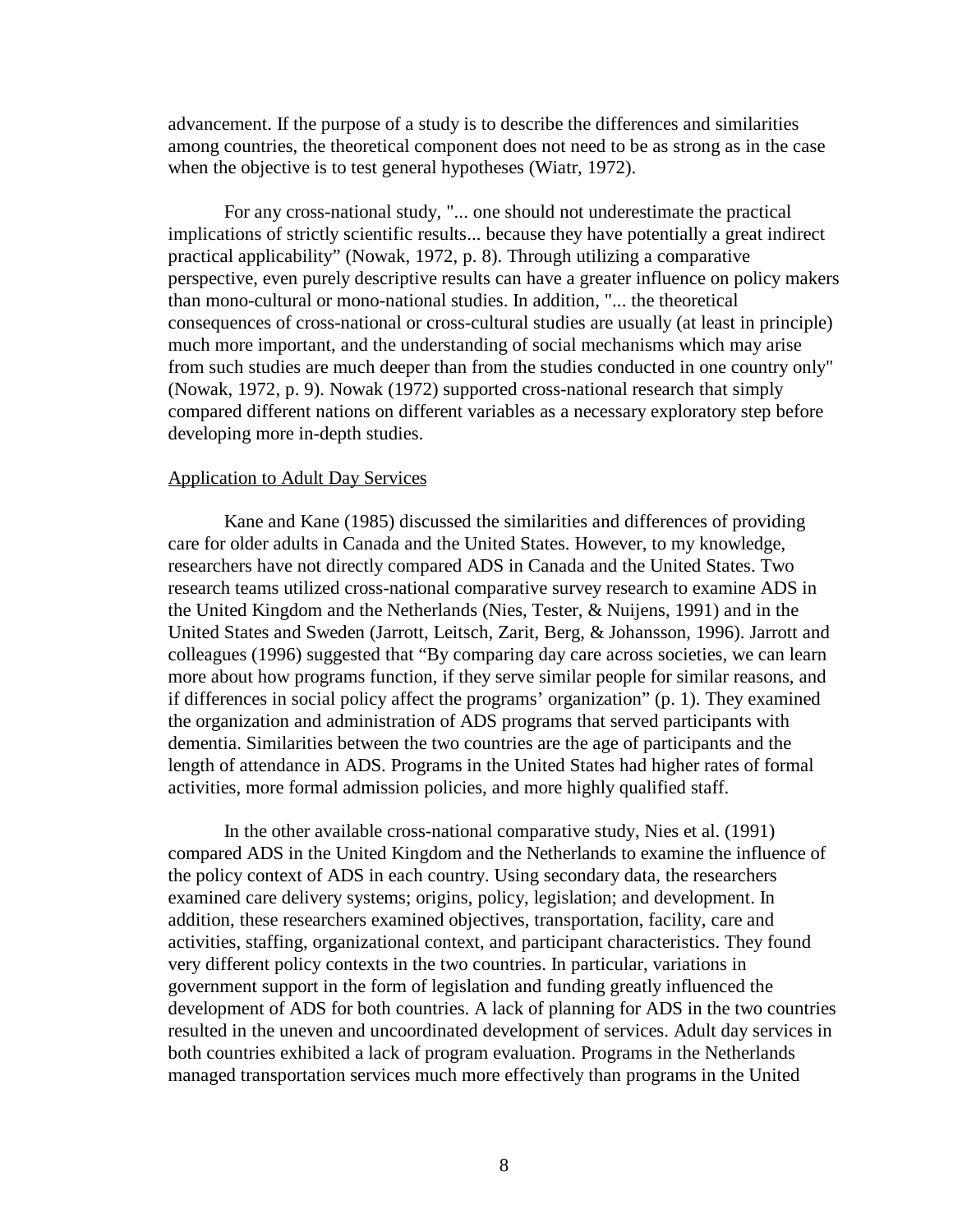advancement. If the purpose of a study is to describe the differences and similarities among countries, the theoretical component does not need to be as strong as in the case when the objective is to test general hypotheses (Wiatr, 1972).

For any cross-national study, "... one should not underestimate the practical implications of strictly scientific results... because they have potentially a great indirect practical applicability" (Nowak, 1972, p. 8). Through utilizing a comparative perspective, even purely descriptive results can have a greater influence on policy makers than mono-cultural or mono-national studies. In addition, "... the theoretical consequences of cross-national or cross-cultural studies are usually (at least in principle) much more important, and the understanding of social mechanisms which may arise from such studies are much deeper than from the studies conducted in one country only" (Nowak, 1972, p. 9). Nowak (1972) supported cross-national research that simply compared different nations on different variables as a necessary exploratory step before developing more in-depth studies.

### Application to Adult Day Services

Kane and Kane (1985) discussed the similarities and differences of providing care for older adults in Canada and the United States. However, to my knowledge, researchers have not directly compared ADS in Canada and the United States. Two research teams utilized cross-national comparative survey research to examine ADS in the United Kingdom and the Netherlands (Nies, Tester, & Nuijens, 1991) and in the United States and Sweden (Jarrott, Leitsch, Zarit, Berg, & Johansson, 1996). Jarrott and colleagues (1996) suggested that "By comparing day care across societies, we can learn more about how programs function, if they serve similar people for similar reasons, and if differences in social policy affect the programs' organization" (p. 1). They examined the organization and administration of ADS programs that served participants with dementia. Similarities between the two countries are the age of participants and the length of attendance in ADS. Programs in the United States had higher rates of formal activities, more formal admission policies, and more highly qualified staff.

In the other available cross-national comparative study, Nies et al. (1991) compared ADS in the United Kingdom and the Netherlands to examine the influence of the policy context of ADS in each country. Using secondary data, the researchers examined care delivery systems; origins, policy, legislation; and development. In addition, these researchers examined objectives, transportation, facility, care and activities, staffing, organizational context, and participant characteristics. They found very different policy contexts in the two countries. In particular, variations in government support in the form of legislation and funding greatly influenced the development of ADS for both countries. A lack of planning for ADS in the two countries resulted in the uneven and uncoordinated development of services. Adult day services in both countries exhibited a lack of program evaluation. Programs in the Netherlands managed transportation services much more effectively than programs in the United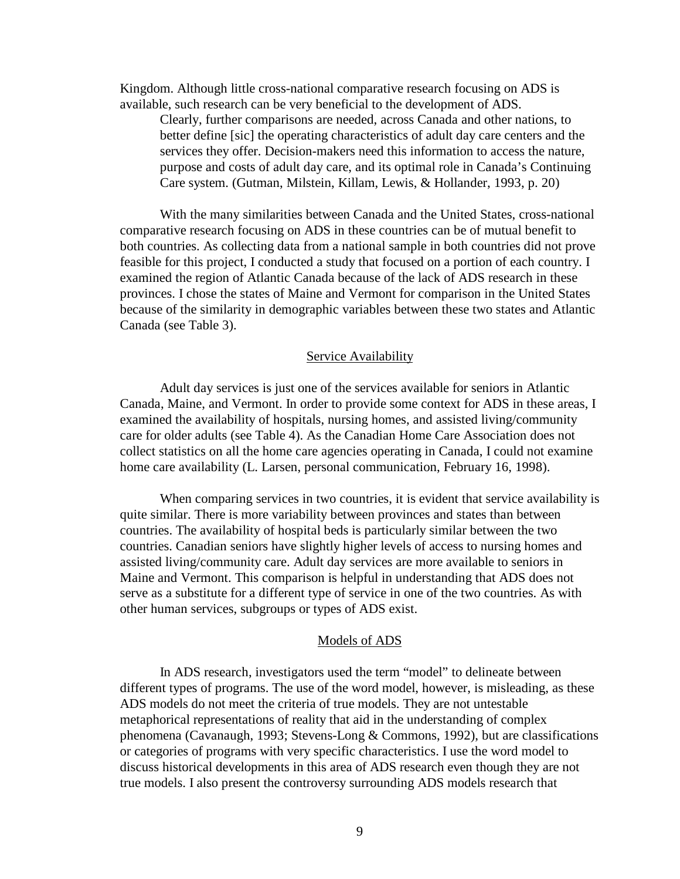Kingdom. Although little cross-national comparative research focusing on ADS is available, such research can be very beneficial to the development of ADS.

> Clearly, further comparisons are needed, across Canada and other nations, to better define [sic] the operating characteristics of adult day care centers and the services they offer. Decision-makers need this information to access the nature, purpose and costs of adult day care, and its optimal role in Canada's Continuing Care system. (Gutman, Milstein, Killam, Lewis, & Hollander, 1993, p. 20)

With the many similarities between Canada and the United States, cross-national comparative research focusing on ADS in these countries can be of mutual benefit to both countries. As collecting data from a national sample in both countries did not prove feasible for this project, I conducted a study that focused on a portion of each country. I examined the region of Atlantic Canada because of the lack of ADS research in these provinces. I chose the states of Maine and Vermont for comparison in the United States because of the similarity in demographic variables between these two states and Atlantic Canada (see Table 3).

## Service Availability

Adult day services is just one of the services available for seniors in Atlantic Canada, Maine, and Vermont. In order to provide some context for ADS in these areas, I examined the availability of hospitals, nursing homes, and assisted living/community care for older adults (see Table 4). As the Canadian Home Care Association does not collect statistics on all the home care agencies operating in Canada, I could not examine home care availability (L. Larsen, personal communication, February 16, 1998).

When comparing services in two countries, it is evident that service availability is quite similar. There is more variability between provinces and states than between countries. The availability of hospital beds is particularly similar between the two countries. Canadian seniors have slightly higher levels of access to nursing homes and assisted living/community care. Adult day services are more available to seniors in Maine and Vermont. This comparison is helpful in understanding that ADS does not serve as a substitute for a different type of service in one of the two countries. As with other human services, subgroups or types of ADS exist.

## Models of ADS

In ADS research, investigators used the term "model" to delineate between different types of programs. The use of the word model, however, is misleading, as these ADS models do not meet the criteria of true models. They are not untestable metaphorical representations of reality that aid in the understanding of complex phenomena (Cavanaugh, 1993; Stevens-Long & Commons, 1992), but are classifications or categories of programs with very specific characteristics. I use the word model to discuss historical developments in this area of ADS research even though they are not true models. I also present the controversy surrounding ADS models research that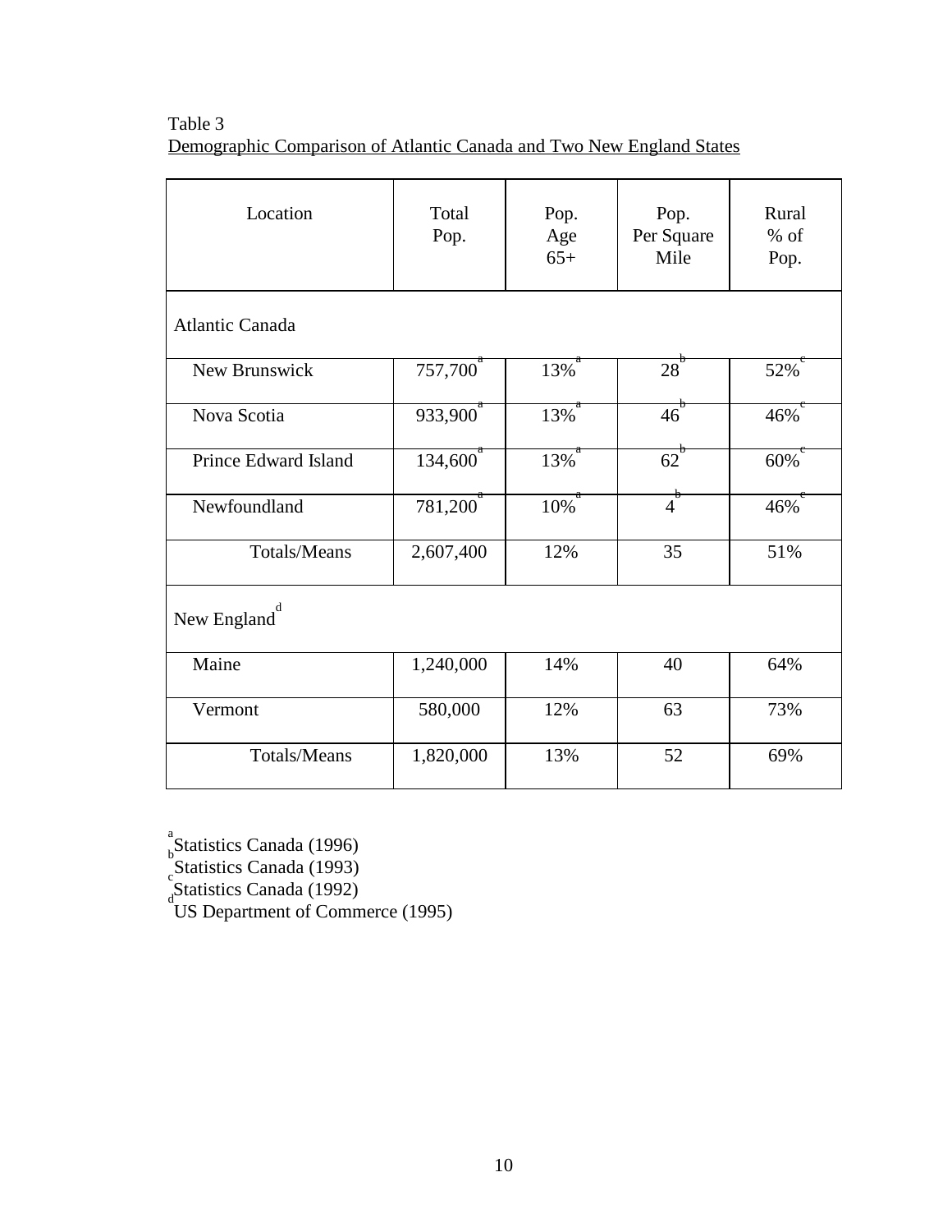Table 3

Demographic Comparison of Atlantic Canada and Two New England States

| Location | Total Pop. | Pop. Age 65+ | Pop. Per Square Mile | Rural % of Pop. |
|---|---|---|---|---|
| Atlantic Canada | | | | |
| New Brunswick | 757,700[a] | 13%[a] | 28[b] | 52%[c] |
| Nova Scotia | 933,900[a] | 13%[a] | 46[b] | 46%[c] |
| Prince Edward Island | 134,600[a] | 13%[a] | 62[b] | 60%[c] |
| Newfoundland | 781,200[a] | 10%[a] | 4[b] | 46%[c] |
| Totals/Means | 2,607,400 | 12% | 35 | 51% |
| New England[d] | | | | |
| Maine | 1,240,000 | 14% | 40 | 64% |
| Vermont | 580,000 | 12% | 63 | 73% |
| Totals/Means | 1,820,000 | 13% | 52 | 69% |

[a] Statistics Canada (1996)
[b] Statistics Canada (1993)
[c] Statistics Canada (1992)
[d] US Department of Commerce (1995)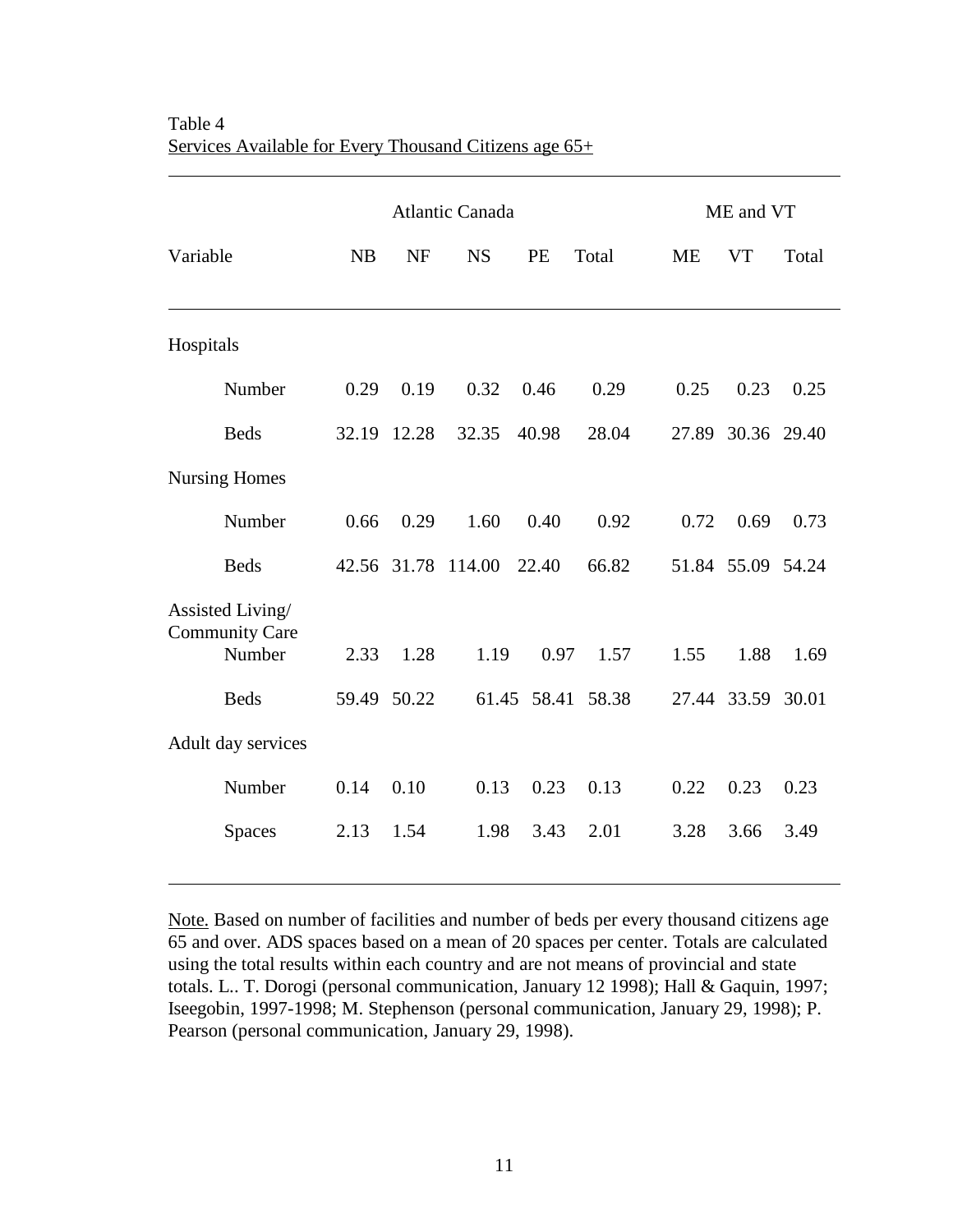Table 4

Services Available for Every Thousand Citizens age 65+

| Variable | Atlantic Canada | | | | | ME and VT | | |
|---|---|---|---|---|---|---|---|---|
| | NB | NF | NS | PE | Total | ME | VT | Total |
| Hospitals | | | | | | | | |
| Number | 0.29 | 0.19 | 0.32 | 0.46 | 0.29 | 0.25 | 0.23 | 0.25 |
| Beds | 32.19 | 12.28 | 32.35 | 40.98 | 28.04 | 27.89 | 30.36 | 29.40 |
| Nursing Homes | | | | | | | | |
| Number | 0.66 | 0.29 | 1.60 | 0.40 | 0.92 | 0.72 | 0.69 | 0.73 |
| Beds | 42.56 | 31.78 | 114.00 | 22.40 | 66.82 | 51.84 | 55.09 | 54.24 |
| Assisted Living/ Community Care | | | | | | | | |
| Number | 2.33 | 1.28 | 1.19 | 0.97 | 1.57 | 1.55 | 1.88 | 1.69 |
| Beds | 59.49 | 50.22 | 61.45 | 58.41 | 58.38 | 27.44 | 33.59 | 30.01 |
| Adult day services | | | | | | | | |
| Number | 0.14 | 0.10 | 0.13 | 0.23 | 0.13 | 0.22 | 0.23 | 0.23 |
| Spaces | 2.13 | 1.54 | 1.98 | 3.43 | 2.01 | 3.28 | 3.66 | 3.49 |

Note. Based on number of facilities and number of beds per every thousand citizens age 65 and over. ADS spaces based on a mean of 20 spaces per center. Totals are calculated using the total results within each country and are not means of provincial and state totals. L.. T. Dorogi (personal communication, January 12 1998); Hall & Gaquin, 1997; Iseegobin, 1997-1998; M. Stephenson (personal communication, January 29, 1998); P. Pearson (personal communication, January 29, 1998).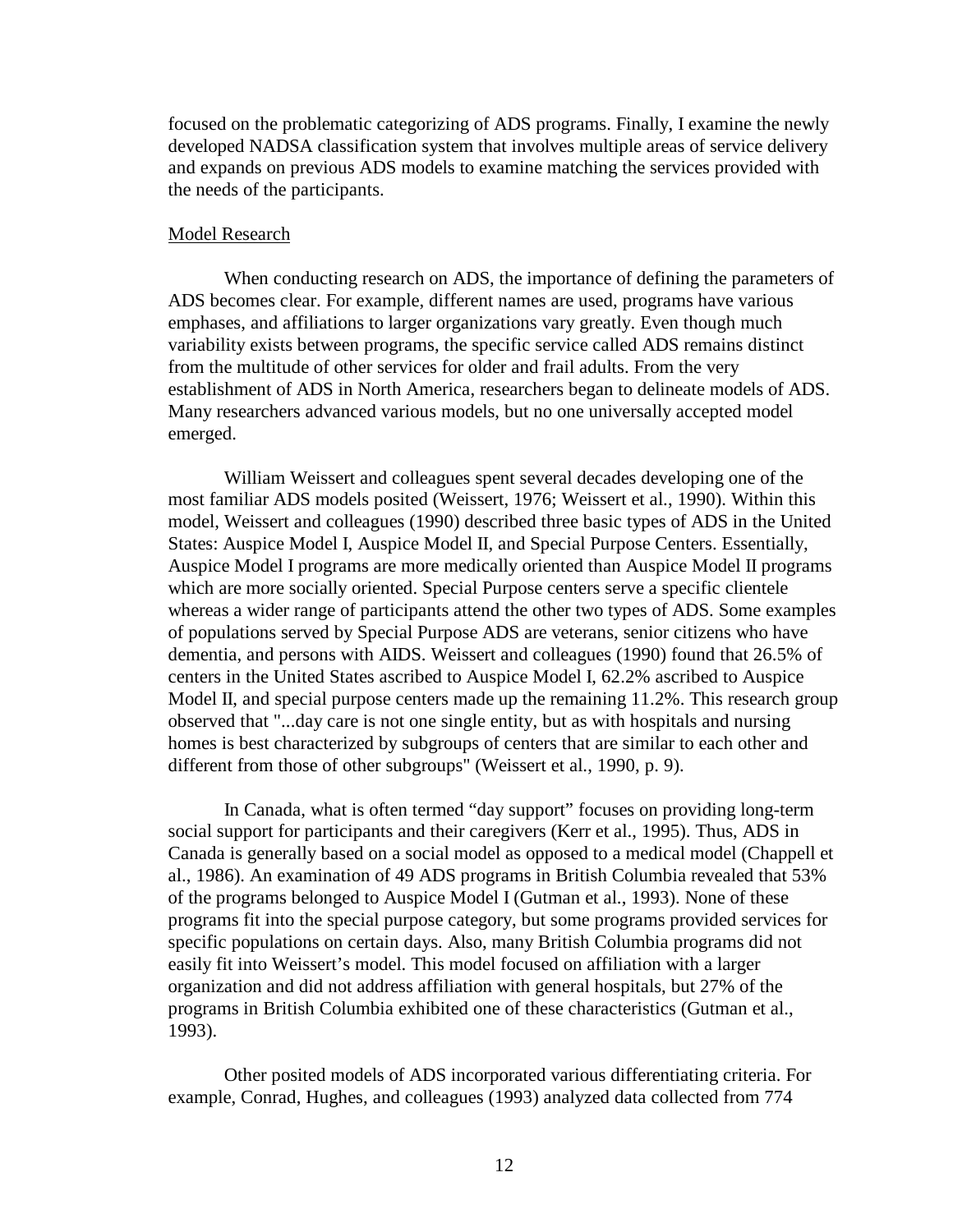focused on the problematic categorizing of ADS programs. Finally, I examine the newly developed NADSA classification system that involves multiple areas of service delivery and expands on previous ADS models to examine matching the services provided with the needs of the participants.

<u>Model Research</u>

When conducting research on ADS, the importance of defining the parameters of ADS becomes clear. For example, different names are used, programs have various emphases, and affiliations to larger organizations vary greatly. Even though much variability exists between programs, the specific service called ADS remains distinct from the multitude of other services for older and frail adults. From the very establishment of ADS in North America, researchers began to delineate models of ADS. Many researchers advanced various models, but no one universally accepted model emerged.

William Weissert and colleagues spent several decades developing one of the most familiar ADS models posited (Weissert, 1976; Weissert et al., 1990). Within this model, Weissert and colleagues (1990) described three basic types of ADS in the United States: Auspice Model I, Auspice Model II, and Special Purpose Centers. Essentially, Auspice Model I programs are more medically oriented than Auspice Model II programs which are more socially oriented. Special Purpose centers serve a specific clientele whereas a wider range of participants attend the other two types of ADS. Some examples of populations served by Special Purpose ADS are veterans, senior citizens who have dementia, and persons with AIDS. Weissert and colleagues (1990) found that 26.5% of centers in the United States ascribed to Auspice Model I, 62.2% ascribed to Auspice Model II, and special purpose centers made up the remaining 11.2%. This research group observed that "...day care is not one single entity, but as with hospitals and nursing homes is best characterized by subgroups of centers that are similar to each other and different from those of other subgroups" (Weissert et al., 1990, p. 9).

In Canada, what is often termed "day support" focuses on providing long-term social support for participants and their caregivers (Kerr et al., 1995). Thus, ADS in Canada is generally based on a social model as opposed to a medical model (Chappell et al., 1986). An examination of 49 ADS programs in British Columbia revealed that 53% of the programs belonged to Auspice Model I (Gutman et al., 1993). None of these programs fit into the special purpose category, but some programs provided services for specific populations on certain days. Also, many British Columbia programs did not easily fit into Weissert's model. This model focused on affiliation with a larger organization and did not address affiliation with general hospitals, but 27% of the programs in British Columbia exhibited one of these characteristics (Gutman et al., 1993).

Other posited models of ADS incorporated various differentiating criteria. For example, Conrad, Hughes, and colleagues (1993) analyzed data collected from 774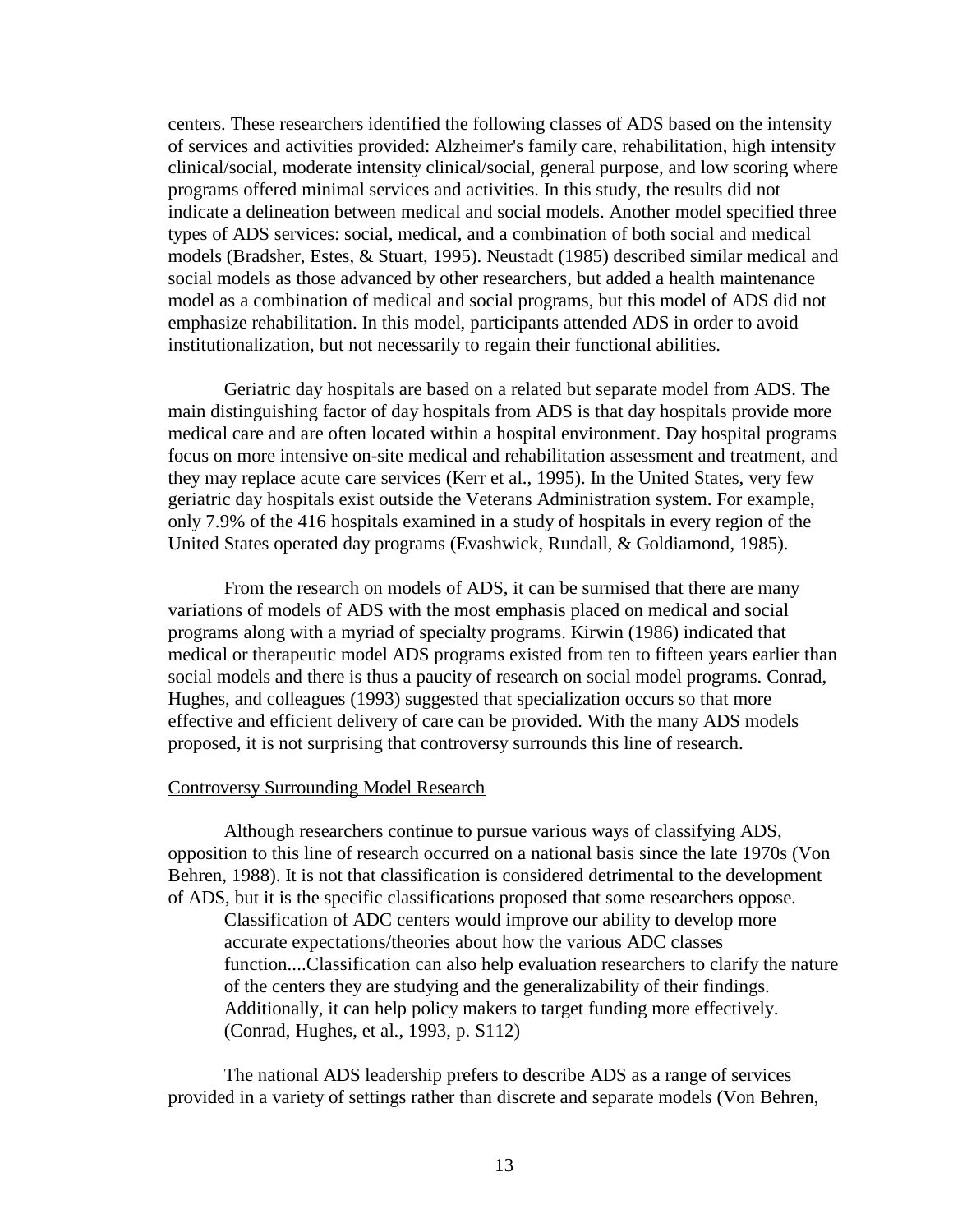centers. These researchers identified the following classes of ADS based on the intensity of services and activities provided: Alzheimer's family care, rehabilitation, high intensity clinical/social, moderate intensity clinical/social, general purpose, and low scoring where programs offered minimal services and activities. In this study, the results did not indicate a delineation between medical and social models. Another model specified three types of ADS services: social, medical, and a combination of both social and medical models (Bradsher, Estes, & Stuart, 1995). Neustadt (1985) described similar medical and social models as those advanced by other researchers, but added a health maintenance model as a combination of medical and social programs, but this model of ADS did not emphasize rehabilitation. In this model, participants attended ADS in order to avoid institutionalization, but not necessarily to regain their functional abilities.

Geriatric day hospitals are based on a related but separate model from ADS. The main distinguishing factor of day hospitals from ADS is that day hospitals provide more medical care and are often located within a hospital environment. Day hospital programs focus on more intensive on-site medical and rehabilitation assessment and treatment, and they may replace acute care services (Kerr et al., 1995). In the United States, very few geriatric day hospitals exist outside the Veterans Administration system. For example, only 7.9% of the 416 hospitals examined in a study of hospitals in every region of the United States operated day programs (Evashwick, Rundall, & Goldiamond, 1985).

From the research on models of ADS, it can be surmised that there are many variations of models of ADS with the most emphasis placed on medical and social programs along with a myriad of specialty programs. Kirwin (1986) indicated that medical or therapeutic model ADS programs existed from ten to fifteen years earlier than social models and there is thus a paucity of research on social model programs. Conrad, Hughes, and colleagues (1993) suggested that specialization occurs so that more effective and efficient delivery of care can be provided. With the many ADS models proposed, it is not surprising that controversy surrounds this line of research.

## Controversy Surrounding Model Research

Although researchers continue to pursue various ways of classifying ADS, opposition to this line of research occurred on a national basis since the late 1970s (Von Behren, 1988). It is not that classification is considered detrimental to the development of ADS, but it is the specific classifications proposed that some researchers oppose.

> Classification of ADC centers would improve our ability to develop more accurate expectations/theories about how the various ADC classes function....Classification can also help evaluation researchers to clarify the nature of the centers they are studying and the generalizability of their findings. Additionally, it can help policy makers to target funding more effectively. (Conrad, Hughes, et al., 1993, p. S112)

The national ADS leadership prefers to describe ADS as a range of services provided in a variety of settings rather than discrete and separate models (Von Behren,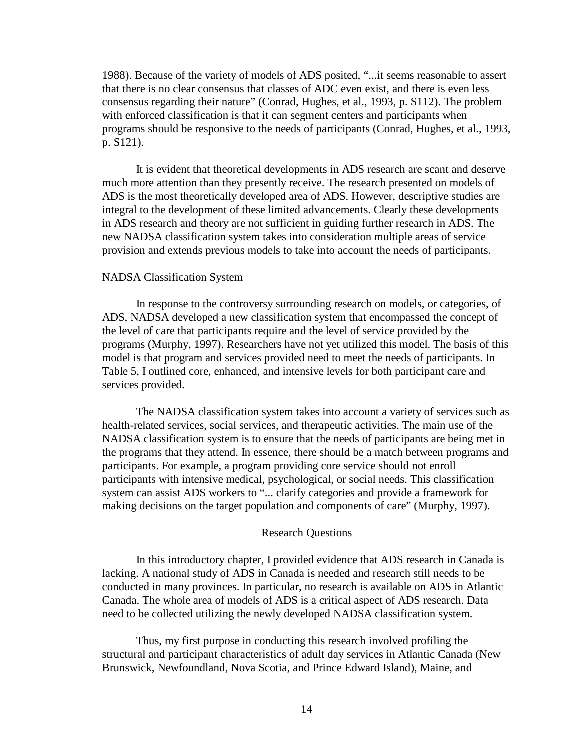1988). Because of the variety of models of ADS posited, "...it seems reasonable to assert that there is no clear consensus that classes of ADC even exist, and there is even less consensus regarding their nature" (Conrad, Hughes, et al., 1993, p. S112). The problem with enforced classification is that it can segment centers and participants when programs should be responsive to the needs of participants (Conrad, Hughes, et al., 1993, p. S121).

It is evident that theoretical developments in ADS research are scant and deserve much more attention than they presently receive. The research presented on models of ADS is the most theoretically developed area of ADS. However, descriptive studies are integral to the development of these limited advancements. Clearly these developments in ADS research and theory are not sufficient in guiding further research in ADS. The new NADSA classification system takes into consideration multiple areas of service provision and extends previous models to take into account the needs of participants.

### NADSA Classification System

In response to the controversy surrounding research on models, or categories, of ADS, NADSA developed a new classification system that encompassed the concept of the level of care that participants require and the level of service provided by the programs (Murphy, 1997). Researchers have not yet utilized this model. The basis of this model is that program and services provided need to meet the needs of participants. In Table 5, I outlined core, enhanced, and intensive levels for both participant care and services provided.

The NADSA classification system takes into account a variety of services such as health-related services, social services, and therapeutic activities. The main use of the NADSA classification system is to ensure that the needs of participants are being met in the programs that they attend. In essence, there should be a match between programs and participants. For example, a program providing core service should not enroll participants with intensive medical, psychological, or social needs. This classification system can assist ADS workers to "... clarify categories and provide a framework for making decisions on the target population and components of care" (Murphy, 1997).

## Research Questions

In this introductory chapter, I provided evidence that ADS research in Canada is lacking. A national study of ADS in Canada is needed and research still needs to be conducted in many provinces. In particular, no research is available on ADS in Atlantic Canada. The whole area of models of ADS is a critical aspect of ADS research. Data need to be collected utilizing the newly developed NADSA classification system.

Thus, my first purpose in conducting this research involved profiling the structural and participant characteristics of adult day services in Atlantic Canada (New Brunswick, Newfoundland, Nova Scotia, and Prince Edward Island), Maine, and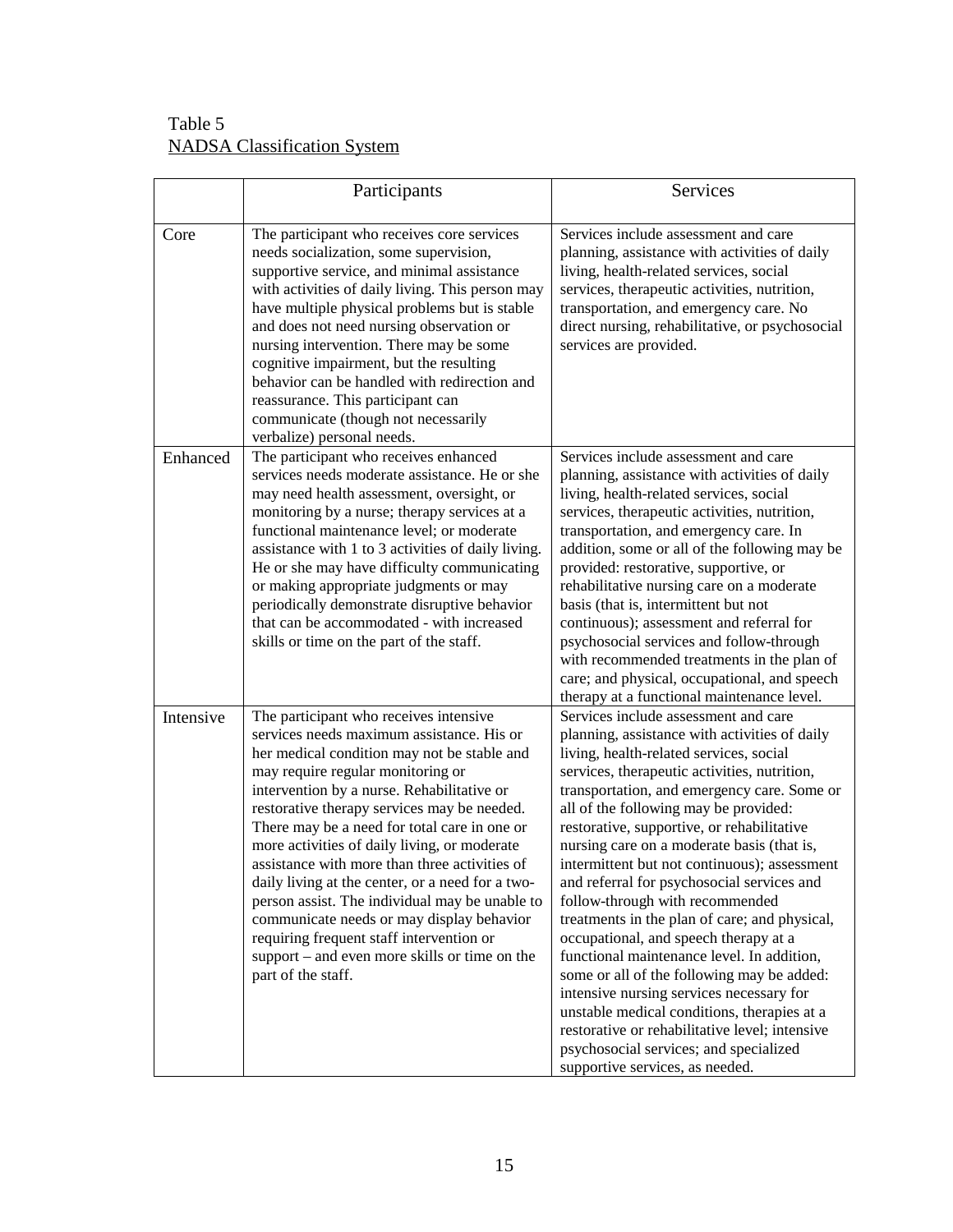Table 5
NADSA Classification System

| | Participants | Services |
|---|---|---|
| Core | The participant who receives core services needs socialization, some supervision, supportive service, and minimal assistance with activities of daily living. This person may have multiple physical problems but is stable and does not need nursing observation or nursing intervention. There may be some cognitive impairment, but the resulting behavior can be handled with redirection and reassurance. This participant can communicate (though not necessarily verbalize) personal needs. | Services include assessment and care planning, assistance with activities of daily living, health-related services, social services, therapeutic activities, nutrition, transportation, and emergency care. No direct nursing, rehabilitative, or psychosocial services are provided. |
| Enhanced | The participant who receives enhanced services needs moderate assistance. He or she may need health assessment, oversight, or monitoring by a nurse; therapy services at a functional maintenance level; or moderate assistance with 1 to 3 activities of daily living. He or she may have difficulty communicating or making appropriate judgments or may periodically demonstrate disruptive behavior that can be accommodated - with increased skills or time on the part of the staff. | Services include assessment and care planning, assistance with activities of daily living, health-related services, social services, therapeutic activities, nutrition, transportation, and emergency care. In addition, some or all of the following may be provided: restorative, supportive, or rehabilitative nursing care on a moderate basis (that is, intermittent but not continuous); assessment and referral for psychosocial services and follow-through with recommended treatments in the plan of care; and physical, occupational, and speech therapy at a functional maintenance level. |
| Intensive | The participant who receives intensive services needs maximum assistance. His or her medical condition may not be stable and may require regular monitoring or intervention by a nurse. Rehabilitative or restorative therapy services may be needed. There may be a need for total care in one or more activities of daily living, or moderate assistance with more than three activities of daily living at the center, or a need for a two-person assist. The individual may be unable to communicate needs or may display behavior requiring frequent staff intervention or support – and even more skills or time on the part of the staff. | Services include assessment and care planning, assistance with activities of daily living, health-related services, social services, therapeutic activities, nutrition, transportation, and emergency care. Some or all of the following may be provided: restorative, supportive, or rehabilitative nursing care on a moderate basis (that is, intermittent but not continuous); assessment and referral for psychosocial services and follow-through with recommended treatments in the plan of care; and physical, occupational, and speech therapy at a functional maintenance level. In addition, some or all of the following may be added: intensive nursing services necessary for unstable medical conditions, therapies at a restorative or rehabilitative level; intensive psychosocial services; and specialized supportive services, as needed. |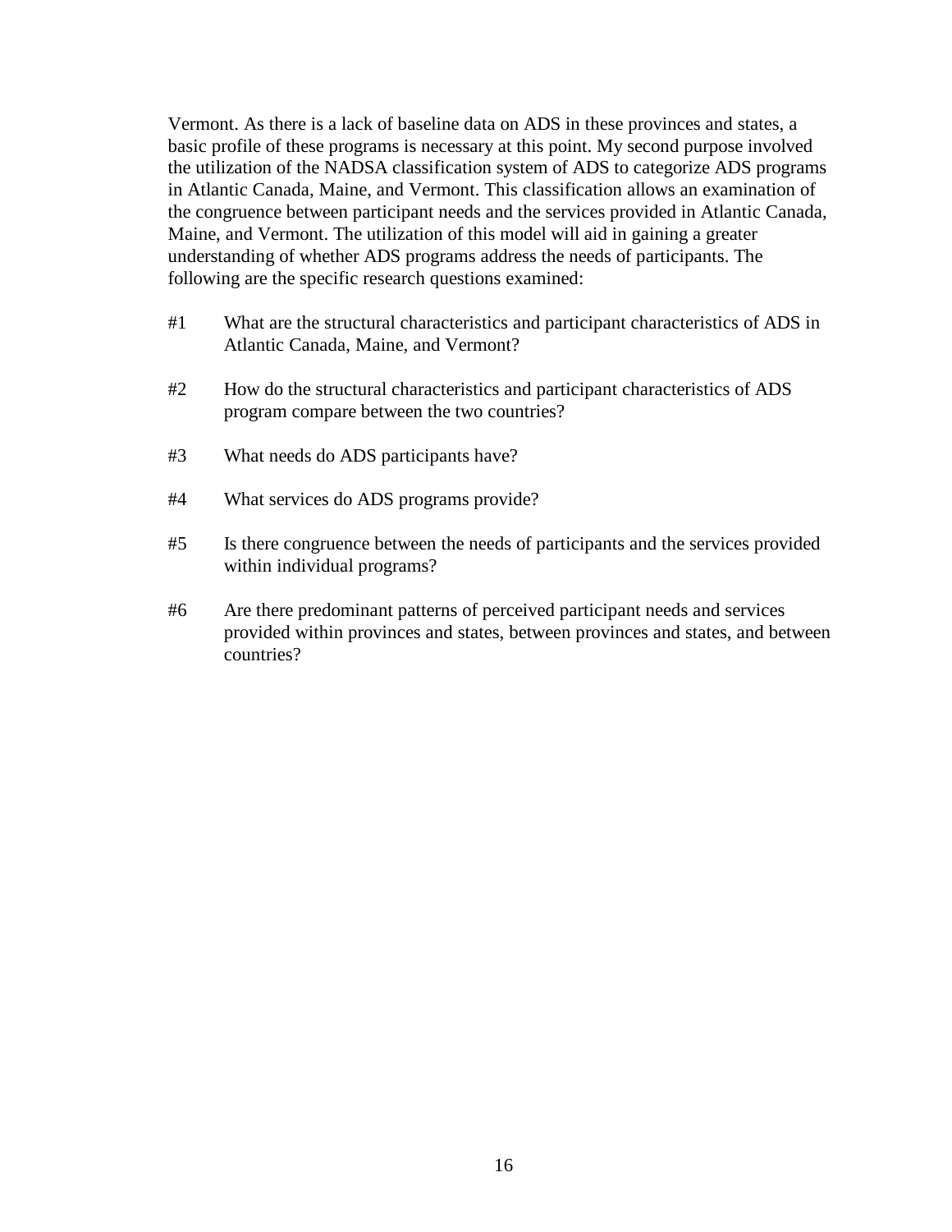Vermont. As there is a lack of baseline data on ADS in these provinces and states, a basic profile of these programs is necessary at this point. My second purpose involved the utilization of the NADSA classification system of ADS to categorize ADS programs in Atlantic Canada, Maine, and Vermont. This classification allows an examination of the congruence between participant needs and the services provided in Atlantic Canada, Maine, and Vermont. The utilization of this model will aid in gaining a greater understanding of whether ADS programs address the needs of participants. The following are the specific research questions examined:

#1 What are the structural characteristics and participant characteristics of ADS in Atlantic Canada, Maine, and Vermont?

#2 How do the structural characteristics and participant characteristics of ADS program compare between the two countries?

#3 What needs do ADS participants have?

#4 What services do ADS programs provide?

#5 Is there congruence between the needs of participants and the services provided within individual programs?

#6 Are there predominant patterns of perceived participant needs and services provided within provinces and states, between provinces and states, and between countries?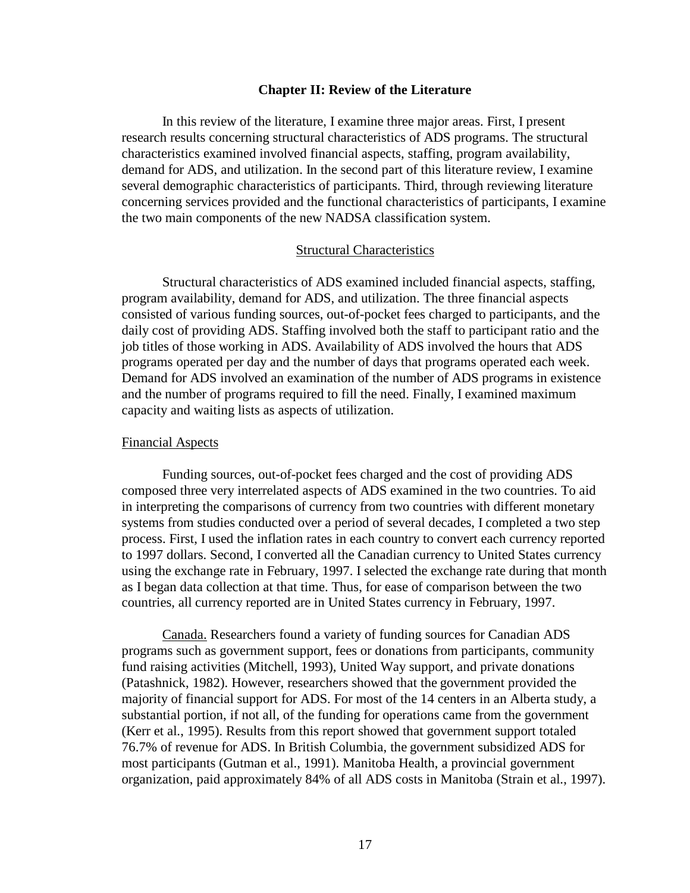## Chapter II: Review of the Literature

In this review of the literature, I examine three major areas. First, I present research results concerning structural characteristics of ADS programs. The structural characteristics examined involved financial aspects, staffing, program availability, demand for ADS, and utilization. In the second part of this literature review, I examine several demographic characteristics of participants. Third, through reviewing literature concerning services provided and the functional characteristics of participants, I examine the two main components of the new NADSA classification system.

### Structural Characteristics

Structural characteristics of ADS examined included financial aspects, staffing, program availability, demand for ADS, and utilization. The three financial aspects consisted of various funding sources, out-of-pocket fees charged to participants, and the daily cost of providing ADS. Staffing involved both the staff to participant ratio and the job titles of those working in ADS. Availability of ADS involved the hours that ADS programs operated per day and the number of days that programs operated each week. Demand for ADS involved an examination of the number of ADS programs in existence and the number of programs required to fill the need. Finally, I examined maximum capacity and waiting lists as aspects of utilization.

#### Financial Aspects

Funding sources, out-of-pocket fees charged and the cost of providing ADS composed three very interrelated aspects of ADS examined in the two countries. To aid in interpreting the comparisons of currency from two countries with different monetary systems from studies conducted over a period of several decades, I completed a two step process. First, I used the inflation rates in each country to convert each currency reported to 1997 dollars. Second, I converted all the Canadian currency to United States currency using the exchange rate in February, 1997. I selected the exchange rate during that month as I began data collection at that time. Thus, for ease of comparison between the two countries, all currency reported are in United States currency in February, 1997.

Canada. Researchers found a variety of funding sources for Canadian ADS programs such as government support, fees or donations from participants, community fund raising activities (Mitchell, 1993), United Way support, and private donations (Patashnick, 1982). However, researchers showed that the government provided the majority of financial support for ADS. For most of the 14 centers in an Alberta study, a substantial portion, if not all, of the funding for operations came from the government (Kerr et al., 1995). Results from this report showed that government support totaled 76.7% of revenue for ADS. In British Columbia, the government subsidized ADS for most participants (Gutman et al., 1991). Manitoba Health, a provincial government organization, paid approximately 84% of all ADS costs in Manitoba (Strain et al., 1997).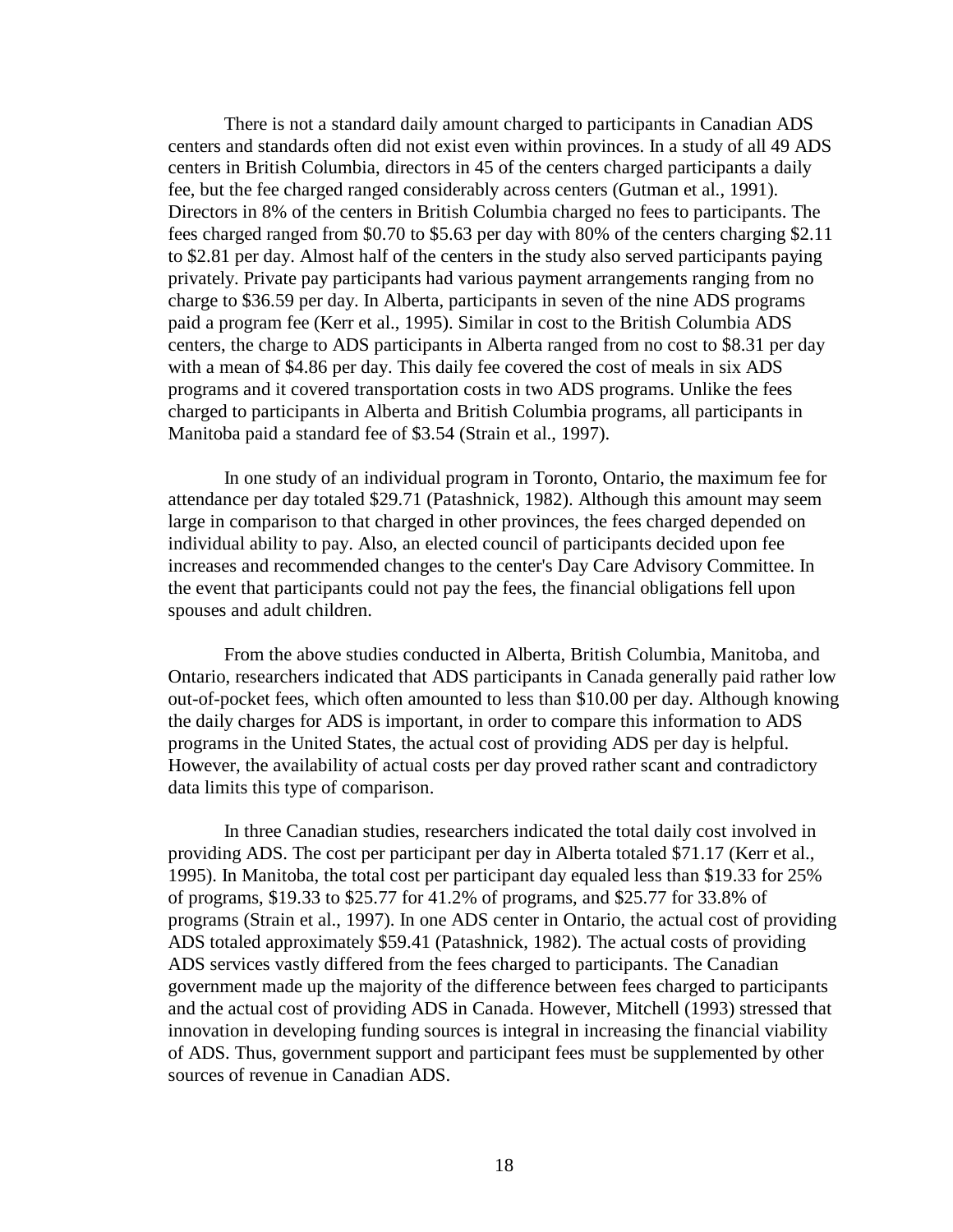There is not a standard daily amount charged to participants in Canadian ADS centers and standards often did not exist even within provinces. In a study of all 49 ADS centers in British Columbia, directors in 45 of the centers charged participants a daily fee, but the fee charged ranged considerably across centers (Gutman et al., 1991). Directors in 8% of the centers in British Columbia charged no fees to participants. The fees charged ranged from $0.70 to $5.63 per day with 80% of the centers charging $2.11 to $2.81 per day. Almost half of the centers in the study also served participants paying privately. Private pay participants had various payment arrangements ranging from no charge to $36.59 per day. In Alberta, participants in seven of the nine ADS programs paid a program fee (Kerr et al., 1995). Similar in cost to the British Columbia ADS centers, the charge to ADS participants in Alberta ranged from no cost to $8.31 per day with a mean of $4.86 per day. This daily fee covered the cost of meals in six ADS programs and it covered transportation costs in two ADS programs. Unlike the fees charged to participants in Alberta and British Columbia programs, all participants in Manitoba paid a standard fee of $3.54 (Strain et al., 1997).

In one study of an individual program in Toronto, Ontario, the maximum fee for attendance per day totaled $29.71 (Patashnick, 1982). Although this amount may seem large in comparison to that charged in other provinces, the fees charged depended on individual ability to pay. Also, an elected council of participants decided upon fee increases and recommended changes to the center's Day Care Advisory Committee. In the event that participants could not pay the fees, the financial obligations fell upon spouses and adult children.

From the above studies conducted in Alberta, British Columbia, Manitoba, and Ontario, researchers indicated that ADS participants in Canada generally paid rather low out-of-pocket fees, which often amounted to less than $10.00 per day. Although knowing the daily charges for ADS is important, in order to compare this information to ADS programs in the United States, the actual cost of providing ADS per day is helpful. However, the availability of actual costs per day proved rather scant and contradictory data limits this type of comparison.

In three Canadian studies, researchers indicated the total daily cost involved in providing ADS. The cost per participant per day in Alberta totaled $71.17 (Kerr et al., 1995). In Manitoba, the total cost per participant day equaled less than $19.33 for 25% of programs, $19.33 to $25.77 for 41.2% of programs, and $25.77 for 33.8% of programs (Strain et al., 1997). In one ADS center in Ontario, the actual cost of providing ADS totaled approximately $59.41 (Patashnick, 1982). The actual costs of providing ADS services vastly differed from the fees charged to participants. The Canadian government made up the majority of the difference between fees charged to participants and the actual cost of providing ADS in Canada. However, Mitchell (1993) stressed that innovation in developing funding sources is integral in increasing the financial viability of ADS. Thus, government support and participant fees must be supplemented by other sources of revenue in Canadian ADS.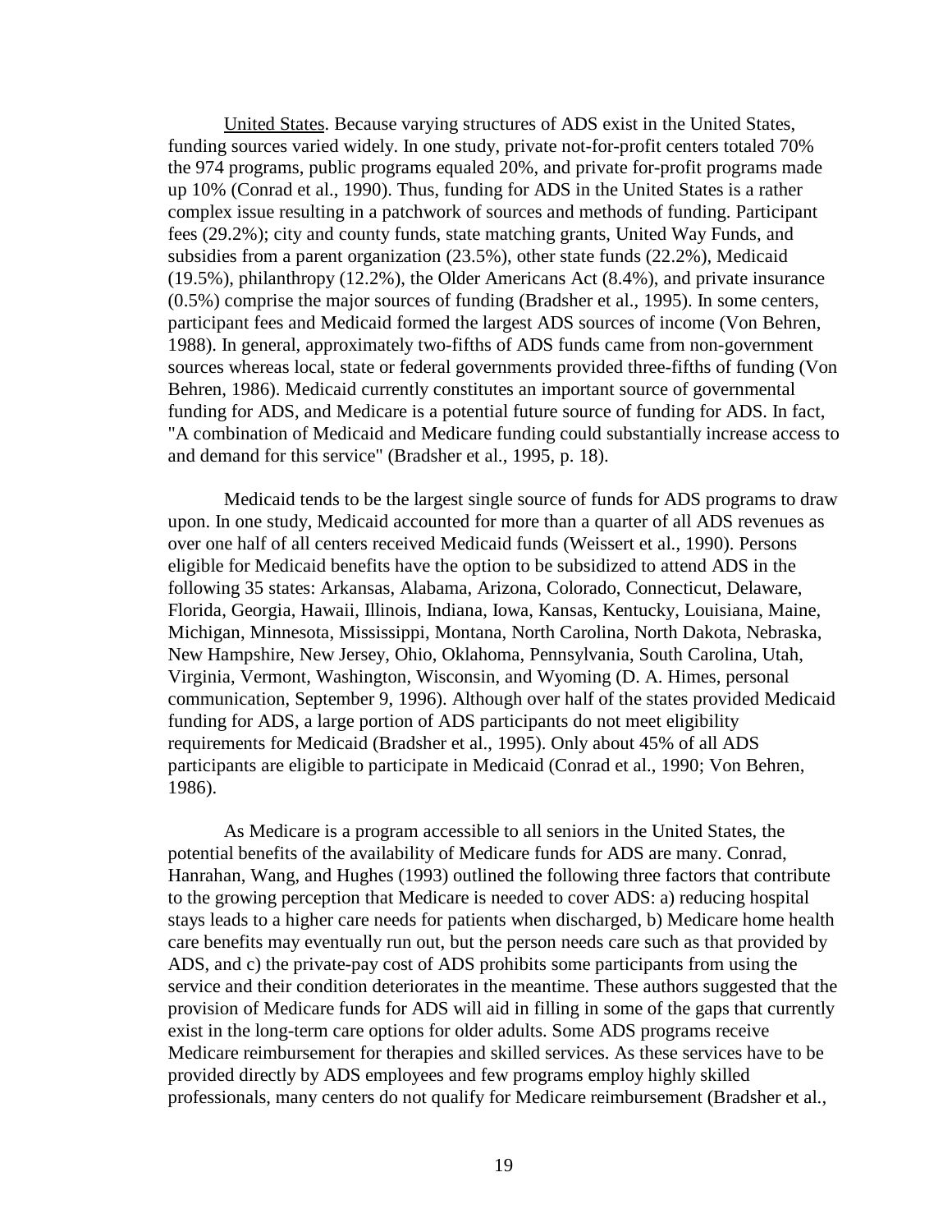United States. Because varying structures of ADS exist in the United States, funding sources varied widely. In one study, private not-for-profit centers totaled 70% the 974 programs, public programs equaled 20%, and private for-profit programs made up 10% (Conrad et al., 1990). Thus, funding for ADS in the United States is a rather complex issue resulting in a patchwork of sources and methods of funding. Participant fees (29.2%); city and county funds, state matching grants, United Way Funds, and subsidies from a parent organization (23.5%), other state funds (22.2%), Medicaid (19.5%), philanthropy (12.2%), the Older Americans Act (8.4%), and private insurance (0.5%) comprise the major sources of funding (Bradsher et al., 1995). In some centers, participant fees and Medicaid formed the largest ADS sources of income (Von Behren, 1988). In general, approximately two-fifths of ADS funds came from non-government sources whereas local, state or federal governments provided three-fifths of funding (Von Behren, 1986). Medicaid currently constitutes an important source of governmental funding for ADS, and Medicare is a potential future source of funding for ADS. In fact, "A combination of Medicaid and Medicare funding could substantially increase access to and demand for this service" (Bradsher et al., 1995, p. 18).

Medicaid tends to be the largest single source of funds for ADS programs to draw upon. In one study, Medicaid accounted for more than a quarter of all ADS revenues as over one half of all centers received Medicaid funds (Weissert et al., 1990). Persons eligible for Medicaid benefits have the option to be subsidized to attend ADS in the following 35 states: Arkansas, Alabama, Arizona, Colorado, Connecticut, Delaware, Florida, Georgia, Hawaii, Illinois, Indiana, Iowa, Kansas, Kentucky, Louisiana, Maine, Michigan, Minnesota, Mississippi, Montana, North Carolina, North Dakota, Nebraska, New Hampshire, New Jersey, Ohio, Oklahoma, Pennsylvania, South Carolina, Utah, Virginia, Vermont, Washington, Wisconsin, and Wyoming (D. A. Himes, personal communication, September 9, 1996). Although over half of the states provided Medicaid funding for ADS, a large portion of ADS participants do not meet eligibility requirements for Medicaid (Bradsher et al., 1995). Only about 45% of all ADS participants are eligible to participate in Medicaid (Conrad et al., 1990; Von Behren, 1986).

As Medicare is a program accessible to all seniors in the United States, the potential benefits of the availability of Medicare funds for ADS are many. Conrad, Hanrahan, Wang, and Hughes (1993) outlined the following three factors that contribute to the growing perception that Medicare is needed to cover ADS: a) reducing hospital stays leads to a higher care needs for patients when discharged, b) Medicare home health care benefits may eventually run out, but the person needs care such as that provided by ADS, and c) the private-pay cost of ADS prohibits some participants from using the service and their condition deteriorates in the meantime. These authors suggested that the provision of Medicare funds for ADS will aid in filling in some of the gaps that currently exist in the long-term care options for older adults. Some ADS programs receive Medicare reimbursement for therapies and skilled services. As these services have to be provided directly by ADS employees and few programs employ highly skilled professionals, many centers do not qualify for Medicare reimbursement (Bradsher et al.,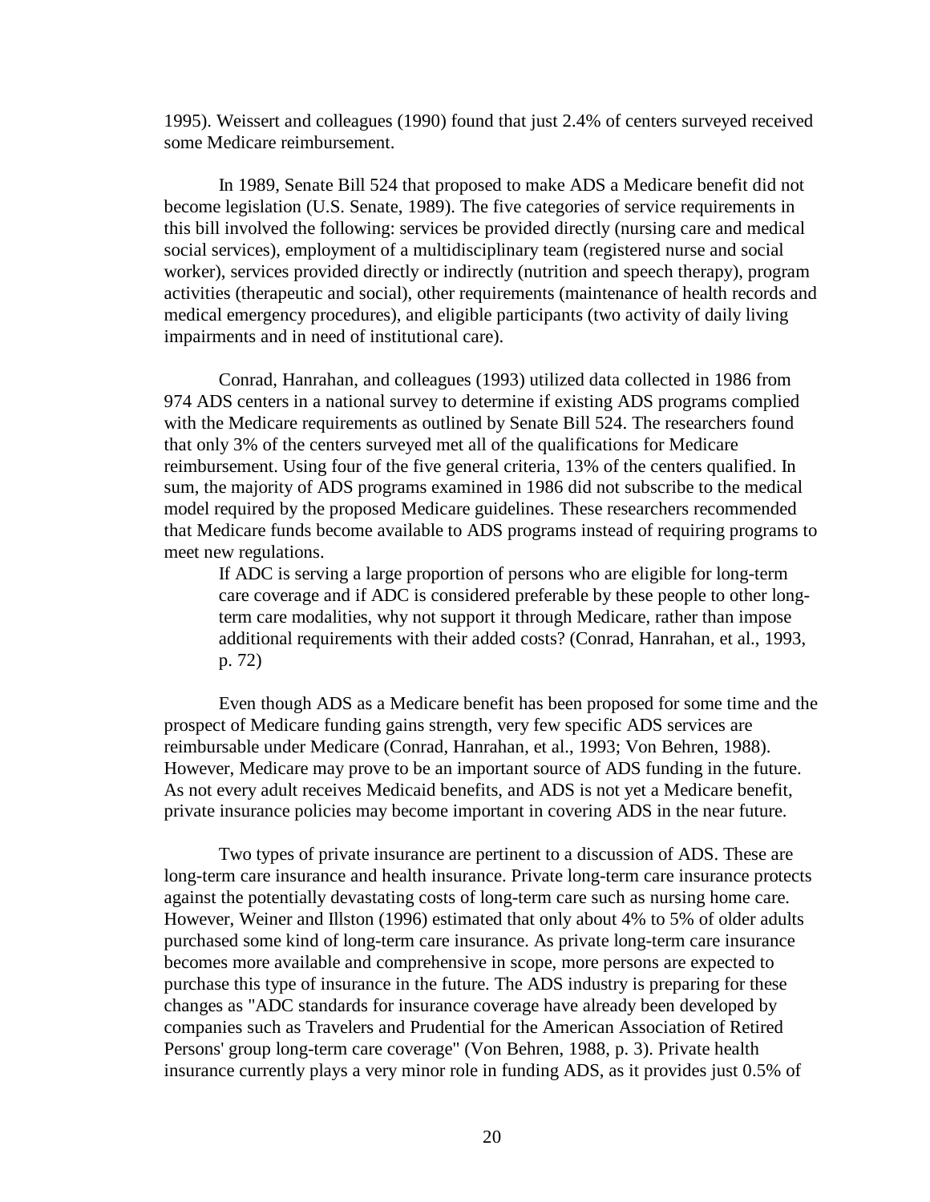1995). Weissert and colleagues (1990) found that just 2.4% of centers surveyed received some Medicare reimbursement.

In 1989, Senate Bill 524 that proposed to make ADS a Medicare benefit did not become legislation (U.S. Senate, 1989). The five categories of service requirements in this bill involved the following: services be provided directly (nursing care and medical social services), employment of a multidisciplinary team (registered nurse and social worker), services provided directly or indirectly (nutrition and speech therapy), program activities (therapeutic and social), other requirements (maintenance of health records and medical emergency procedures), and eligible participants (two activity of daily living impairments and in need of institutional care).

Conrad, Hanrahan, and colleagues (1993) utilized data collected in 1986 from 974 ADS centers in a national survey to determine if existing ADS programs complied with the Medicare requirements as outlined by Senate Bill 524. The researchers found that only 3% of the centers surveyed met all of the qualifications for Medicare reimbursement. Using four of the five general criteria, 13% of the centers qualified. In sum, the majority of ADS programs examined in 1986 did not subscribe to the medical model required by the proposed Medicare guidelines. These researchers recommended that Medicare funds become available to ADS programs instead of requiring programs to meet new regulations.

> If ADC is serving a large proportion of persons who are eligible for long-term care coverage and if ADC is considered preferable by these people to other long-term care modalities, why not support it through Medicare, rather than impose additional requirements with their added costs? (Conrad, Hanrahan, et al., 1993, p. 72)

Even though ADS as a Medicare benefit has been proposed for some time and the prospect of Medicare funding gains strength, very few specific ADS services are reimbursable under Medicare (Conrad, Hanrahan, et al., 1993; Von Behren, 1988). However, Medicare may prove to be an important source of ADS funding in the future. As not every adult receives Medicaid benefits, and ADS is not yet a Medicare benefit, private insurance policies may become important in covering ADS in the near future.

Two types of private insurance are pertinent to a discussion of ADS. These are long-term care insurance and health insurance. Private long-term care insurance protects against the potentially devastating costs of long-term care such as nursing home care. However, Weiner and Illston (1996) estimated that only about 4% to 5% of older adults purchased some kind of long-term care insurance. As private long-term care insurance becomes more available and comprehensive in scope, more persons are expected to purchase this type of insurance in the future. The ADS industry is preparing for these changes as "ADC standards for insurance coverage have already been developed by companies such as Travelers and Prudential for the American Association of Retired Persons' group long-term care coverage" (Von Behren, 1988, p. 3). Private health insurance currently plays a very minor role in funding ADS, as it provides just 0.5% of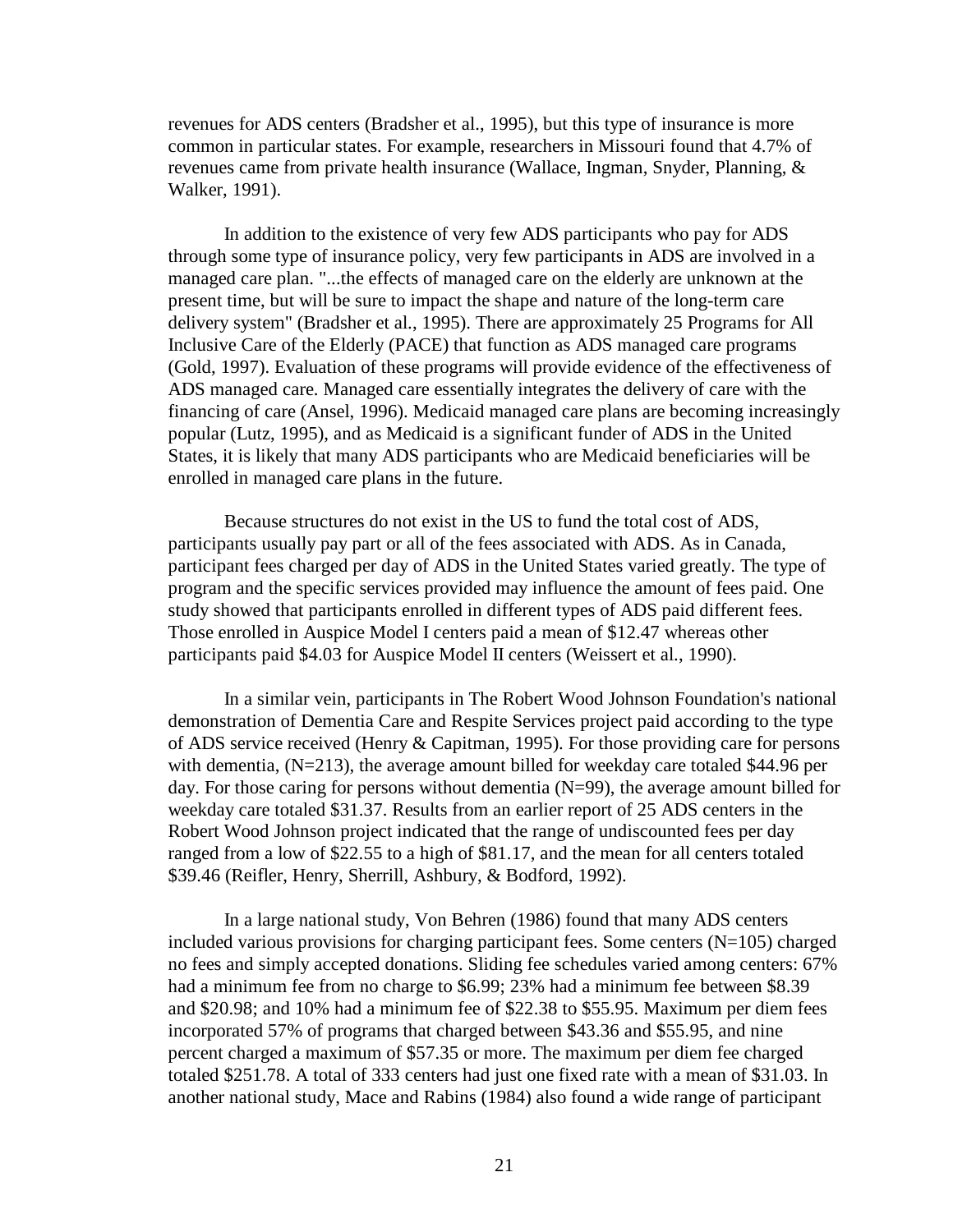revenues for ADS centers (Bradsher et al., 1995), but this type of insurance is more common in particular states. For example, researchers in Missouri found that 4.7% of revenues came from private health insurance (Wallace, Ingman, Snyder, Planning, & Walker, 1991).

In addition to the existence of very few ADS participants who pay for ADS through some type of insurance policy, very few participants in ADS are involved in a managed care plan. "...the effects of managed care on the elderly are unknown at the present time, but will be sure to impact the shape and nature of the long-term care delivery system" (Bradsher et al., 1995). There are approximately 25 Programs for All Inclusive Care of the Elderly (PACE) that function as ADS managed care programs (Gold, 1997). Evaluation of these programs will provide evidence of the effectiveness of ADS managed care. Managed care essentially integrates the delivery of care with the financing of care (Ansel, 1996). Medicaid managed care plans are becoming increasingly popular (Lutz, 1995), and as Medicaid is a significant funder of ADS in the United States, it is likely that many ADS participants who are Medicaid beneficiaries will be enrolled in managed care plans in the future.

Because structures do not exist in the US to fund the total cost of ADS, participants usually pay part or all of the fees associated with ADS. As in Canada, participant fees charged per day of ADS in the United States varied greatly. The type of program and the specific services provided may influence the amount of fees paid. One study showed that participants enrolled in different types of ADS paid different fees. Those enrolled in Auspice Model I centers paid a mean of $12.47 whereas other participants paid $4.03 for Auspice Model II centers (Weissert et al., 1990).

In a similar vein, participants in The Robert Wood Johnson Foundation's national demonstration of Dementia Care and Respite Services project paid according to the type of ADS service received (Henry & Capitman, 1995). For those providing care for persons with dementia, (N=213), the average amount billed for weekday care totaled $44.96 per day. For those caring for persons without dementia (N=99), the average amount billed for weekday care totaled $31.37. Results from an earlier report of 25 ADS centers in the Robert Wood Johnson project indicated that the range of undiscounted fees per day ranged from a low of $22.55 to a high of $81.17, and the mean for all centers totaled $39.46 (Reifler, Henry, Sherrill, Ashbury, & Bodford, 1992).

In a large national study, Von Behren (1986) found that many ADS centers included various provisions for charging participant fees. Some centers (N=105) charged no fees and simply accepted donations. Sliding fee schedules varied among centers: 67% had a minimum fee from no charge to $6.99; 23% had a minimum fee between $8.39 and $20.98; and 10% had a minimum fee of $22.38 to $55.95. Maximum per diem fees incorporated 57% of programs that charged between $43.36 and $55.95, and nine percent charged a maximum of $57.35 or more. The maximum per diem fee charged totaled $251.78. A total of 333 centers had just one fixed rate with a mean of $31.03. In another national study, Mace and Rabins (1984) also found a wide range of participant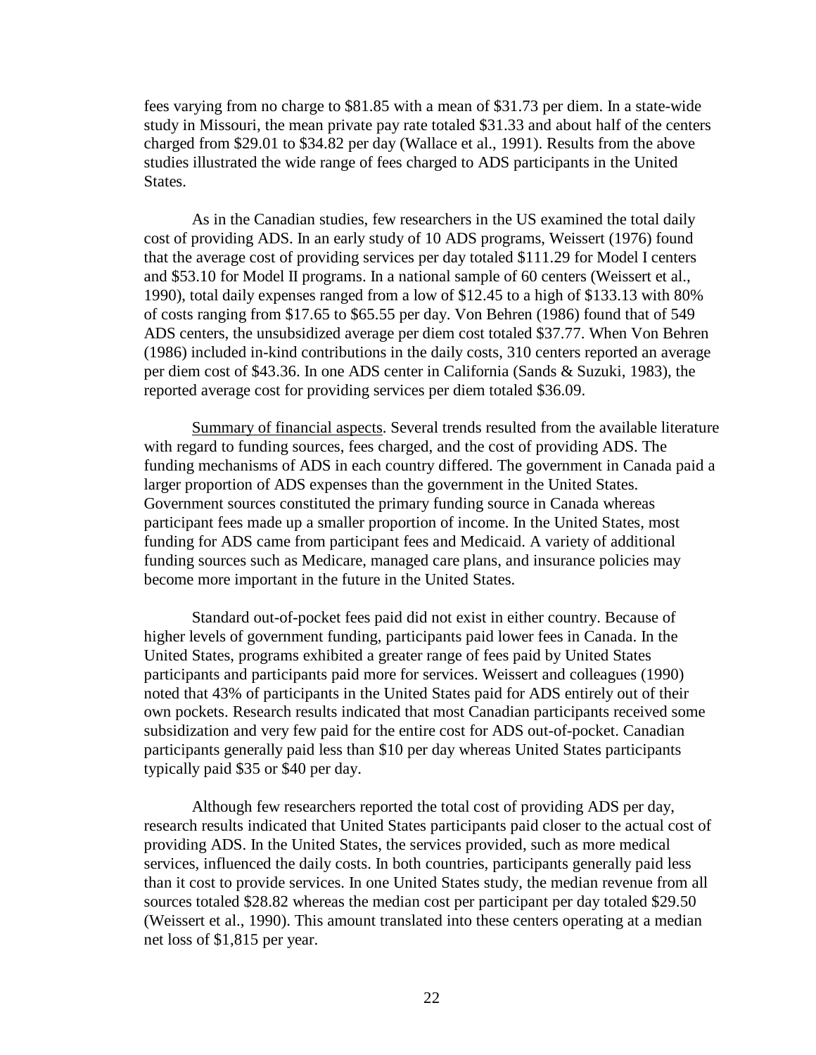fees varying from no charge to $81.85 with a mean of $31.73 per diem. In a state-wide study in Missouri, the mean private pay rate totaled $31.33 and about half of the centers charged from $29.01 to $34.82 per day (Wallace et al., 1991). Results from the above studies illustrated the wide range of fees charged to ADS participants in the United States.

As in the Canadian studies, few researchers in the US examined the total daily cost of providing ADS. In an early study of 10 ADS programs, Weissert (1976) found that the average cost of providing services per day totaled $111.29 for Model I centers and $53.10 for Model II programs. In a national sample of 60 centers (Weissert et al., 1990), total daily expenses ranged from a low of $12.45 to a high of $133.13 with 80% of costs ranging from $17.65 to $65.55 per day. Von Behren (1986) found that of 549 ADS centers, the unsubsidized average per diem cost totaled $37.77. When Von Behren (1986) included in-kind contributions in the daily costs, 310 centers reported an average per diem cost of $43.36. In one ADS center in California (Sands & Suzuki, 1983), the reported average cost for providing services per diem totaled $36.09.

<u>Summary of financial aspects</u>. Several trends resulted from the available literature with regard to funding sources, fees charged, and the cost of providing ADS. The funding mechanisms of ADS in each country differed. The government in Canada paid a larger proportion of ADS expenses than the government in the United States. Government sources constituted the primary funding source in Canada whereas participant fees made up a smaller proportion of income. In the United States, most funding for ADS came from participant fees and Medicaid. A variety of additional funding sources such as Medicare, managed care plans, and insurance policies may become more important in the future in the United States.

Standard out-of-pocket fees paid did not exist in either country. Because of higher levels of government funding, participants paid lower fees in Canada. In the United States, programs exhibited a greater range of fees paid by United States participants and participants paid more for services. Weissert and colleagues (1990) noted that 43% of participants in the United States paid for ADS entirely out of their own pockets. Research results indicated that most Canadian participants received some subsidization and very few paid for the entire cost for ADS out-of-pocket. Canadian participants generally paid less than $10 per day whereas United States participants typically paid $35 or $40 per day.

Although few researchers reported the total cost of providing ADS per day, research results indicated that United States participants paid closer to the actual cost of providing ADS. In the United States, the services provided, such as more medical services, influenced the daily costs. In both countries, participants generally paid less than it cost to provide services. In one United States study, the median revenue from all sources totaled $28.82 whereas the median cost per participant per day totaled $29.50 (Weissert et al., 1990). This amount translated into these centers operating at a median net loss of $1,815 per year.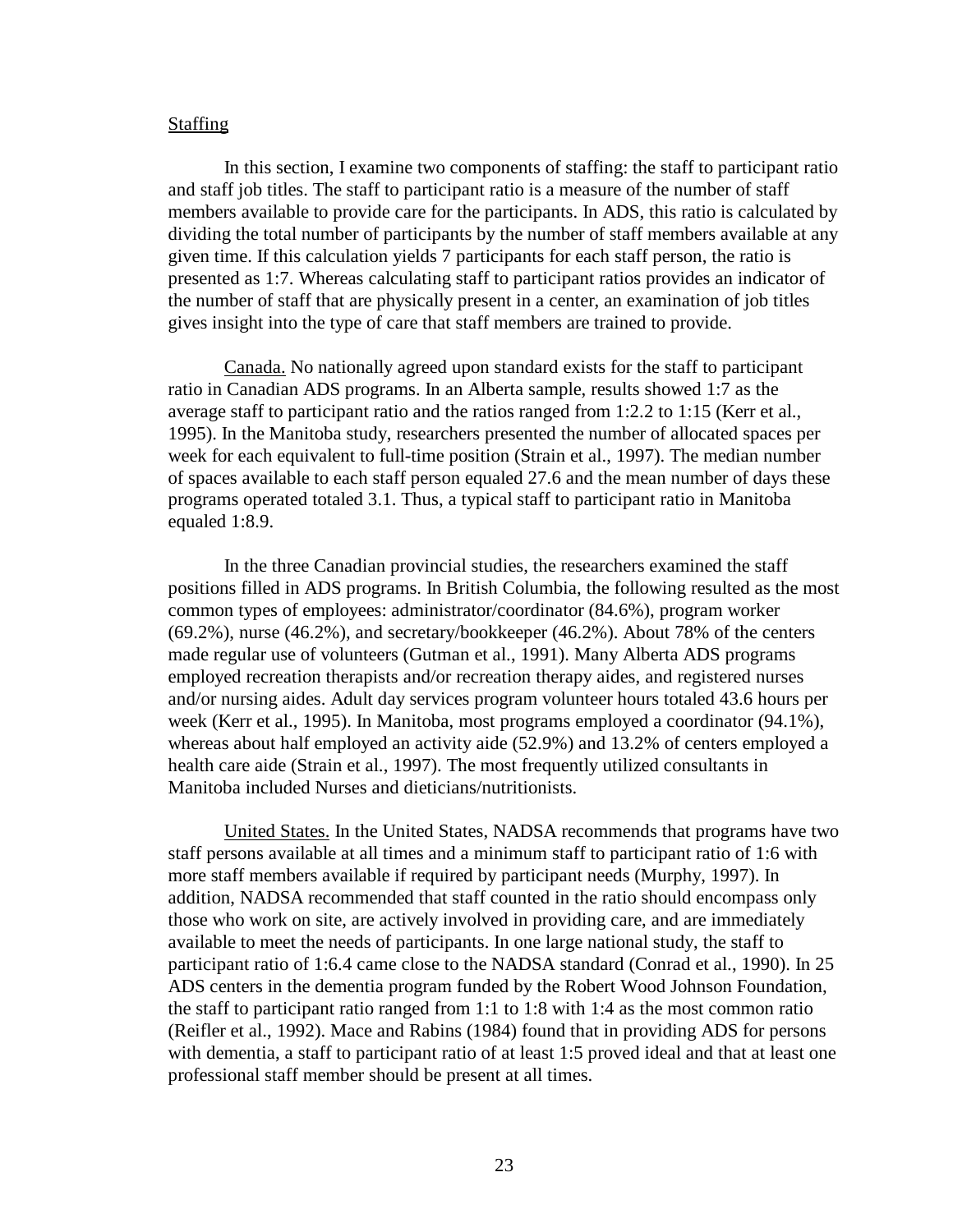Staffing

In this section, I examine two components of staffing: the staff to participant ratio and staff job titles. The staff to participant ratio is a measure of the number of staff members available to provide care for the participants. In ADS, this ratio is calculated by dividing the total number of participants by the number of staff members available at any given time. If this calculation yields 7 participants for each staff person, the ratio is presented as 1:7. Whereas calculating staff to participant ratios provides an indicator of the number of staff that are physically present in a center, an examination of job titles gives insight into the type of care that staff members are trained to provide.

Canada. No nationally agreed upon standard exists for the staff to participant ratio in Canadian ADS programs. In an Alberta sample, results showed 1:7 as the average staff to participant ratio and the ratios ranged from 1:2.2 to 1:15 (Kerr et al., 1995). In the Manitoba study, researchers presented the number of allocated spaces per week for each equivalent to full-time position (Strain et al., 1997). The median number of spaces available to each staff person equaled 27.6 and the mean number of days these programs operated totaled 3.1. Thus, a typical staff to participant ratio in Manitoba equaled 1:8.9.

In the three Canadian provincial studies, the researchers examined the staff positions filled in ADS programs. In British Columbia, the following resulted as the most common types of employees: administrator/coordinator (84.6%), program worker (69.2%), nurse (46.2%), and secretary/bookkeeper (46.2%). About 78% of the centers made regular use of volunteers (Gutman et al., 1991). Many Alberta ADS programs employed recreation therapists and/or recreation therapy aides, and registered nurses and/or nursing aides. Adult day services program volunteer hours totaled 43.6 hours per week (Kerr et al., 1995). In Manitoba, most programs employed a coordinator (94.1%), whereas about half employed an activity aide (52.9%) and 13.2% of centers employed a health care aide (Strain et al., 1997). The most frequently utilized consultants in Manitoba included Nurses and dieticians/nutritionists.

United States. In the United States, NADSA recommends that programs have two staff persons available at all times and a minimum staff to participant ratio of 1:6 with more staff members available if required by participant needs (Murphy, 1997). In addition, NADSA recommended that staff counted in the ratio should encompass only those who work on site, are actively involved in providing care, and are immediately available to meet the needs of participants. In one large national study, the staff to participant ratio of 1:6.4 came close to the NADSA standard (Conrad et al., 1990). In 25 ADS centers in the dementia program funded by the Robert Wood Johnson Foundation, the staff to participant ratio ranged from 1:1 to 1:8 with 1:4 as the most common ratio (Reifler et al., 1992). Mace and Rabins (1984) found that in providing ADS for persons with dementia, a staff to participant ratio of at least 1:5 proved ideal and that at least one professional staff member should be present at all times.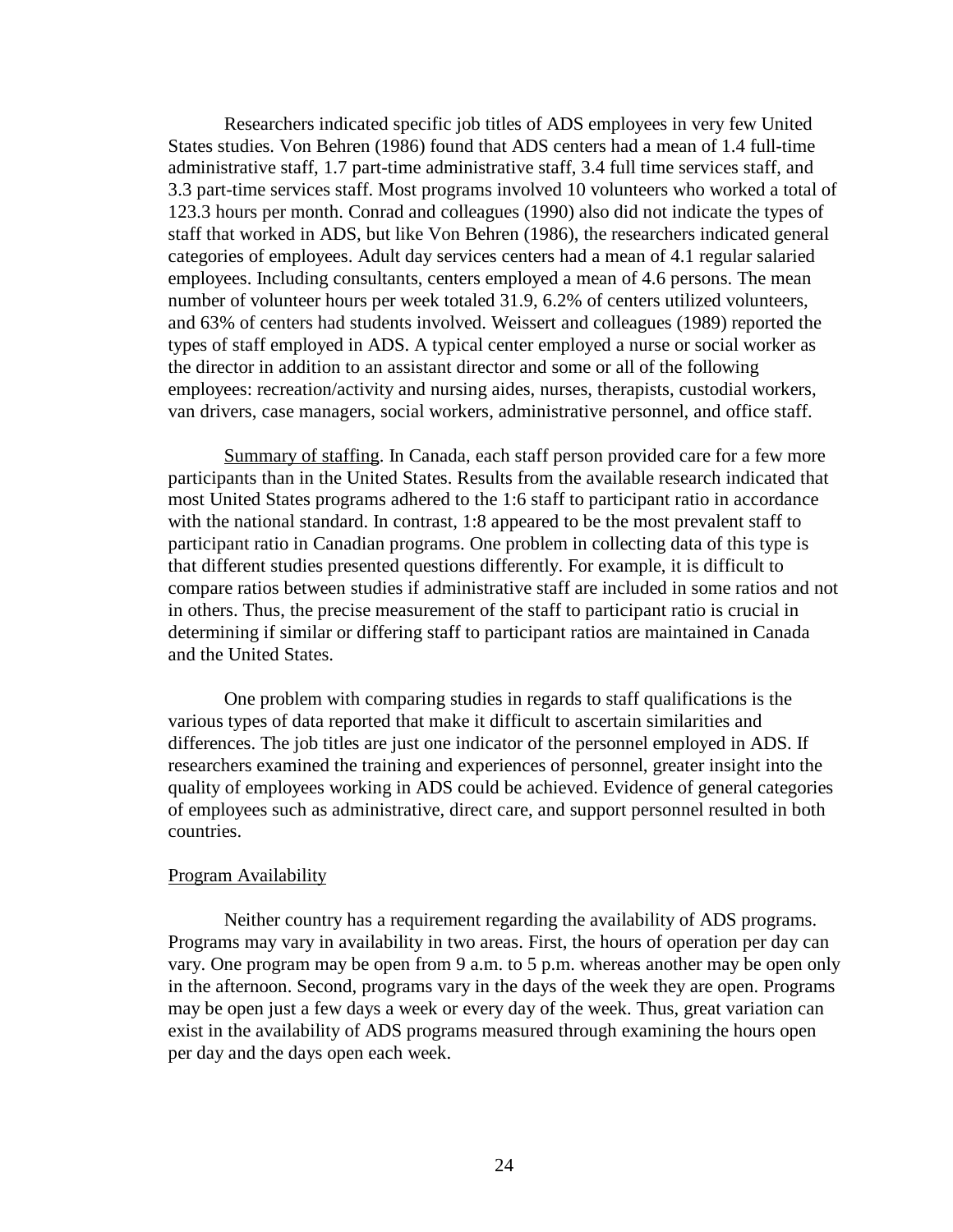Researchers indicated specific job titles of ADS employees in very few United States studies. Von Behren (1986) found that ADS centers had a mean of 1.4 full-time administrative staff, 1.7 part-time administrative staff, 3.4 full time services staff, and 3.3 part-time services staff. Most programs involved 10 volunteers who worked a total of 123.3 hours per month. Conrad and colleagues (1990) also did not indicate the types of staff that worked in ADS, but like Von Behren (1986), the researchers indicated general categories of employees. Adult day services centers had a mean of 4.1 regular salaried employees. Including consultants, centers employed a mean of 4.6 persons. The mean number of volunteer hours per week totaled 31.9, 6.2% of centers utilized volunteers, and 63% of centers had students involved. Weissert and colleagues (1989) reported the types of staff employed in ADS. A typical center employed a nurse or social worker as the director in addition to an assistant director and some or all of the following employees: recreation/activity and nursing aides, nurses, therapists, custodial workers, van drivers, case managers, social workers, administrative personnel, and office staff.

Summary of staffing. In Canada, each staff person provided care for a few more participants than in the United States. Results from the available research indicated that most United States programs adhered to the 1:6 staff to participant ratio in accordance with the national standard. In contrast, 1:8 appeared to be the most prevalent staff to participant ratio in Canadian programs. One problem in collecting data of this type is that different studies presented questions differently. For example, it is difficult to compare ratios between studies if administrative staff are included in some ratios and not in others. Thus, the precise measurement of the staff to participant ratio is crucial in determining if similar or differing staff to participant ratios are maintained in Canada and the United States.

One problem with comparing studies in regards to staff qualifications is the various types of data reported that make it difficult to ascertain similarities and differences. The job titles are just one indicator of the personnel employed in ADS. If researchers examined the training and experiences of personnel, greater insight into the quality of employees working in ADS could be achieved. Evidence of general categories of employees such as administrative, direct care, and support personnel resulted in both countries.

## Program Availability

Neither country has a requirement regarding the availability of ADS programs. Programs may vary in availability in two areas. First, the hours of operation per day can vary. One program may be open from 9 a.m. to 5 p.m. whereas another may be open only in the afternoon. Second, programs vary in the days of the week they are open. Programs may be open just a few days a week or every day of the week. Thus, great variation can exist in the availability of ADS programs measured through examining the hours open per day and the days open each week.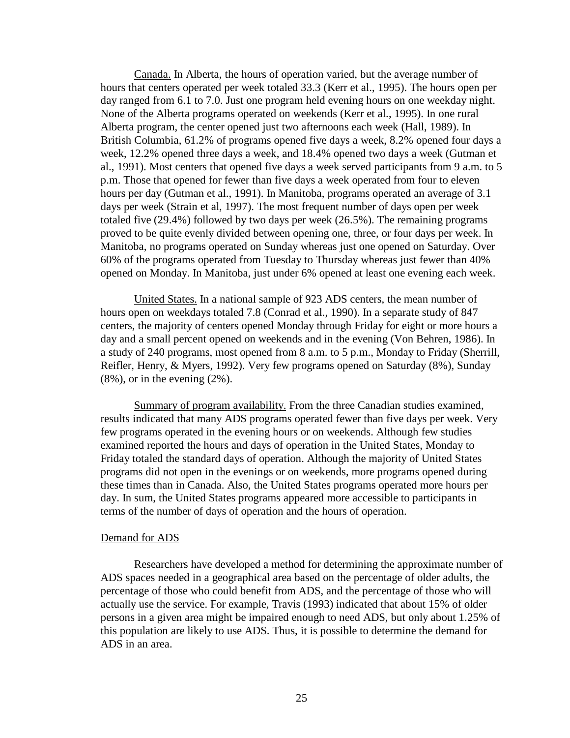Canada. In Alberta, the hours of operation varied, but the average number of hours that centers operated per week totaled 33.3 (Kerr et al., 1995). The hours open per day ranged from 6.1 to 7.0. Just one program held evening hours on one weekday night. None of the Alberta programs operated on weekends (Kerr et al., 1995). In one rural Alberta program, the center opened just two afternoons each week (Hall, 1989). In British Columbia, 61.2% of programs opened five days a week, 8.2% opened four days a week, 12.2% opened three days a week, and 18.4% opened two days a week (Gutman et al., 1991). Most centers that opened five days a week served participants from 9 a.m. to 5 p.m. Those that opened for fewer than five days a week operated from four to eleven hours per day (Gutman et al., 1991). In Manitoba, programs operated an average of 3.1 days per week (Strain et al, 1997). The most frequent number of days open per week totaled five (29.4%) followed by two days per week (26.5%). The remaining programs proved to be quite evenly divided between opening one, three, or four days per week. In Manitoba, no programs operated on Sunday whereas just one opened on Saturday. Over 60% of the programs operated from Tuesday to Thursday whereas just fewer than 40% opened on Monday. In Manitoba, just under 6% opened at least one evening each week.

United States. In a national sample of 923 ADS centers, the mean number of hours open on weekdays totaled 7.8 (Conrad et al., 1990). In a separate study of 847 centers, the majority of centers opened Monday through Friday for eight or more hours a day and a small percent opened on weekends and in the evening (Von Behren, 1986). In a study of 240 programs, most opened from 8 a.m. to 5 p.m., Monday to Friday (Sherrill, Reifler, Henry, & Myers, 1992). Very few programs opened on Saturday (8%), Sunday (8%), or in the evening (2%).

Summary of program availability. From the three Canadian studies examined, results indicated that many ADS programs operated fewer than five days per week. Very few programs operated in the evening hours or on weekends. Although few studies examined reported the hours and days of operation in the United States, Monday to Friday totaled the standard days of operation. Although the majority of United States programs did not open in the evenings or on weekends, more programs opened during these times than in Canada. Also, the United States programs operated more hours per day. In sum, the United States programs appeared more accessible to participants in terms of the number of days of operation and the hours of operation.

## Demand for ADS

Researchers have developed a method for determining the approximate number of ADS spaces needed in a geographical area based on the percentage of older adults, the percentage of those who could benefit from ADS, and the percentage of those who will actually use the service. For example, Travis (1993) indicated that about 15% of older persons in a given area might be impaired enough to need ADS, but only about 1.25% of this population are likely to use ADS. Thus, it is possible to determine the demand for ADS in an area.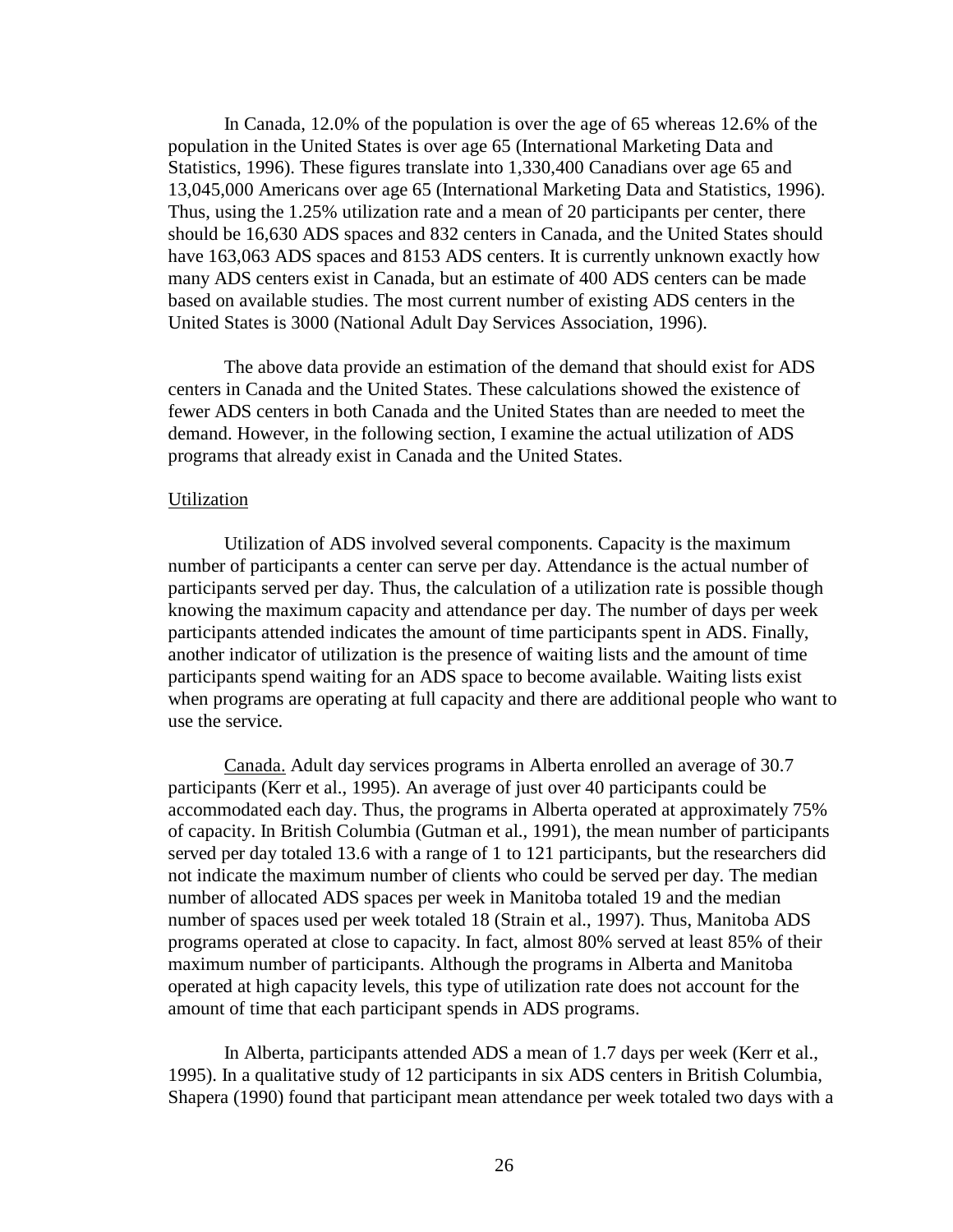In Canada, 12.0% of the population is over the age of 65 whereas 12.6% of the population in the United States is over age 65 (International Marketing Data and Statistics, 1996). These figures translate into 1,330,400 Canadians over age 65 and 13,045,000 Americans over age 65 (International Marketing Data and Statistics, 1996). Thus, using the 1.25% utilization rate and a mean of 20 participants per center, there should be 16,630 ADS spaces and 832 centers in Canada, and the United States should have 163,063 ADS spaces and 8153 ADS centers. It is currently unknown exactly how many ADS centers exist in Canada, but an estimate of 400 ADS centers can be made based on available studies. The most current number of existing ADS centers in the United States is 3000 (National Adult Day Services Association, 1996).

The above data provide an estimation of the demand that should exist for ADS centers in Canada and the United States. These calculations showed the existence of fewer ADS centers in both Canada and the United States than are needed to meet the demand. However, in the following section, I examine the actual utilization of ADS programs that already exist in Canada and the United States.

Utilization

Utilization of ADS involved several components. Capacity is the maximum number of participants a center can serve per day. Attendance is the actual number of participants served per day. Thus, the calculation of a utilization rate is possible though knowing the maximum capacity and attendance per day. The number of days per week participants attended indicates the amount of time participants spent in ADS. Finally, another indicator of utilization is the presence of waiting lists and the amount of time participants spend waiting for an ADS space to become available. Waiting lists exist when programs are operating at full capacity and there are additional people who want to use the service.

Canada. Adult day services programs in Alberta enrolled an average of 30.7 participants (Kerr et al., 1995). An average of just over 40 participants could be accommodated each day. Thus, the programs in Alberta operated at approximately 75% of capacity. In British Columbia (Gutman et al., 1991), the mean number of participants served per day totaled 13.6 with a range of 1 to 121 participants, but the researchers did not indicate the maximum number of clients who could be served per day. The median number of allocated ADS spaces per week in Manitoba totaled 19 and the median number of spaces used per week totaled 18 (Strain et al., 1997). Thus, Manitoba ADS programs operated at close to capacity. In fact, almost 80% served at least 85% of their maximum number of participants. Although the programs in Alberta and Manitoba operated at high capacity levels, this type of utilization rate does not account for the amount of time that each participant spends in ADS programs.

In Alberta, participants attended ADS a mean of 1.7 days per week (Kerr et al., 1995). In a qualitative study of 12 participants in six ADS centers in British Columbia, Shapera (1990) found that participant mean attendance per week totaled two days with a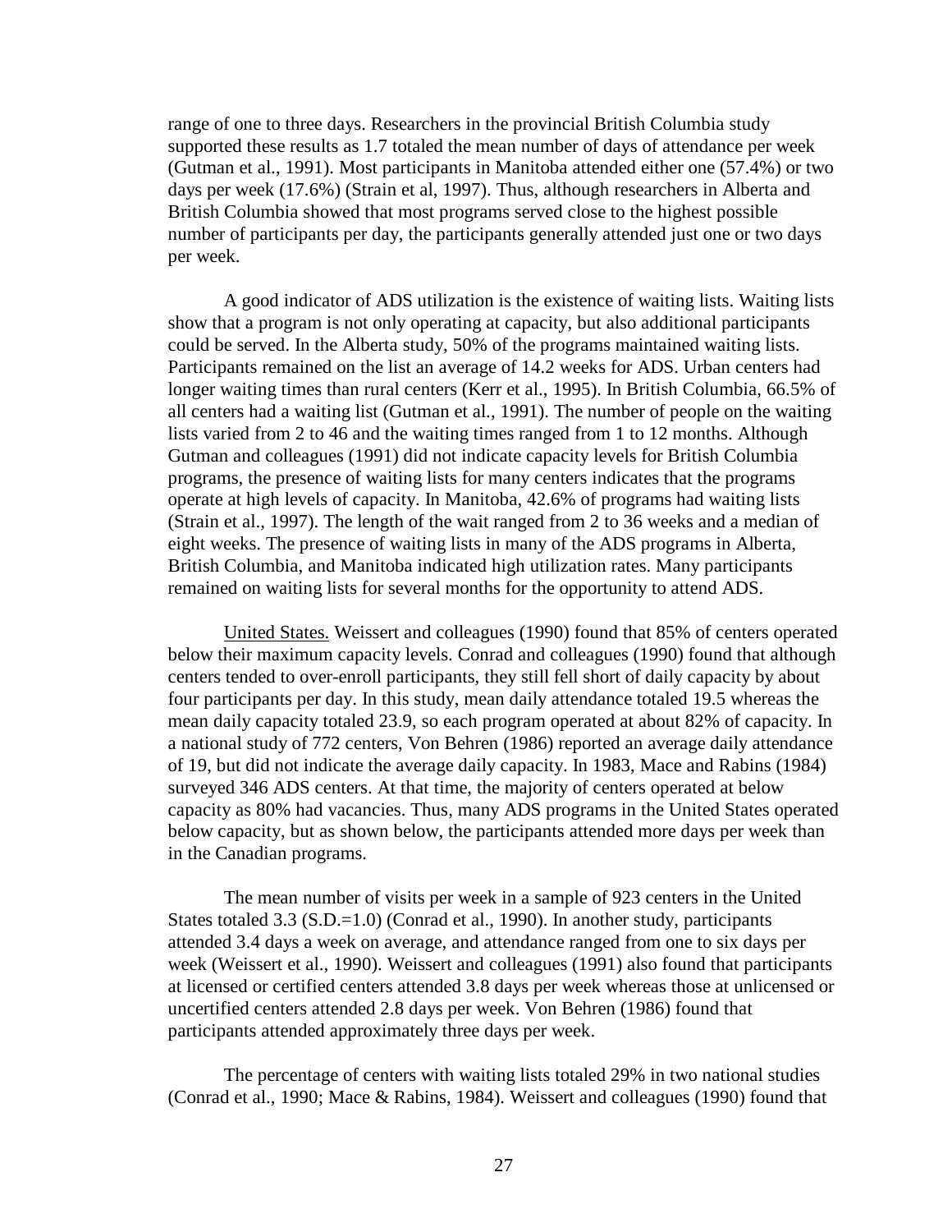range of one to three days. Researchers in the provincial British Columbia study supported these results as 1.7 totaled the mean number of days of attendance per week (Gutman et al., 1991). Most participants in Manitoba attended either one (57.4%) or two days per week (17.6%) (Strain et al, 1997). Thus, although researchers in Alberta and British Columbia showed that most programs served close to the highest possible number of participants per day, the participants generally attended just one or two days per week.

A good indicator of ADS utilization is the existence of waiting lists. Waiting lists show that a program is not only operating at capacity, but also additional participants could be served. In the Alberta study, 50% of the programs maintained waiting lists. Participants remained on the list an average of 14.2 weeks for ADS. Urban centers had longer waiting times than rural centers (Kerr et al., 1995). In British Columbia, 66.5% of all centers had a waiting list (Gutman et al., 1991). The number of people on the waiting lists varied from 2 to 46 and the waiting times ranged from 1 to 12 months. Although Gutman and colleagues (1991) did not indicate capacity levels for British Columbia programs, the presence of waiting lists for many centers indicates that the programs operate at high levels of capacity. In Manitoba, 42.6% of programs had waiting lists (Strain et al., 1997). The length of the wait ranged from 2 to 36 weeks and a median of eight weeks. The presence of waiting lists in many of the ADS programs in Alberta, British Columbia, and Manitoba indicated high utilization rates. Many participants remained on waiting lists for several months for the opportunity to attend ADS.

United States. Weissert and colleagues (1990) found that 85% of centers operated below their maximum capacity levels. Conrad and colleagues (1990) found that although centers tended to over-enroll participants, they still fell short of daily capacity by about four participants per day. In this study, mean daily attendance totaled 19.5 whereas the mean daily capacity totaled 23.9, so each program operated at about 82% of capacity. In a national study of 772 centers, Von Behren (1986) reported an average daily attendance of 19, but did not indicate the average daily capacity. In 1983, Mace and Rabins (1984) surveyed 346 ADS centers. At that time, the majority of centers operated at below capacity as 80% had vacancies. Thus, many ADS programs in the United States operated below capacity, but as shown below, the participants attended more days per week than in the Canadian programs.

The mean number of visits per week in a sample of 923 centers in the United States totaled 3.3 (S.D.=1.0) (Conrad et al., 1990). In another study, participants attended 3.4 days a week on average, and attendance ranged from one to six days per week (Weissert et al., 1990). Weissert and colleagues (1991) also found that participants at licensed or certified centers attended 3.8 days per week whereas those at unlicensed or uncertified centers attended 2.8 days per week. Von Behren (1986) found that participants attended approximately three days per week.

The percentage of centers with waiting lists totaled 29% in two national studies (Conrad et al., 1990; Mace & Rabins, 1984). Weissert and colleagues (1990) found that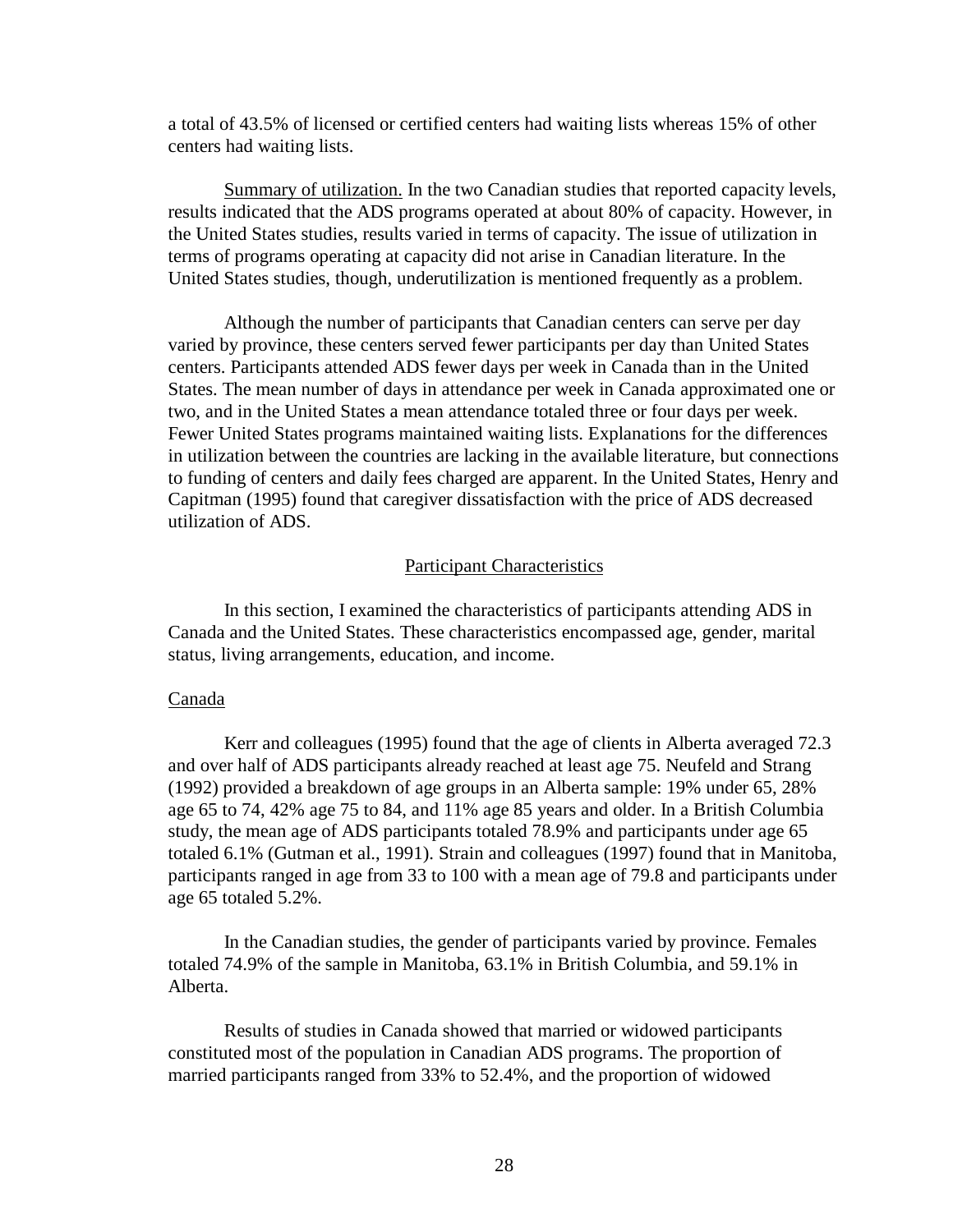a total of 43.5% of licensed or certified centers had waiting lists whereas 15% of other centers had waiting lists.

Summary of utilization. In the two Canadian studies that reported capacity levels, results indicated that the ADS programs operated at about 80% of capacity. However, in the United States studies, results varied in terms of capacity. The issue of utilization in terms of programs operating at capacity did not arise in Canadian literature. In the United States studies, though, underutilization is mentioned frequently as a problem.

Although the number of participants that Canadian centers can serve per day varied by province, these centers served fewer participants per day than United States centers. Participants attended ADS fewer days per week in Canada than in the United States. The mean number of days in attendance per week in Canada approximated one or two, and in the United States a mean attendance totaled three or four days per week. Fewer United States programs maintained waiting lists. Explanations for the differences in utilization between the countries are lacking in the available literature, but connections to funding of centers and daily fees charged are apparent. In the United States, Henry and Capitman (1995) found that caregiver dissatisfaction with the price of ADS decreased utilization of ADS.

## Participant Characteristics

In this section, I examined the characteristics of participants attending ADS in Canada and the United States. These characteristics encompassed age, gender, marital status, living arrangements, education, and income.

### Canada

Kerr and colleagues (1995) found that the age of clients in Alberta averaged 72.3 and over half of ADS participants already reached at least age 75. Neufeld and Strang (1992) provided a breakdown of age groups in an Alberta sample: 19% under 65, 28% age 65 to 74, 42% age 75 to 84, and 11% age 85 years and older. In a British Columbia study, the mean age of ADS participants totaled 78.9% and participants under age 65 totaled 6.1% (Gutman et al., 1991). Strain and colleagues (1997) found that in Manitoba, participants ranged in age from 33 to 100 with a mean age of 79.8 and participants under age 65 totaled 5.2%.

In the Canadian studies, the gender of participants varied by province. Females totaled 74.9% of the sample in Manitoba, 63.1% in British Columbia, and 59.1% in Alberta.

Results of studies in Canada showed that married or widowed participants constituted most of the population in Canadian ADS programs. The proportion of married participants ranged from 33% to 52.4%, and the proportion of widowed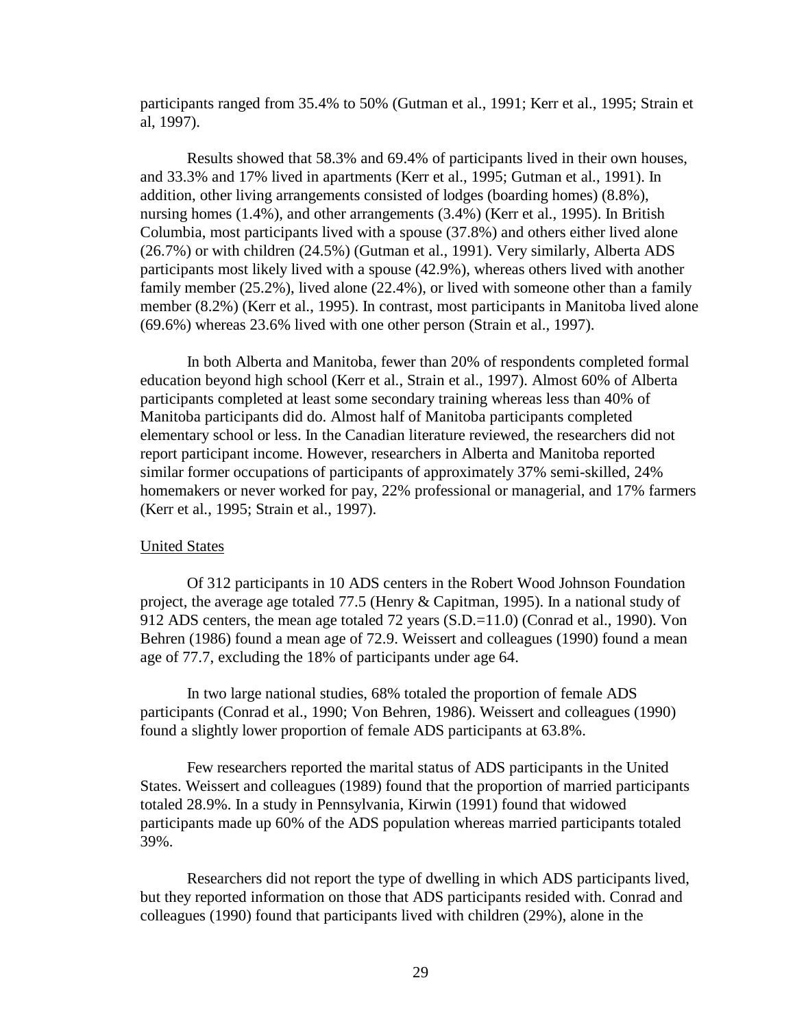participants ranged from 35.4% to 50% (Gutman et al., 1991; Kerr et al., 1995; Strain et al, 1997).

Results showed that 58.3% and 69.4% of participants lived in their own houses, and 33.3% and 17% lived in apartments (Kerr et al., 1995; Gutman et al., 1991). In addition, other living arrangements consisted of lodges (boarding homes) (8.8%), nursing homes (1.4%), and other arrangements (3.4%) (Kerr et al., 1995). In British Columbia, most participants lived with a spouse (37.8%) and others either lived alone (26.7%) or with children (24.5%) (Gutman et al., 1991). Very similarly, Alberta ADS participants most likely lived with a spouse (42.9%), whereas others lived with another family member (25.2%), lived alone (22.4%), or lived with someone other than a family member (8.2%) (Kerr et al., 1995). In contrast, most participants in Manitoba lived alone (69.6%) whereas 23.6% lived with one other person (Strain et al., 1997).

In both Alberta and Manitoba, fewer than 20% of respondents completed formal education beyond high school (Kerr et al., Strain et al., 1997). Almost 60% of Alberta participants completed at least some secondary training whereas less than 40% of Manitoba participants did do. Almost half of Manitoba participants completed elementary school or less. In the Canadian literature reviewed, the researchers did not report participant income. However, researchers in Alberta and Manitoba reported similar former occupations of participants of approximately 37% semi-skilled, 24% homemakers or never worked for pay, 22% professional or managerial, and 17% farmers (Kerr et al., 1995; Strain et al., 1997).

United States

Of 312 participants in 10 ADS centers in the Robert Wood Johnson Foundation project, the average age totaled 77.5 (Henry & Capitman, 1995). In a national study of 912 ADS centers, the mean age totaled 72 years (S.D.=11.0) (Conrad et al., 1990). Von Behren (1986) found a mean age of 72.9. Weissert and colleagues (1990) found a mean age of 77.7, excluding the 18% of participants under age 64.

In two large national studies, 68% totaled the proportion of female ADS participants (Conrad et al., 1990; Von Behren, 1986). Weissert and colleagues (1990) found a slightly lower proportion of female ADS participants at 63.8%.

Few researchers reported the marital status of ADS participants in the United States. Weissert and colleagues (1989) found that the proportion of married participants totaled 28.9%. In a study in Pennsylvania, Kirwin (1991) found that widowed participants made up 60% of the ADS population whereas married participants totaled 39%.

Researchers did not report the type of dwelling in which ADS participants lived, but they reported information on those that ADS participants resided with. Conrad and colleagues (1990) found that participants lived with children (29%), alone in the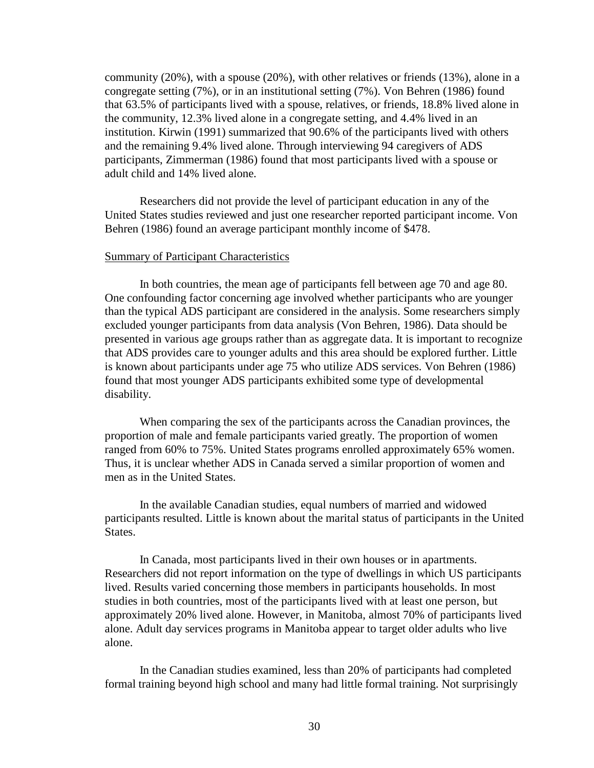community (20%), with a spouse (20%), with other relatives or friends (13%), alone in a congregate setting (7%), or in an institutional setting (7%). Von Behren (1986) found that 63.5% of participants lived with a spouse, relatives, or friends, 18.8% lived alone in the community, 12.3% lived alone in a congregate setting, and 4.4% lived in an institution. Kirwin (1991) summarized that 90.6% of the participants lived with others and the remaining 9.4% lived alone. Through interviewing 94 caregivers of ADS participants, Zimmerman (1986) found that most participants lived with a spouse or adult child and 14% lived alone.

Researchers did not provide the level of participant education in any of the United States studies reviewed and just one researcher reported participant income. Von Behren (1986) found an average participant monthly income of $478.

Summary of Participant Characteristics

In both countries, the mean age of participants fell between age 70 and age 80. One confounding factor concerning age involved whether participants who are younger than the typical ADS participant are considered in the analysis. Some researchers simply excluded younger participants from data analysis (Von Behren, 1986). Data should be presented in various age groups rather than as aggregate data. It is important to recognize that ADS provides care to younger adults and this area should be explored further. Little is known about participants under age 75 who utilize ADS services. Von Behren (1986) found that most younger ADS participants exhibited some type of developmental disability.

When comparing the sex of the participants across the Canadian provinces, the proportion of male and female participants varied greatly. The proportion of women ranged from 60% to 75%. United States programs enrolled approximately 65% women. Thus, it is unclear whether ADS in Canada served a similar proportion of women and men as in the United States.

In the available Canadian studies, equal numbers of married and widowed participants resulted. Little is known about the marital status of participants in the United States.

In Canada, most participants lived in their own houses or in apartments. Researchers did not report information on the type of dwellings in which US participants lived. Results varied concerning those members in participants households. In most studies in both countries, most of the participants lived with at least one person, but approximately 20% lived alone. However, in Manitoba, almost 70% of participants lived alone. Adult day services programs in Manitoba appear to target older adults who live alone.

In the Canadian studies examined, less than 20% of participants had completed formal training beyond high school and many had little formal training. Not surprisingly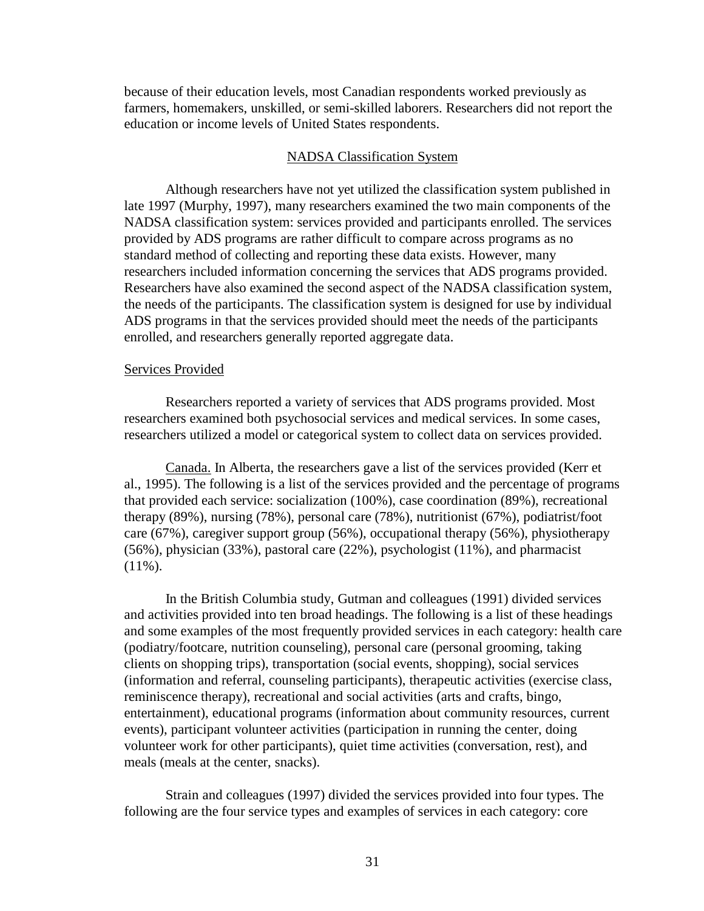because of their education levels, most Canadian respondents worked previously as farmers, homemakers, unskilled, or semi-skilled laborers. Researchers did not report the education or income levels of United States respondents.

## NADSA Classification System

Although researchers have not yet utilized the classification system published in late 1997 (Murphy, 1997), many researchers examined the two main components of the NADSA classification system: services provided and participants enrolled. The services provided by ADS programs are rather difficult to compare across programs as no standard method of collecting and reporting these data exists. However, many researchers included information concerning the services that ADS programs provided. Researchers have also examined the second aspect of the NADSA classification system, the needs of the participants. The classification system is designed for use by individual ADS programs in that the services provided should meet the needs of the participants enrolled, and researchers generally reported aggregate data.

### Services Provided

Researchers reported a variety of services that ADS programs provided. Most researchers examined both psychosocial services and medical services. In some cases, researchers utilized a model or categorical system to collect data on services provided.

Canada. In Alberta, the researchers gave a list of the services provided (Kerr et al., 1995). The following is a list of the services provided and the percentage of programs that provided each service: socialization (100%), case coordination (89%), recreational therapy (89%), nursing (78%), personal care (78%), nutritionist (67%), podiatrist/foot care (67%), caregiver support group (56%), occupational therapy (56%), physiotherapy (56%), physician (33%), pastoral care (22%), psychologist (11%), and pharmacist (11%).

In the British Columbia study, Gutman and colleagues (1991) divided services and activities provided into ten broad headings. The following is a list of these headings and some examples of the most frequently provided services in each category: health care (podiatry/footcare, nutrition counseling), personal care (personal grooming, taking clients on shopping trips), transportation (social events, shopping), social services (information and referral, counseling participants), therapeutic activities (exercise class, reminiscence therapy), recreational and social activities (arts and crafts, bingo, entertainment), educational programs (information about community resources, current events), participant volunteer activities (participation in running the center, doing volunteer work for other participants), quiet time activities (conversation, rest), and meals (meals at the center, snacks).

Strain and colleagues (1997) divided the services provided into four types. The following are the four service types and examples of services in each category: core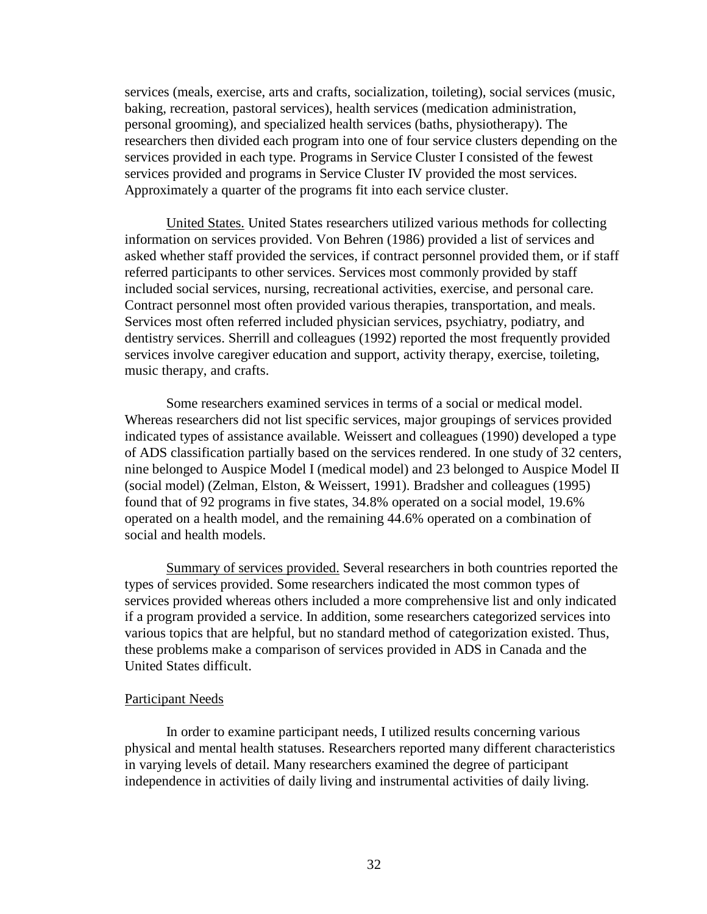services (meals, exercise, arts and crafts, socialization, toileting), social services (music, baking, recreation, pastoral services), health services (medication administration, personal grooming), and specialized health services (baths, physiotherapy). The researchers then divided each program into one of four service clusters depending on the services provided in each type. Programs in Service Cluster I consisted of the fewest services provided and programs in Service Cluster IV provided the most services. Approximately a quarter of the programs fit into each service cluster.

United States. United States researchers utilized various methods for collecting information on services provided. Von Behren (1986) provided a list of services and asked whether staff provided the services, if contract personnel provided them, or if staff referred participants to other services. Services most commonly provided by staff included social services, nursing, recreational activities, exercise, and personal care. Contract personnel most often provided various therapies, transportation, and meals. Services most often referred included physician services, psychiatry, podiatry, and dentistry services. Sherrill and colleagues (1992) reported the most frequently provided services involve caregiver education and support, activity therapy, exercise, toileting, music therapy, and crafts.

Some researchers examined services in terms of a social or medical model. Whereas researchers did not list specific services, major groupings of services provided indicated types of assistance available. Weissert and colleagues (1990) developed a type of ADS classification partially based on the services rendered. In one study of 32 centers, nine belonged to Auspice Model I (medical model) and 23 belonged to Auspice Model II (social model) (Zelman, Elston, & Weissert, 1991). Bradsher and colleagues (1995) found that of 92 programs in five states, 34.8% operated on a social model, 19.6% operated on a health model, and the remaining 44.6% operated on a combination of social and health models.

Summary of services provided. Several researchers in both countries reported the types of services provided. Some researchers indicated the most common types of services provided whereas others included a more comprehensive list and only indicated if a program provided a service. In addition, some researchers categorized services into various topics that are helpful, but no standard method of categorization existed. Thus, these problems make a comparison of services provided in ADS in Canada and the United States difficult.

### Participant Needs

In order to examine participant needs, I utilized results concerning various physical and mental health statuses. Researchers reported many different characteristics in varying levels of detail. Many researchers examined the degree of participant independence in activities of daily living and instrumental activities of daily living.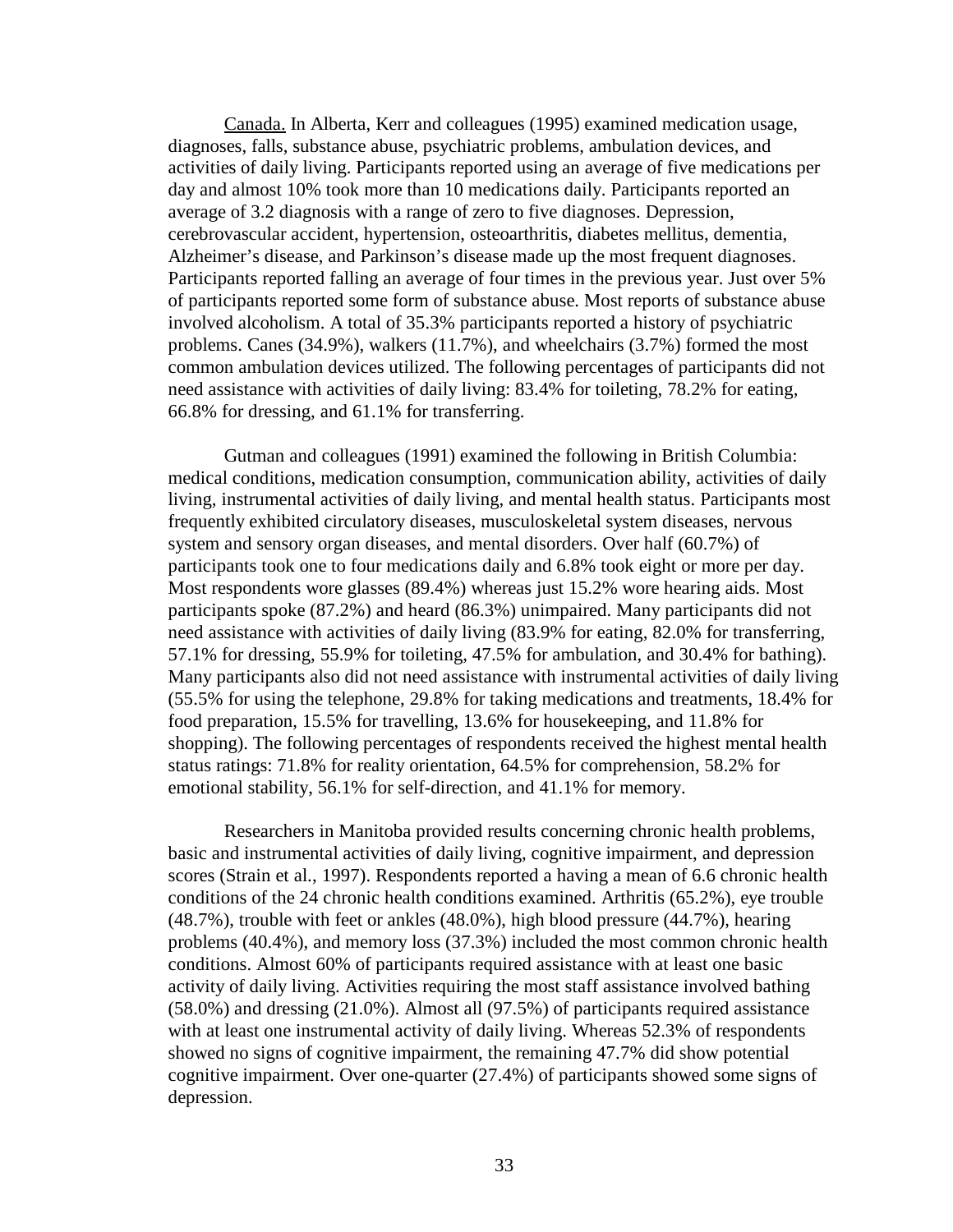Canada. In Alberta, Kerr and colleagues (1995) examined medication usage, diagnoses, falls, substance abuse, psychiatric problems, ambulation devices, and activities of daily living. Participants reported using an average of five medications per day and almost 10% took more than 10 medications daily. Participants reported an average of 3.2 diagnosis with a range of zero to five diagnoses. Depression, cerebrovascular accident, hypertension, osteoarthritis, diabetes mellitus, dementia, Alzheimer's disease, and Parkinson's disease made up the most frequent diagnoses. Participants reported falling an average of four times in the previous year. Just over 5% of participants reported some form of substance abuse. Most reports of substance abuse involved alcoholism. A total of 35.3% participants reported a history of psychiatric problems. Canes (34.9%), walkers (11.7%), and wheelchairs (3.7%) formed the most common ambulation devices utilized. The following percentages of participants did not need assistance with activities of daily living: 83.4% for toileting, 78.2% for eating, 66.8% for dressing, and 61.1% for transferring.

Gutman and colleagues (1991) examined the following in British Columbia: medical conditions, medication consumption, communication ability, activities of daily living, instrumental activities of daily living, and mental health status. Participants most frequently exhibited circulatory diseases, musculoskeletal system diseases, nervous system and sensory organ diseases, and mental disorders. Over half (60.7%) of participants took one to four medications daily and 6.8% took eight or more per day. Most respondents wore glasses (89.4%) whereas just 15.2% wore hearing aids. Most participants spoke (87.2%) and heard (86.3%) unimpaired. Many participants did not need assistance with activities of daily living (83.9% for eating, 82.0% for transferring, 57.1% for dressing, 55.9% for toileting, 47.5% for ambulation, and 30.4% for bathing). Many participants also did not need assistance with instrumental activities of daily living (55.5% for using the telephone, 29.8% for taking medications and treatments, 18.4% for food preparation, 15.5% for travelling, 13.6% for housekeeping, and 11.8% for shopping). The following percentages of respondents received the highest mental health status ratings: 71.8% for reality orientation, 64.5% for comprehension, 58.2% for emotional stability, 56.1% for self-direction, and 41.1% for memory.

Researchers in Manitoba provided results concerning chronic health problems, basic and instrumental activities of daily living, cognitive impairment, and depression scores (Strain et al., 1997). Respondents reported a having a mean of 6.6 chronic health conditions of the 24 chronic health conditions examined. Arthritis (65.2%), eye trouble (48.7%), trouble with feet or ankles (48.0%), high blood pressure (44.7%), hearing problems (40.4%), and memory loss (37.3%) included the most common chronic health conditions. Almost 60% of participants required assistance with at least one basic activity of daily living. Activities requiring the most staff assistance involved bathing (58.0%) and dressing (21.0%). Almost all (97.5%) of participants required assistance with at least one instrumental activity of daily living. Whereas 52.3% of respondents showed no signs of cognitive impairment, the remaining 47.7% did show potential cognitive impairment. Over one-quarter (27.4%) of participants showed some signs of depression.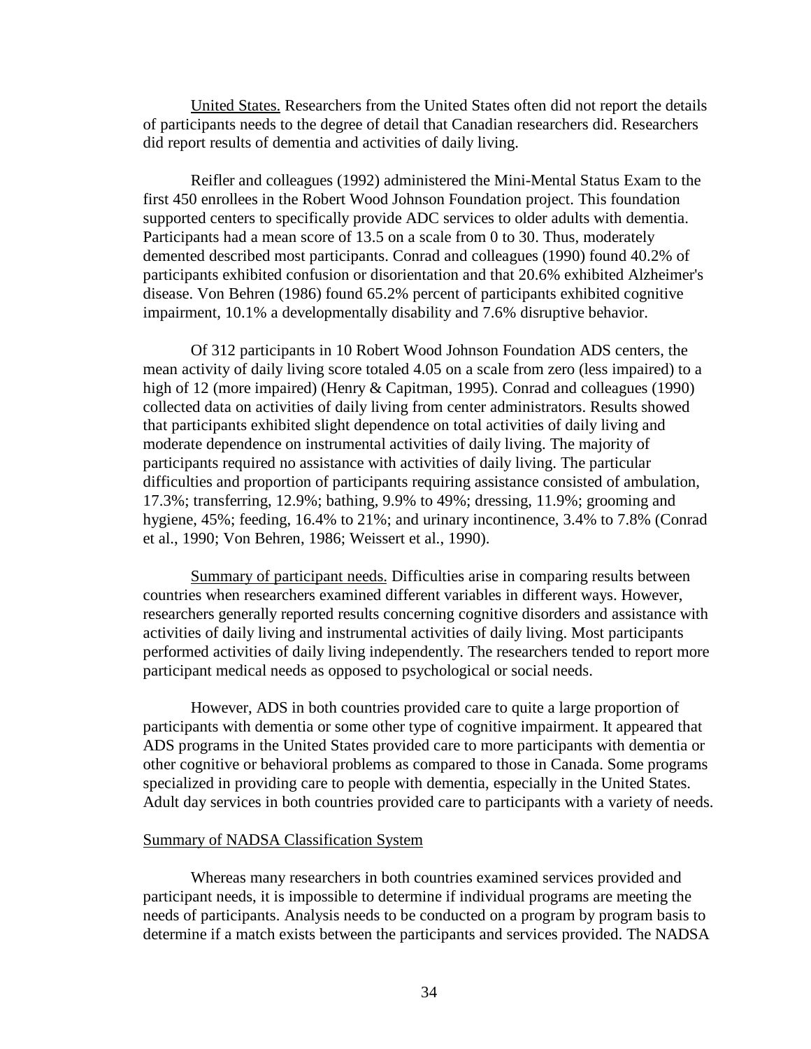<u>United States.</u> Researchers from the United States often did not report the details of participants needs to the degree of detail that Canadian researchers did. Researchers did report results of dementia and activities of daily living.

Reifler and colleagues (1992) administered the Mini-Mental Status Exam to the first 450 enrollees in the Robert Wood Johnson Foundation project. This foundation supported centers to specifically provide ADC services to older adults with dementia. Participants had a mean score of 13.5 on a scale from 0 to 30. Thus, moderately demented described most participants. Conrad and colleagues (1990) found 40.2% of participants exhibited confusion or disorientation and that 20.6% exhibited Alzheimer's disease. Von Behren (1986) found 65.2% percent of participants exhibited cognitive impairment, 10.1% a developmentally disability and 7.6% disruptive behavior.

Of 312 participants in 10 Robert Wood Johnson Foundation ADS centers, the mean activity of daily living score totaled 4.05 on a scale from zero (less impaired) to a high of 12 (more impaired) (Henry & Capitman, 1995). Conrad and colleagues (1990) collected data on activities of daily living from center administrators. Results showed that participants exhibited slight dependence on total activities of daily living and moderate dependence on instrumental activities of daily living. The majority of participants required no assistance with activities of daily living. The particular difficulties and proportion of participants requiring assistance consisted of ambulation, 17.3%; transferring, 12.9%; bathing, 9.9% to 49%; dressing, 11.9%; grooming and hygiene, 45%; feeding, 16.4% to 21%; and urinary incontinence, 3.4% to 7.8% (Conrad et al., 1990; Von Behren, 1986; Weissert et al., 1990).

<u>Summary of participant needs.</u> Difficulties arise in comparing results between countries when researchers examined different variables in different ways. However, researchers generally reported results concerning cognitive disorders and assistance with activities of daily living and instrumental activities of daily living. Most participants performed activities of daily living independently. The researchers tended to report more participant medical needs as opposed to psychological or social needs.

However, ADS in both countries provided care to quite a large proportion of participants with dementia or some other type of cognitive impairment. It appeared that ADS programs in the United States provided care to more participants with dementia or other cognitive or behavioral problems as compared to those in Canada. Some programs specialized in providing care to people with dementia, especially in the United States. Adult day services in both countries provided care to participants with a variety of needs.

## <u>Summary of NADSA Classification System</u>

Whereas many researchers in both countries examined services provided and participant needs, it is impossible to determine if individual programs are meeting the needs of participants. Analysis needs to be conducted on a program by program basis to determine if a match exists between the participants and services provided. The NADSA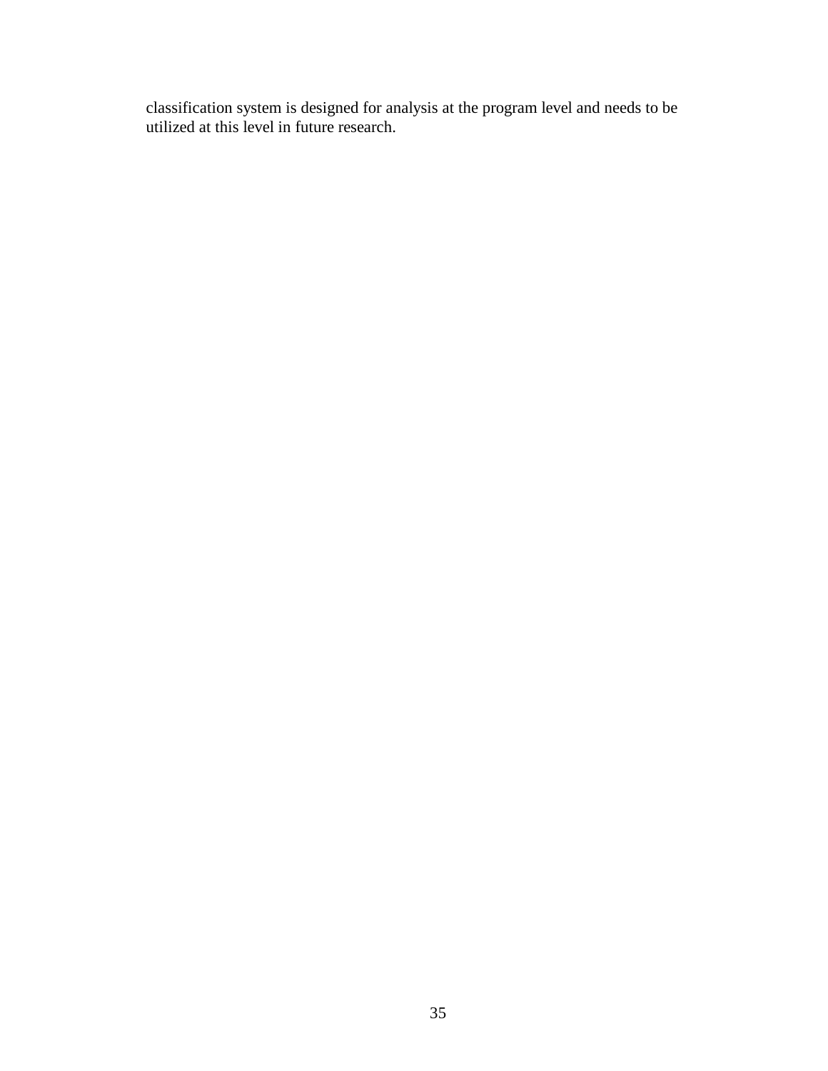classification system is designed for analysis at the program level and needs to be utilized at this level in future research.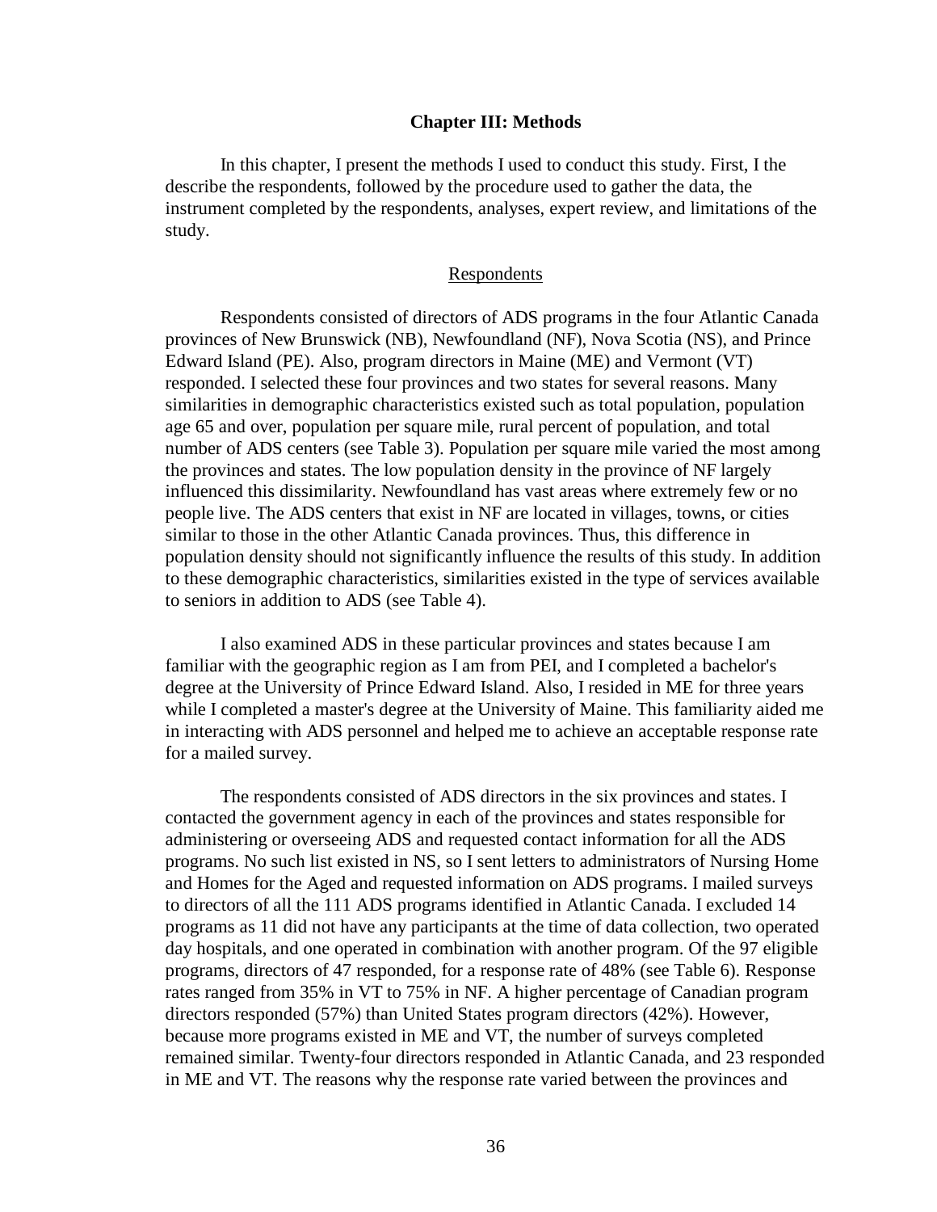## Chapter III: Methods

In this chapter, I present the methods I used to conduct this study. First, I the describe the respondents, followed by the procedure used to gather the data, the instrument completed by the respondents, analyses, expert review, and limitations of the study.

### Respondents

Respondents consisted of directors of ADS programs in the four Atlantic Canada provinces of New Brunswick (NB), Newfoundland (NF), Nova Scotia (NS), and Prince Edward Island (PE). Also, program directors in Maine (ME) and Vermont (VT) responded. I selected these four provinces and two states for several reasons. Many similarities in demographic characteristics existed such as total population, population age 65 and over, population per square mile, rural percent of population, and total number of ADS centers (see Table 3). Population per square mile varied the most among the provinces and states. The low population density in the province of NF largely influenced this dissimilarity. Newfoundland has vast areas where extremely few or no people live. The ADS centers that exist in NF are located in villages, towns, or cities similar to those in the other Atlantic Canada provinces. Thus, this difference in population density should not significantly influence the results of this study. In addition to these demographic characteristics, similarities existed in the type of services available to seniors in addition to ADS (see Table 4).

I also examined ADS in these particular provinces and states because I am familiar with the geographic region as I am from PEI, and I completed a bachelor's degree at the University of Prince Edward Island. Also, I resided in ME for three years while I completed a master's degree at the University of Maine. This familiarity aided me in interacting with ADS personnel and helped me to achieve an acceptable response rate for a mailed survey.

The respondents consisted of ADS directors in the six provinces and states. I contacted the government agency in each of the provinces and states responsible for administering or overseeing ADS and requested contact information for all the ADS programs. No such list existed in NS, so I sent letters to administrators of Nursing Home and Homes for the Aged and requested information on ADS programs. I mailed surveys to directors of all the 111 ADS programs identified in Atlantic Canada. I excluded 14 programs as 11 did not have any participants at the time of data collection, two operated day hospitals, and one operated in combination with another program. Of the 97 eligible programs, directors of 47 responded, for a response rate of 48% (see Table 6). Response rates ranged from 35% in VT to 75% in NF. A higher percentage of Canadian program directors responded (57%) than United States program directors (42%). However, because more programs existed in ME and VT, the number of surveys completed remained similar. Twenty-four directors responded in Atlantic Canada, and 23 responded in ME and VT. The reasons why the response rate varied between the provinces and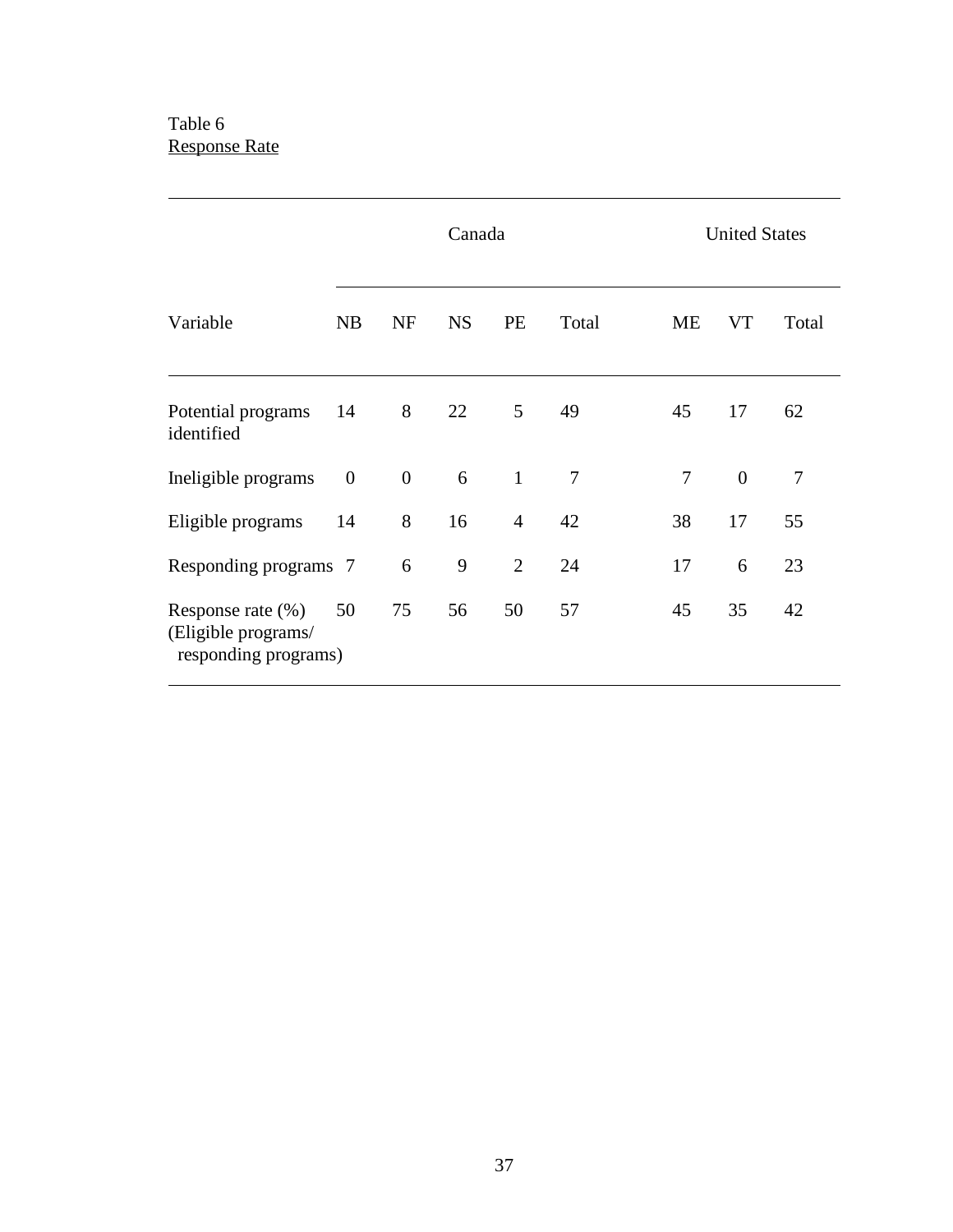Table 6

Response Rate

| Variable | Canada | | | | | United States | | |
|---|---|---|---|---|---|---|---|---|
| | NB | NF | NS | PE | Total | ME | VT | Total |
| Potential programs identified | 14 | 8 | 22 | 5 | 49 | 45 | 17 | 62 |
| Ineligible programs | 0 | 0 | 6 | 1 | 7 | 7 | 0 | 7 |
| Eligible programs | 14 | 8 | 16 | 4 | 42 | 38 | 17 | 55 |
| Responding programs | 7 | 6 | 9 | 2 | 24 | 17 | 6 | 23 |
| Response rate (%) (Eligible programs/ responding programs) | 50 | 75 | 56 | 50 | 57 | 45 | 35 | 42 |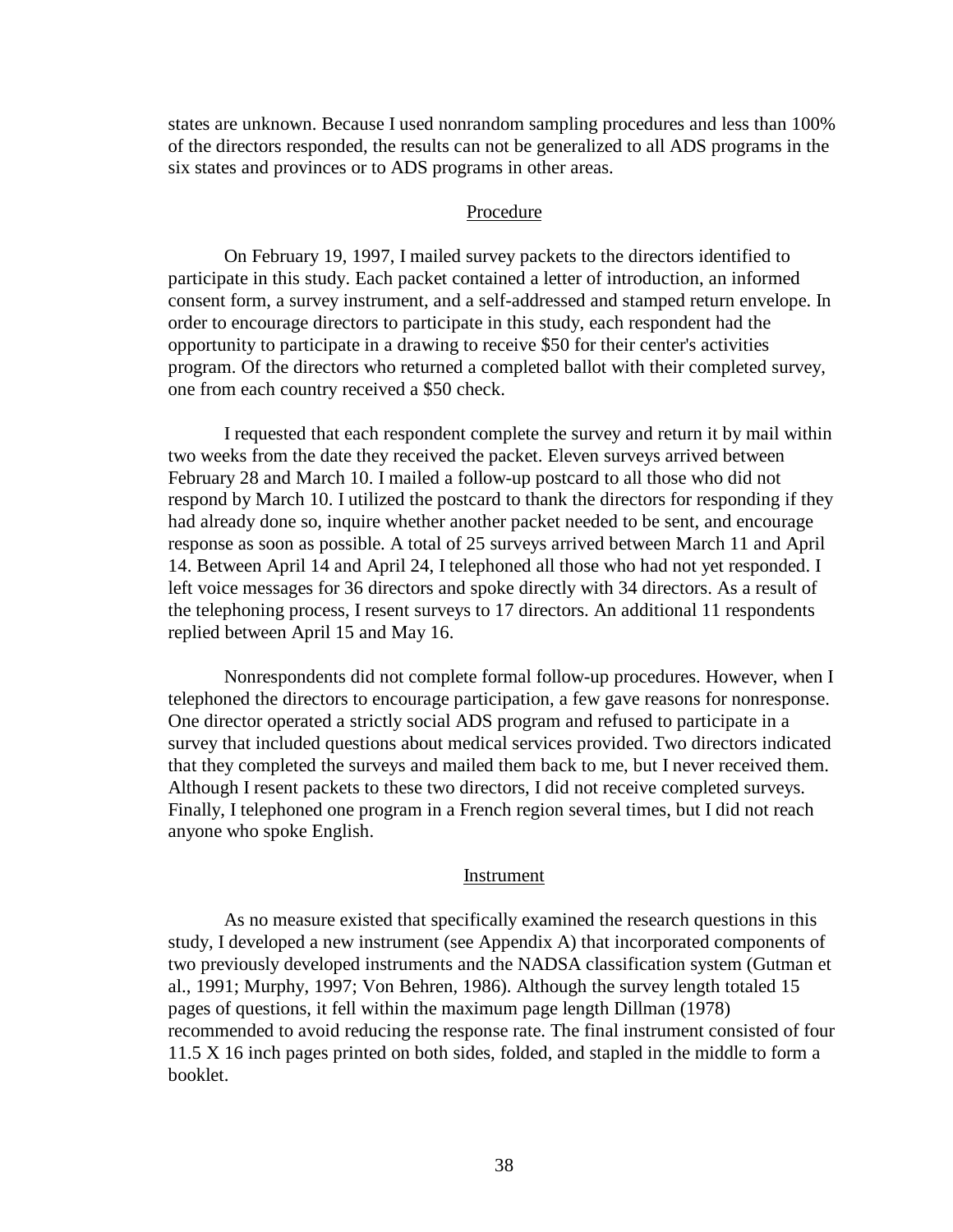states are unknown. Because I used nonrandom sampling procedures and less than 100% of the directors responded, the results can not be generalized to all ADS programs in the six states and provinces or to ADS programs in other areas.

## Procedure

On February 19, 1997, I mailed survey packets to the directors identified to participate in this study. Each packet contained a letter of introduction, an informed consent form, a survey instrument, and a self-addressed and stamped return envelope. In order to encourage directors to participate in this study, each respondent had the opportunity to participate in a drawing to receive $50 for their center's activities program. Of the directors who returned a completed ballot with their completed survey, one from each country received a $50 check.

I requested that each respondent complete the survey and return it by mail within two weeks from the date they received the packet. Eleven surveys arrived between February 28 and March 10. I mailed a follow-up postcard to all those who did not respond by March 10. I utilized the postcard to thank the directors for responding if they had already done so, inquire whether another packet needed to be sent, and encourage response as soon as possible. A total of 25 surveys arrived between March 11 and April 14. Between April 14 and April 24, I telephoned all those who had not yet responded. I left voice messages for 36 directors and spoke directly with 34 directors. As a result of the telephoning process, I resent surveys to 17 directors. An additional 11 respondents replied between April 15 and May 16.

Nonrespondents did not complete formal follow-up procedures. However, when I telephoned the directors to encourage participation, a few gave reasons for nonresponse. One director operated a strictly social ADS program and refused to participate in a survey that included questions about medical services provided. Two directors indicated that they completed the surveys and mailed them back to me, but I never received them. Although I resent packets to these two directors, I did not receive completed surveys. Finally, I telephoned one program in a French region several times, but I did not reach anyone who spoke English.

## Instrument

As no measure existed that specifically examined the research questions in this study, I developed a new instrument (see Appendix A) that incorporated components of two previously developed instruments and the NADSA classification system (Gutman et al., 1991; Murphy, 1997; Von Behren, 1986). Although the survey length totaled 15 pages of questions, it fell within the maximum page length Dillman (1978) recommended to avoid reducing the response rate. The final instrument consisted of four 11.5 X 16 inch pages printed on both sides, folded, and stapled in the middle to form a booklet.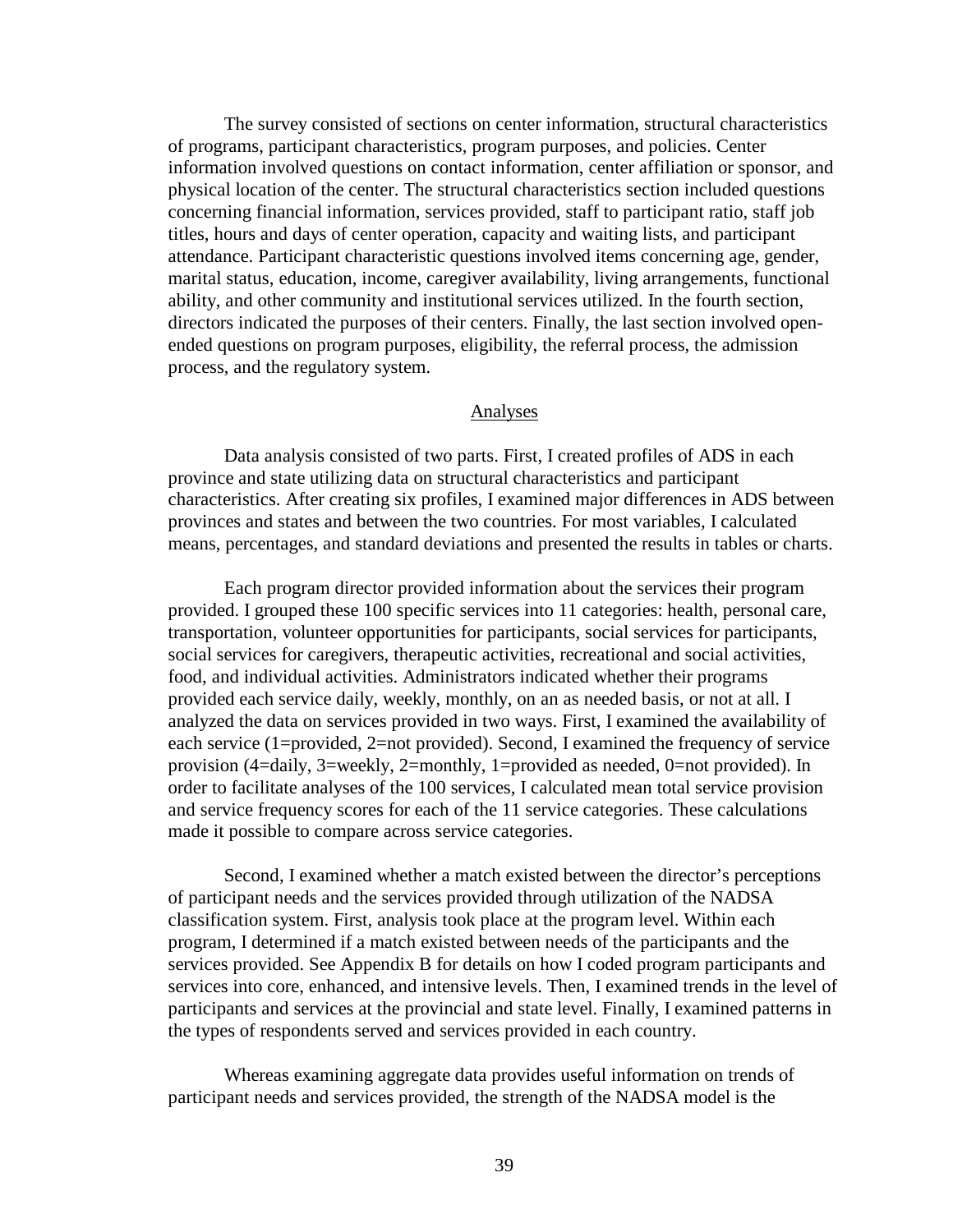The survey consisted of sections on center information, structural characteristics of programs, participant characteristics, program purposes, and policies. Center information involved questions on contact information, center affiliation or sponsor, and physical location of the center. The structural characteristics section included questions concerning financial information, services provided, staff to participant ratio, staff job titles, hours and days of center operation, capacity and waiting lists, and participant attendance. Participant characteristic questions involved items concerning age, gender, marital status, education, income, caregiver availability, living arrangements, functional ability, and other community and institutional services utilized. In the fourth section, directors indicated the purposes of their centers. Finally, the last section involved open-ended questions on program purposes, eligibility, the referral process, the admission process, and the regulatory system.

## Analyses

Data analysis consisted of two parts. First, I created profiles of ADS in each province and state utilizing data on structural characteristics and participant characteristics. After creating six profiles, I examined major differences in ADS between provinces and states and between the two countries. For most variables, I calculated means, percentages, and standard deviations and presented the results in tables or charts.

Each program director provided information about the services their program provided. I grouped these 100 specific services into 11 categories: health, personal care, transportation, volunteer opportunities for participants, social services for participants, social services for caregivers, therapeutic activities, recreational and social activities, food, and individual activities. Administrators indicated whether their programs provided each service daily, weekly, monthly, on an as needed basis, or not at all. I analyzed the data on services provided in two ways. First, I examined the availability of each service (1=provided, 2=not provided). Second, I examined the frequency of service provision (4=daily, 3=weekly, 2=monthly, 1=provided as needed, 0=not provided). In order to facilitate analyses of the 100 services, I calculated mean total service provision and service frequency scores for each of the 11 service categories. These calculations made it possible to compare across service categories.

Second, I examined whether a match existed between the director's perceptions of participant needs and the services provided through utilization of the NADSA classification system. First, analysis took place at the program level. Within each program, I determined if a match existed between needs of the participants and the services provided. See Appendix B for details on how I coded program participants and services into core, enhanced, and intensive levels. Then, I examined trends in the level of participants and services at the provincial and state level. Finally, I examined patterns in the types of respondents served and services provided in each country.

Whereas examining aggregate data provides useful information on trends of participant needs and services provided, the strength of the NADSA model is the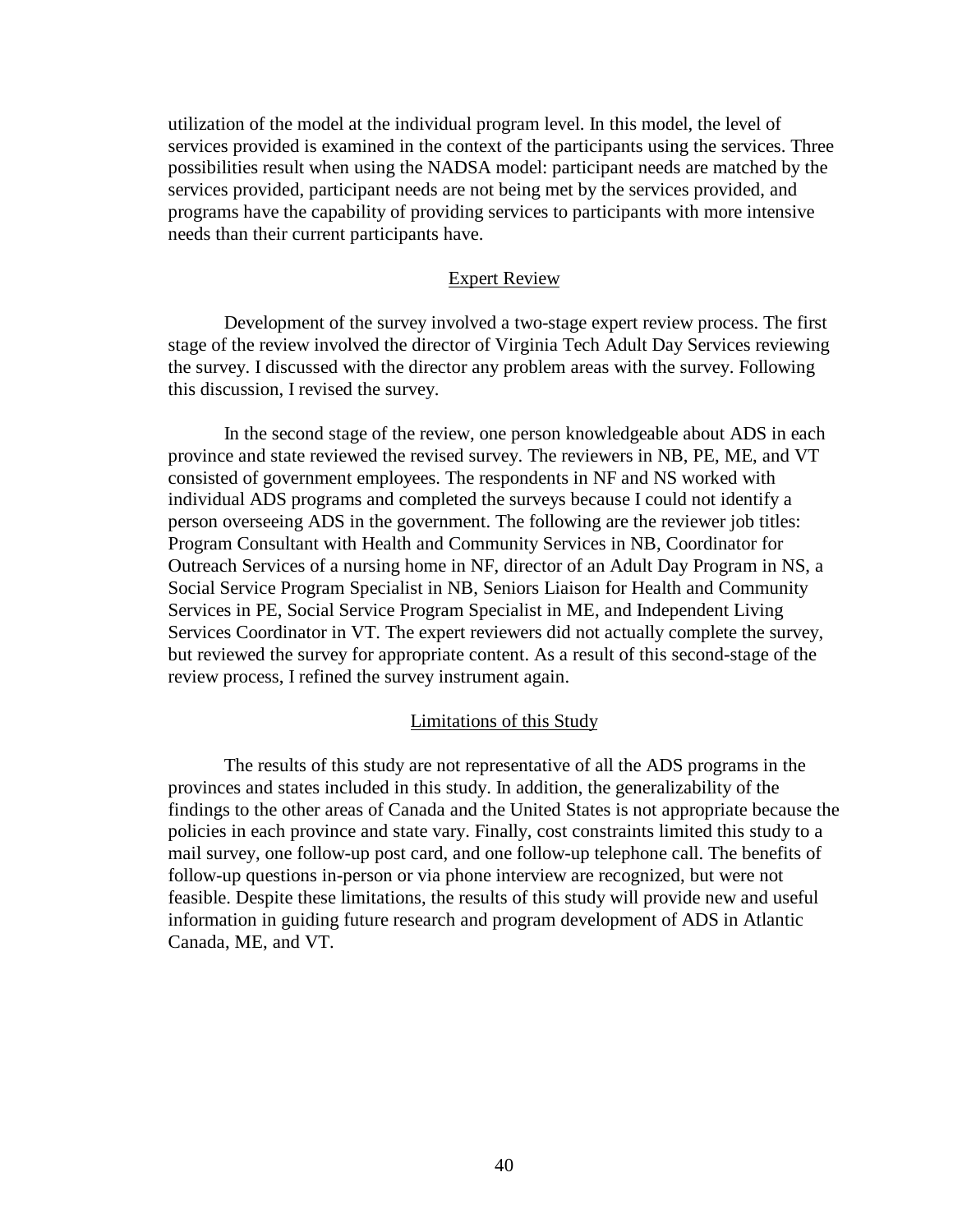utilization of the model at the individual program level. In this model, the level of services provided is examined in the context of the participants using the services. Three possibilities result when using the NADSA model: participant needs are matched by the services provided, participant needs are not being met by the services provided, and programs have the capability of providing services to participants with more intensive needs than their current participants have.

## Expert Review

Development of the survey involved a two-stage expert review process. The first stage of the review involved the director of Virginia Tech Adult Day Services reviewing the survey. I discussed with the director any problem areas with the survey. Following this discussion, I revised the survey.

In the second stage of the review, one person knowledgeable about ADS in each province and state reviewed the revised survey. The reviewers in NB, PE, ME, and VT consisted of government employees. The respondents in NF and NS worked with individual ADS programs and completed the surveys because I could not identify a person overseeing ADS in the government. The following are the reviewer job titles: Program Consultant with Health and Community Services in NB, Coordinator for Outreach Services of a nursing home in NF, director of an Adult Day Program in NS, a Social Service Program Specialist in NB, Seniors Liaison for Health and Community Services in PE, Social Service Program Specialist in ME, and Independent Living Services Coordinator in VT. The expert reviewers did not actually complete the survey, but reviewed the survey for appropriate content. As a result of this second-stage of the review process, I refined the survey instrument again.

## Limitations of this Study

The results of this study are not representative of all the ADS programs in the provinces and states included in this study. In addition, the generalizability of the findings to the other areas of Canada and the United States is not appropriate because the policies in each province and state vary. Finally, cost constraints limited this study to a mail survey, one follow-up post card, and one follow-up telephone call. The benefits of follow-up questions in-person or via phone interview are recognized, but were not feasible. Despite these limitations, the results of this study will provide new and useful information in guiding future research and program development of ADS in Atlantic Canada, ME, and VT.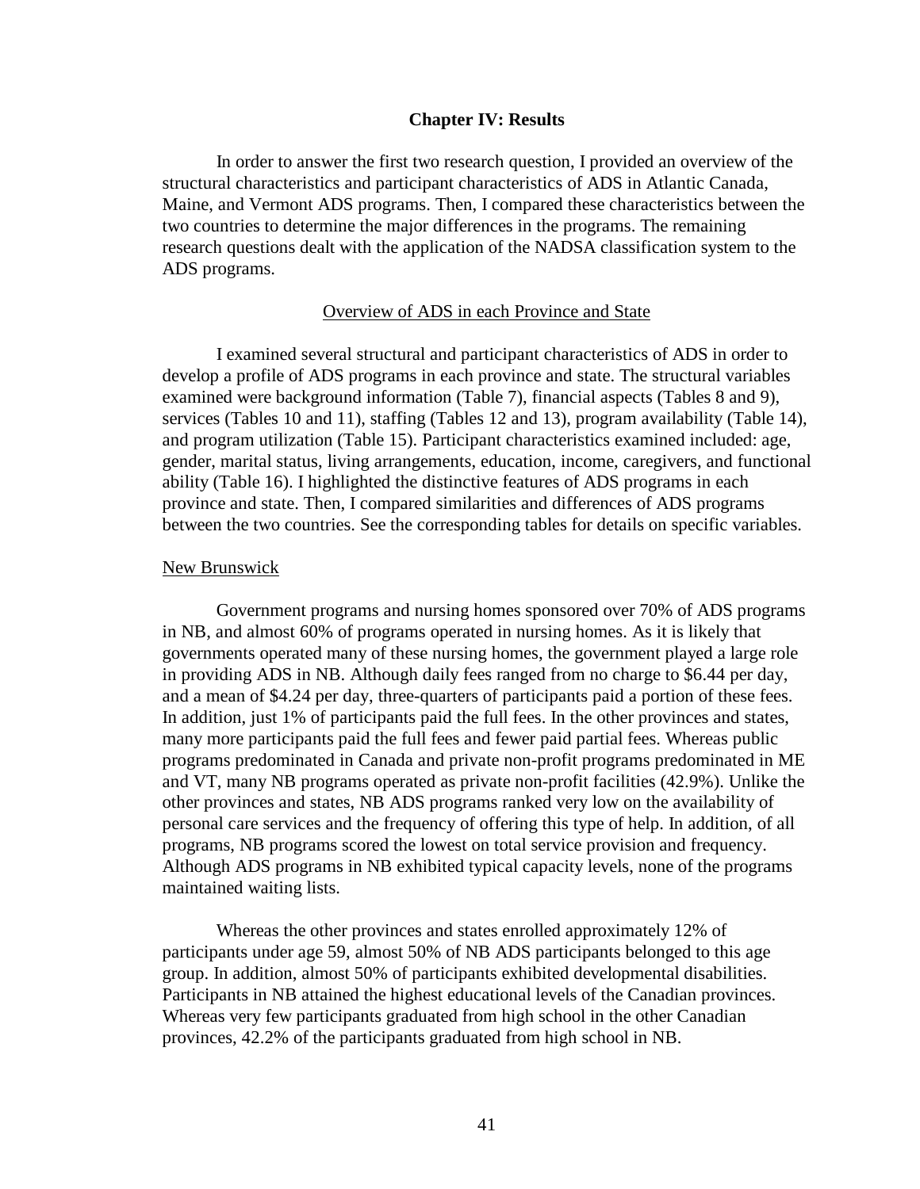## Chapter IV: Results

In order to answer the first two research question, I provided an overview of the structural characteristics and participant characteristics of ADS in Atlantic Canada, Maine, and Vermont ADS programs. Then, I compared these characteristics between the two countries to determine the major differences in the programs. The remaining research questions dealt with the application of the NADSA classification system to the ADS programs.

### Overview of ADS in each Province and State

I examined several structural and participant characteristics of ADS in order to develop a profile of ADS programs in each province and state. The structural variables examined were background information (Table 7), financial aspects (Tables 8 and 9), services (Tables 10 and 11), staffing (Tables 12 and 13), program availability (Table 14), and program utilization (Table 15). Participant characteristics examined included: age, gender, marital status, living arrangements, education, income, caregivers, and functional ability (Table 16). I highlighted the distinctive features of ADS programs in each province and state. Then, I compared similarities and differences of ADS programs between the two countries. See the corresponding tables for details on specific variables.

#### New Brunswick

Government programs and nursing homes sponsored over 70% of ADS programs in NB, and almost 60% of programs operated in nursing homes. As it is likely that governments operated many of these nursing homes, the government played a large role in providing ADS in NB. Although daily fees ranged from no charge to $6.44 per day, and a mean of $4.24 per day, three-quarters of participants paid a portion of these fees. In addition, just 1% of participants paid the full fees. In the other provinces and states, many more participants paid the full fees and fewer paid partial fees. Whereas public programs predominated in Canada and private non-profit programs predominated in ME and VT, many NB programs operated as private non-profit facilities (42.9%). Unlike the other provinces and states, NB ADS programs ranked very low on the availability of personal care services and the frequency of offering this type of help. In addition, of all programs, NB programs scored the lowest on total service provision and frequency. Although ADS programs in NB exhibited typical capacity levels, none of the programs maintained waiting lists.

Whereas the other provinces and states enrolled approximately 12% of participants under age 59, almost 50% of NB ADS participants belonged to this age group. In addition, almost 50% of participants exhibited developmental disabilities. Participants in NB attained the highest educational levels of the Canadian provinces. Whereas very few participants graduated from high school in the other Canadian provinces, 42.2% of the participants graduated from high school in NB.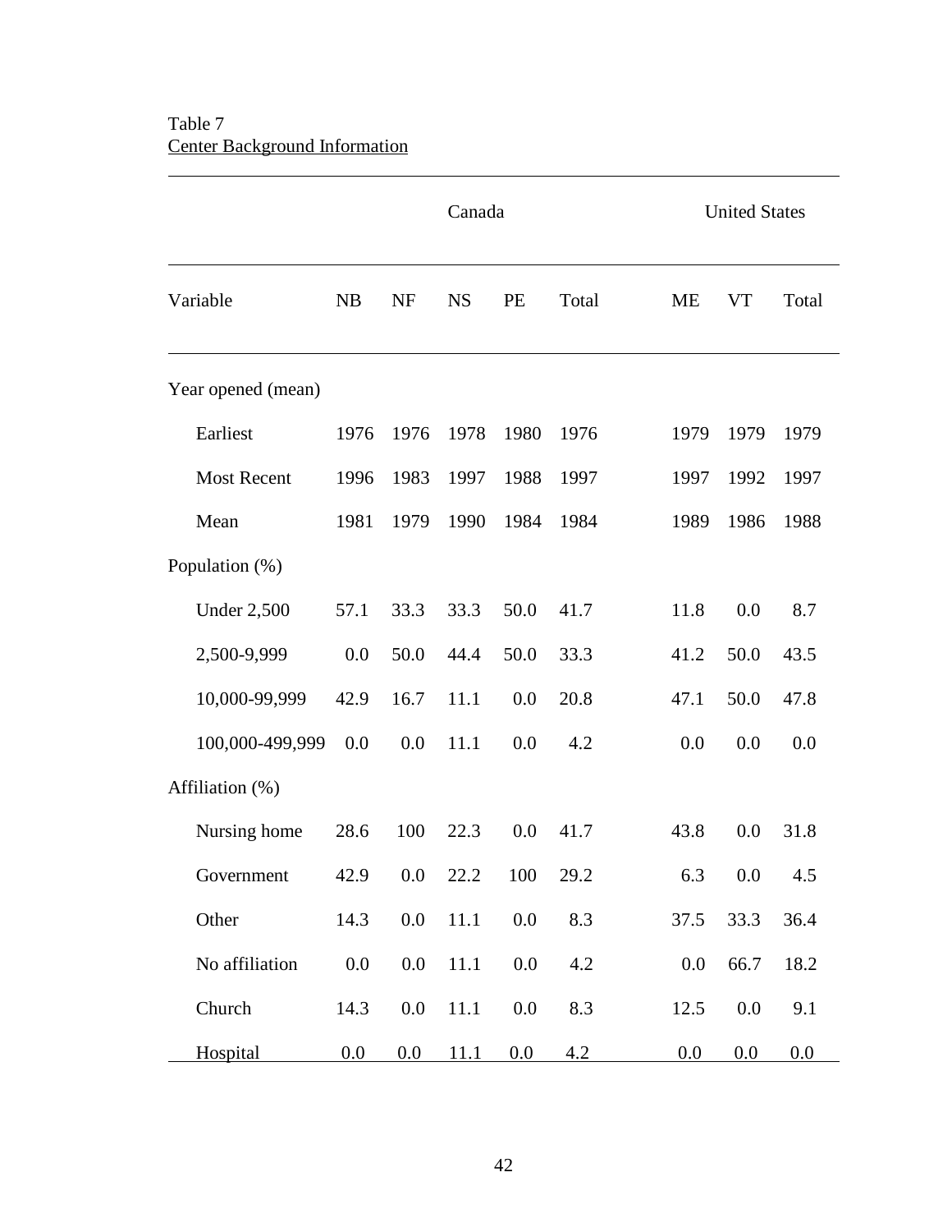Table 7
Center Background Information

| | Canada | | | | | United States | | |
|---|---|---|---|---|---|---|---|---|
| Variable | NB | NF | NS | PE | Total | ME | VT | Total |
| Year opened (mean) | | | | | | | | |
| Earliest | 1976 | 1976 | 1978 | 1980 | 1976 | 1979 | 1979 | 1979 |
| Most Recent | 1996 | 1983 | 1997 | 1988 | 1997 | 1997 | 1992 | 1997 |
| Mean | 1981 | 1979 | 1990 | 1984 | 1984 | 1989 | 1986 | 1988 |
| Population (%) | | | | | | | | |
| Under 2,500 | 57.1 | 33.3 | 33.3 | 50.0 | 41.7 | 11.8 | 0.0 | 8.7 |
| 2,500-9,999 | 0.0 | 50.0 | 44.4 | 50.0 | 33.3 | 41.2 | 50.0 | 43.5 |
| 10,000-99,999 | 42.9 | 16.7 | 11.1 | 0.0 | 20.8 | 47.1 | 50.0 | 47.8 |
| 100,000-499,999 | 0.0 | 0.0 | 11.1 | 0.0 | 4.2 | 0.0 | 0.0 | 0.0 |
| Affiliation (%) | | | | | | | | |
| Nursing home | 28.6 | 100 | 22.3 | 0.0 | 41.7 | 43.8 | 0.0 | 31.8 |
| Government | 42.9 | 0.0 | 22.2 | 100 | 29.2 | 6.3 | 0.0 | 4.5 |
| Other | 14.3 | 0.0 | 11.1 | 0.0 | 8.3 | 37.5 | 33.3 | 36.4 |
| No affiliation | 0.0 | 0.0 | 11.1 | 0.0 | 4.2 | 0.0 | 66.7 | 18.2 |
| Church | 14.3 | 0.0 | 11.1 | 0.0 | 8.3 | 12.5 | 0.0 | 9.1 |
| Hospital | 0.0 | 0.0 | 11.1 | 0.0 | 4.2 | 0.0 | 0.0 | 0.0 |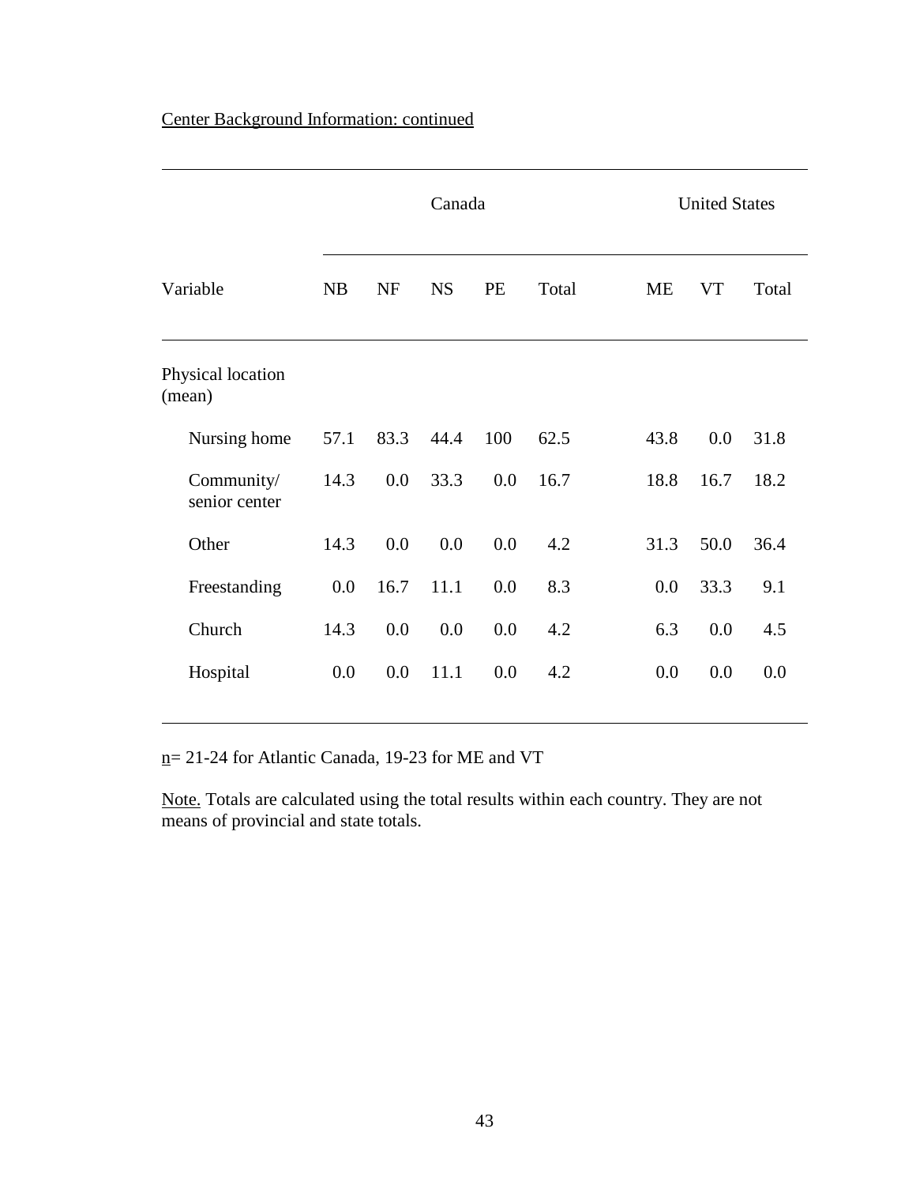Center Background Information: continued

| Variable | Canada | | | | | United States | | |
|---|---|---|---|---|---|---|---|---|
| | NB | NF | NS | PE | Total | ME | VT | Total |
| Physical location (mean) | | | | | | | | |
| Nursing home | 57.1 | 83.3 | 44.4 | 100 | 62.5 | 43.8 | 0.0 | 31.8 |
| Community/ senior center | 14.3 | 0.0 | 33.3 | 0.0 | 16.7 | 18.8 | 16.7 | 18.2 |
| Other | 14.3 | 0.0 | 0.0 | 0.0 | 4.2 | 31.3 | 50.0 | 36.4 |
| Freestanding | 0.0 | 16.7 | 11.1 | 0.0 | 8.3 | 0.0 | 33.3 | 9.1 |
| Church | 14.3 | 0.0 | 0.0 | 0.0 | 4.2 | 6.3 | 0.0 | 4.5 |
| Hospital | 0.0 | 0.0 | 11.1 | 0.0 | 4.2 | 0.0 | 0.0 | 0.0 |

n= 21-24 for Atlantic Canada, 19-23 for ME and VT

Note. Totals are calculated using the total results within each country. They are not means of provincial and state totals.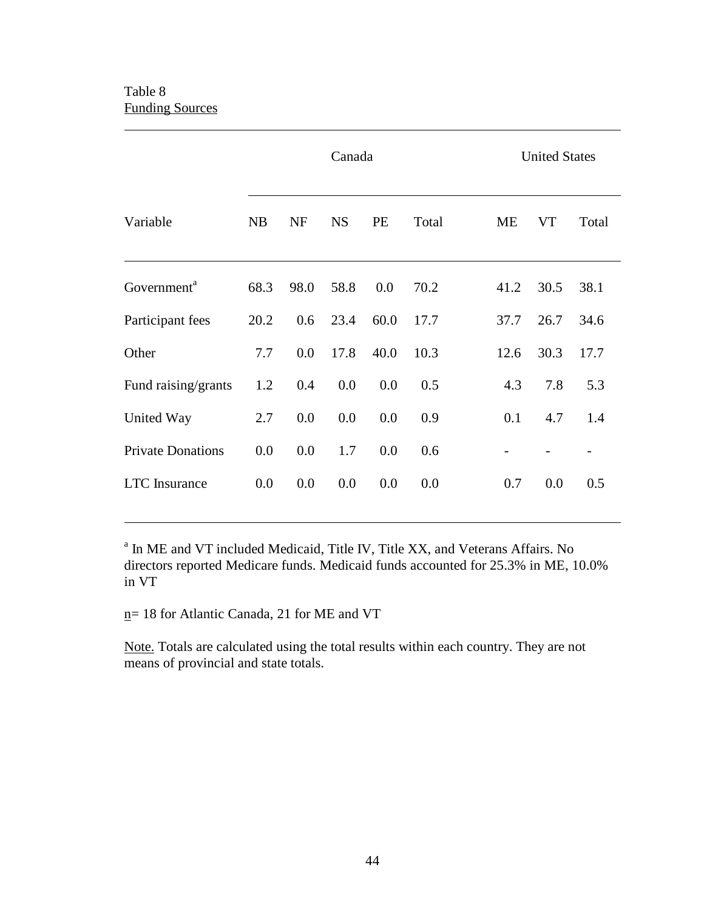Table 8
Funding Sources

| Variable | Canada | | | | | United States | | |
|---|---|---|---|---|---|---|---|---|
| | NB | NF | NS | PE | Total | ME | VT | Total |
| Government[a] | 68.3 | 98.0 | 58.8 | 0.0 | 70.2 | 41.2 | 30.5 | 38.1 |
| Participant fees | 20.2 | 0.6 | 23.4 | 60.0 | 17.7 | 37.7 | 26.7 | 34.6 |
| Other | 7.7 | 0.0 | 17.8 | 40.0 | 10.3 | 12.6 | 30.3 | 17.7 |
| Fund raising/grants | 1.2 | 0.4 | 0.0 | 0.0 | 0.5 | 4.3 | 7.8 | 5.3 |
| United Way | 2.7 | 0.0 | 0.0 | 0.0 | 0.9 | 0.1 | 4.7 | 1.4 |
| Private Donations | 0.0 | 0.0 | 1.7 | 0.0 | 0.6 | - | - | - |
| LTC Insurance | 0.0 | 0.0 | 0.0 | 0.0 | 0.0 | 0.7 | 0.0 | 0.5 |

[a] In ME and VT included Medicaid, Title IV, Title XX, and Veterans Affairs. No directors reported Medicare funds. Medicaid funds accounted for 25.3% in ME, 10.0% in VT

n= 18 for Atlantic Canada, 21 for ME and VT

Note. Totals are calculated using the total results within each country. They are not means of provincial and state totals.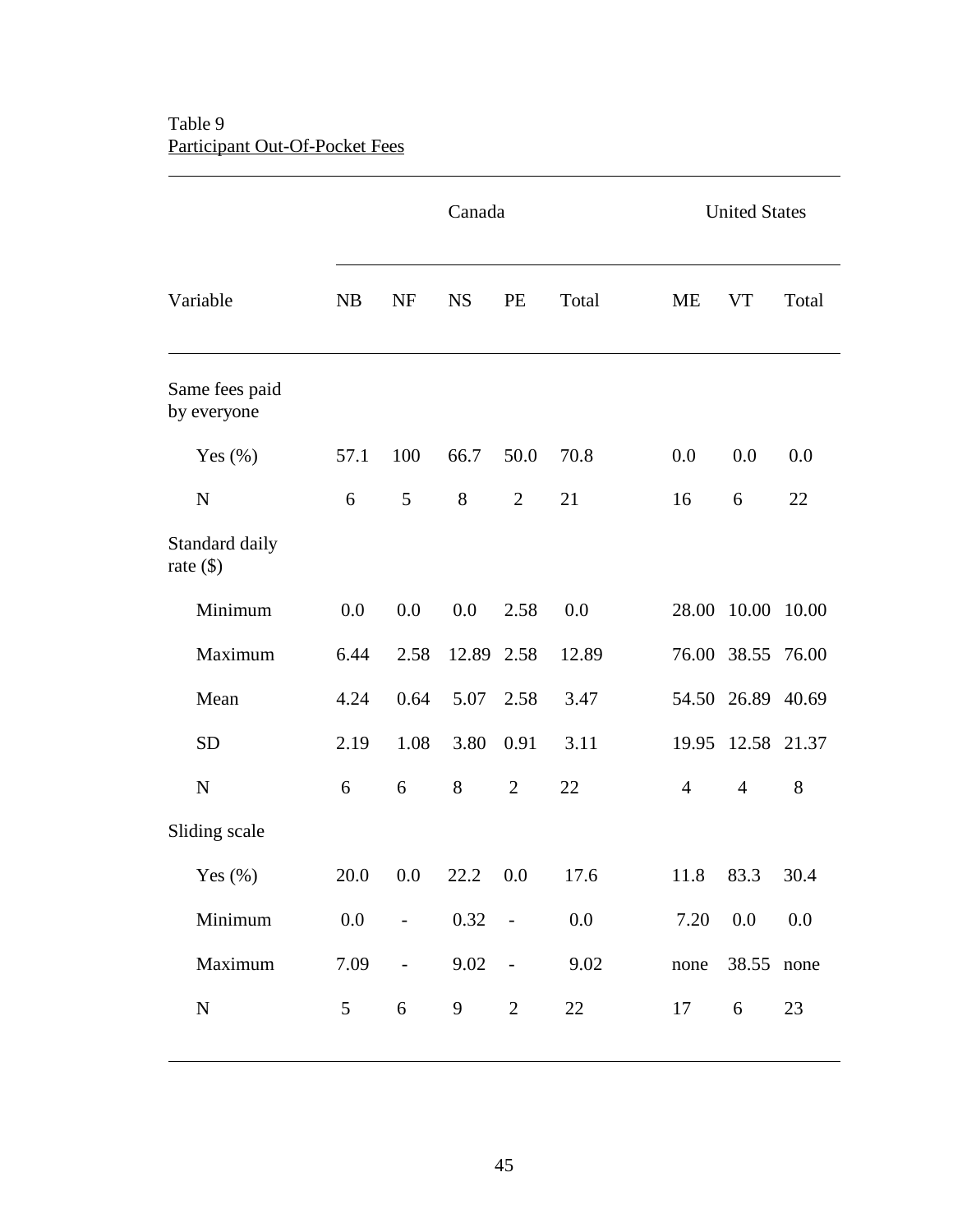Table 9

Participant Out-Of-Pocket Fees

| | Canada | | | | | United States | | |
|---|---|---|---|---|---|---|---|---|
| Variable | NB | NF | NS | PE | Total | ME | VT | Total |
| Same fees paid by everyone | | | | | | | | |
| Yes (%) | 57.1 | 100 | 66.7 | 50.0 | 70.8 | 0.0 | 0.0 | 0.0 |
| N | 6 | 5 | 8 | 2 | 21 | 16 | 6 | 22 |
| Standard daily rate ($) | | | | | | | | |
| Minimum | 0.0 | 0.0 | 0.0 | 2.58 | 0.0 | 28.00 | 10.00 | 10.00 |
| Maximum | 6.44 | 2.58 | 12.89 | 2.58 | 12.89 | 76.00 | 38.55 | 76.00 |
| Mean | 4.24 | 0.64 | 5.07 | 2.58 | 3.47 | 54.50 | 26.89 | 40.69 |
| SD | 2.19 | 1.08 | 3.80 | 0.91 | 3.11 | 19.95 | 12.58 | 21.37 |
| N | 6 | 6 | 8 | 2 | 22 | 4 | 4 | 8 |
| Sliding scale | | | | | | | | |
| Yes (%) | 20.0 | 0.0 | 22.2 | 0.0 | 17.6 | 11.8 | 83.3 | 30.4 |
| Minimum | 0.0 | - | 0.32 | - | 0.0 | 7.20 | 0.0 | 0.0 |
| Maximum | 7.09 | - | 9.02 | - | 9.02 | none | 38.55 | none |
| N | 5 | 6 | 9 | 2 | 22 | 17 | 6 | 23 |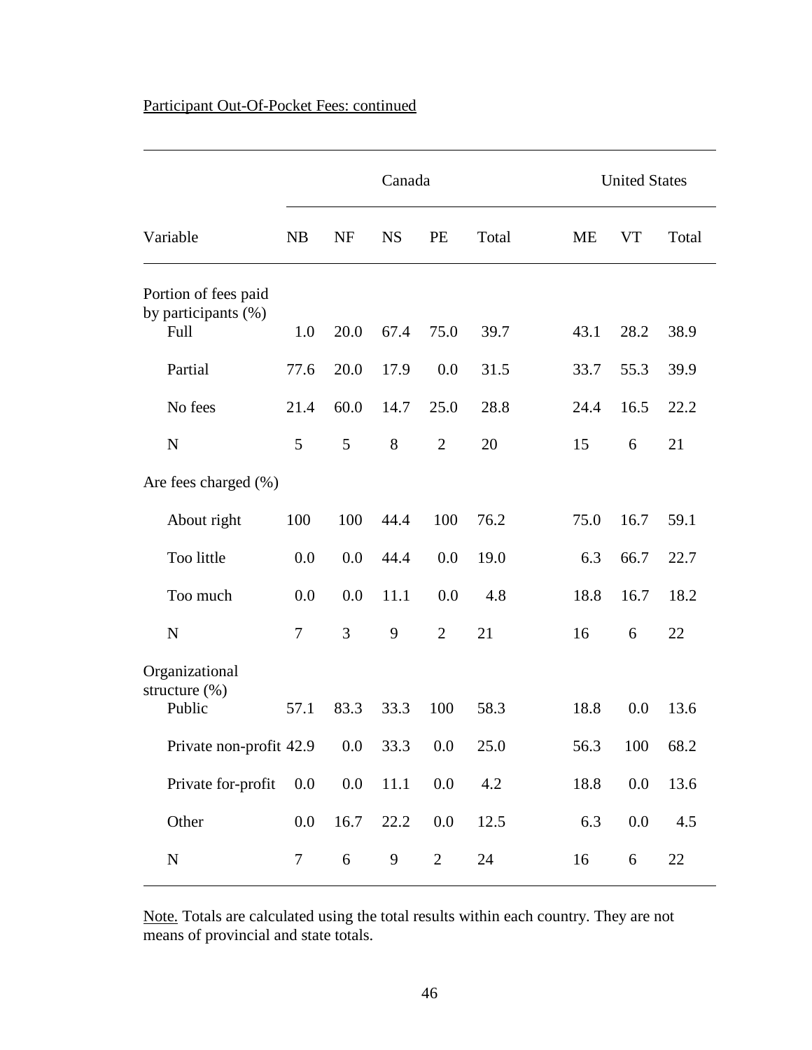Participant Out-Of-Pocket Fees: continued

| Variable | Canada | | | | | United States | | |
|---|---|---|---|---|---|---|---|---|
| | NB | NF | NS | PE | Total | ME | VT | Total |
| Portion of fees paid by participants (%) | | | | | | | | |
| Full | 1.0 | 20.0 | 67.4 | 75.0 | 39.7 | 43.1 | 28.2 | 38.9 |
| Partial | 77.6 | 20.0 | 17.9 | 0.0 | 31.5 | 33.7 | 55.3 | 39.9 |
| No fees | 21.4 | 60.0 | 14.7 | 25.0 | 28.8 | 24.4 | 16.5 | 22.2 |
| N | 5 | 5 | 8 | 2 | 20 | 15 | 6 | 21 |
| Are fees charged (%) | | | | | | | | |
| About right | 100 | 100 | 44.4 | 100 | 76.2 | 75.0 | 16.7 | 59.1 |
| Too little | 0.0 | 0.0 | 44.4 | 0.0 | 19.0 | 6.3 | 66.7 | 22.7 |
| Too much | 0.0 | 0.0 | 11.1 | 0.0 | 4.8 | 18.8 | 16.7 | 18.2 |
| N | 7 | 3 | 9 | 2 | 21 | 16 | 6 | 22 |
| Organizational structure (%) | | | | | | | | |
| Public | 57.1 | 83.3 | 33.3 | 100 | 58.3 | 18.8 | 0.0 | 13.6 |
| Private non-profit | 42.9 | 0.0 | 33.3 | 0.0 | 25.0 | 56.3 | 100 | 68.2 |
| Private for-profit | 0.0 | 0.0 | 11.1 | 0.0 | 4.2 | 18.8 | 0.0 | 13.6 |
| Other | 0.0 | 16.7 | 22.2 | 0.0 | 12.5 | 6.3 | 0.0 | 4.5 |
| N | 7 | 6 | 9 | 2 | 24 | 16 | 6 | 22 |

Note. Totals are calculated using the total results within each country. They are not means of provincial and state totals.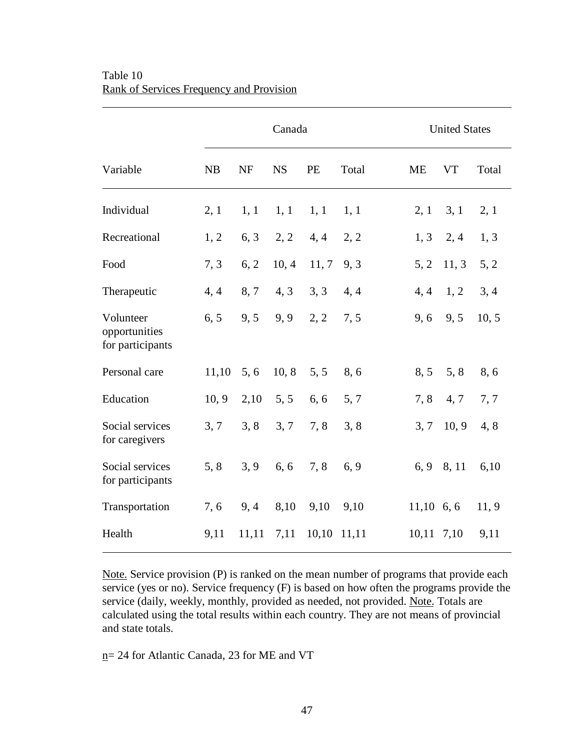Table 10
Rank of Services Frequency and Provision

| Variable | Canada | | | | | United States | | |
|---|---|---|---|---|---|---|---|---|
| | NB | NF | NS | PE | Total | ME | VT | Total |
| Individual | 2, 1 | 1, 1 | 1, 1 | 1, 1 | 1, 1 | 2, 1 | 3, 1 | 2, 1 |
| Recreational | 1, 2 | 6, 3 | 2, 2 | 4, 4 | 2, 2 | 1, 3 | 2, 4 | 1, 3 |
| Food | 7, 3 | 6, 2 | 10, 4 | 11, 7 | 9, 3 | 5, 2 | 11, 3 | 5, 2 |
| Therapeutic | 4, 4 | 8, 7 | 4, 3 | 3, 3 | 4, 4 | 4, 4 | 1, 2 | 3, 4 |
| Volunteer opportunities for participants | 6, 5 | 9, 5 | 9, 9 | 2, 2 | 7, 5 | 9, 6 | 9, 5 | 10, 5 |
| Personal care | 11,10 | 5, 6 | 10, 8 | 5, 5 | 8, 6 | 8, 5 | 5, 8 | 8, 6 |
| Education | 10, 9 | 2,10 | 5, 5 | 6, 6 | 5, 7 | 7, 8 | 4, 7 | 7, 7 |
| Social services for caregivers | 3, 7 | 3, 8 | 3, 7 | 7, 8 | 3, 8 | 3, 7 | 10, 9 | 4, 8 |
| Social services for participants | 5, 8 | 3, 9 | 6, 6 | 7, 8 | 6, 9 | 6, 9 | 8, 11 | 6,10 |
| Transportation | 7, 6 | 9, 4 | 8,10 | 9,10 | 9,10 | 11,10 | 6, 6 | 11, 9 |
| Health | 9,11 | 11,11 | 7,11 | 10,10 | 11,11 | 10,11 | 7,10 | 9,11 |

Note. Service provision (P) is ranked on the mean number of programs that provide each service (yes or no). Service frequency (F) is based on how often the programs provide the service (daily, weekly, monthly, provided as needed, not provided. Note. Totals are calculated using the total results within each country. They are not means of provincial and state totals.

n= 24 for Atlantic Canada, 23 for ME and VT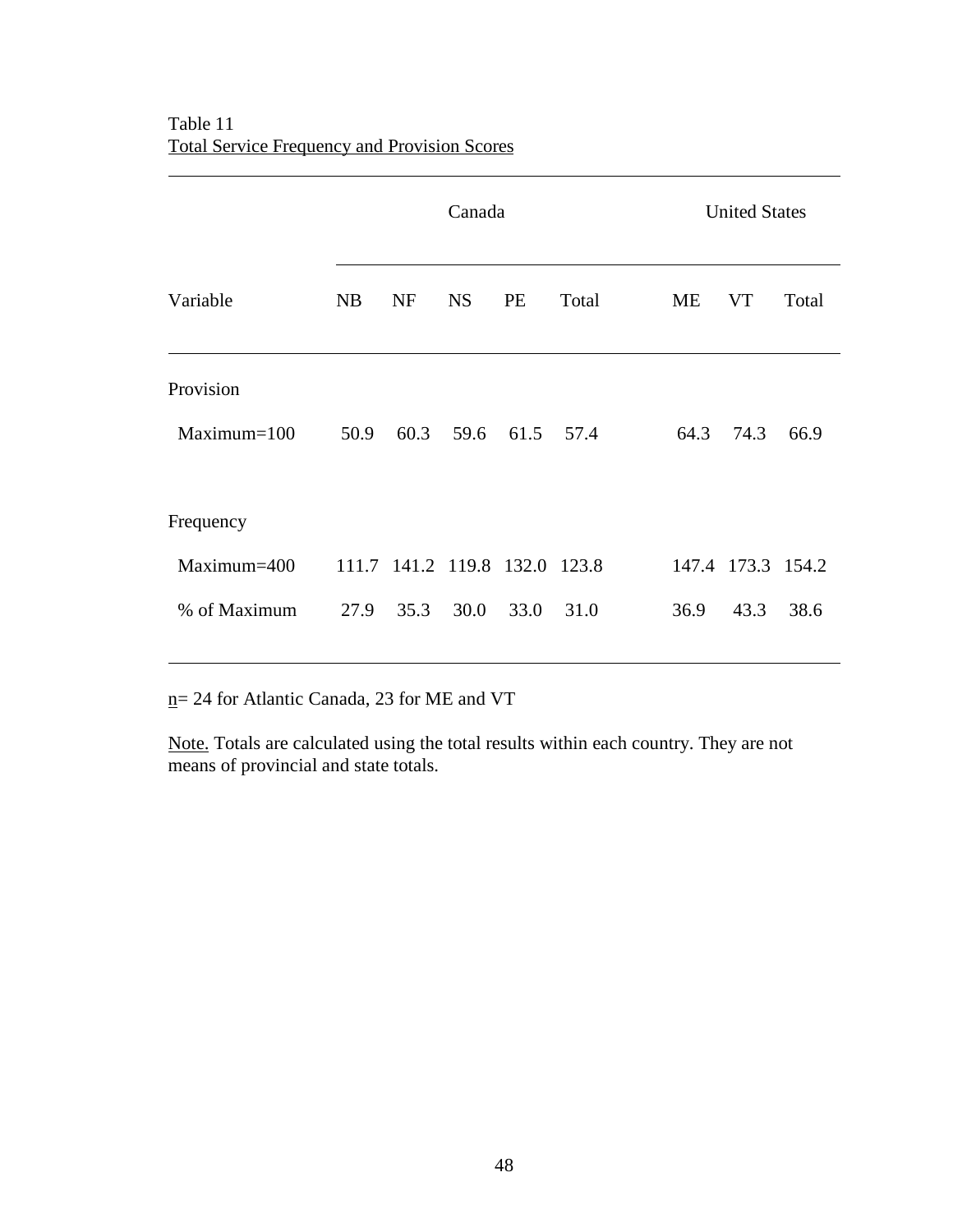Table 11
Total Service Frequency and Provision Scores

| | Canada | | | | | United States | | |
|---|---|---|---|---|---|---|---|---|
| Variable | NB | NF | NS | PE | Total | ME | VT | Total |
| Provision | | | | | | | | |
| Maximum=100 | 50.9 | 60.3 | 59.6 | 61.5 | 57.4 | 64.3 | 74.3 | 66.9 |
| Frequency | | | | | | | | |
| Maximum=400 | 111.7 | 141.2 | 119.8 | 132.0 | 123.8 | 147.4 | 173.3 | 154.2 |
| % of Maximum | 27.9 | 35.3 | 30.0 | 33.0 | 31.0 | 36.9 | 43.3 | 38.6 |

n= 24 for Atlantic Canada, 23 for ME and VT

Note. Totals are calculated using the total results within each country. They are not means of provincial and state totals.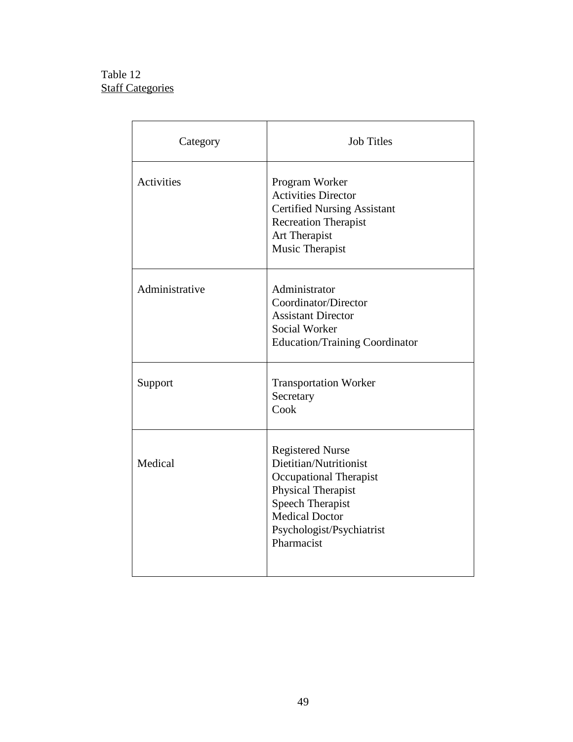Table 12
Staff Categories

| Category | Job Titles |
| --- | --- |
| Activities | Program Worker<br>Activities Director<br>Certified Nursing Assistant<br>Recreation Therapist<br>Art Therapist<br>Music Therapist |
| Administrative | Administrator<br>Coordinator/Director<br>Assistant Director<br>Social Worker<br>Education/Training Coordinator |
| Support | Transportation Worker<br>Secretary<br>Cook |
| Medical | Registered Nurse<br>Dietitian/Nutritionist<br>Occupational Therapist<br>Physical Therapist<br>Speech Therapist<br>Medical Doctor<br>Psychologist/Psychiatrist<br>Pharmacist |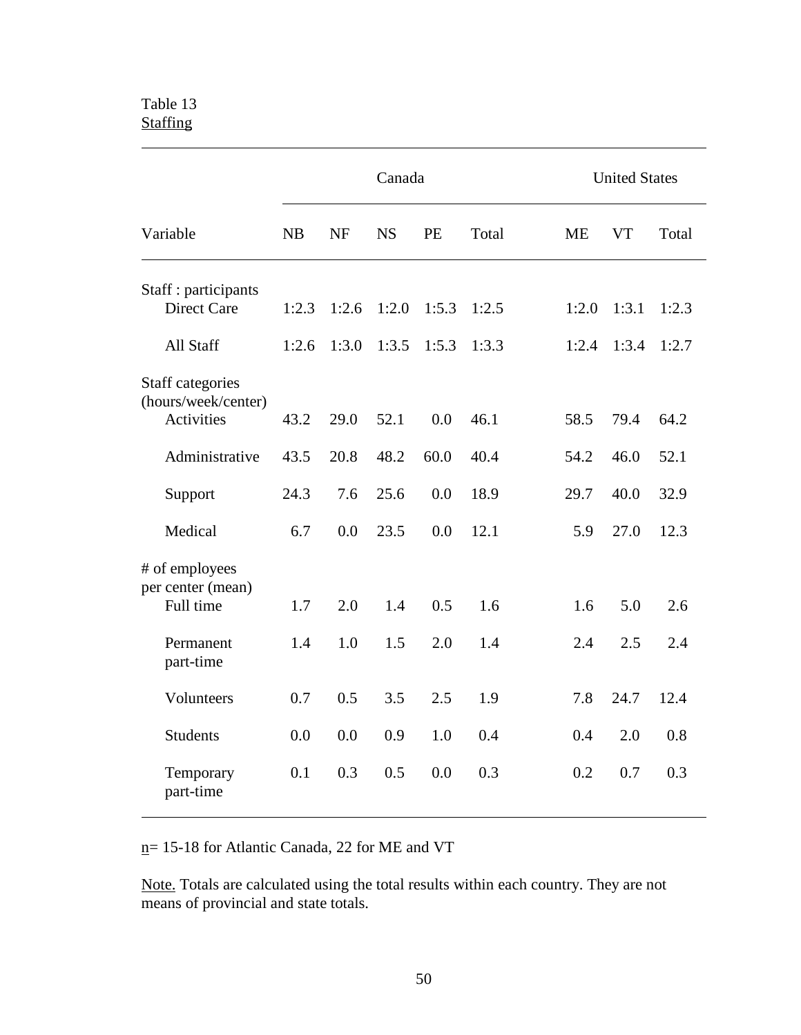Table 13
Staffing

| Variable | Canada | | | | | United States | | |
|---|---|---|---|---|---|---|---|---|
| | NB | NF | NS | PE | Total | ME | VT | Total |
| Staff : participants | | | | | | | | |
| Direct Care | 1:2.3 | 1:2.6 | 1:2.0 | 1:5.3 | 1:2.5 | 1:2.0 | 1:3.1 | 1:2.3 |
| All Staff | 1:2.6 | 1:3.0 | 1:3.5 | 1:5.3 | 1:3.3 | 1:2.4 | 1:3.4 | 1:2.7 |
| Staff categories (hours/week/center) | | | | | | | | |
| Activities | 43.2 | 29.0 | 52.1 | 0.0 | 46.1 | 58.5 | 79.4 | 64.2 |
| Administrative | 43.5 | 20.8 | 48.2 | 60.0 | 40.4 | 54.2 | 46.0 | 52.1 |
| Support | 24.3 | 7.6 | 25.6 | 0.0 | 18.9 | 29.7 | 40.0 | 32.9 |
| Medical | 6.7 | 0.0 | 23.5 | 0.0 | 12.1 | 5.9 | 27.0 | 12.3 |
| # of employees per center (mean) | | | | | | | | |
| Full time | 1.7 | 2.0 | 1.4 | 0.5 | 1.6 | 1.6 | 5.0 | 2.6 |
| Permanent part-time | 1.4 | 1.0 | 1.5 | 2.0 | 1.4 | 2.4 | 2.5 | 2.4 |
| Volunteers | 0.7 | 0.5 | 3.5 | 2.5 | 1.9 | 7.8 | 24.7 | 12.4 |
| Students | 0.0 | 0.0 | 0.9 | 1.0 | 0.4 | 0.4 | 2.0 | 0.8 |
| Temporary part-time | 0.1 | 0.3 | 0.5 | 0.0 | 0.3 | 0.2 | 0.7 | 0.3 |

n= 15-18 for Atlantic Canada, 22 for ME and VT

Note. Totals are calculated using the total results within each country. They are not means of provincial and state totals.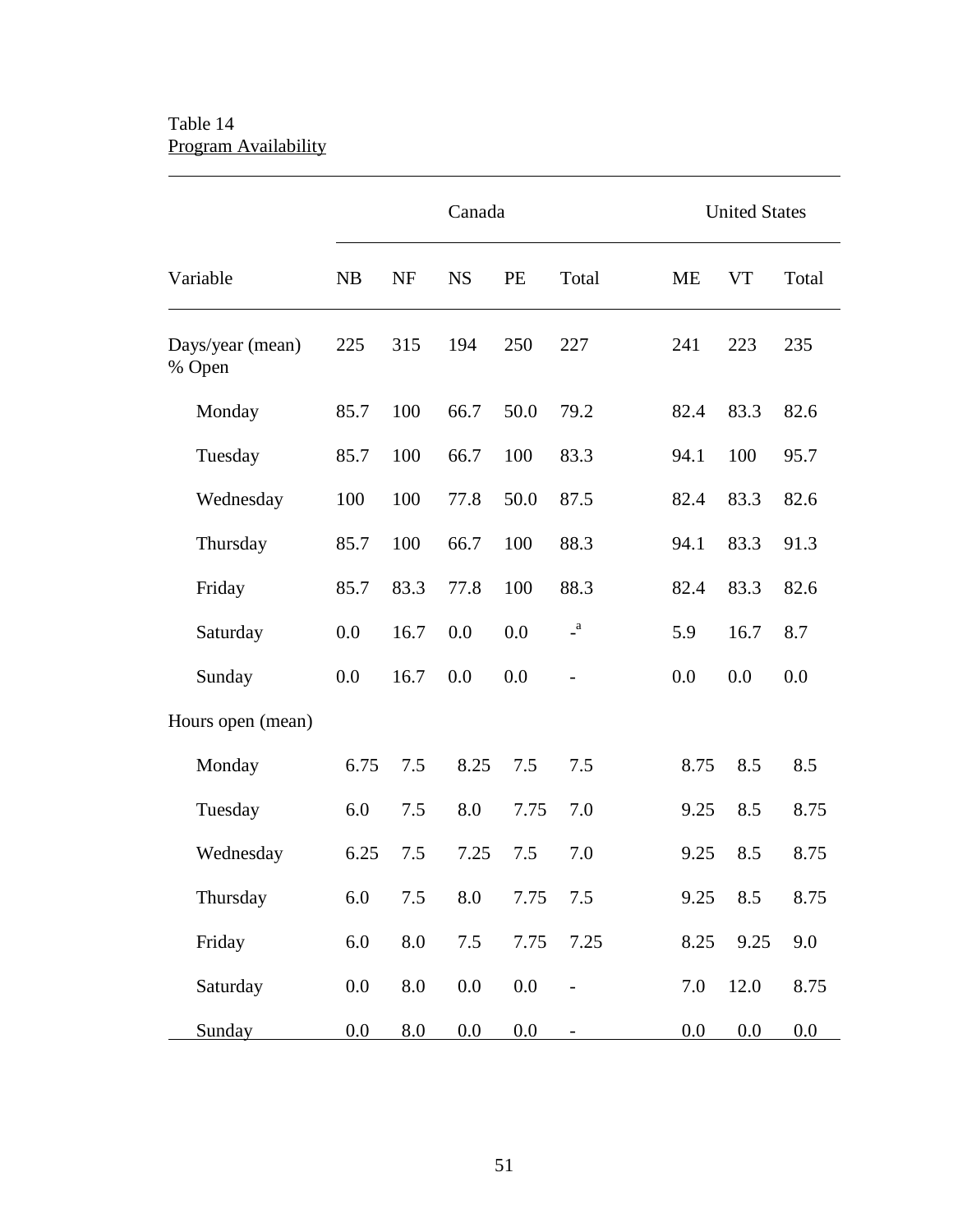Table 14
Program Availability

| Variable | Canada | | | | | United States | | |
|---|---|---|---|---|---|---|---|---|
| | NB | NF | NS | PE | Total | ME | VT | Total |
| Days/year (mean) | 225 | 315 | 194 | 250 | 227 | 241 | 223 | 235 |
| % Open | | | | | | | | |
| Monday | 85.7 | 100 | 66.7 | 50.0 | 79.2 | 82.4 | 83.3 | 82.6 |
| Tuesday | 85.7 | 100 | 66.7 | 100 | 83.3 | 94.1 | 100 | 95.7 |
| Wednesday | 100 | 100 | 77.8 | 50.0 | 87.5 | 82.4 | 83.3 | 82.6 |
| Thursday | 85.7 | 100 | 66.7 | 100 | 88.3 | 94.1 | 83.3 | 91.3 |
| Friday | 85.7 | 83.3 | 77.8 | 100 | 88.3 | 82.4 | 83.3 | 82.6 |
| Saturday | 0.0 | 16.7 | 0.0 | 0.0 | -[a] | 5.9 | 16.7 | 8.7 |
| Sunday | 0.0 | 16.7 | 0.0 | 0.0 | - | 0.0 | 0.0 | 0.0 |
| Hours open (mean) | | | | | | | | |
| Monday | 6.75 | 7.5 | 8.25 | 7.5 | 7.5 | 8.75 | 8.5 | 8.5 |
| Tuesday | 6.0 | 7.5 | 8.0 | 7.75 | 7.0 | 9.25 | 8.5 | 8.75 |
| Wednesday | 6.25 | 7.5 | 7.25 | 7.5 | 7.0 | 9.25 | 8.5 | 8.75 |
| Thursday | 6.0 | 7.5 | 8.0 | 7.75 | 7.5 | 9.25 | 8.5 | 8.75 |
| Friday | 6.0 | 8.0 | 7.5 | 7.75 | 7.25 | 8.25 | 9.25 | 9.0 |
| Saturday | 0.0 | 8.0 | 0.0 | 0.0 | - | 7.0 | 12.0 | 8.75 |
| Sunday | 0.0 | 8.0 | 0.0 | 0.0 | - | 0.0 | 0.0 | 0.0 |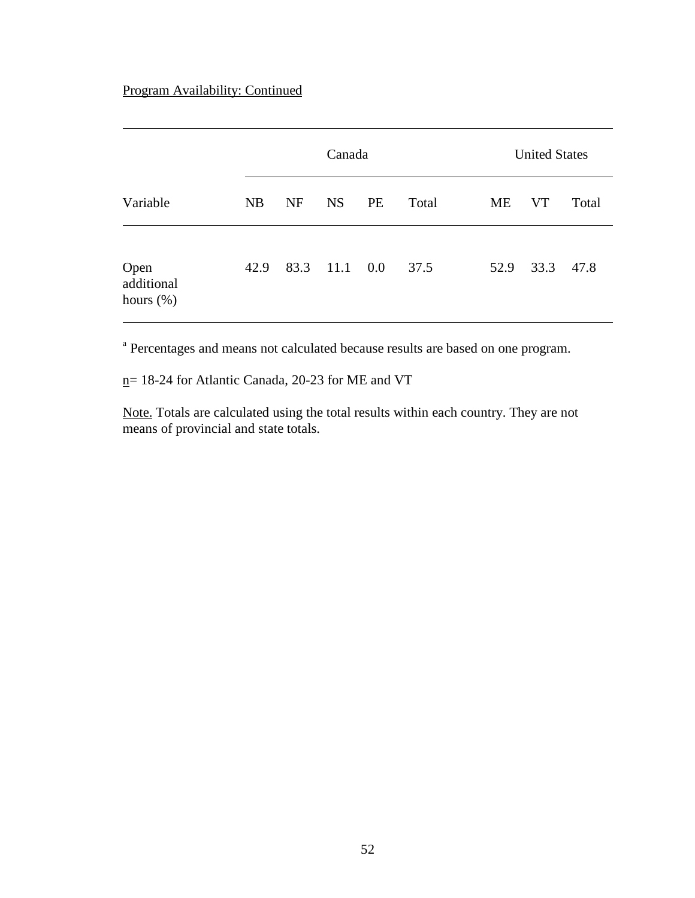Program Availability: Continued

| Variable | Canada | | | | | United States | | |
|---|---|---|---|---|---|---|---|---|
| | NB | NF | NS | PE | Total | ME | VT | Total |
| Open additional hours (%) | 42.9 | 83.3 | 11.1 | 0.0 | 37.5 | 52.9 | 33.3 | 47.8 |

[a] Percentages and means not calculated because results are based on one program.

n= 18-24 for Atlantic Canada, 20-23 for ME and VT

Note. Totals are calculated using the total results within each country. They are not means of provincial and state totals.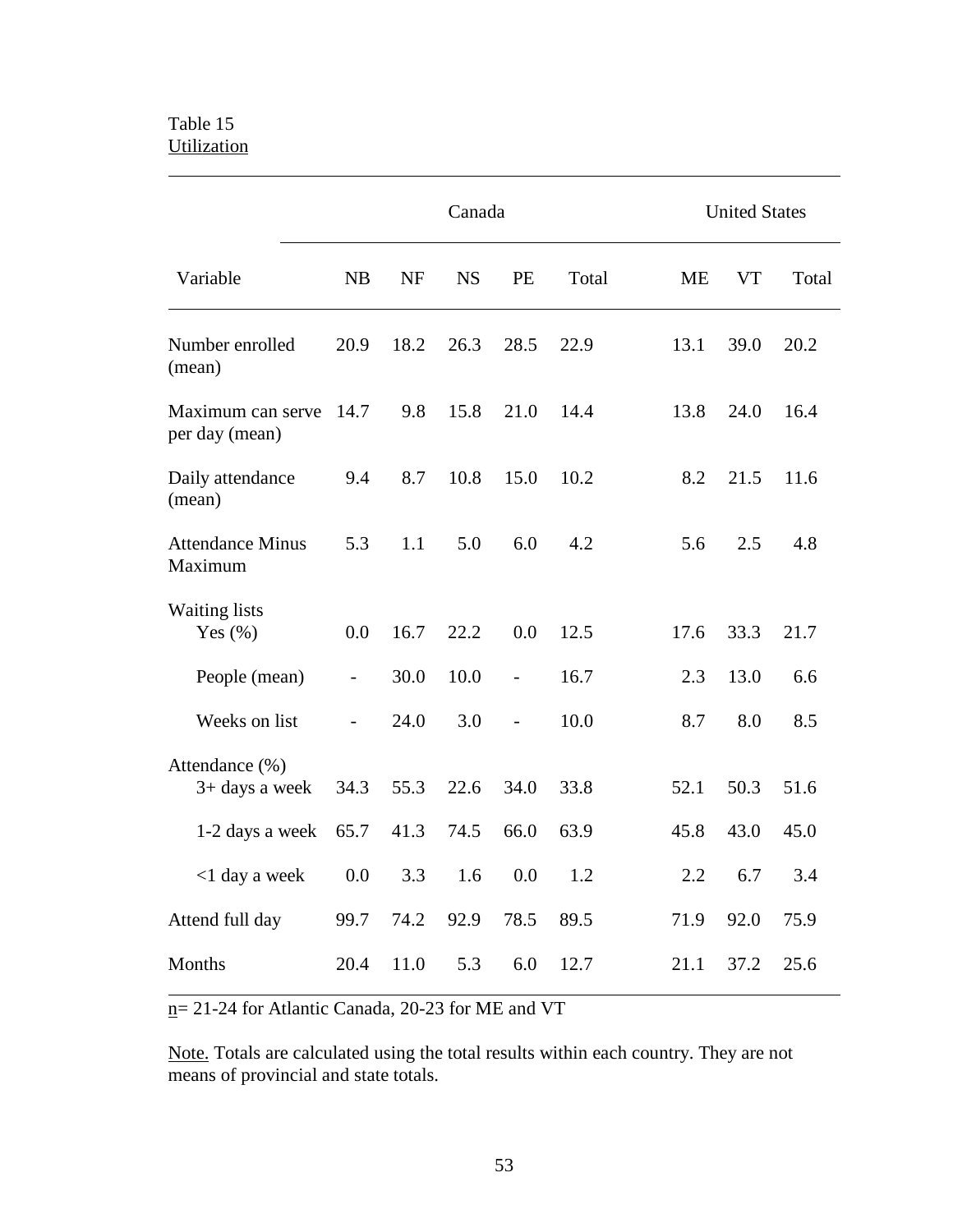Table 15
Utilization

| Variable | Canada | | | | | United States | | |
|---|---|---|---|---|---|---|---|---|
| | NB | NF | NS | PE | Total | ME | VT | Total |
| Number enrolled (mean) | 20.9 | 18.2 | 26.3 | 28.5 | 22.9 | 13.1 | 39.0 | 20.2 |
| Maximum can serve per day (mean) | 14.7 | 9.8 | 15.8 | 21.0 | 14.4 | 13.8 | 24.0 | 16.4 |
| Daily attendance (mean) | 9.4 | 8.7 | 10.8 | 15.0 | 10.2 | 8.2 | 21.5 | 11.6 |
| Attendance Minus Maximum | 5.3 | 1.1 | 5.0 | 6.0 | 4.2 | 5.6 | 2.5 | 4.8 |
| Waiting lists | | | | | | | | |
| Yes (%) | 0.0 | 16.7 | 22.2 | 0.0 | 12.5 | 17.6 | 33.3 | 21.7 |
| People (mean) | - | 30.0 | 10.0 | - | 16.7 | 2.3 | 13.0 | 6.6 |
| Weeks on list | - | 24.0 | 3.0 | - | 10.0 | 8.7 | 8.0 | 8.5 |
| Attendance (%) | | | | | | | | |
| 3+ days a week | 34.3 | 55.3 | 22.6 | 34.0 | 33.8 | 52.1 | 50.3 | 51.6 |
| 1-2 days a week | 65.7 | 41.3 | 74.5 | 66.0 | 63.9 | 45.8 | 43.0 | 45.0 |
| <1 day a week | 0.0 | 3.3 | 1.6 | 0.0 | 1.2 | 2.2 | 6.7 | 3.4 |
| Attend full day | 99.7 | 74.2 | 92.9 | 78.5 | 89.5 | 71.9 | 92.0 | 75.9 |
| Months | 20.4 | 11.0 | 5.3 | 6.0 | 12.7 | 21.1 | 37.2 | 25.6 |

n= 21-24 for Atlantic Canada, 20-23 for ME and VT

Note. Totals are calculated using the total results within each country. They are not means of provincial and state totals.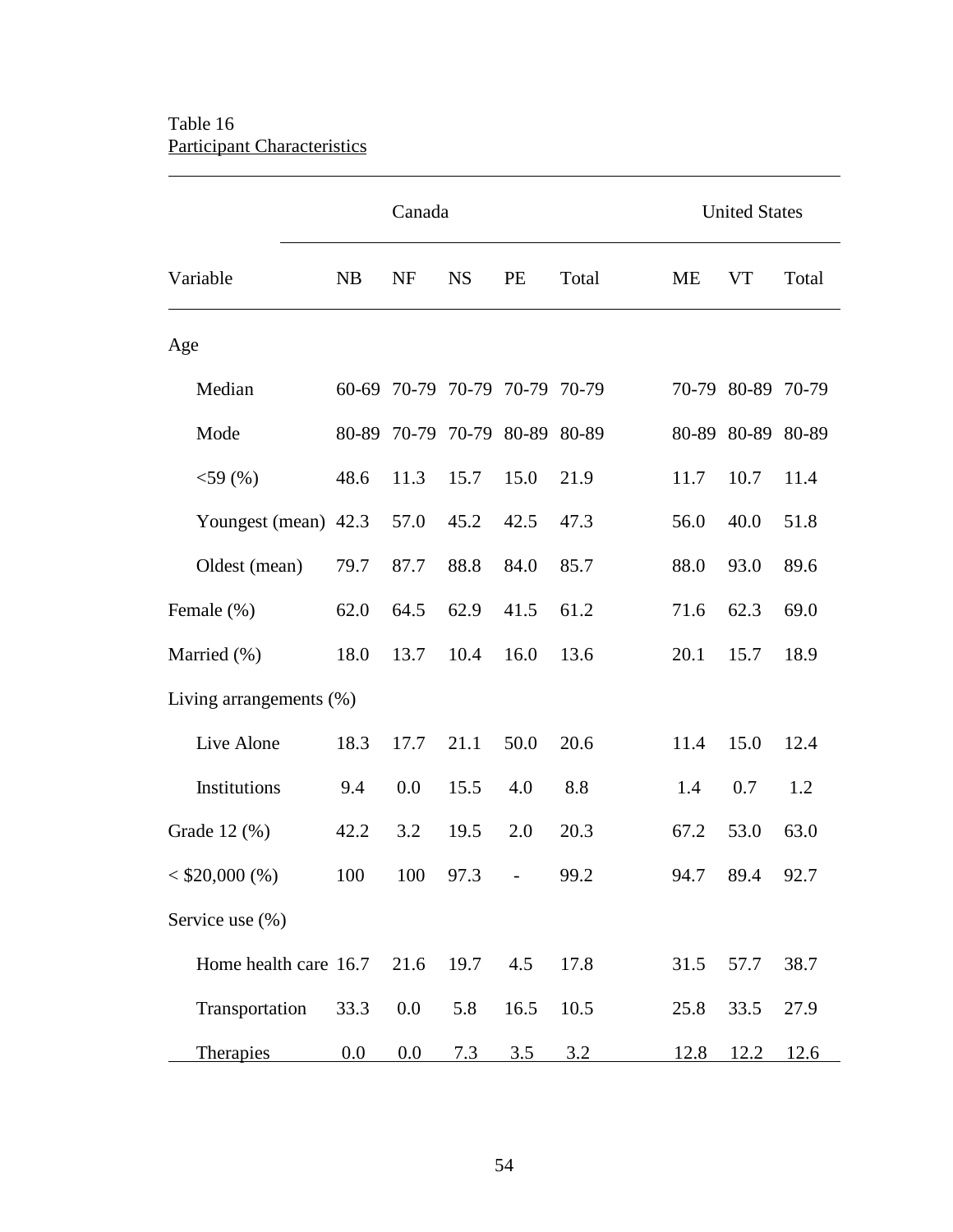Table 16
Participant Characteristics

| Variable | Canada | | | | | United States | | |
|---|---|---|---|---|---|---|---|---|
| | NB | NF | NS | PE | Total | ME | VT | Total |
| Age | | | | | | | | |
| Median | 60-69 | 70-79 | 70-79 | 70-79 | 70-79 | 70-79 | 80-89 | 70-79 |
| Mode | 80-89 | 70-79 | 70-79 | 80-89 | 80-89 | 80-89 | 80-89 | 80-89 |
| <59 (%) | 48.6 | 11.3 | 15.7 | 15.0 | 21.9 | 11.7 | 10.7 | 11.4 |
| Youngest (mean) | 42.3 | 57.0 | 45.2 | 42.5 | 47.3 | 56.0 | 40.0 | 51.8 |
| Oldest (mean) | 79.7 | 87.7 | 88.8 | 84.0 | 85.7 | 88.0 | 93.0 | 89.6 |
| Female (%) | 62.0 | 64.5 | 62.9 | 41.5 | 61.2 | 71.6 | 62.3 | 69.0 |
| Married (%) | 18.0 | 13.7 | 10.4 | 16.0 | 13.6 | 20.1 | 15.7 | 18.9 |
| Living arrangements (%) | | | | | | | | |
| Live Alone | 18.3 | 17.7 | 21.1 | 50.0 | 20.6 | 11.4 | 15.0 | 12.4 |
| Institutions | 9.4 | 0.0 | 15.5 | 4.0 | 8.8 | 1.4 | 0.7 | 1.2 |
| Grade 12 (%) | 42.2 | 3.2 | 19.5 | 2.0 | 20.3 | 67.2 | 53.0 | 63.0 |
| < $20,000 (%) | 100 | 100 | 97.3 | - | 99.2 | 94.7 | 89.4 | 92.7 |
| Service use (%) | | | | | | | | |
| Home health care | 16.7 | 21.6 | 19.7 | 4.5 | 17.8 | 31.5 | 57.7 | 38.7 |
| Transportation | 33.3 | 0.0 | 5.8 | 16.5 | 10.5 | 25.8 | 33.5 | 27.9 |
| Therapies | 0.0 | 0.0 | 7.3 | 3.5 | 3.2 | 12.8 | 12.2 | 12.6 |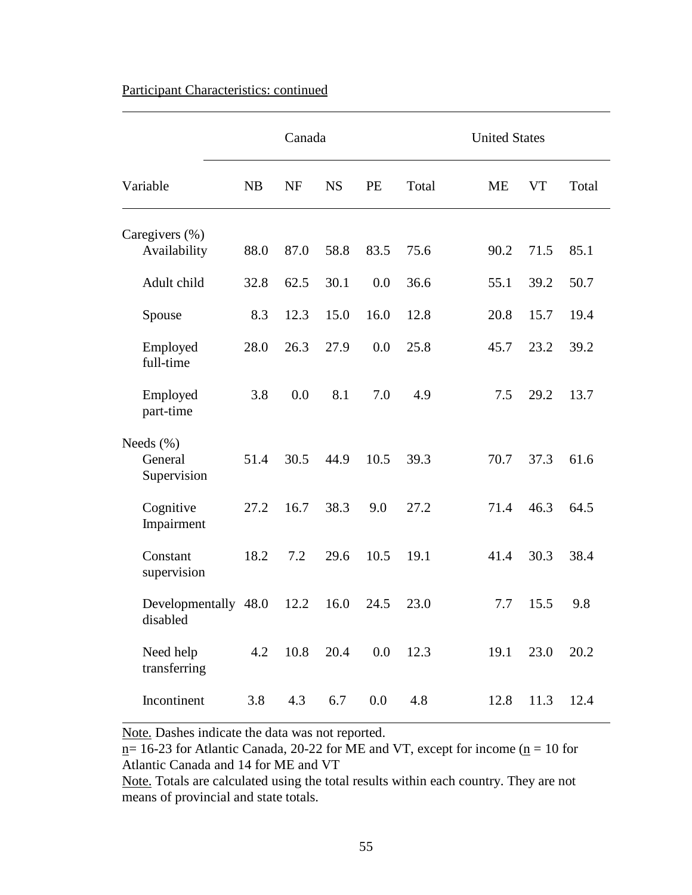Participant Characteristics: continued

| Variable | Canada | | | | | United States | | |
|---|---|---|---|---|---|---|---|---|
| | NB | NF | NS | PE | Total | ME | VT | Total |
| Caregivers (%) | | | | | | | | |
| Availability | 88.0 | 87.0 | 58.8 | 83.5 | 75.6 | 90.2 | 71.5 | 85.1 |
| Adult child | 32.8 | 62.5 | 30.1 | 0.0 | 36.6 | 55.1 | 39.2 | 50.7 |
| Spouse | 8.3 | 12.3 | 15.0 | 16.0 | 12.8 | 20.8 | 15.7 | 19.4 |
| Employed full-time | 28.0 | 26.3 | 27.9 | 0.0 | 25.8 | 45.7 | 23.2 | 39.2 |
| Employed part-time | 3.8 | 0.0 | 8.1 | 7.0 | 4.9 | 7.5 | 29.2 | 13.7 |
| Needs (%) | | | | | | | | |
| General Supervision | 51.4 | 30.5 | 44.9 | 10.5 | 39.3 | 70.7 | 37.3 | 61.6 |
| Cognitive Impairment | 27.2 | 16.7 | 38.3 | 9.0 | 27.2 | 71.4 | 46.3 | 64.5 |
| Constant supervision | 18.2 | 7.2 | 29.6 | 10.5 | 19.1 | 41.4 | 30.3 | 38.4 |
| Developmentally disabled | 48.0 | 12.2 | 16.0 | 24.5 | 23.0 | 7.7 | 15.5 | 9.8 |
| Need help transferring | 4.2 | 10.8 | 20.4 | 0.0 | 12.3 | 19.1 | 23.0 | 20.2 |
| Incontinent | 3.8 | 4.3 | 6.7 | 0.0 | 4.8 | 12.8 | 11.3 | 12.4 |

Note. Dashes indicate the data was not reported.
n= 16-23 for Atlantic Canada, 20-22 for ME and VT, except for income (n = 10 for Atlantic Canada and 14 for ME and VT
Note. Totals are calculated using the total results within each country. They are not means of provincial and state totals.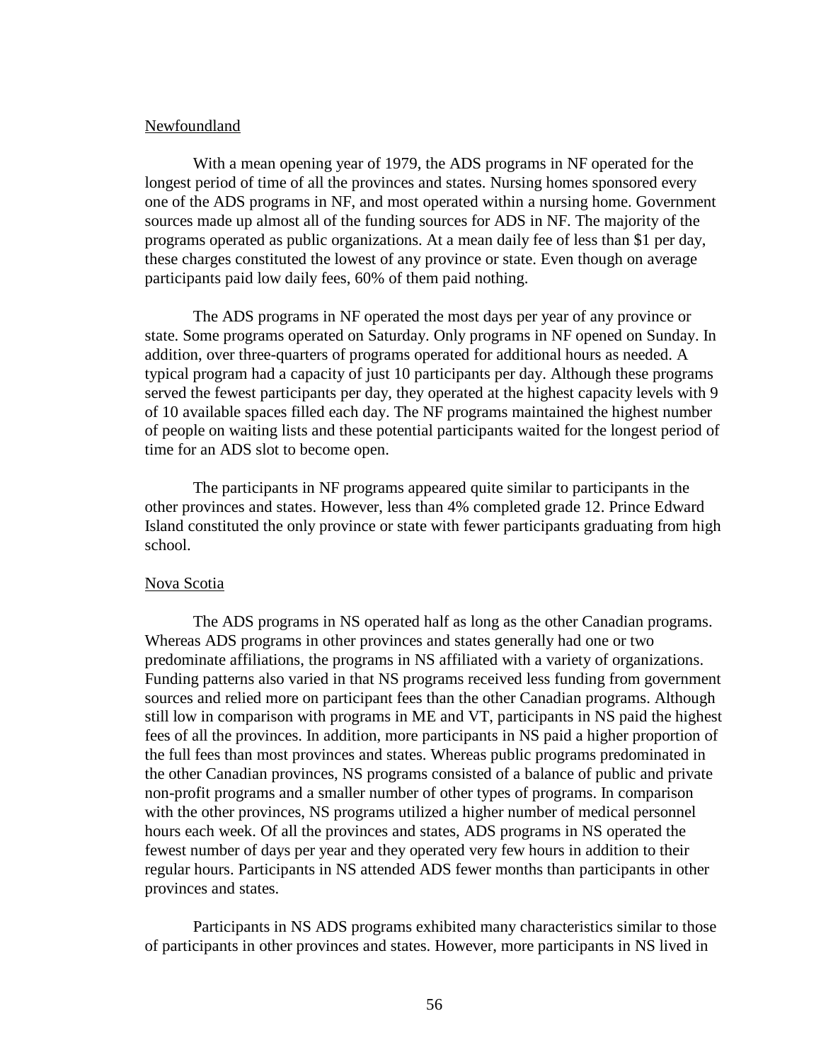Newfoundland

With a mean opening year of 1979, the ADS programs in NF operated for the longest period of time of all the provinces and states. Nursing homes sponsored every one of the ADS programs in NF, and most operated within a nursing home. Government sources made up almost all of the funding sources for ADS in NF. The majority of the programs operated as public organizations. At a mean daily fee of less than $1 per day, these charges constituted the lowest of any province or state. Even though on average participants paid low daily fees, 60% of them paid nothing.

The ADS programs in NF operated the most days per year of any province or state. Some programs operated on Saturday. Only programs in NF opened on Sunday. In addition, over three-quarters of programs operated for additional hours as needed. A typical program had a capacity of just 10 participants per day. Although these programs served the fewest participants per day, they operated at the highest capacity levels with 9 of 10 available spaces filled each day. The NF programs maintained the highest number of people on waiting lists and these potential participants waited for the longest period of time for an ADS slot to become open.

The participants in NF programs appeared quite similar to participants in the other provinces and states. However, less than 4% completed grade 12. Prince Edward Island constituted the only province or state with fewer participants graduating from high school.

Nova Scotia

The ADS programs in NS operated half as long as the other Canadian programs. Whereas ADS programs in other provinces and states generally had one or two predominate affiliations, the programs in NS affiliated with a variety of organizations. Funding patterns also varied in that NS programs received less funding from government sources and relied more on participant fees than the other Canadian programs. Although still low in comparison with programs in ME and VT, participants in NS paid the highest fees of all the provinces. In addition, more participants in NS paid a higher proportion of the full fees than most provinces and states. Whereas public programs predominated in the other Canadian provinces, NS programs consisted of a balance of public and private non-profit programs and a smaller number of other types of programs. In comparison with the other provinces, NS programs utilized a higher number of medical personnel hours each week. Of all the provinces and states, ADS programs in NS operated the fewest number of days per year and they operated very few hours in addition to their regular hours. Participants in NS attended ADS fewer months than participants in other provinces and states.

Participants in NS ADS programs exhibited many characteristics similar to those of participants in other provinces and states. However, more participants in NS lived in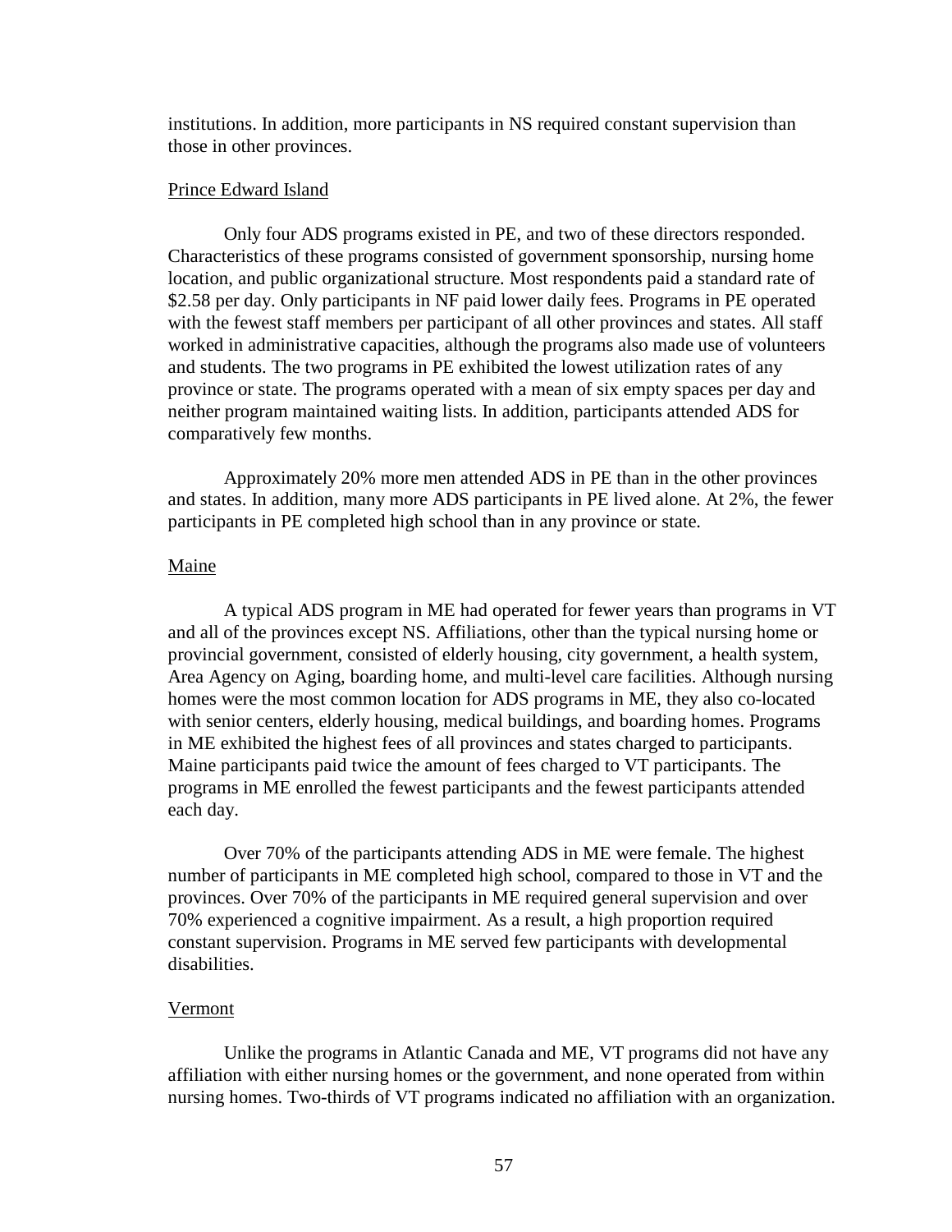institutions. In addition, more participants in NS required constant supervision than those in other provinces.

<u>Prince Edward Island</u>

Only four ADS programs existed in PE, and two of these directors responded. Characteristics of these programs consisted of government sponsorship, nursing home location, and public organizational structure. Most respondents paid a standard rate of \$2.58 per day. Only participants in NF paid lower daily fees. Programs in PE operated with the fewest staff members per participant of all other provinces and states. All staff worked in administrative capacities, although the programs also made use of volunteers and students. The two programs in PE exhibited the lowest utilization rates of any province or state. The programs operated with a mean of six empty spaces per day and neither program maintained waiting lists. In addition, participants attended ADS for comparatively few months.

Approximately 20% more men attended ADS in PE than in the other provinces and states. In addition, many more ADS participants in PE lived alone. At 2%, the fewer participants in PE completed high school than in any province or state.

<u>Maine</u>

A typical ADS program in ME had operated for fewer years than programs in VT and all of the provinces except NS. Affiliations, other than the typical nursing home or provincial government, consisted of elderly housing, city government, a health system, Area Agency on Aging, boarding home, and multi-level care facilities. Although nursing homes were the most common location for ADS programs in ME, they also co-located with senior centers, elderly housing, medical buildings, and boarding homes. Programs in ME exhibited the highest fees of all provinces and states charged to participants. Maine participants paid twice the amount of fees charged to VT participants. The programs in ME enrolled the fewest participants and the fewest participants attended each day.

Over 70% of the participants attending ADS in ME were female. The highest number of participants in ME completed high school, compared to those in VT and the provinces. Over 70% of the participants in ME required general supervision and over 70% experienced a cognitive impairment. As a result, a high proportion required constant supervision. Programs in ME served few participants with developmental disabilities.

<u>Vermont</u>

Unlike the programs in Atlantic Canada and ME, VT programs did not have any affiliation with either nursing homes or the government, and none operated from within nursing homes. Two-thirds of VT programs indicated no affiliation with an organization.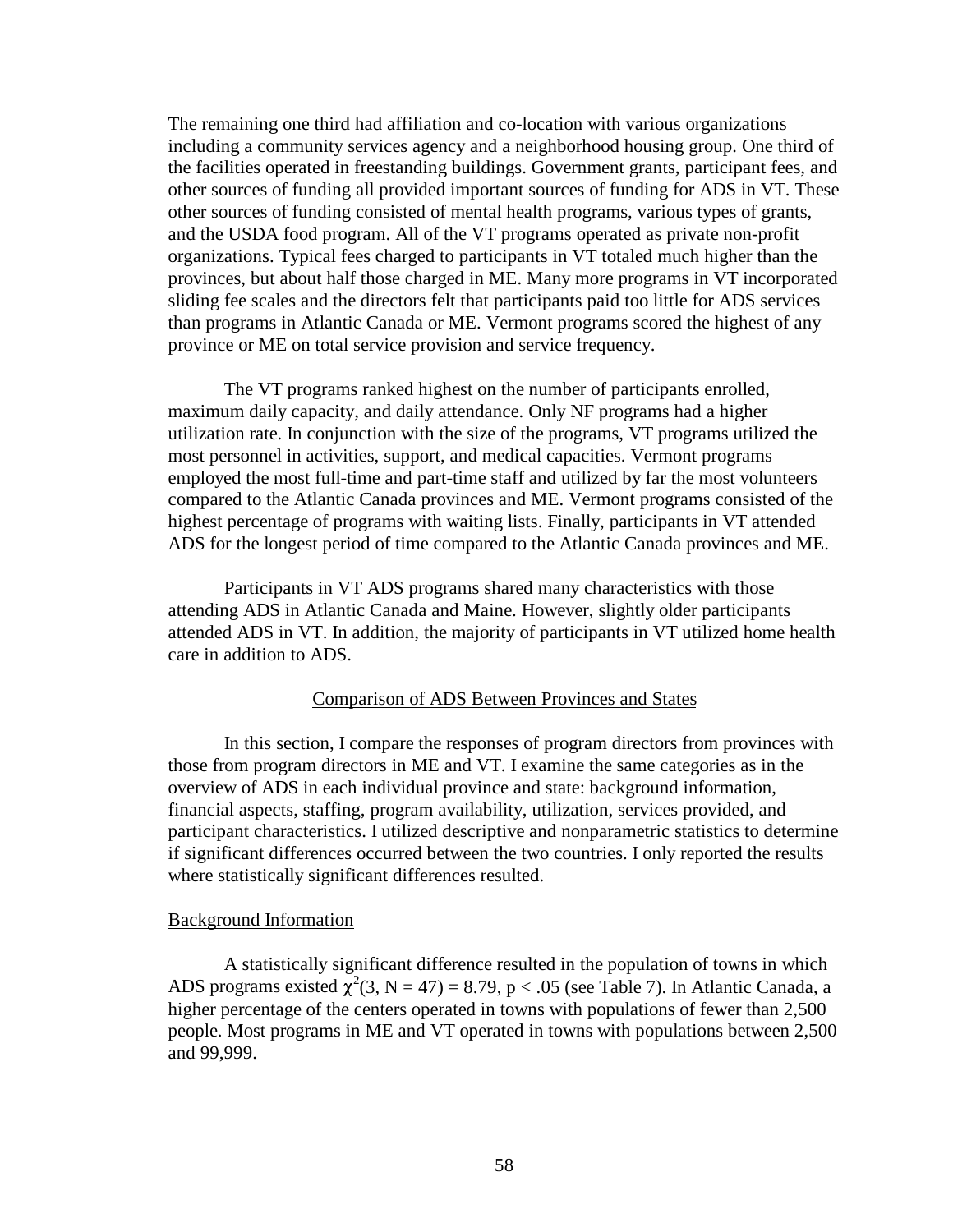The remaining one third had affiliation and co-location with various organizations including a community services agency and a neighborhood housing group. One third of the facilities operated in freestanding buildings. Government grants, participant fees, and other sources of funding all provided important sources of funding for ADS in VT. These other sources of funding consisted of mental health programs, various types of grants, and the USDA food program. All of the VT programs operated as private non-profit organizations. Typical fees charged to participants in VT totaled much higher than the provinces, but about half those charged in ME. Many more programs in VT incorporated sliding fee scales and the directors felt that participants paid too little for ADS services than programs in Atlantic Canada or ME. Vermont programs scored the highest of any province or ME on total service provision and service frequency.

The VT programs ranked highest on the number of participants enrolled, maximum daily capacity, and daily attendance. Only NF programs had a higher utilization rate. In conjunction with the size of the programs, VT programs utilized the most personnel in activities, support, and medical capacities. Vermont programs employed the most full-time and part-time staff and utilized by far the most volunteers compared to the Atlantic Canada provinces and ME. Vermont programs consisted of the highest percentage of programs with waiting lists. Finally, participants in VT attended ADS for the longest period of time compared to the Atlantic Canada provinces and ME.

Participants in VT ADS programs shared many characteristics with those attending ADS in Atlantic Canada and Maine. However, slightly older participants attended ADS in VT. In addition, the majority of participants in VT utilized home health care in addition to ADS.

## Comparison of ADS Between Provinces and States

In this section, I compare the responses of program directors from provinces with those from program directors in ME and VT. I examine the same categories as in the overview of ADS in each individual province and state: background information, financial aspects, staffing, program availability, utilization, services provided, and participant characteristics. I utilized descriptive and nonparametric statistics to determine if significant differences occurred between the two countries. I only reported the results where statistically significant differences resulted.

### Background Information

A statistically significant difference resulted in the population of towns in which ADS programs existed $\chi^2(3, \underline{N} = 47) = 8.79$, $\underline{p} < .05$ (see Table 7). In Atlantic Canada, a higher percentage of the centers operated in towns with populations of fewer than 2,500 people. Most programs in ME and VT operated in towns with populations between 2,500 and 99,999.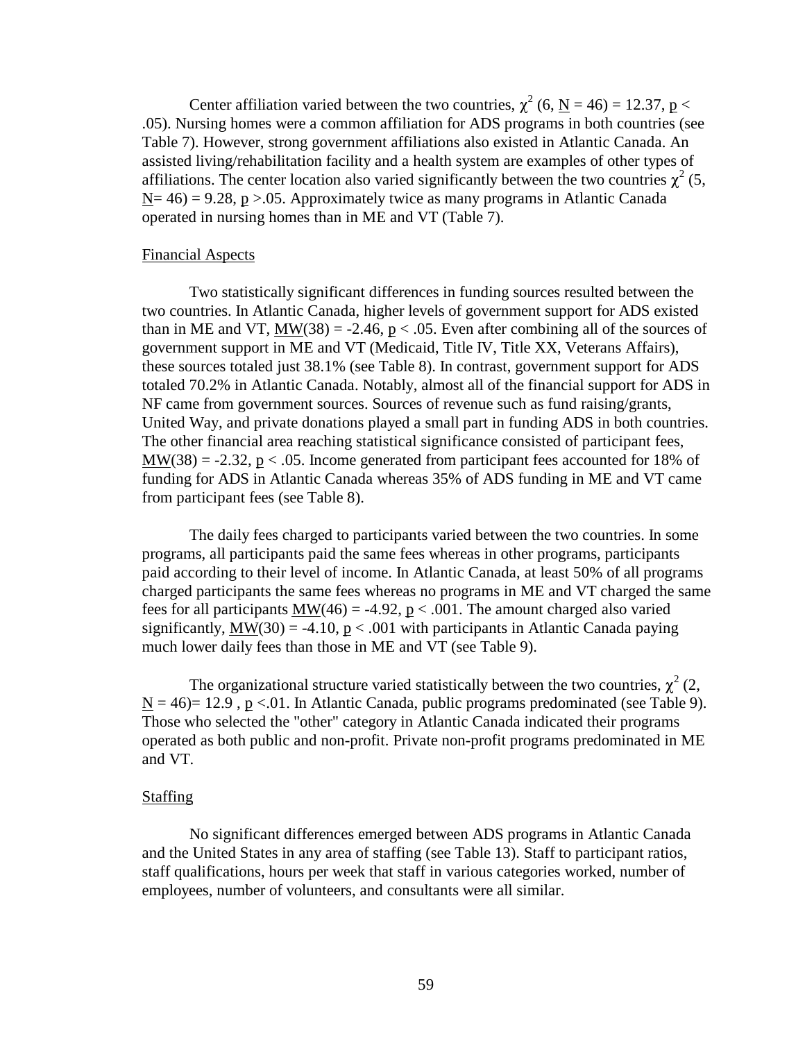Center affiliation varied between the two countries, $\chi^2$ (6, N = 46) = 12.37, $p < .05$). Nursing homes were a common affiliation for ADS programs in both countries (see Table 7). However, strong government affiliations also existed in Atlantic Canada. An assisted living/rehabilitation facility and a health system are examples of other types of affiliations. The center location also varied significantly between the two countries $\chi^2$ (5, N= 46) = 9.28, $p > .05$. Approximately twice as many programs in Atlantic Canada operated in nursing homes than in ME and VT (Table 7).

## Financial Aspects

Two statistically significant differences in funding sources resulted between the two countries. In Atlantic Canada, higher levels of government support for ADS existed than in ME and VT, MW(38) = -2.46, $p < .05$. Even after combining all of the sources of government support in ME and VT (Medicaid, Title IV, Title XX, Veterans Affairs), these sources totaled just 38.1% (see Table 8). In contrast, government support for ADS totaled 70.2% in Atlantic Canada. Notably, almost all of the financial support for ADS in NF came from government sources. Sources of revenue such as fund raising/grants, United Way, and private donations played a small part in funding ADS in both countries. The other financial area reaching statistical significance consisted of participant fees, MW(38) = -2.32, $p < .05$. Income generated from participant fees accounted for 18% of funding for ADS in Atlantic Canada whereas 35% of ADS funding in ME and VT came from participant fees (see Table 8).

The daily fees charged to participants varied between the two countries. In some programs, all participants paid the same fees whereas in other programs, participants paid according to their level of income. In Atlantic Canada, at least 50% of all programs charged participants the same fees whereas no programs in ME and VT charged the same fees for all participants MW(46) = -4.92, $p < .001$. The amount charged also varied significantly, MW(30) = -4.10, $p < .001$ with participants in Atlantic Canada paying much lower daily fees than those in ME and VT (see Table 9).

The organizational structure varied statistically between the two countries, $\chi^2$ (2, N = 46)= 12.9 , $p < .01$. In Atlantic Canada, public programs predominated (see Table 9). Those who selected the "other" category in Atlantic Canada indicated their programs operated as both public and non-profit. Private non-profit programs predominated in ME and VT.

## Staffing

No significant differences emerged between ADS programs in Atlantic Canada and the United States in any area of staffing (see Table 13). Staff to participant ratios, staff qualifications, hours per week that staff in various categories worked, number of employees, number of volunteers, and consultants were all similar.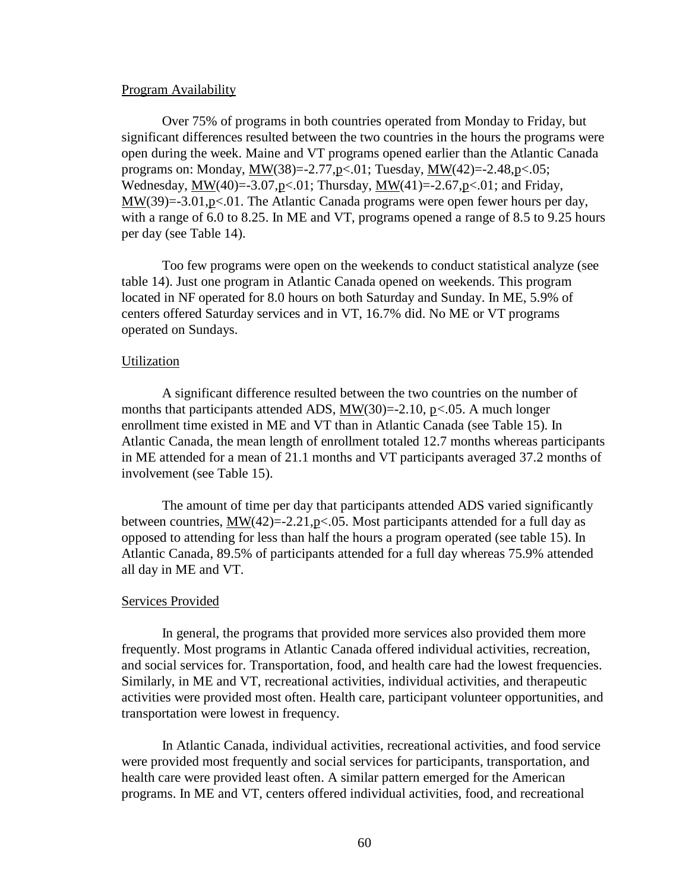Program Availability

Over 75% of programs in both countries operated from Monday to Friday, but significant differences resulted between the two countries in the hours the programs were open during the week. Maine and VT programs opened earlier than the Atlantic Canada programs on: Monday, $\underline{MW}(38)=-2.77, \underline{p}<.01$; Tuesday, $\underline{MW}(42)=-2.48, \underline{p}<.05$; Wednesday, $\underline{MW}(40)=-3.07, \underline{p}<.01$; Thursday, $\underline{MW}(41)=-2.67, \underline{p}<.01$; and Friday, $\underline{MW}(39)=-3.01, \underline{p}<.01$. The Atlantic Canada programs were open fewer hours per day, with a range of 6.0 to 8.25. In ME and VT, programs opened a range of 8.5 to 9.25 hours per day (see Table 14).

Too few programs were open on the weekends to conduct statistical analyze (see table 14). Just one program in Atlantic Canada opened on weekends. This program located in NF operated for 8.0 hours on both Saturday and Sunday. In ME, 5.9% of centers offered Saturday services and in VT, 16.7% did. No ME or VT programs operated on Sundays.

Utilization

A significant difference resulted between the two countries on the number of months that participants attended ADS, $\underline{MW}(30)=-2.10$, $\underline{p}<.05$. A much longer enrollment time existed in ME and VT than in Atlantic Canada (see Table 15). In Atlantic Canada, the mean length of enrollment totaled 12.7 months whereas participants in ME attended for a mean of 21.1 months and VT participants averaged 37.2 months of involvement (see Table 15).

The amount of time per day that participants attended ADS varied significantly between countries, $\underline{MW}(42)=-2.21, \underline{p}<.05$. Most participants attended for a full day as opposed to attending for less than half the hours a program operated (see table 15). In Atlantic Canada, 89.5% of participants attended for a full day whereas 75.9% attended all day in ME and VT.

Services Provided

In general, the programs that provided more services also provided them more frequently. Most programs in Atlantic Canada offered individual activities, recreation, and social services for. Transportation, food, and health care had the lowest frequencies. Similarly, in ME and VT, recreational activities, individual activities, and therapeutic activities were provided most often. Health care, participant volunteer opportunities, and transportation were lowest in frequency.

In Atlantic Canada, individual activities, recreational activities, and food service were provided most frequently and social services for participants, transportation, and health care were provided least often. A similar pattern emerged for the American programs. In ME and VT, centers offered individual activities, food, and recreational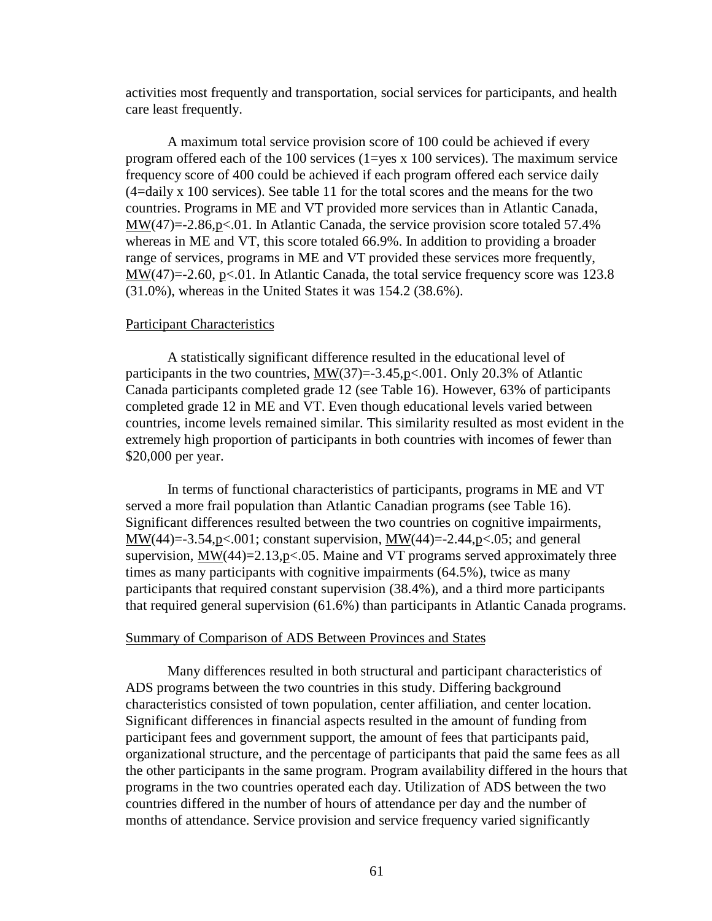activities most frequently and transportation, social services for participants, and health care least frequently.

A maximum total service provision score of 100 could be achieved if every program offered each of the 100 services (1=yes x 100 services). The maximum service frequency score of 400 could be achieved if each program offered each service daily (4=daily x 100 services). See table 11 for the total scores and the means for the two countries. Programs in ME and VT provided more services than in Atlantic Canada, $\underline{MW}(47)=-2.86, \underline{p}<.01$. In Atlantic Canada, the service provision score totaled 57.4% whereas in ME and VT, this score totaled 66.9%. In addition to providing a broader range of services, programs in ME and VT provided these services more frequently, $\underline{MW}(47)=-2.60$, $\underline{p}<.01$. In Atlantic Canada, the total service frequency score was 123.8 (31.0%), whereas in the United States it was 154.2 (38.6%).

## Participant Characteristics

A statistically significant difference resulted in the educational level of participants in the two countries, $\underline{MW}(37)=-3.45, \underline{p}<.001$. Only 20.3% of Atlantic Canada participants completed grade 12 (see Table 16). However, 63% of participants completed grade 12 in ME and VT. Even though educational levels varied between countries, income levels remained similar. This similarity resulted as most evident in the extremely high proportion of participants in both countries with incomes of fewer than $20,000 per year.

In terms of functional characteristics of participants, programs in ME and VT served a more frail population than Atlantic Canadian programs (see Table 16). Significant differences resulted between the two countries on cognitive impairments, $\underline{MW}(44)=-3.54, \underline{p}<.001$; constant supervision, $\underline{MW}(44)=-2.44, \underline{p}<.05$; and general supervision, $\underline{MW}(44)=2.13, \underline{p}<.05$. Maine and VT programs served approximately three times as many participants with cognitive impairments (64.5%), twice as many participants that required constant supervision (38.4%), and a third more participants that required general supervision (61.6%) than participants in Atlantic Canada programs.

## Summary of Comparison of ADS Between Provinces and States

Many differences resulted in both structural and participant characteristics of ADS programs between the two countries in this study. Differing background characteristics consisted of town population, center affiliation, and center location. Significant differences in financial aspects resulted in the amount of funding from participant fees and government support, the amount of fees that participants paid, organizational structure, and the percentage of participants that paid the same fees as all the other participants in the same program. Program availability differed in the hours that programs in the two countries operated each day. Utilization of ADS between the two countries differed in the number of hours of attendance per day and the number of months of attendance. Service provision and service frequency varied significantly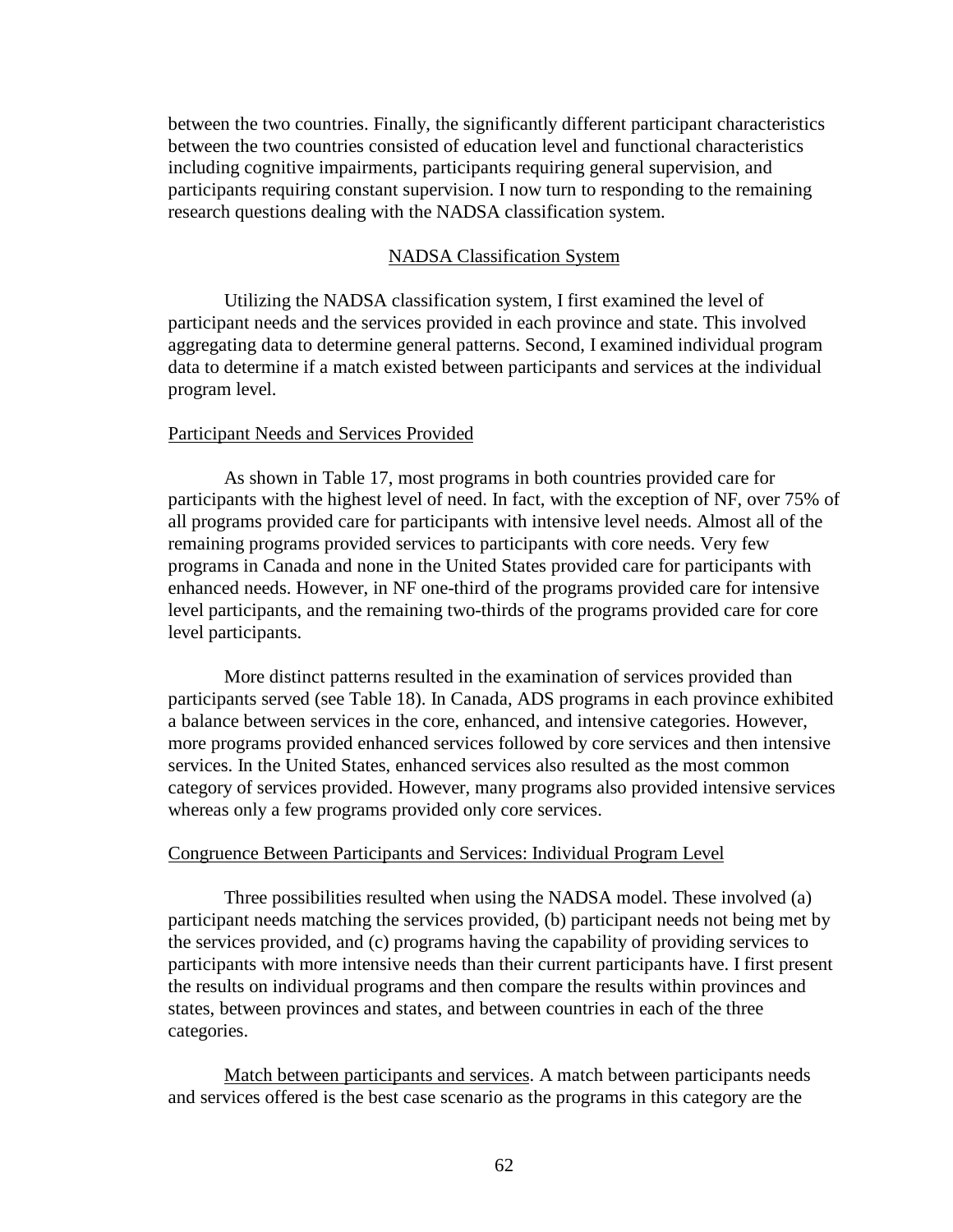between the two countries. Finally, the significantly different participant characteristics between the two countries consisted of education level and functional characteristics including cognitive impairments, participants requiring general supervision, and participants requiring constant supervision. I now turn to responding to the remaining research questions dealing with the NADSA classification system.

## NADSA Classification System

Utilizing the NADSA classification system, I first examined the level of participant needs and the services provided in each province and state. This involved aggregating data to determine general patterns. Second, I examined individual program data to determine if a match existed between participants and services at the individual program level.

### Participant Needs and Services Provided

As shown in Table 17, most programs in both countries provided care for participants with the highest level of need. In fact, with the exception of NF, over 75% of all programs provided care for participants with intensive level needs. Almost all of the remaining programs provided services to participants with core needs. Very few programs in Canada and none in the United States provided care for participants with enhanced needs. However, in NF one-third of the programs provided care for intensive level participants, and the remaining two-thirds of the programs provided care for core level participants.

More distinct patterns resulted in the examination of services provided than participants served (see Table 18). In Canada, ADS programs in each province exhibited a balance between services in the core, enhanced, and intensive categories. However, more programs provided enhanced services followed by core services and then intensive services. In the United States, enhanced services also resulted as the most common category of services provided. However, many programs also provided intensive services whereas only a few programs provided only core services.

### Congruence Between Participants and Services: Individual Program Level

Three possibilities resulted when using the NADSA model. These involved (a) participant needs matching the services provided, (b) participant needs not being met by the services provided, and (c) programs having the capability of providing services to participants with more intensive needs than their current participants have. I first present the results on individual programs and then compare the results within provinces and states, between provinces and states, and between countries in each of the three categories.

Match between participants and services. A match between participants needs and services offered is the best case scenario as the programs in this category are the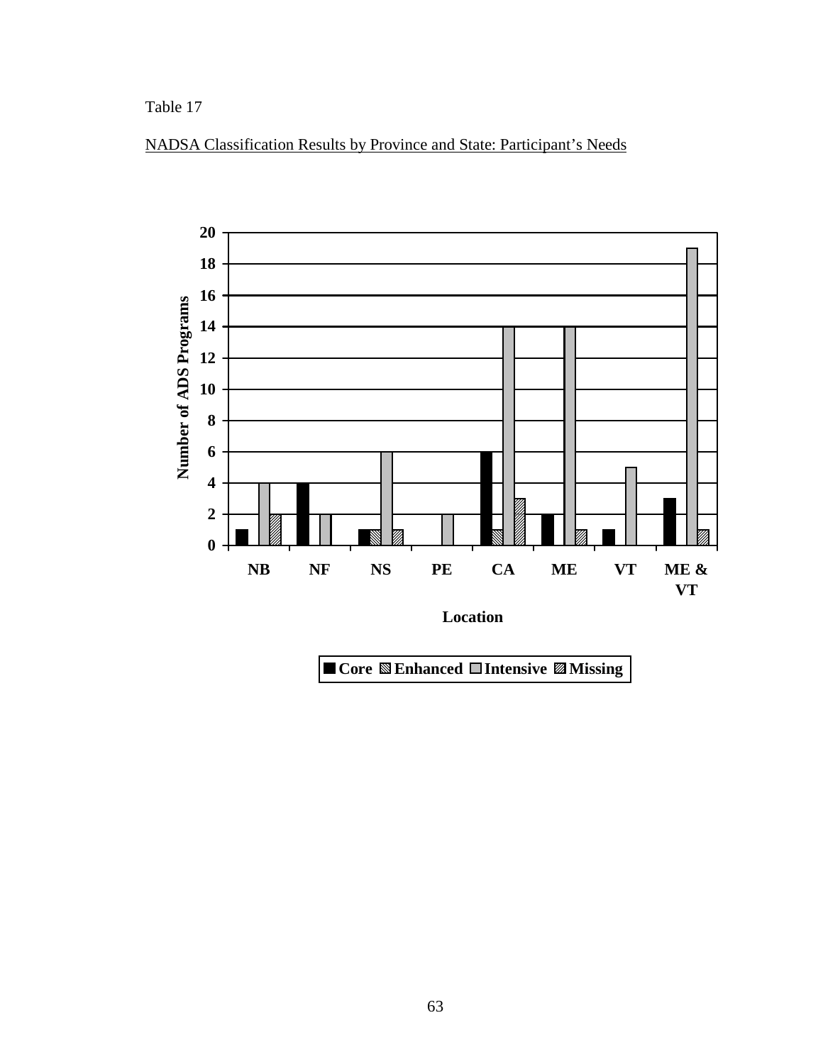Table 17

NADSA Classification Results by Province and State: Participant's Needs

| Location | Core | Enhanced | Intensive | Missing |
|---|---|---|---|---|
| NB | 1 | | 4 | 2 |
| NF | 4 | | 2 | |
| NS | 1 | 1 | 6 | 1 |
| PE | | | 2 | |
| CA | 6 | 1 | 14 | 3 |
| ME | 2 | | 14 | 1 |
| VT | 1 | | 5 | |
| ME & VT | 3 | | 19 | 1 |

Number of ADS Programs (y-axis) by Location (x-axis)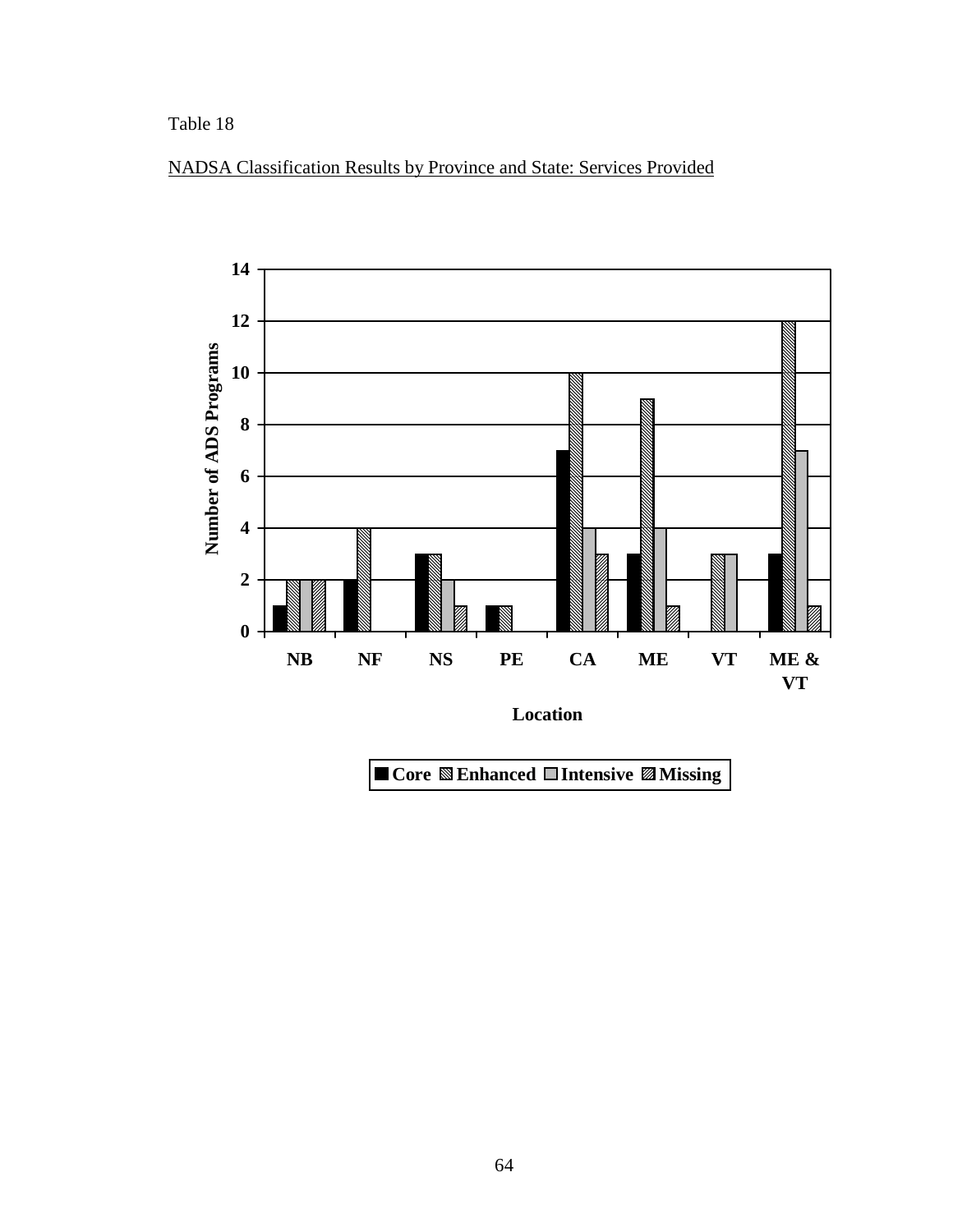Table 18

NADSA Classification Results by Province and State: Services Provided

| Location | Core | Enhanced | Intensive | Missing |
|---|---|---|---|---|
| NB | 1 | 2 | 2 | 2 |
| NF | 2 | 4 | | |
| NS | 3 | 3 | 2 | 1 |
| PE | 1 | 1 | | |
| CA | 7 | 10 | 4 | 3 |
| ME | 3 | 9 | 4 | 1 |
| VT | | 3 | 3 | |
| ME & VT | 3 | 12 | 7 | 1 |

Y-axis: Number of ADS Programs; X-axis: Location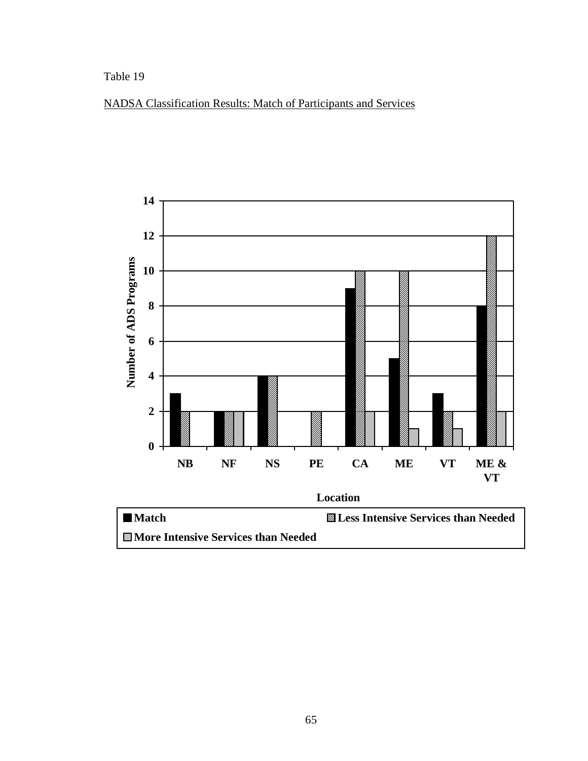Table 19

NADSA Classification Results: Match of Participants and Services

| Location | Match | Less Intensive Services than Needed | More Intensive Services than Needed |
|---|---|---|---|
| NB | 3 | 2 | |
| NF | 2 | 2 | 2 |
| NS | 4 | 4 | |
| PE | | 2 | |
| CA | 9 | 10 | 2 |
| ME | 5 | 10 | 1 |
| VT | 3 | 2 | 1 |
| ME & VT | 8 | 12 | 2 |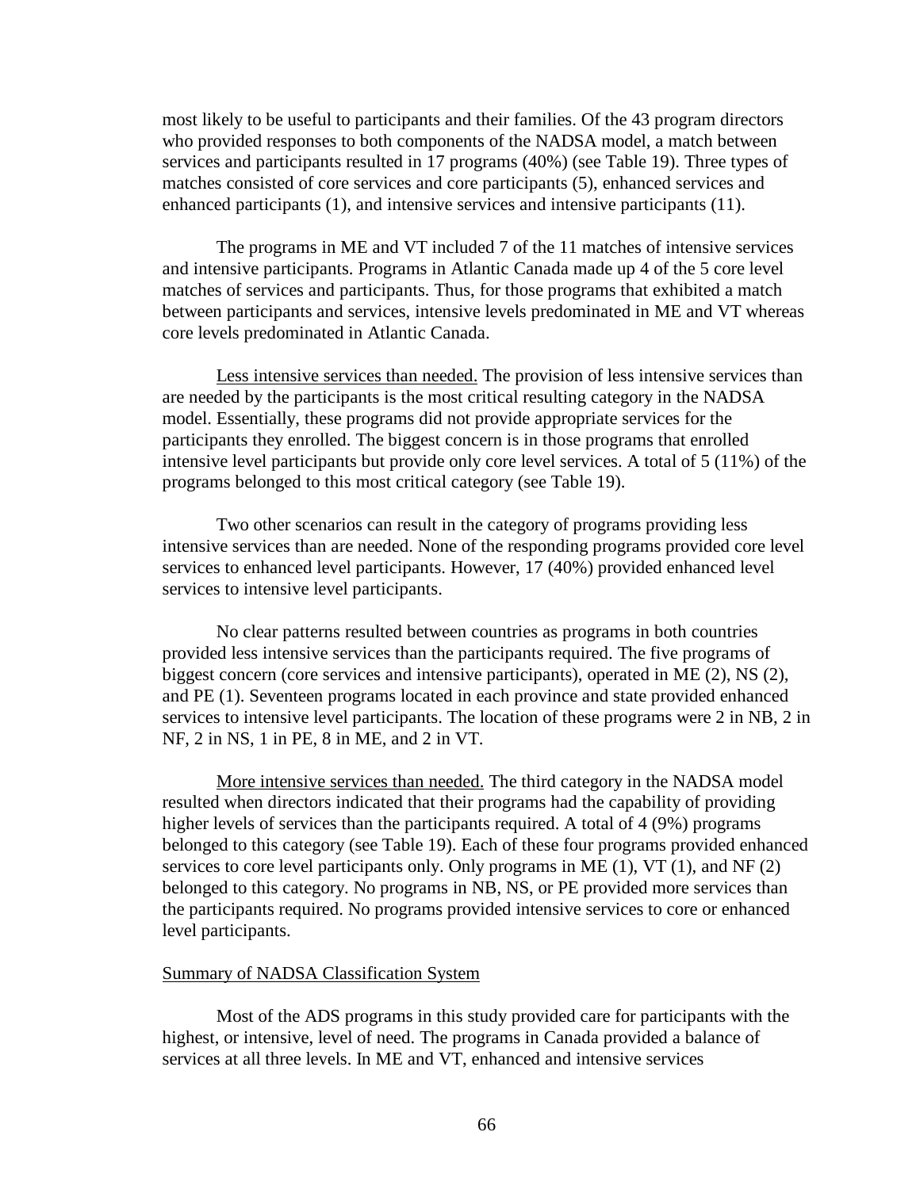most likely to be useful to participants and their families. Of the 43 program directors who provided responses to both components of the NADSA model, a match between services and participants resulted in 17 programs (40%) (see Table 19). Three types of matches consisted of core services and core participants (5), enhanced services and enhanced participants (1), and intensive services and intensive participants (11).

The programs in ME and VT included 7 of the 11 matches of intensive services and intensive participants. Programs in Atlantic Canada made up 4 of the 5 core level matches of services and participants. Thus, for those programs that exhibited a match between participants and services, intensive levels predominated in ME and VT whereas core levels predominated in Atlantic Canada.

Less intensive services than needed. The provision of less intensive services than are needed by the participants is the most critical resulting category in the NADSA model. Essentially, these programs did not provide appropriate services for the participants they enrolled. The biggest concern is in those programs that enrolled intensive level participants but provide only core level services. A total of 5 (11%) of the programs belonged to this most critical category (see Table 19).

Two other scenarios can result in the category of programs providing less intensive services than are needed. None of the responding programs provided core level services to enhanced level participants. However, 17 (40%) provided enhanced level services to intensive level participants.

No clear patterns resulted between countries as programs in both countries provided less intensive services than the participants required. The five programs of biggest concern (core services and intensive participants), operated in ME (2), NS (2), and PE (1). Seventeen programs located in each province and state provided enhanced services to intensive level participants. The location of these programs were 2 in NB, 2 in NF, 2 in NS, 1 in PE, 8 in ME, and 2 in VT.

More intensive services than needed. The third category in the NADSA model resulted when directors indicated that their programs had the capability of providing higher levels of services than the participants required. A total of 4 (9%) programs belonged to this category (see Table 19). Each of these four programs provided enhanced services to core level participants only. Only programs in ME (1), VT (1), and NF (2) belonged to this category. No programs in NB, NS, or PE provided more services than the participants required. No programs provided intensive services to core or enhanced level participants.

## Summary of NADSA Classification System

Most of the ADS programs in this study provided care for participants with the highest, or intensive, level of need. The programs in Canada provided a balance of services at all three levels. In ME and VT, enhanced and intensive services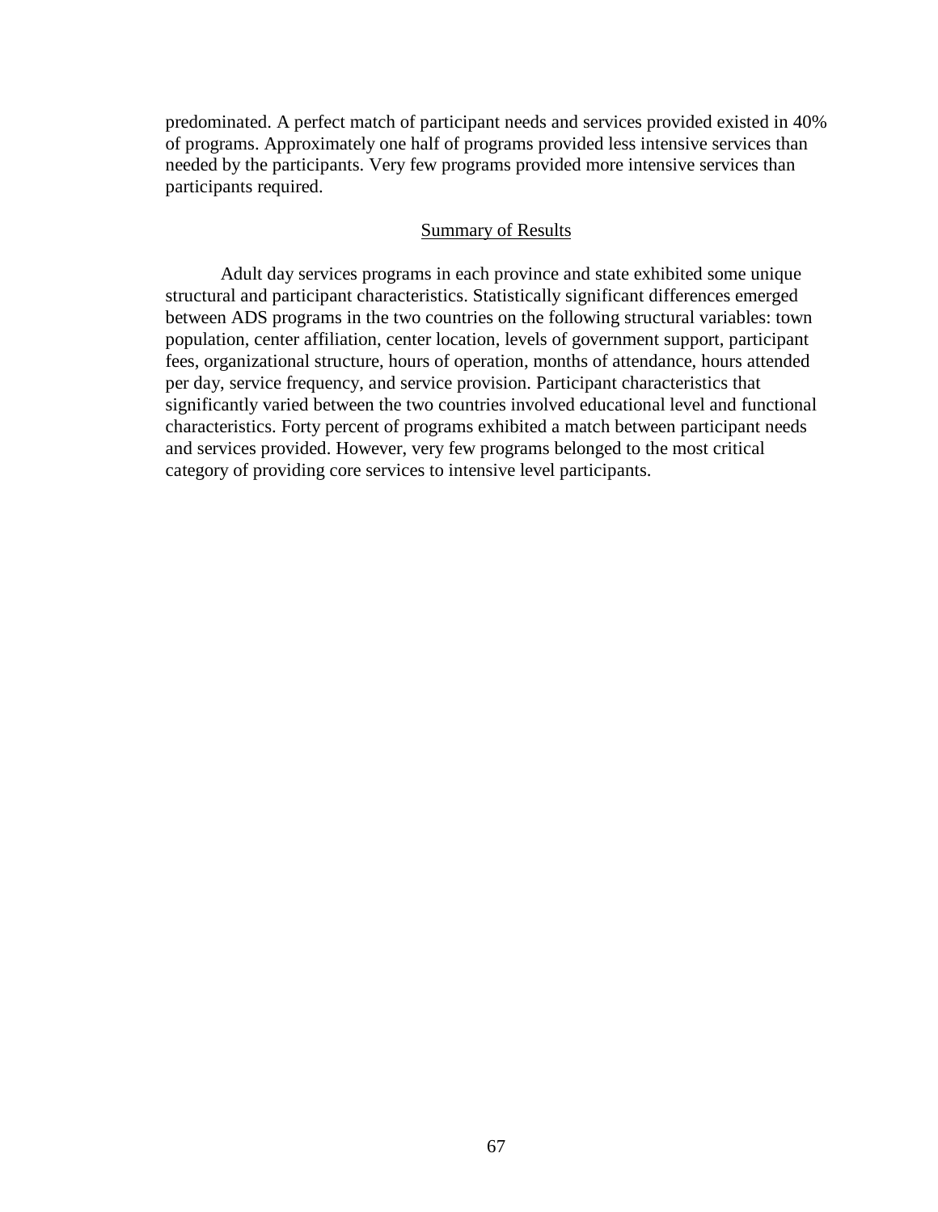predominated. A perfect match of participant needs and services provided existed in 40% of programs. Approximately one half of programs provided less intensive services than needed by the participants. Very few programs provided more intensive services than participants required.

## Summary of Results

Adult day services programs in each province and state exhibited some unique structural and participant characteristics. Statistically significant differences emerged between ADS programs in the two countries on the following structural variables: town population, center affiliation, center location, levels of government support, participant fees, organizational structure, hours of operation, months of attendance, hours attended per day, service frequency, and service provision. Participant characteristics that significantly varied between the two countries involved educational level and functional characteristics. Forty percent of programs exhibited a match between participant needs and services provided. However, very few programs belonged to the most critical category of providing core services to intensive level participants.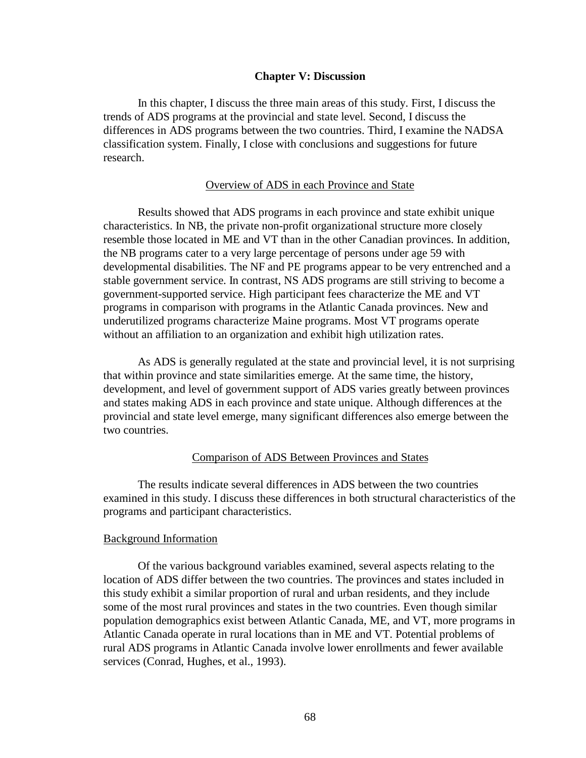# Chapter V: Discussion

In this chapter, I discuss the three main areas of this study. First, I discuss the trends of ADS programs at the provincial and state level. Second, I discuss the differences in ADS programs between the two countries. Third, I examine the NADSA classification system. Finally, I close with conclusions and suggestions for future research.

## Overview of ADS in each Province and State

Results showed that ADS programs in each province and state exhibit unique characteristics. In NB, the private non-profit organizational structure more closely resemble those located in ME and VT than in the other Canadian provinces. In addition, the NB programs cater to a very large percentage of persons under age 59 with developmental disabilities. The NF and PE programs appear to be very entrenched and a stable government service. In contrast, NS ADS programs are still striving to become a government-supported service. High participant fees characterize the ME and VT programs in comparison with programs in the Atlantic Canada provinces. New and underutilized programs characterize Maine programs. Most VT programs operate without an affiliation to an organization and exhibit high utilization rates.

As ADS is generally regulated at the state and provincial level, it is not surprising that within province and state similarities emerge. At the same time, the history, development, and level of government support of ADS varies greatly between provinces and states making ADS in each province and state unique. Although differences at the provincial and state level emerge, many significant differences also emerge between the two countries.

## Comparison of ADS Between Provinces and States

The results indicate several differences in ADS between the two countries examined in this study. I discuss these differences in both structural characteristics of the programs and participant characteristics.

### Background Information

Of the various background variables examined, several aspects relating to the location of ADS differ between the two countries. The provinces and states included in this study exhibit a similar proportion of rural and urban residents, and they include some of the most rural provinces and states in the two countries. Even though similar population demographics exist between Atlantic Canada, ME, and VT, more programs in Atlantic Canada operate in rural locations than in ME and VT. Potential problems of rural ADS programs in Atlantic Canada involve lower enrollments and fewer available services (Conrad, Hughes, et al., 1993).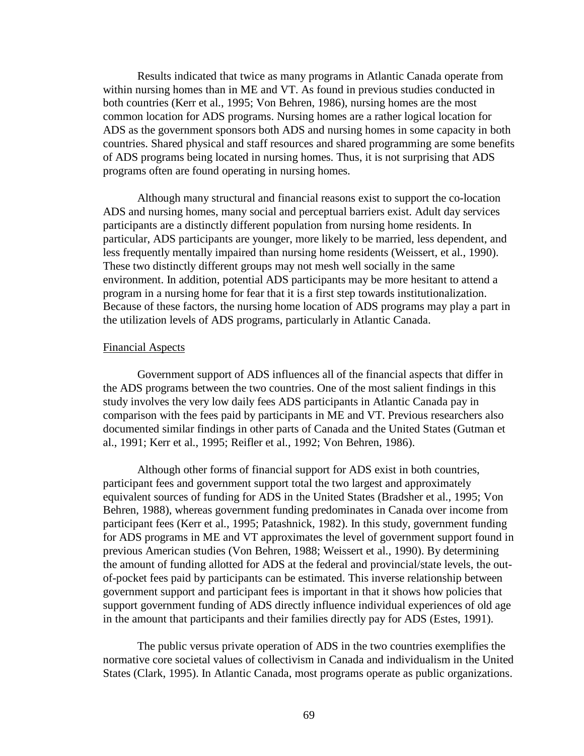Results indicated that twice as many programs in Atlantic Canada operate from within nursing homes than in ME and VT. As found in previous studies conducted in both countries (Kerr et al., 1995; Von Behren, 1986), nursing homes are the most common location for ADS programs. Nursing homes are a rather logical location for ADS as the government sponsors both ADS and nursing homes in some capacity in both countries. Shared physical and staff resources and shared programming are some benefits of ADS programs being located in nursing homes. Thus, it is not surprising that ADS programs often are found operating in nursing homes.

Although many structural and financial reasons exist to support the co-location ADS and nursing homes, many social and perceptual barriers exist. Adult day services participants are a distinctly different population from nursing home residents. In particular, ADS participants are younger, more likely to be married, less dependent, and less frequently mentally impaired than nursing home residents (Weissert, et al., 1990). These two distinctly different groups may not mesh well socially in the same environment. In addition, potential ADS participants may be more hesitant to attend a program in a nursing home for fear that it is a first step towards institutionalization. Because of these factors, the nursing home location of ADS programs may play a part in the utilization levels of ADS programs, particularly in Atlantic Canada.

<u>Financial Aspects</u>

Government support of ADS influences all of the financial aspects that differ in the ADS programs between the two countries. One of the most salient findings in this study involves the very low daily fees ADS participants in Atlantic Canada pay in comparison with the fees paid by participants in ME and VT. Previous researchers also documented similar findings in other parts of Canada and the United States (Gutman et al., 1991; Kerr et al., 1995; Reifler et al., 1992; Von Behren, 1986).

Although other forms of financial support for ADS exist in both countries, participant fees and government support total the two largest and approximately equivalent sources of funding for ADS in the United States (Bradsher et al., 1995; Von Behren, 1988), whereas government funding predominates in Canada over income from participant fees (Kerr et al., 1995; Patashnick, 1982). In this study, government funding for ADS programs in ME and VT approximates the level of government support found in previous American studies (Von Behren, 1988; Weissert et al., 1990). By determining the amount of funding allotted for ADS at the federal and provincial/state levels, the out-of-pocket fees paid by participants can be estimated. This inverse relationship between government support and participant fees is important in that it shows how policies that support government funding of ADS directly influence individual experiences of old age in the amount that participants and their families directly pay for ADS (Estes, 1991).

The public versus private operation of ADS in the two countries exemplifies the normative core societal values of collectivism in Canada and individualism in the United States (Clark, 1995). In Atlantic Canada, most programs operate as public organizations.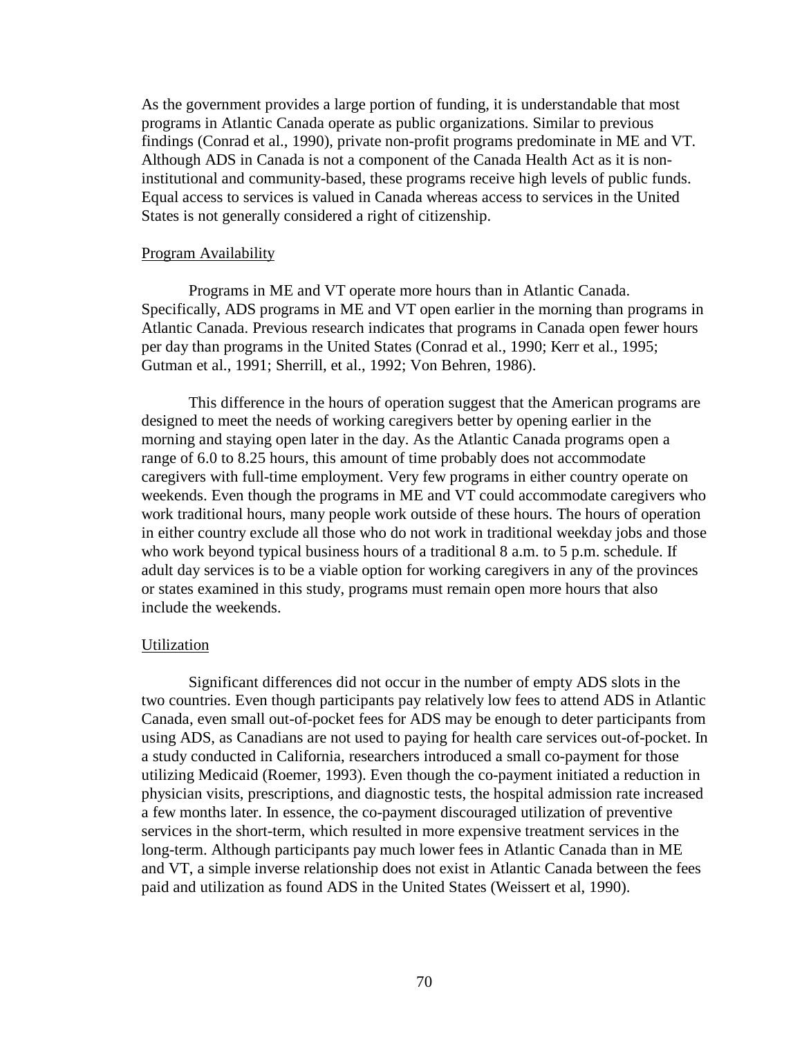As the government provides a large portion of funding, it is understandable that most programs in Atlantic Canada operate as public organizations. Similar to previous findings (Conrad et al., 1990), private non-profit programs predominate in ME and VT. Although ADS in Canada is not a component of the Canada Health Act as it is non-institutional and community-based, these programs receive high levels of public funds. Equal access to services is valued in Canada whereas access to services in the United States is not generally considered a right of citizenship.

### Program Availability

Programs in ME and VT operate more hours than in Atlantic Canada. Specifically, ADS programs in ME and VT open earlier in the morning than programs in Atlantic Canada. Previous research indicates that programs in Canada open fewer hours per day than programs in the United States (Conrad et al., 1990; Kerr et al., 1995; Gutman et al., 1991; Sherrill, et al., 1992; Von Behren, 1986).

This difference in the hours of operation suggest that the American programs are designed to meet the needs of working caregivers better by opening earlier in the morning and staying open later in the day. As the Atlantic Canada programs open a range of 6.0 to 8.25 hours, this amount of time probably does not accommodate caregivers with full-time employment. Very few programs in either country operate on weekends. Even though the programs in ME and VT could accommodate caregivers who work traditional hours, many people work outside of these hours. The hours of operation in either country exclude all those who do not work in traditional weekday jobs and those who work beyond typical business hours of a traditional 8 a.m. to 5 p.m. schedule. If adult day services is to be a viable option for working caregivers in any of the provinces or states examined in this study, programs must remain open more hours that also include the weekends.

### Utilization

Significant differences did not occur in the number of empty ADS slots in the two countries. Even though participants pay relatively low fees to attend ADS in Atlantic Canada, even small out-of-pocket fees for ADS may be enough to deter participants from using ADS, as Canadians are not used to paying for health care services out-of-pocket. In a study conducted in California, researchers introduced a small co-payment for those utilizing Medicaid (Roemer, 1993). Even though the co-payment initiated a reduction in physician visits, prescriptions, and diagnostic tests, the hospital admission rate increased a few months later. In essence, the co-payment discouraged utilization of preventive services in the short-term, which resulted in more expensive treatment services in the long-term. Although participants pay much lower fees in Atlantic Canada than in ME and VT, a simple inverse relationship does not exist in Atlantic Canada between the fees paid and utilization as found ADS in the United States (Weissert et al, 1990).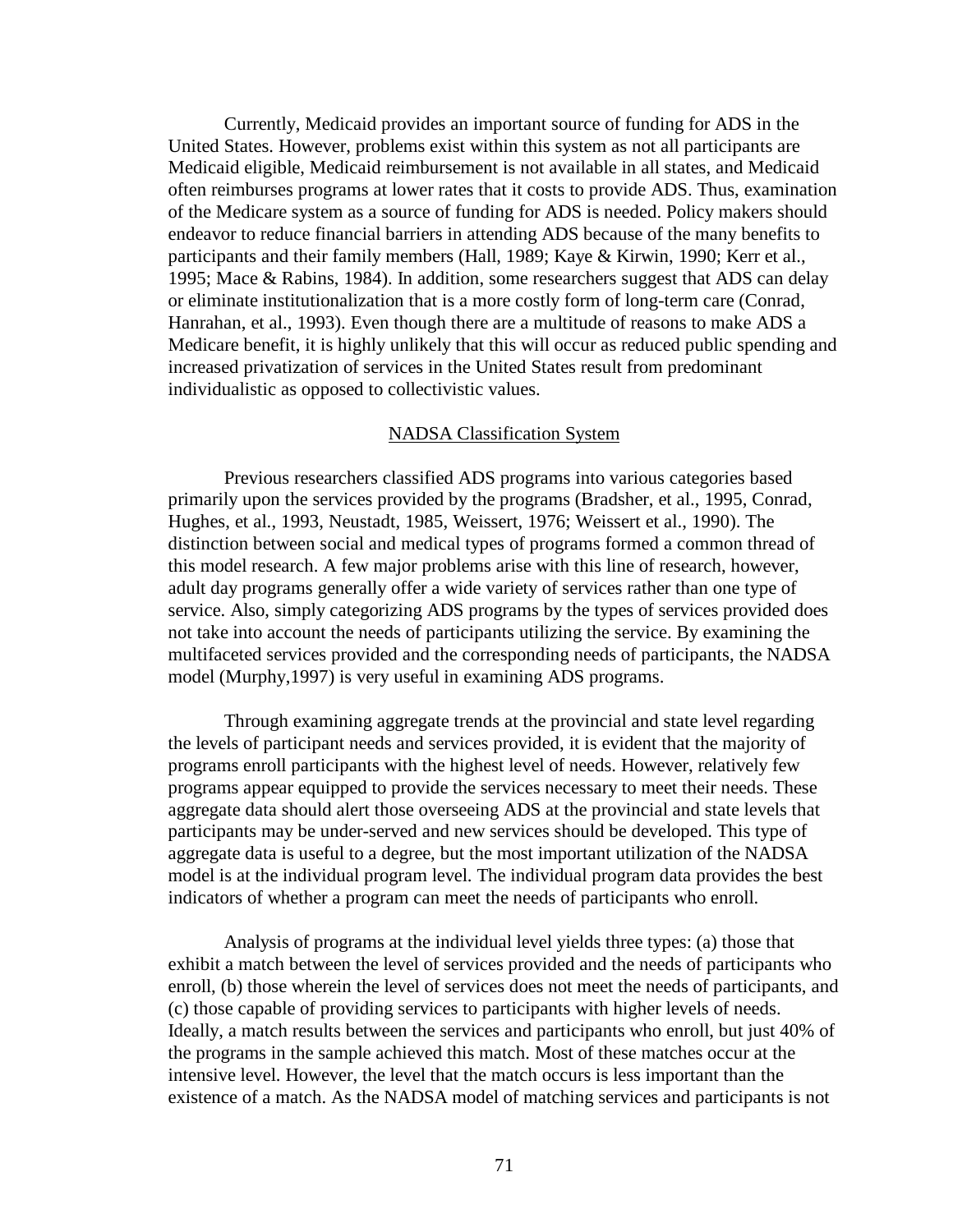Currently, Medicaid provides an important source of funding for ADS in the United States. However, problems exist within this system as not all participants are Medicaid eligible, Medicaid reimbursement is not available in all states, and Medicaid often reimburses programs at lower rates that it costs to provide ADS. Thus, examination of the Medicare system as a source of funding for ADS is needed. Policy makers should endeavor to reduce financial barriers in attending ADS because of the many benefits to participants and their family members (Hall, 1989; Kaye & Kirwin, 1990; Kerr et al., 1995; Mace & Rabins, 1984). In addition, some researchers suggest that ADS can delay or eliminate institutionalization that is a more costly form of long-term care (Conrad, Hanrahan, et al., 1993). Even though there are a multitude of reasons to make ADS a Medicare benefit, it is highly unlikely that this will occur as reduced public spending and increased privatization of services in the United States result from predominant individualistic as opposed to collectivistic values.

## NADSA Classification System

Previous researchers classified ADS programs into various categories based primarily upon the services provided by the programs (Bradsher, et al., 1995, Conrad, Hughes, et al., 1993, Neustadt, 1985, Weissert, 1976; Weissert et al., 1990). The distinction between social and medical types of programs formed a common thread of this model research. A few major problems arise with this line of research, however, adult day programs generally offer a wide variety of services rather than one type of service. Also, simply categorizing ADS programs by the types of services provided does not take into account the needs of participants utilizing the service. By examining the multifaceted services provided and the corresponding needs of participants, the NADSA model (Murphy,1997) is very useful in examining ADS programs.

Through examining aggregate trends at the provincial and state level regarding the levels of participant needs and services provided, it is evident that the majority of programs enroll participants with the highest level of needs. However, relatively few programs appear equipped to provide the services necessary to meet their needs. These aggregate data should alert those overseeing ADS at the provincial and state levels that participants may be under-served and new services should be developed. This type of aggregate data is useful to a degree, but the most important utilization of the NADSA model is at the individual program level. The individual program data provides the best indicators of whether a program can meet the needs of participants who enroll.

Analysis of programs at the individual level yields three types: (a) those that exhibit a match between the level of services provided and the needs of participants who enroll, (b) those wherein the level of services does not meet the needs of participants, and (c) those capable of providing services to participants with higher levels of needs. Ideally, a match results between the services and participants who enroll, but just 40% of the programs in the sample achieved this match. Most of these matches occur at the intensive level. However, the level that the match occurs is less important than the existence of a match. As the NADSA model of matching services and participants is not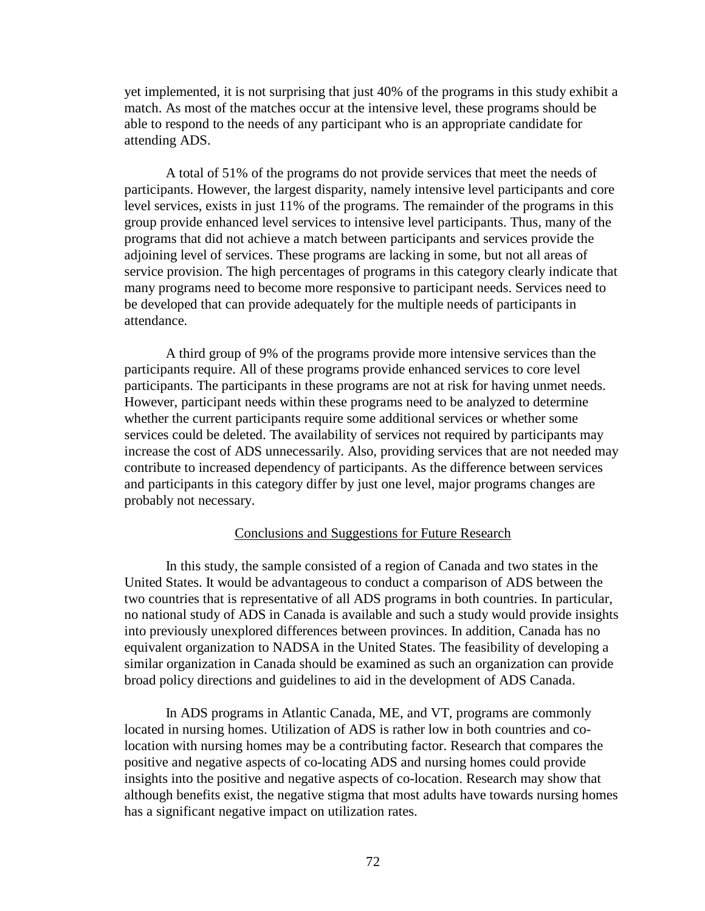yet implemented, it is not surprising that just 40% of the programs in this study exhibit a match. As most of the matches occur at the intensive level, these programs should be able to respond to the needs of any participant who is an appropriate candidate for attending ADS.

A total of 51% of the programs do not provide services that meet the needs of participants. However, the largest disparity, namely intensive level participants and core level services, exists in just 11% of the programs. The remainder of the programs in this group provide enhanced level services to intensive level participants. Thus, many of the programs that did not achieve a match between participants and services provide the adjoining level of services. These programs are lacking in some, but not all areas of service provision. The high percentages of programs in this category clearly indicate that many programs need to become more responsive to participant needs. Services need to be developed that can provide adequately for the multiple needs of participants in attendance.

A third group of 9% of the programs provide more intensive services than the participants require. All of these programs provide enhanced services to core level participants. The participants in these programs are not at risk for having unmet needs. However, participant needs within these programs need to be analyzed to determine whether the current participants require some additional services or whether some services could be deleted. The availability of services not required by participants may increase the cost of ADS unnecessarily. Also, providing services that are not needed may contribute to increased dependency of participants. As the difference between services and participants in this category differ by just one level, major programs changes are probably not necessary.

## Conclusions and Suggestions for Future Research

In this study, the sample consisted of a region of Canada and two states in the United States. It would be advantageous to conduct a comparison of ADS between the two countries that is representative of all ADS programs in both countries. In particular, no national study of ADS in Canada is available and such a study would provide insights into previously unexplored differences between provinces. In addition, Canada has no equivalent organization to NADSA in the United States. The feasibility of developing a similar organization in Canada should be examined as such an organization can provide broad policy directions and guidelines to aid in the development of ADS Canada.

In ADS programs in Atlantic Canada, ME, and VT, programs are commonly located in nursing homes. Utilization of ADS is rather low in both countries and co-location with nursing homes may be a contributing factor. Research that compares the positive and negative aspects of co-locating ADS and nursing homes could provide insights into the positive and negative aspects of co-location. Research may show that although benefits exist, the negative stigma that most adults have towards nursing homes has a significant negative impact on utilization rates.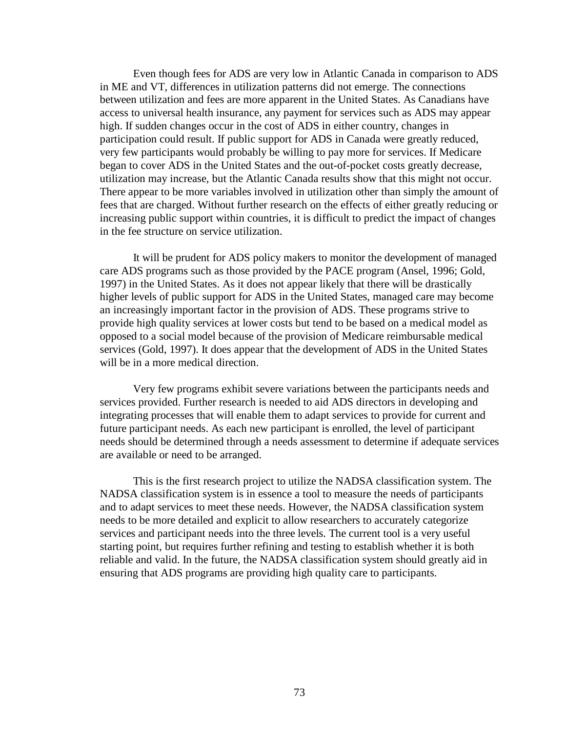Even though fees for ADS are very low in Atlantic Canada in comparison to ADS in ME and VT, differences in utilization patterns did not emerge. The connections between utilization and fees are more apparent in the United States. As Canadians have access to universal health insurance, any payment for services such as ADS may appear high. If sudden changes occur in the cost of ADS in either country, changes in participation could result. If public support for ADS in Canada were greatly reduced, very few participants would probably be willing to pay more for services. If Medicare began to cover ADS in the United States and the out-of-pocket costs greatly decrease, utilization may increase, but the Atlantic Canada results show that this might not occur. There appear to be more variables involved in utilization other than simply the amount of fees that are charged. Without further research on the effects of either greatly reducing or increasing public support within countries, it is difficult to predict the impact of changes in the fee structure on service utilization.

It will be prudent for ADS policy makers to monitor the development of managed care ADS programs such as those provided by the PACE program (Ansel, 1996; Gold, 1997) in the United States. As it does not appear likely that there will be drastically higher levels of public support for ADS in the United States, managed care may become an increasingly important factor in the provision of ADS. These programs strive to provide high quality services at lower costs but tend to be based on a medical model as opposed to a social model because of the provision of Medicare reimbursable medical services (Gold, 1997). It does appear that the development of ADS in the United States will be in a more medical direction.

Very few programs exhibit severe variations between the participants needs and services provided. Further research is needed to aid ADS directors in developing and integrating processes that will enable them to adapt services to provide for current and future participant needs. As each new participant is enrolled, the level of participant needs should be determined through a needs assessment to determine if adequate services are available or need to be arranged.

This is the first research project to utilize the NADSA classification system. The NADSA classification system is in essence a tool to measure the needs of participants and to adapt services to meet these needs. However, the NADSA classification system needs to be more detailed and explicit to allow researchers to accurately categorize services and participant needs into the three levels. The current tool is a very useful starting point, but requires further refining and testing to establish whether it is both reliable and valid. In the future, the NADSA classification system should greatly aid in ensuring that ADS programs are providing high quality care to participants.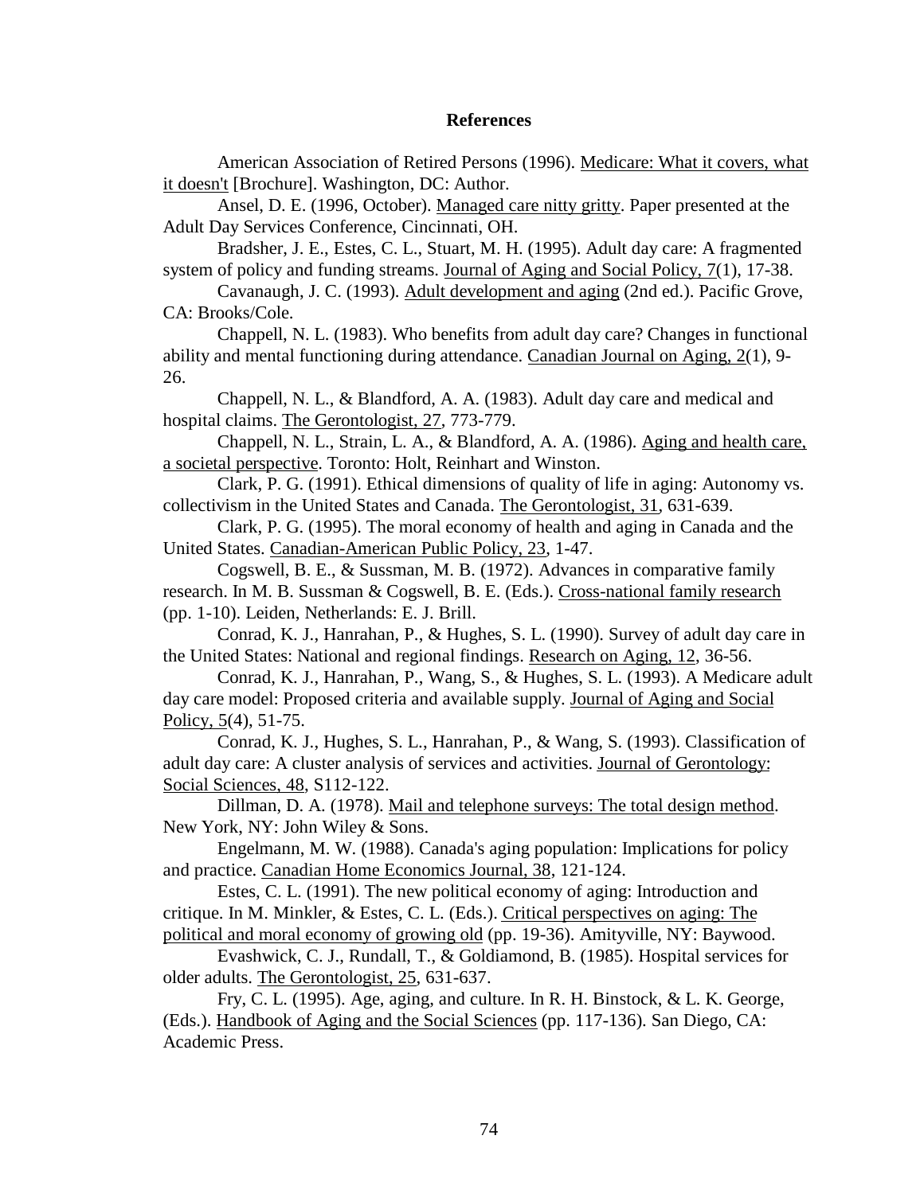## References

American Association of Retired Persons (1996). Medicare: What it covers, what it doesn't [Brochure]. Washington, DC: Author.

Ansel, D. E. (1996, October). Managed care nitty gritty. Paper presented at the Adult Day Services Conference, Cincinnati, OH.

Bradsher, J. E., Estes, C. L., Stuart, M. H. (1995). Adult day care: A fragmented system of policy and funding streams. Journal of Aging and Social Policy, 7(1), 17-38.

Cavanaugh, J. C. (1993). Adult development and aging (2nd ed.). Pacific Grove, CA: Brooks/Cole.

Chappell, N. L. (1983). Who benefits from adult day care? Changes in functional ability and mental functioning during attendance. Canadian Journal on Aging, 2(1), 9-26.

Chappell, N. L., & Blandford, A. A. (1983). Adult day care and medical and hospital claims. The Gerontologist, 27, 773-779.

Chappell, N. L., Strain, L. A., & Blandford, A. A. (1986). Aging and health care, a societal perspective. Toronto: Holt, Reinhart and Winston.

Clark, P. G. (1991). Ethical dimensions of quality of life in aging: Autonomy vs. collectivism in the United States and Canada. The Gerontologist, 31, 631-639.

Clark, P. G. (1995). The moral economy of health and aging in Canada and the United States. Canadian-American Public Policy, 23, 1-47.

Cogswell, B. E., & Sussman, M. B. (1972). Advances in comparative family research. In M. B. Sussman & Cogswell, B. E. (Eds.). Cross-national family research (pp. 1-10). Leiden, Netherlands: E. J. Brill.

Conrad, K. J., Hanrahan, P., & Hughes, S. L. (1990). Survey of adult day care in the United States: National and regional findings. Research on Aging, 12, 36-56.

Conrad, K. J., Hanrahan, P., Wang, S., & Hughes, S. L. (1993). A Medicare adult day care model: Proposed criteria and available supply. Journal of Aging and Social Policy, 5(4), 51-75.

Conrad, K. J., Hughes, S. L., Hanrahan, P., & Wang, S. (1993). Classification of adult day care: A cluster analysis of services and activities. Journal of Gerontology: Social Sciences, 48, S112-122.

Dillman, D. A. (1978). Mail and telephone surveys: The total design method. New York, NY: John Wiley & Sons.

Engelmann, M. W. (1988). Canada's aging population: Implications for policy and practice. Canadian Home Economics Journal, 38, 121-124.

Estes, C. L. (1991). The new political economy of aging: Introduction and critique. In M. Minkler, & Estes, C. L. (Eds.). Critical perspectives on aging: The political and moral economy of growing old (pp. 19-36). Amityville, NY: Baywood.

Evashwick, C. J., Rundall, T., & Goldiamond, B. (1985). Hospital services for older adults. The Gerontologist, 25, 631-637.

Fry, C. L. (1995). Age, aging, and culture. In R. H. Binstock, & L. K. George, (Eds.). Handbook of Aging and the Social Sciences (pp. 117-136). San Diego, CA: Academic Press.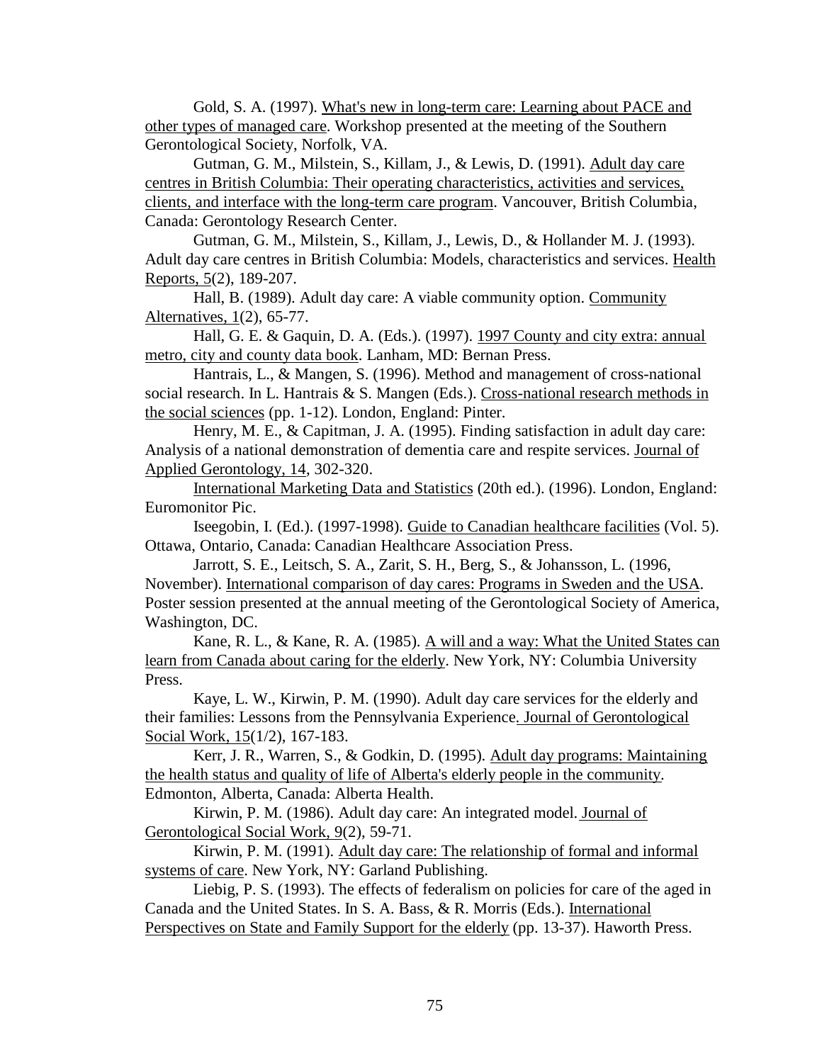Gold, S. A. (1997). What's new in long-term care: Learning about PACE and other types of managed care. Workshop presented at the meeting of the Southern Gerontological Society, Norfolk, VA.

Gutman, G. M., Milstein, S., Killam, J., & Lewis, D. (1991). Adult day care centres in British Columbia: Their operating characteristics, activities and services, clients, and interface with the long-term care program. Vancouver, British Columbia, Canada: Gerontology Research Center.

Gutman, G. M., Milstein, S., Killam, J., Lewis, D., & Hollander M. J. (1993). Adult day care centres in British Columbia: Models, characteristics and services. Health Reports, 5(2), 189-207.

Hall, B. (1989). Adult day care: A viable community option. Community Alternatives, 1(2), 65-77.

Hall, G. E. & Gaquin, D. A. (Eds.). (1997). 1997 County and city extra: annual metro, city and county data book. Lanham, MD: Bernan Press.

Hantrais, L., & Mangen, S. (1996). Method and management of cross-national social research. In L. Hantrais & S. Mangen (Eds.). Cross-national research methods in the social sciences (pp. 1-12). London, England: Pinter.

Henry, M. E., & Capitman, J. A. (1995). Finding satisfaction in adult day care: Analysis of a national demonstration of dementia care and respite services. Journal of Applied Gerontology, 14, 302-320.

International Marketing Data and Statistics (20th ed.). (1996). London, England: Euromonitor Pic.

Iseegobin, I. (Ed.). (1997-1998). Guide to Canadian healthcare facilities (Vol. 5). Ottawa, Ontario, Canada: Canadian Healthcare Association Press.

Jarrott, S. E., Leitsch, S. A., Zarit, S. H., Berg, S., & Johansson, L. (1996, November). International comparison of day cares: Programs in Sweden and the USA. Poster session presented at the annual meeting of the Gerontological Society of America, Washington, DC.

Kane, R. L., & Kane, R. A. (1985). A will and a way: What the United States can learn from Canada about caring for the elderly. New York, NY: Columbia University Press.

Kaye, L. W., Kirwin, P. M. (1990). Adult day care services for the elderly and their families: Lessons from the Pennsylvania Experience. Journal of Gerontological Social Work, 15(1/2), 167-183.

Kerr, J. R., Warren, S., & Godkin, D. (1995). Adult day programs: Maintaining the health status and quality of life of Alberta's elderly people in the community. Edmonton, Alberta, Canada: Alberta Health.

Kirwin, P. M. (1986). Adult day care: An integrated model. Journal of Gerontological Social Work, 9(2), 59-71.

Kirwin, P. M. (1991). Adult day care: The relationship of formal and informal systems of care. New York, NY: Garland Publishing.

Liebig, P. S. (1993). The effects of federalism on policies for care of the aged in Canada and the United States. In S. A. Bass, & R. Morris (Eds.). International Perspectives on State and Family Support for the elderly (pp. 13-37). Haworth Press.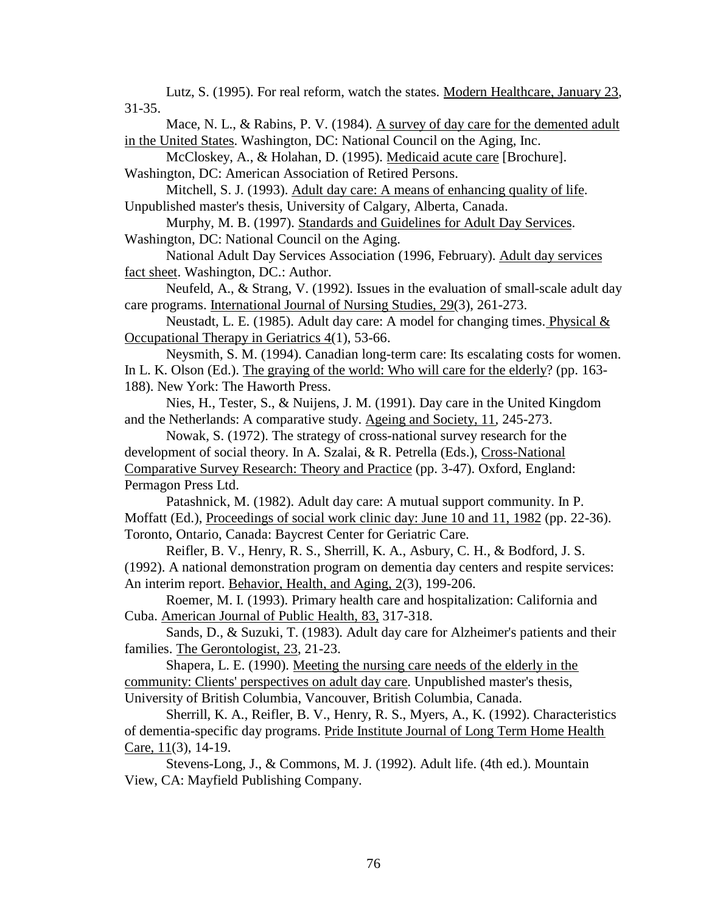Lutz, S. (1995). For real reform, watch the states. Modern Healthcare, January 23, 31-35.

Mace, N. L., & Rabins, P. V. (1984). A survey of day care for the demented adult in the United States. Washington, DC: National Council on the Aging, Inc.

McCloskey, A., & Holahan, D. (1995). Medicaid acute care [Brochure]. Washington, DC: American Association of Retired Persons.

Mitchell, S. J. (1993). Adult day care: A means of enhancing quality of life. Unpublished master's thesis, University of Calgary, Alberta, Canada.

Murphy, M. B. (1997). Standards and Guidelines for Adult Day Services. Washington, DC: National Council on the Aging.

National Adult Day Services Association (1996, February). Adult day services fact sheet. Washington, DC.: Author.

Neufeld, A., & Strang, V. (1992). Issues in the evaluation of small-scale adult day care programs. International Journal of Nursing Studies, 29(3), 261-273.

Neustadt, L. E. (1985). Adult day care: A model for changing times. Physical & Occupational Therapy in Geriatrics 4(1), 53-66.

Neysmith, S. M. (1994). Canadian long-term care: Its escalating costs for women. In L. K. Olson (Ed.). The graying of the world: Who will care for the elderly? (pp. 163-188). New York: The Haworth Press.

Nies, H., Tester, S., & Nuijens, J. M. (1991). Day care in the United Kingdom and the Netherlands: A comparative study. Ageing and Society, 11, 245-273.

Nowak, S. (1972). The strategy of cross-national survey research for the development of social theory. In A. Szalai, & R. Petrella (Eds.), Cross-National Comparative Survey Research: Theory and Practice (pp. 3-47). Oxford, England: Permagon Press Ltd.

Patashnick, M. (1982). Adult day care: A mutual support community. In P. Moffatt (Ed.), Proceedings of social work clinic day: June 10 and 11, 1982 (pp. 22-36). Toronto, Ontario, Canada: Baycrest Center for Geriatric Care.

Reifler, B. V., Henry, R. S., Sherrill, K. A., Asbury, C. H., & Bodford, J. S. (1992). A national demonstration program on dementia day centers and respite services: An interim report. Behavior, Health, and Aging, 2(3), 199-206.

Roemer, M. I. (1993). Primary health care and hospitalization: California and Cuba. American Journal of Public Health, 83, 317-318.

Sands, D., & Suzuki, T. (1983). Adult day care for Alzheimer's patients and their families. The Gerontologist, 23, 21-23.

Shapera, L. E. (1990). Meeting the nursing care needs of the elderly in the community: Clients' perspectives on adult day care. Unpublished master's thesis, University of British Columbia, Vancouver, British Columbia, Canada.

Sherrill, K. A., Reifler, B. V., Henry, R. S., Myers, A., K. (1992). Characteristics of dementia-specific day programs. Pride Institute Journal of Long Term Home Health Care, 11(3), 14-19.

Stevens-Long, J., & Commons, M. J. (1992). Adult life. (4th ed.). Mountain View, CA: Mayfield Publishing Company.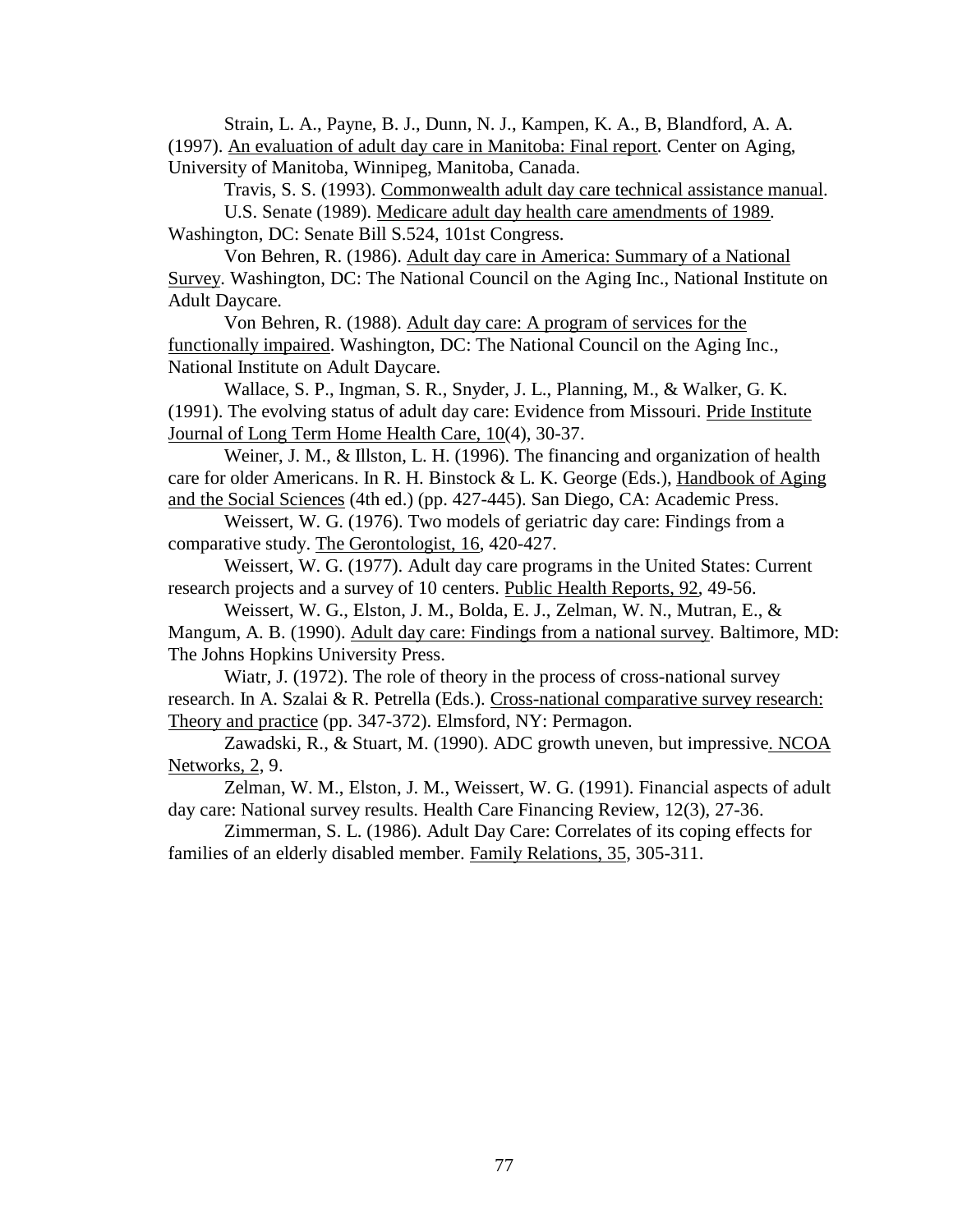Strain, L. A., Payne, B. J., Dunn, N. J., Kampen, K. A., B, Blandford, A. A. (1997). An evaluation of adult day care in Manitoba: Final report. Center on Aging, University of Manitoba, Winnipeg, Manitoba, Canada.

Travis, S. S. (1993). Commonwealth adult day care technical assistance manual.

U.S. Senate (1989). Medicare adult day health care amendments of 1989. Washington, DC: Senate Bill S.524, 101st Congress.

Von Behren, R. (1986). Adult day care in America: Summary of a National Survey. Washington, DC: The National Council on the Aging Inc., National Institute on Adult Daycare.

Von Behren, R. (1988). Adult day care: A program of services for the functionally impaired. Washington, DC: The National Council on the Aging Inc., National Institute on Adult Daycare.

Wallace, S. P., Ingman, S. R., Snyder, J. L., Planning, M., & Walker, G. K. (1991). The evolving status of adult day care: Evidence from Missouri. Pride Institute Journal of Long Term Home Health Care, 10(4), 30-37.

Weiner, J. M., & Illston, L. H. (1996). The financing and organization of health care for older Americans. In R. H. Binstock & L. K. George (Eds.), Handbook of Aging and the Social Sciences (4th ed.) (pp. 427-445). San Diego, CA: Academic Press.

Weissert, W. G. (1976). Two models of geriatric day care: Findings from a comparative study. The Gerontologist, 16, 420-427.

Weissert, W. G. (1977). Adult day care programs in the United States: Current research projects and a survey of 10 centers. Public Health Reports, 92, 49-56.

Weissert, W. G., Elston, J. M., Bolda, E. J., Zelman, W. N., Mutran, E., & Mangum, A. B. (1990). Adult day care: Findings from a national survey. Baltimore, MD: The Johns Hopkins University Press.

Wiatr, J. (1972). The role of theory in the process of cross-national survey research. In A. Szalai & R. Petrella (Eds.). Cross-national comparative survey research: Theory and practice (pp. 347-372). Elmsford, NY: Permagon.

Zawadski, R., & Stuart, M. (1990). ADC growth uneven, but impressive. NCOA Networks, 2, 9.

Zelman, W. M., Elston, J. M., Weissert, W. G. (1991). Financial aspects of adult day care: National survey results. Health Care Financing Review, 12(3), 27-36.

Zimmerman, S. L. (1986). Adult Day Care: Correlates of its coping effects for families of an elderly disabled member. Family Relations, 35, 305-311.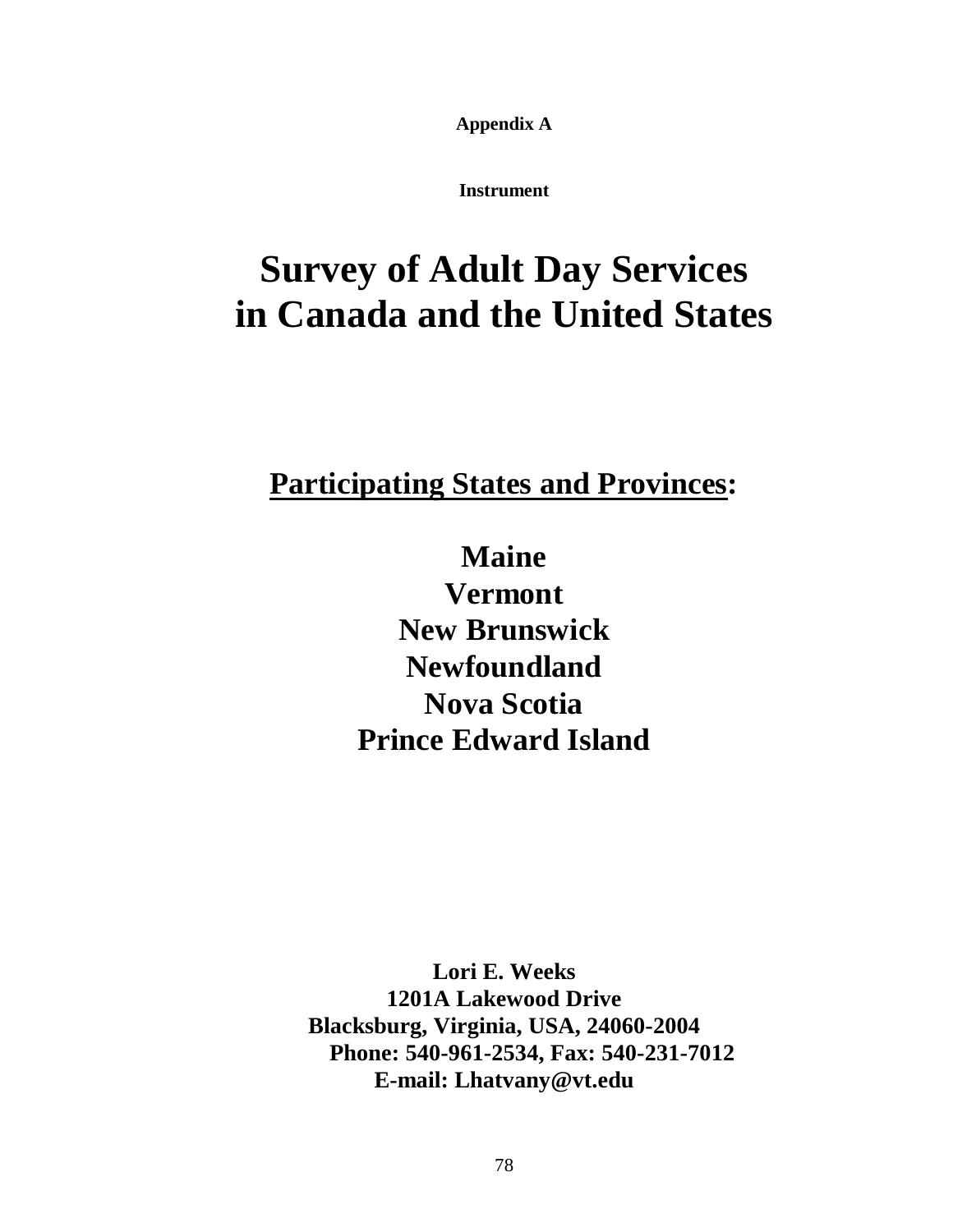**Appendix A**

**Instrument**

# Survey of Adult Day Services in Canada and the United States

## Participating States and Provinces:

**Maine**
**Vermont**
**New Brunswick**
**Newfoundland**
**Nova Scotia**
**Prince Edward Island**

**Lori E. Weeks**
**1201A Lakewood Drive**
**Blacksburg, Virginia, USA, 24060-2004**
**Phone: 540-961-2534, Fax: 540-231-7012**
**E-mail: Lhatvany@vt.edu**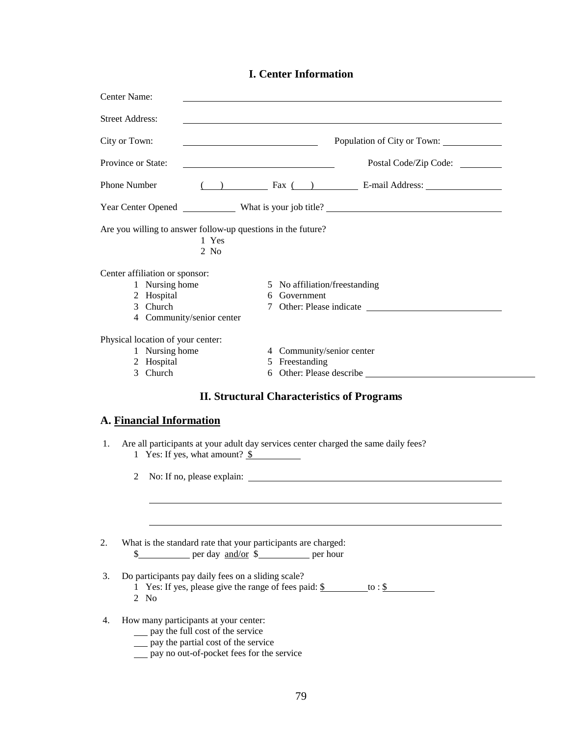# I. Center Information

Center Name: ______________________________________________

Street Address: ______________________________________________

City or Town: ______________________ Population of City or Town: __________

Province or State: ______________________ Postal Code/Zip Code: ________

Phone Number ( ) ________ Fax ( ) ________ E-mail Address: ______________

Year Center Opened __________ What is your job title? ______________________________

Are you willing to answer follow-up questions in the future?

1 Yes
2 No

Center affiliation or sponsor:

1 Nursing home
2 Hospital
3 Church
4 Community/senior center
5 No affiliation/freestanding
6 Government
7 Other: Please indicate ______________________

Physical location of your center:

1 Nursing home
2 Hospital
3 Church
4 Community/senior center
5 Freestanding
6 Other: Please describe ______________________________

# II. Structural Characteristics of Programs

## A. Financial Information

1. Are all participants at your adult day services center charged the same daily fees?
   1 Yes: If yes, what amount? $ ________

   2 No: If no, please explain: ______________________________________________

   ______________________________________________________________

   ______________________________________________________________

2. What is the standard rate that your participants are charged:
   $ ________ per day and/or $ ________ per hour

3. Do participants pay daily fees on a sliding scale?
   1 Yes: If yes, please give the range of fees paid: $ ________ to : $ ________
   2 No

4. How many participants at your center:
   ___ pay the full cost of the service
   ___ pay the partial cost of the service
   ___ pay no out-of-pocket fees for the service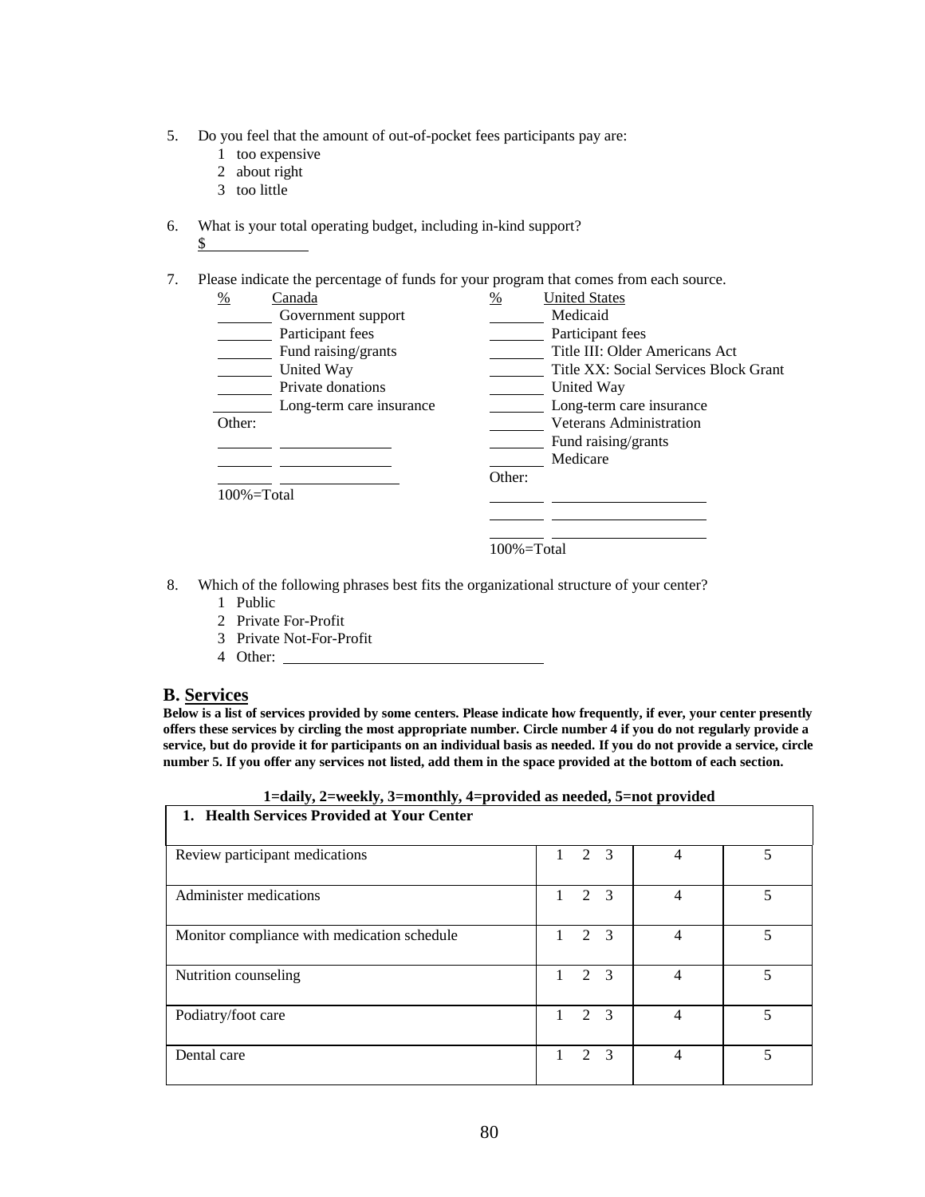5. Do you feel that the amount of out-of-pocket fees participants pay are:
   1 too expensive
   2 about right
   3 too little

6. What is your total operating budget, including in-kind support?
   $\_\_\_\_\_\_\_\_\_\_

7. Please indicate the percentage of funds for your program that comes from each source.

| % | Canada | % | United States |
|---|---|---|---|
| \_\_\_\_ | Government support | \_\_\_\_ | Medicaid |
| \_\_\_\_ | Participant fees | \_\_\_\_ | Participant fees |
| \_\_\_\_ | Fund raising/grants | \_\_\_\_ | Title III: Older Americans Act |
| \_\_\_\_ | United Way | \_\_\_\_ | Title XX: Social Services Block Grant |
| \_\_\_\_ | Private donations | \_\_\_\_ | United Way |
| \_\_\_\_ | Long-term care insurance | \_\_\_\_ | Long-term care insurance |
| Other: | | \_\_\_\_ | Veterans Administration |
| \_\_\_\_ | \_\_\_\_\_\_\_\_ | \_\_\_\_ | Fund raising/grants |
| \_\_\_\_ | \_\_\_\_\_\_\_\_ | \_\_\_\_ | Medicare |
| \_\_\_\_ | \_\_\_\_\_\_\_\_ | Other: | |
| 100%=Total | | \_\_\_\_ | \_\_\_\_\_\_\_\_ |
| | | \_\_\_\_ | \_\_\_\_\_\_\_\_ |
| | | \_\_\_\_ | \_\_\_\_\_\_\_\_ |
| | | 100%=Total | |

8. Which of the following phrases best fits the organizational structure of your center?
   1 Public
   2 Private For-Profit
   3 Private Not-For-Profit
   4 Other: \_\_\_\_\_\_\_\_\_\_\_\_\_\_\_\_

## B. Services

**Below is a list of services provided by some centers. Please indicate how frequently, if ever, your center presently offers these services by circling the most appropriate number. Circle number 4 if you do not regularly provide a service, but do provide it for participants on an individual basis as needed. If you do not provide a service, circle number 5. If you offer any services not listed, add them in the space provided at the bottom of each section.**

**1=daily, 2=weekly, 3=monthly, 4=provided as needed, 5=not provided**

| **1. Health Services Provided at Your Center** | | | |
|---|---|---|---|
| Review participant medications | 1 2 3 | 4 | 5 |
| Administer medications | 1 2 3 | 4 | 5 |
| Monitor compliance with medication schedule | 1 2 3 | 4 | 5 |
| Nutrition counseling | 1 2 3 | 4 | 5 |
| Podiatry/foot care | 1 2 3 | 4 | 5 |
| Dental care | 1 2 3 | 4 | 5 |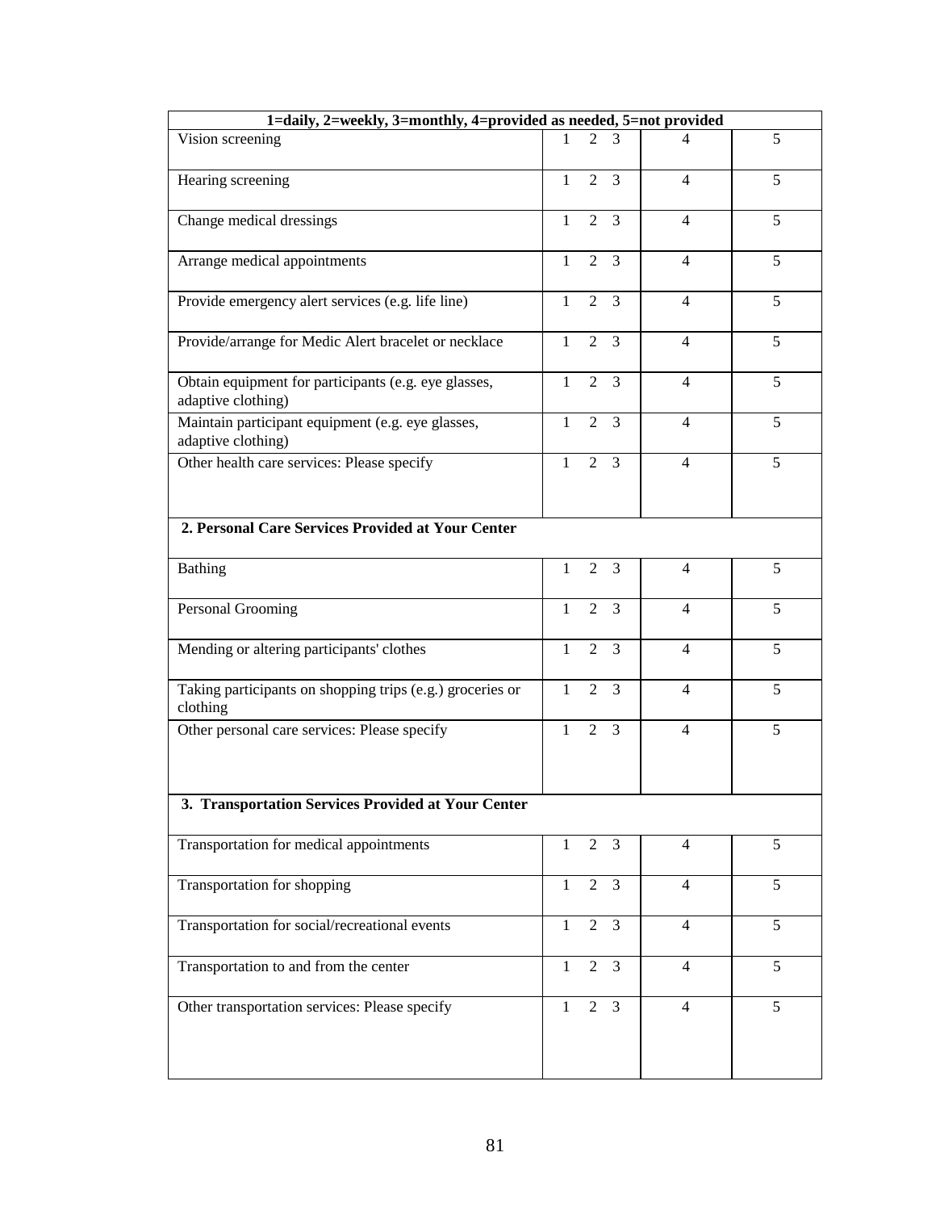| 1=daily, 2=weekly, 3=monthly, 4=provided as needed, 5=not provided | | | |
|---|---|---|---|
| Vision screening | 1 2 3 | 4 | 5 |
| Hearing screening | 1 2 3 | 4 | 5 |
| Change medical dressings | 1 2 3 | 4 | 5 |
| Arrange medical appointments | 1 2 3 | 4 | 5 |
| Provide emergency alert services (e.g. life line) | 1 2 3 | 4 | 5 |
| Provide/arrange for Medic Alert bracelet or necklace | 1 2 3 | 4 | 5 |
| Obtain equipment for participants (e.g. eye glasses, adaptive clothing) | 1 2 3 | 4 | 5 |
| Maintain participant equipment (e.g. eye glasses, adaptive clothing) | 1 2 3 | 4 | 5 |
| Other health care services: Please specify | 1 2 3 | 4 | 5 |
| **2. Personal Care Services Provided at Your Center** | | | |
| Bathing | 1 2 3 | 4 | 5 |
| Personal Grooming | 1 2 3 | 4 | 5 |
| Mending or altering participants' clothes | 1 2 3 | 4 | 5 |
| Taking participants on shopping trips (e.g.) groceries or clothing | 1 2 3 | 4 | 5 |
| Other personal care services: Please specify | 1 2 3 | 4 | 5 |
| **3. Transportation Services Provided at Your Center** | | | |
| Transportation for medical appointments | 1 2 3 | 4 | 5 |
| Transportation for shopping | 1 2 3 | 4 | 5 |
| Transportation for social/recreational events | 1 2 3 | 4 | 5 |
| Transportation to and from the center | 1 2 3 | 4 | 5 |
| Other transportation services: Please specify | 1 2 3 | 4 | 5 |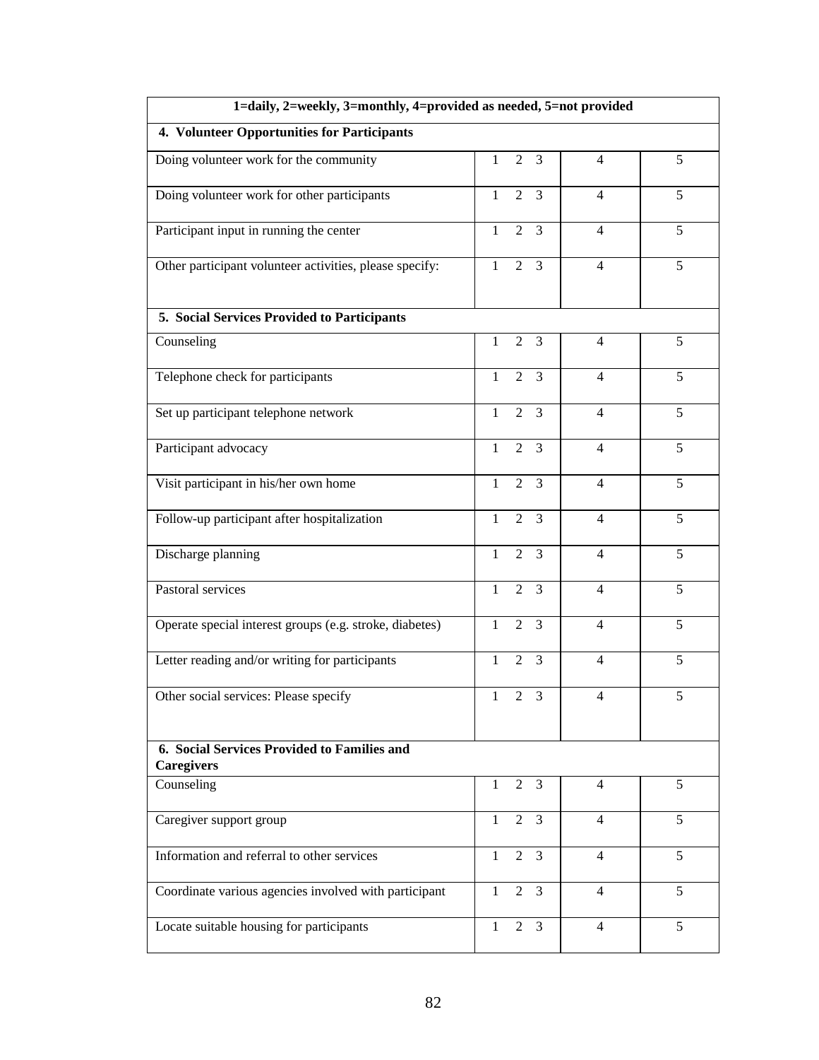| 1=daily, 2=weekly, 3=monthly, 4=provided as needed, 5=not provided | | | |
|---|---|---|---|
| **4. Volunteer Opportunities for Participants** | | | |
| Doing volunteer work for the community | 1 2 3 | 4 | 5 |
| Doing volunteer work for other participants | 1 2 3 | 4 | 5 |
| Participant input in running the center | 1 2 3 | 4 | 5 |
| Other participant volunteer activities, please specify: | 1 2 3 | 4 | 5 |
| **5. Social Services Provided to Participants** | | | |
| Counseling | 1 2 3 | 4 | 5 |
| Telephone check for participants | 1 2 3 | 4 | 5 |
| Set up participant telephone network | 1 2 3 | 4 | 5 |
| Participant advocacy | 1 2 3 | 4 | 5 |
| Visit participant in his/her own home | 1 2 3 | 4 | 5 |
| Follow-up participant after hospitalization | 1 2 3 | 4 | 5 |
| Discharge planning | 1 2 3 | 4 | 5 |
| Pastoral services | 1 2 3 | 4 | 5 |
| Operate special interest groups (e.g. stroke, diabetes) | 1 2 3 | 4 | 5 |
| Letter reading and/or writing for participants | 1 2 3 | 4 | 5 |
| Other social services: Please specify | 1 2 3 | 4 | 5 |
| **6. Social Services Provided to Families and Caregivers** | | | |
| Counseling | 1 2 3 | 4 | 5 |
| Caregiver support group | 1 2 3 | 4 | 5 |
| Information and referral to other services | 1 2 3 | 4 | 5 |
| Coordinate various agencies involved with participant | 1 2 3 | 4 | 5 |
| Locate suitable housing for participants | 1 2 3 | 4 | 5 |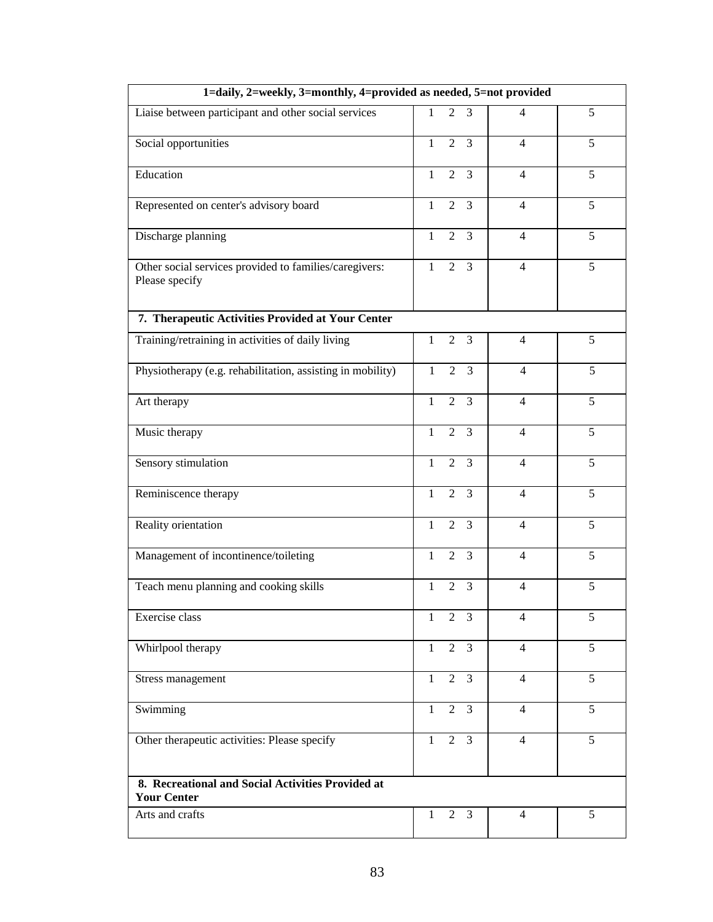| 1=daily, 2=weekly, 3=monthly, 4=provided as needed, 5=not provided | | | |
|---|---|---|---|
| Liaise between participant and other social services | 1 2 3 | 4 | 5 |
| Social opportunities | 1 2 3 | 4 | 5 |
| Education | 1 2 3 | 4 | 5 |
| Represented on center's advisory board | 1 2 3 | 4 | 5 |
| Discharge planning | 1 2 3 | 4 | 5 |
| Other social services provided to families/caregivers: Please specify | 1 2 3 | 4 | 5 |
| **7. Therapeutic Activities Provided at Your Center** | | | |
| Training/retraining in activities of daily living | 1 2 3 | 4 | 5 |
| Physiotherapy (e.g. rehabilitation, assisting in mobility) | 1 2 3 | 4 | 5 |
| Art therapy | 1 2 3 | 4 | 5 |
| Music therapy | 1 2 3 | 4 | 5 |
| Sensory stimulation | 1 2 3 | 4 | 5 |
| Reminiscence therapy | 1 2 3 | 4 | 5 |
| Reality orientation | 1 2 3 | 4 | 5 |
| Management of incontinence/toileting | 1 2 3 | 4 | 5 |
| Teach menu planning and cooking skills | 1 2 3 | 4 | 5 |
| Exercise class | 1 2 3 | 4 | 5 |
| Whirlpool therapy | 1 2 3 | 4 | 5 |
| Stress management | 1 2 3 | 4 | 5 |
| Swimming | 1 2 3 | 4 | 5 |
| Other therapeutic activities: Please specify | 1 2 3 | 4 | 5 |
| **8. Recreational and Social Activities Provided at Your Center** | | | |
| Arts and crafts | 1 2 3 | 4 | 5 |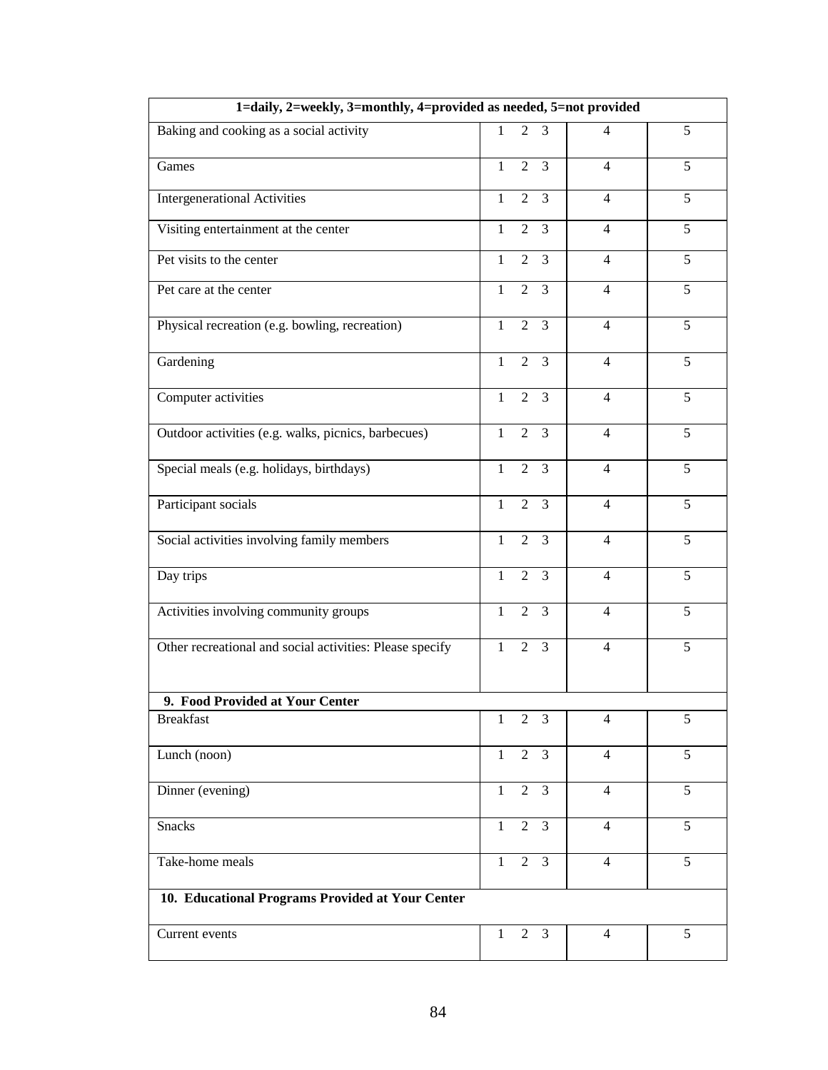| 1=daily, 2=weekly, 3=monthly, 4=provided as needed, 5=not provided | | | |
|---|---|---|---|
| Baking and cooking as a social activity | 1 2 3 | 4 | 5 |
| Games | 1 2 3 | 4 | 5 |
| Intergenerational Activities | 1 2 3 | 4 | 5 |
| Visiting entertainment at the center | 1 2 3 | 4 | 5 |
| Pet visits to the center | 1 2 3 | 4 | 5 |
| Pet care at the center | 1 2 3 | 4 | 5 |
| Physical recreation (e.g. bowling, recreation) | 1 2 3 | 4 | 5 |
| Gardening | 1 2 3 | 4 | 5 |
| Computer activities | 1 2 3 | 4 | 5 |
| Outdoor activities (e.g. walks, picnics, barbecues) | 1 2 3 | 4 | 5 |
| Special meals (e.g. holidays, birthdays) | 1 2 3 | 4 | 5 |
| Participant socials | 1 2 3 | 4 | 5 |
| Social activities involving family members | 1 2 3 | 4 | 5 |
| Day trips | 1 2 3 | 4 | 5 |
| Activities involving community groups | 1 2 3 | 4 | 5 |
| Other recreational and social activities: Please specify | 1 2 3 | 4 | 5 |
| **9. Food Provided at Your Center** | | | |
| Breakfast | 1 2 3 | 4 | 5 |
| Lunch (noon) | 1 2 3 | 4 | 5 |
| Dinner (evening) | 1 2 3 | 4 | 5 |
| Snacks | 1 2 3 | 4 | 5 |
| Take-home meals | 1 2 3 | 4 | 5 |
| **10. Educational Programs Provided at Your Center** | | | |
| Current events | 1 2 3 | 4 | 5 |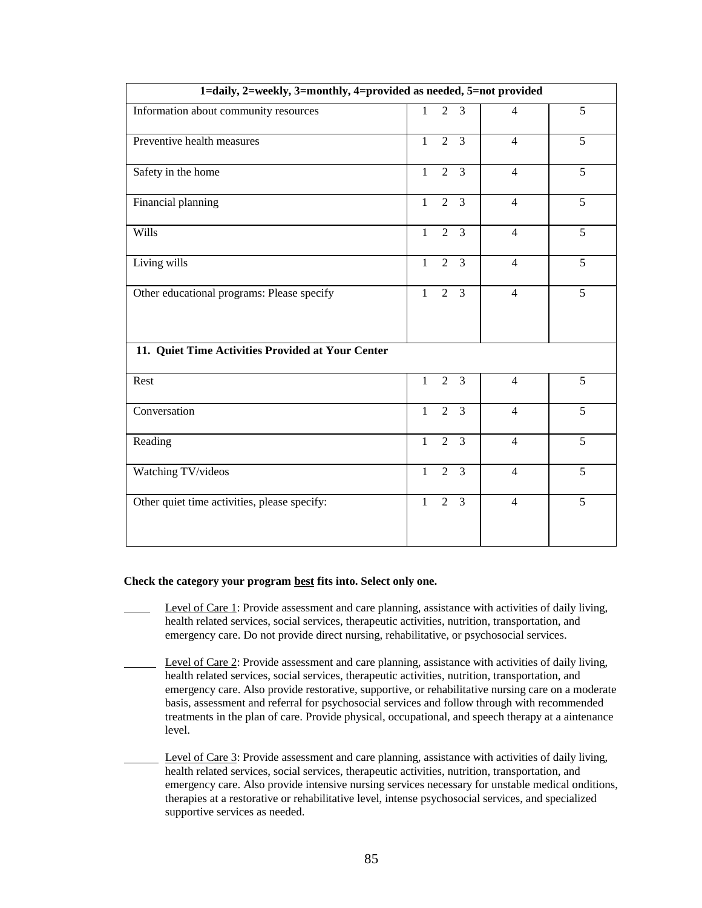| 1=daily, 2=weekly, 3=monthly, 4=provided as needed, 5=not provided | | | |
|---|---|---|---|
| Information about community resources | 1 2 3 | 4 | 5 |
| Preventive health measures | 1 2 3 | 4 | 5 |
| Safety in the home | 1 2 3 | 4 | 5 |
| Financial planning | 1 2 3 | 4 | 5 |
| Wills | 1 2 3 | 4 | 5 |
| Living wills | 1 2 3 | 4 | 5 |
| Other educational programs: Please specify | 1 2 3 | 4 | 5 |
| **11. Quiet Time Activities Provided at Your Center** | | | |
| Rest | 1 2 3 | 4 | 5 |
| Conversation | 1 2 3 | 4 | 5 |
| Reading | 1 2 3 | 4 | 5 |
| Watching TV/videos | 1 2 3 | 4 | 5 |
| Other quiet time activities, please specify: | 1 2 3 | 4 | 5 |

**Check the category your program best fits into. Select only one.**

_____ Level of Care 1: Provide assessment and care planning, assistance with activities of daily living, health related services, social services, therapeutic activities, nutrition, transportation, and emergency care. Do not provide direct nursing, rehabilitative, or psychosocial services.

_____ Level of Care 2: Provide assessment and care planning, assistance with activities of daily living, health related services, social services, therapeutic activities, nutrition, transportation, and emergency care. Also provide restorative, supportive, or rehabilitative nursing care on a moderate basis, assessment and referral for psychosocial services and follow through with recommended treatments in the plan of care. Provide physical, occupational, and speech therapy at a aintenance level.

_____ Level of Care 3: Provide assessment and care planning, assistance with activities of daily living, health related services, social services, therapeutic activities, nutrition, transportation, and emergency care. Also provide intensive nursing services necessary for unstable medical onditions, therapies at a restorative or rehabilitative level, intense psychosocial services, and specialized supportive services as needed.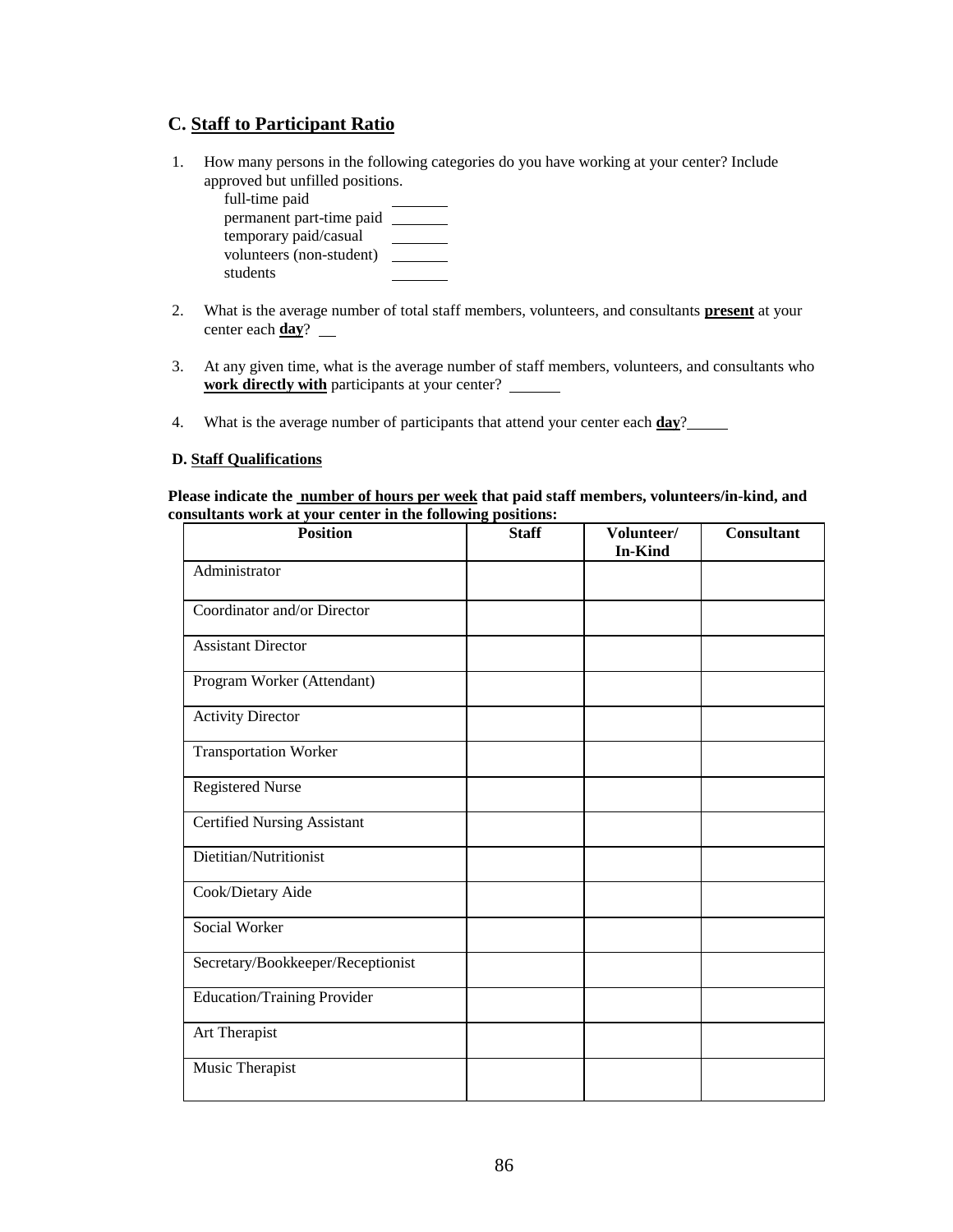## C. Staff to Participant Ratio

1. How many persons in the following categories do you have working at your center? Include approved but unfilled positions.
   - full-time paid \_\_\_\_\_\_\_
   - permanent part-time paid \_\_\_\_\_\_\_
   - temporary paid/casual \_\_\_\_\_\_\_
   - volunteers (non-student) \_\_\_\_\_\_\_
   - students \_\_\_\_\_\_\_

2. What is the average number of total staff members, volunteers, and consultants **present** at your center each **day**? \_\_

3. At any given time, what is the average number of staff members, volunteers, and consultants who **work directly with** participants at your center? \_\_\_\_\_\_

4. What is the average number of participants that attend your center each **day**? \_\_\_\_\_

### D. Staff Qualifications

**Please indicate the number of hours per week that paid staff members, volunteers/in-kind, and consultants work at your center in the following positions:**

| Position | Staff | Volunteer/ In-Kind | Consultant |
|---|---|---|---|
| Administrator | | | |
| Coordinator and/or Director | | | |
| Assistant Director | | | |
| Program Worker (Attendant) | | | |
| Activity Director | | | |
| Transportation Worker | | | |
| Registered Nurse | | | |
| Certified Nursing Assistant | | | |
| Dietitian/Nutritionist | | | |
| Cook/Dietary Aide | | | |
| Social Worker | | | |
| Secretary/Bookkeeper/Receptionist | | | |
| Education/Training Provider | | | |
| Art Therapist | | | |
| Music Therapist | | | |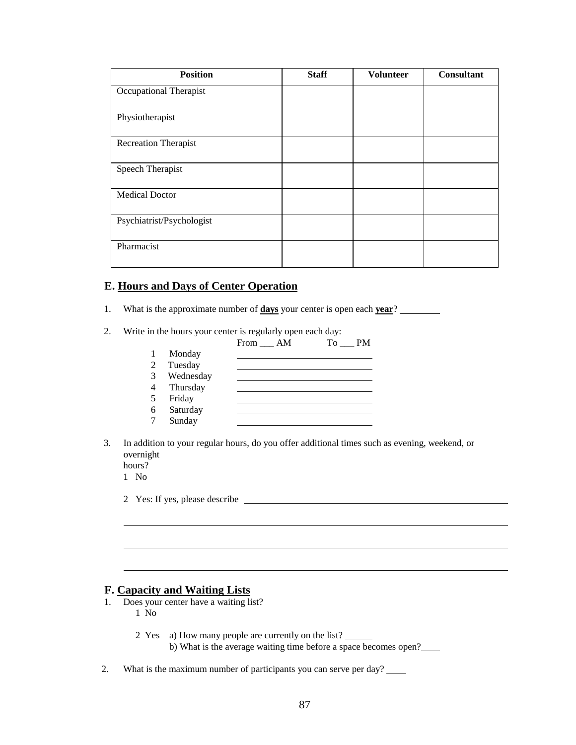| Position | Staff | Volunteer | Consultant |
|---|---|---|---|
| Occupational Therapist | | | |
| Physiotherapist | | | |
| Recreation Therapist | | | |
| Speech Therapist | | | |
| Medical Doctor | | | |
| Psychiatrist/Psychologist | | | |
| Pharmacist | | | |

## E. Hours and Days of Center Operation

1. What is the approximate number of **days** your center is open each **year**? ________

2. Write in the hours your center is regularly open each day:

   From ___ AM     To ___ PM

   1 Monday ____________________
   2 Tuesday ____________________
   3 Wednesday ____________________
   4 Thursday ____________________
   5 Friday ____________________
   6 Saturday ____________________
   7 Sunday ____________________

3. In addition to your regular hours, do you offer additional times such as evening, weekend, or overnight hours?

   1 No

   2 Yes: If yes, please describe ____________________________________________

   ______________________________________________________________

   ______________________________________________________________

   ______________________________________________________________

## F. Capacity and Waiting Lists

1. Does your center have a waiting list?

   1 No

   2 Yes a) How many people are currently on the list? ______
   b) What is the average waiting time before a space becomes open? ____

2. What is the maximum number of participants you can serve per day? ____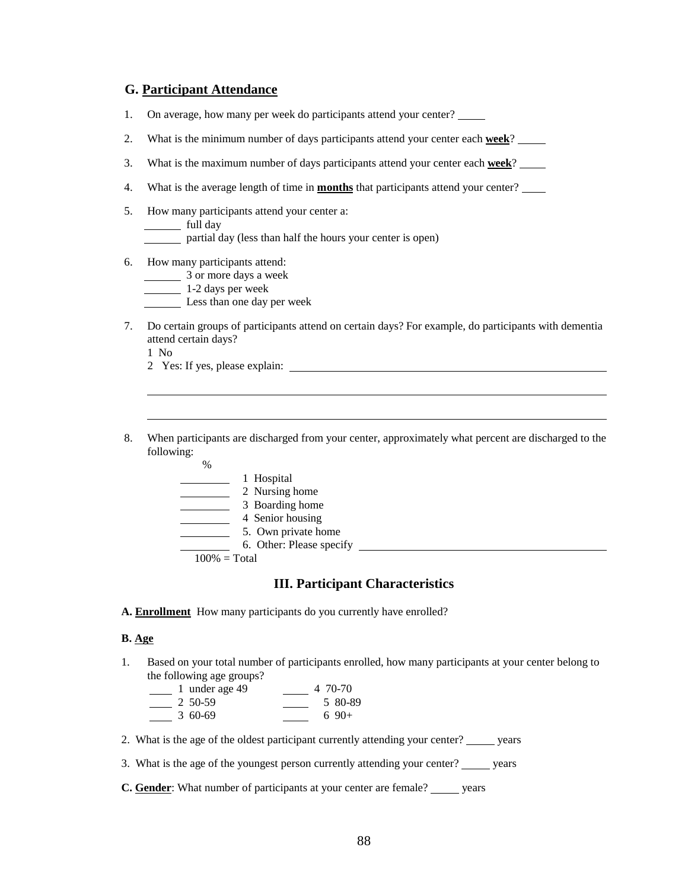## G. Participant Attendance

1. On average, how many per week do participants attend your center? _____

2. What is the minimum number of days participants attend your center each **week**? _____

3. What is the maximum number of days participants attend your center each **week**? _____

4. What is the average length of time in **months** that participants attend your center? ____

5. How many participants attend your center a:
   ______ full day
   ______ partial day (less than half the hours your center is open)

6. How many participants attend:
   ______ 3 or more days a week
   ______ 1-2 days per week
   ______ Less than one day per week

7. Do certain groups of participants attend on certain days? For example, do participants with dementia attend certain days?
   1 No
   2 Yes: If yes, please explain: ______________________________________________

   ________________________________________________________________________

   ________________________________________________________________________

8. When participants are discharged from your center, approximately what percent are discharged to the following:

   %
   ________ 1 Hospital
   ________ 2 Nursing home
   ________ 3 Boarding home
   ________ 4 Senior housing
   ________ 5. Own private home
   ________ 6. Other: Please specify ______________________________
   100% = Total

# III. Participant Characteristics

**A. Enrollment** How many participants do you currently have enrolled?

**B. Age**

1. Based on your total number of participants enrolled, how many participants at your center belong to the following age groups?

   ____ 1 under age 49
   ____ 2 50-59
   ____ 3 60-69
   ____ 4 70-70
   ____ 5 80-89
   ____ 6 90+

2. What is the age of the oldest participant currently attending your center? _____ years

3. What is the age of the youngest person currently attending your center? _____ years

**C. Gender**: What number of participants at your center are female? _____ years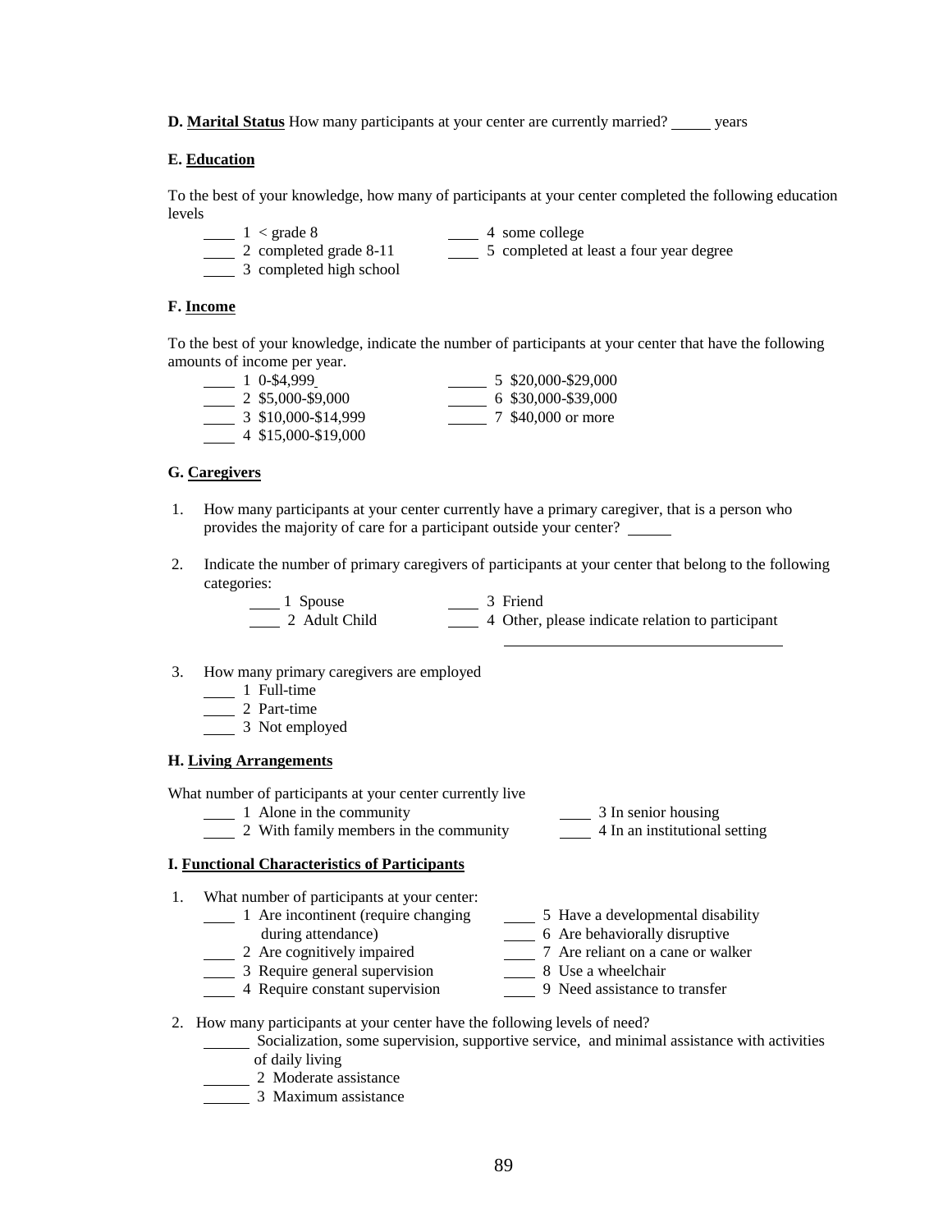**D. Marital Status** How many participants at your center are currently married? _____ years

**E. Education**

To the best of your knowledge, how many of participants at your center completed the following education levels

____ 1 < grade 8
____ 2 completed grade 8-11
____ 3 completed high school
____ 4 some college
____ 5 completed at least a four year degree

**F. Income**

To the best of your knowledge, indicate the number of participants at your center that have the following amounts of income per year.

____ 1 0-$4,999
____ 2 $5,000-$9,000
____ 3 $10,000-$14,999
____ 4 $15,000-$19,000
_____ 5 $20,000-$29,000
_____ 6 $30,000-$39,000
_____ 7 $40,000 or more

**G. Caregivers**

1. How many participants at your center currently have a primary caregiver, that is a person who provides the majority of care for a participant outside your center? _____

2. Indicate the number of primary caregivers of participants at your center that belong to the following categories:

   ____ 1 Spouse
   ____ 2 Adult Child
   ____ 3 Friend
   ____ 4 Other, please indicate relation to participant ____________________

3. How many primary caregivers are employed

   ____ 1 Full-time
   ____ 2 Part-time
   ____ 3 Not employed

**H. Living Arrangements**

What number of participants at your center currently live

____ 1 Alone in the community
____ 2 With family members in the community
____ 3 In senior housing
____ 4 In an institutional setting

**I. Functional Characteristics of Participants**

1. What number of participants at your center:

   ____ 1 Are incontinent (require changing during attendance)
   ____ 2 Are cognitively impaired
   ____ 3 Require general supervision
   ____ 4 Require constant supervision
   ____ 5 Have a developmental disability
   ____ 6 Are behaviorally disruptive
   ____ 7 Are reliant on a cane or walker
   ____ 8 Use a wheelchair
   ____ 9 Need assistance to transfer

2. How many participants at your center have the following levels of need?

   _____ Socialization, some supervision, supportive service, and minimal assistance with activities of daily living
   _____ 2 Moderate assistance
   _____ 3 Maximum assistance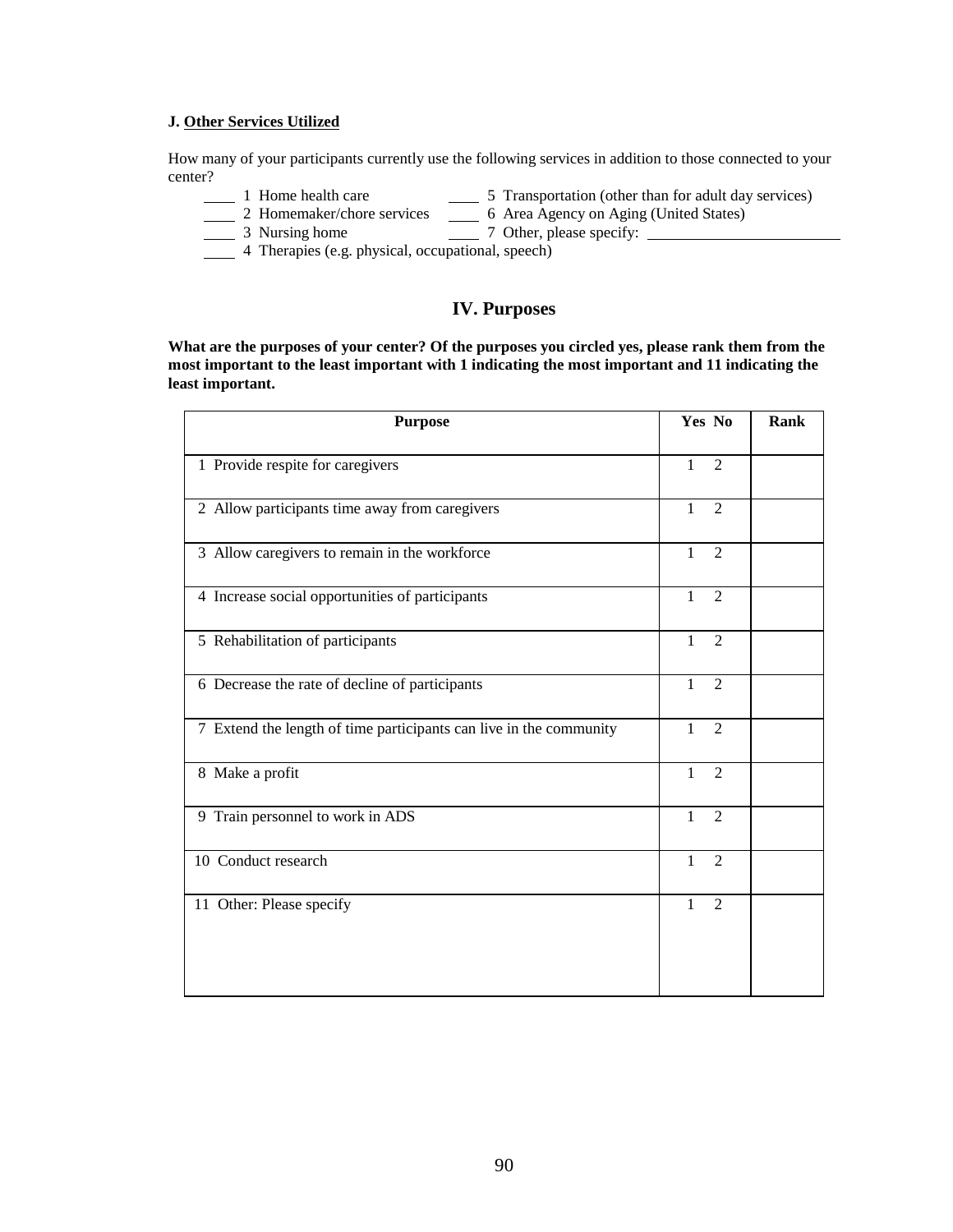**J. Other Services Utilized**

How many of your participants currently use the following services in addition to those connected to your center?

____ 1 Home health care
____ 2 Homemaker/chore services
____ 3 Nursing home
____ 4 Therapies (e.g. physical, occupational, speech)
____ 5 Transportation (other than for adult day services)
____ 6 Area Agency on Aging (United States)
____ 7 Other, please specify: ____________________

## IV. Purposes

**What are the purposes of your center? Of the purposes you circled yes, please rank them from the most important to the least important with 1 indicating the most important and 11 indicating the least important.**

| Purpose | Yes No | Rank |
|---|---|---|
| 1 Provide respite for caregivers | 1 2 | |
| 2 Allow participants time away from caregivers | 1 2 | |
| 3 Allow caregivers to remain in the workforce | 1 2 | |
| 4 Increase social opportunities of participants | 1 2 | |
| 5 Rehabilitation of participants | 1 2 | |
| 6 Decrease the rate of decline of participants | 1 2 | |
| 7 Extend the length of time participants can live in the community | 1 2 | |
| 8 Make a profit | 1 2 | |
| 9 Train personnel to work in ADS | 1 2 | |
| 10 Conduct research | 1 2 | |
| 11 Other: Please specify | 1 2 | |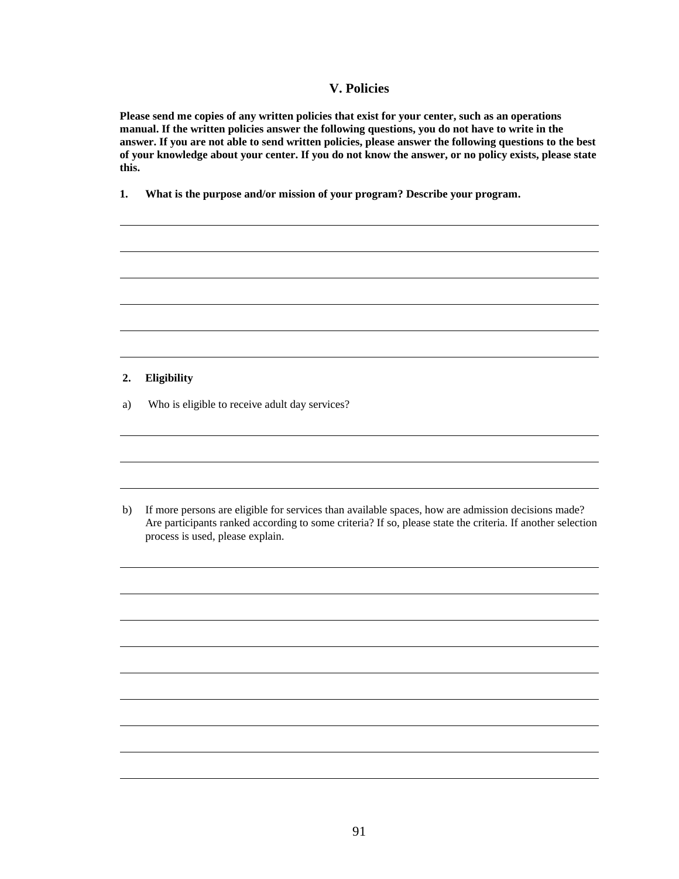## V. Policies

**Please send me copies of any written policies that exist for your center, such as an operations manual. If the written policies answer the following questions, you do not have to write in the answer. If you are not able to send written policies, please answer the following questions to the best of your knowledge about your center. If you do not know the answer, or no policy exists, please state this.**

**1. What is the purpose and/or mission of your program? Describe your program.**

______________________________________________________________________________

______________________________________________________________________________

______________________________________________________________________________

______________________________________________________________________________

______________________________________________________________________________

______________________________________________________________________________

**2. Eligibility**

a) Who is eligible to receive adult day services?

______________________________________________________________________________

______________________________________________________________________________

______________________________________________________________________________

b) If more persons are eligible for services than available spaces, how are admission decisions made? Are participants ranked according to some criteria? If so, please state the criteria. If another selection process is used, please explain.

______________________________________________________________________________

______________________________________________________________________________

______________________________________________________________________________

______________________________________________________________________________

______________________________________________________________________________

______________________________________________________________________________

______________________________________________________________________________

______________________________________________________________________________

______________________________________________________________________________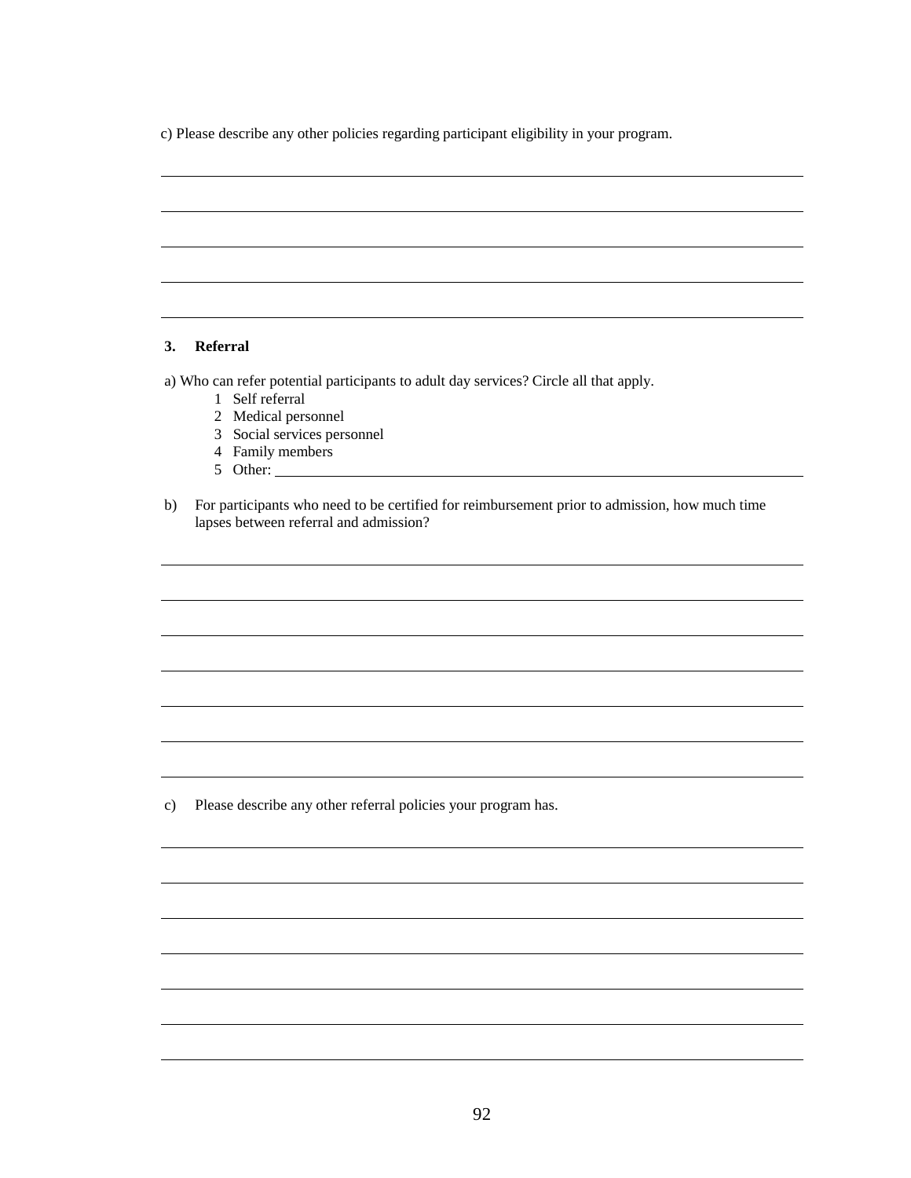c) Please describe any other policies regarding participant eligibility in your program.

### 3. Referral

a) Who can refer potential participants to adult day services? Circle all that apply.

1 Self referral
2 Medical personnel
3 Social services personnel
4 Family members
5 Other: ____________________

b) For participants who need to be certified for reimbursement prior to admission, how much time lapses between referral and admission?

c) Please describe any other referral policies your program has.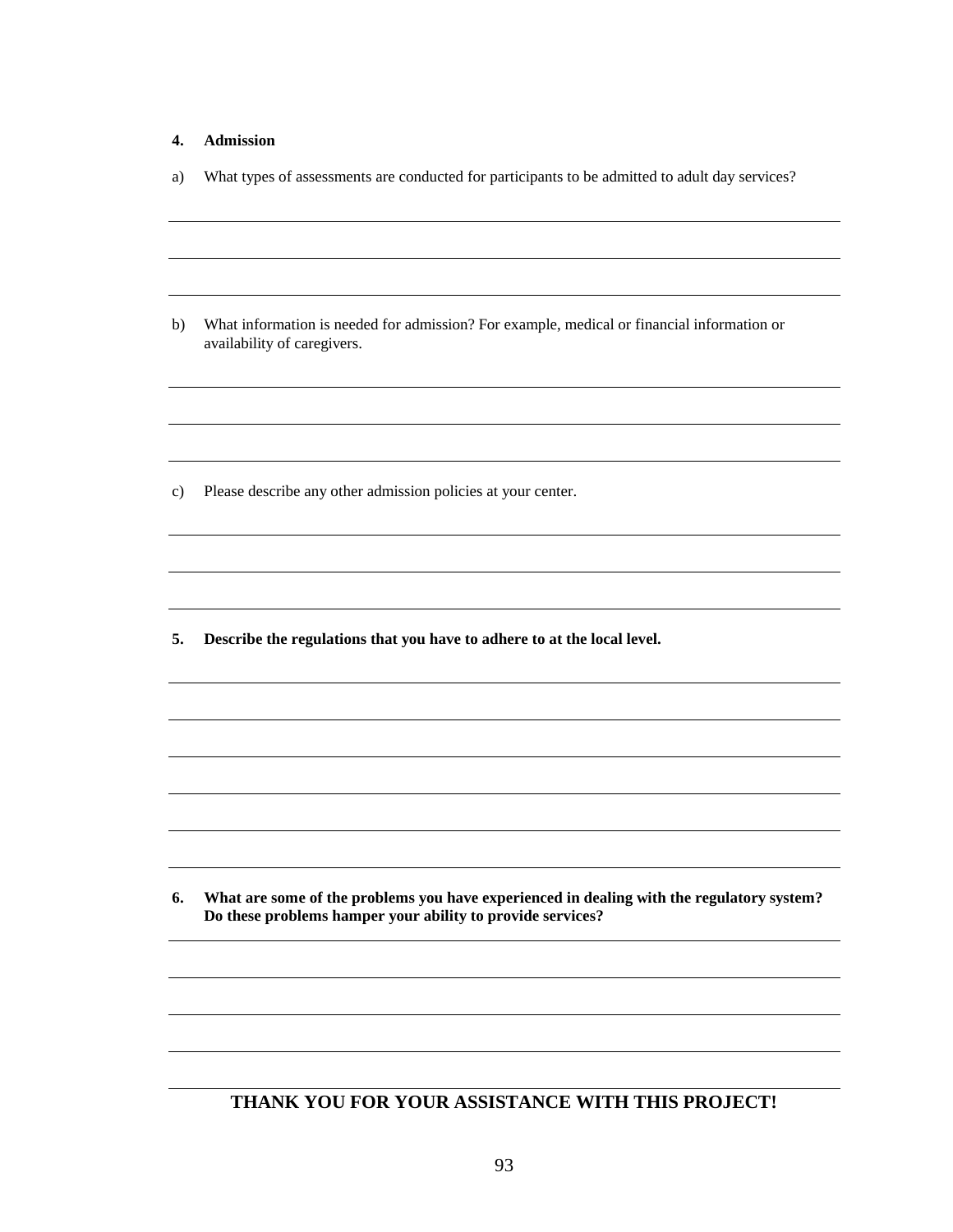**4. Admission**

a) What types of assessments are conducted for participants to be admitted to adult day services?

b) What information is needed for admission? For example, medical or financial information or availability of caregivers.

c) Please describe any other admission policies at your center.

**5. Describe the regulations that you have to adhere to at the local level.**

**6. What are some of the problems you have experienced in dealing with the regulatory system? Do these problems hamper your ability to provide services?**

**THANK YOU FOR YOUR ASSISTANCE WITH THIS PROJECT!**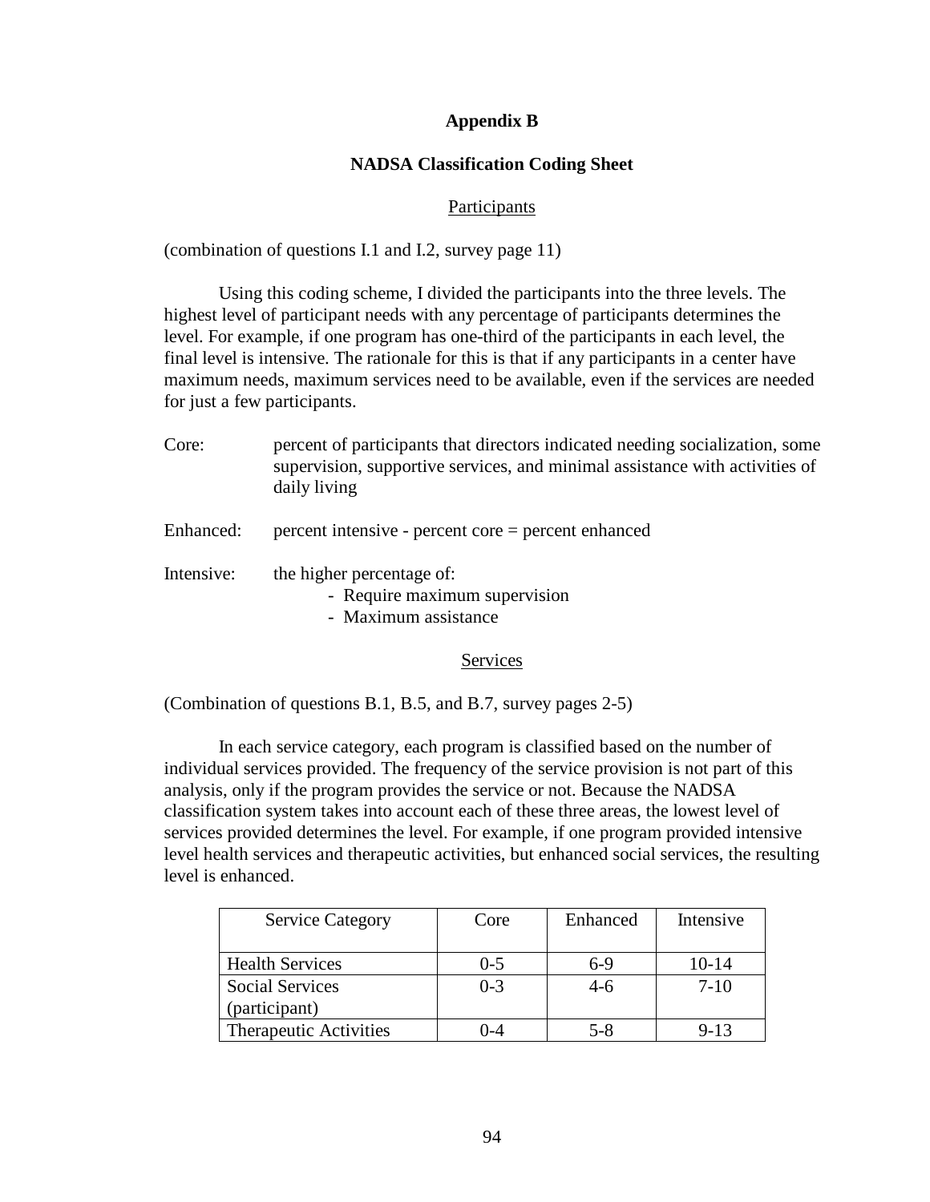# Appendix B

## NADSA Classification Coding Sheet

### Participants

(combination of questions I.1 and I.2, survey page 11)

Using this coding scheme, I divided the participants into the three levels. The highest level of participant needs with any percentage of participants determines the level. For example, if one program has one-third of the participants in each level, the final level is intensive. The rationale for this is that if any participants in a center have maximum needs, maximum services need to be available, even if the services are needed for just a few participants.

Core: percent of participants that directors indicated needing socialization, some supervision, supportive services, and minimal assistance with activities of daily living

Enhanced: percent intensive - percent core = percent enhanced

Intensive: the higher percentage of:
- Require maximum supervision
- Maximum assistance

### Services

(Combination of questions B.1, B.5, and B.7, survey pages 2-5)

In each service category, each program is classified based on the number of individual services provided. The frequency of the service provision is not part of this analysis, only if the program provides the service or not. Because the NADSA classification system takes into account each of these three areas, the lowest level of services provided determines the level. For example, if one program provided intensive level health services and therapeutic activities, but enhanced social services, the resulting level is enhanced.

| Service Category | Core | Enhanced | Intensive |
|---|---|---|---|
| Health Services | 0-5 | 6-9 | 10-14 |
| Social Services (participant) | 0-3 | 4-6 | 7-10 |
| Therapeutic Activities | 0-4 | 5-8 | 9-13 |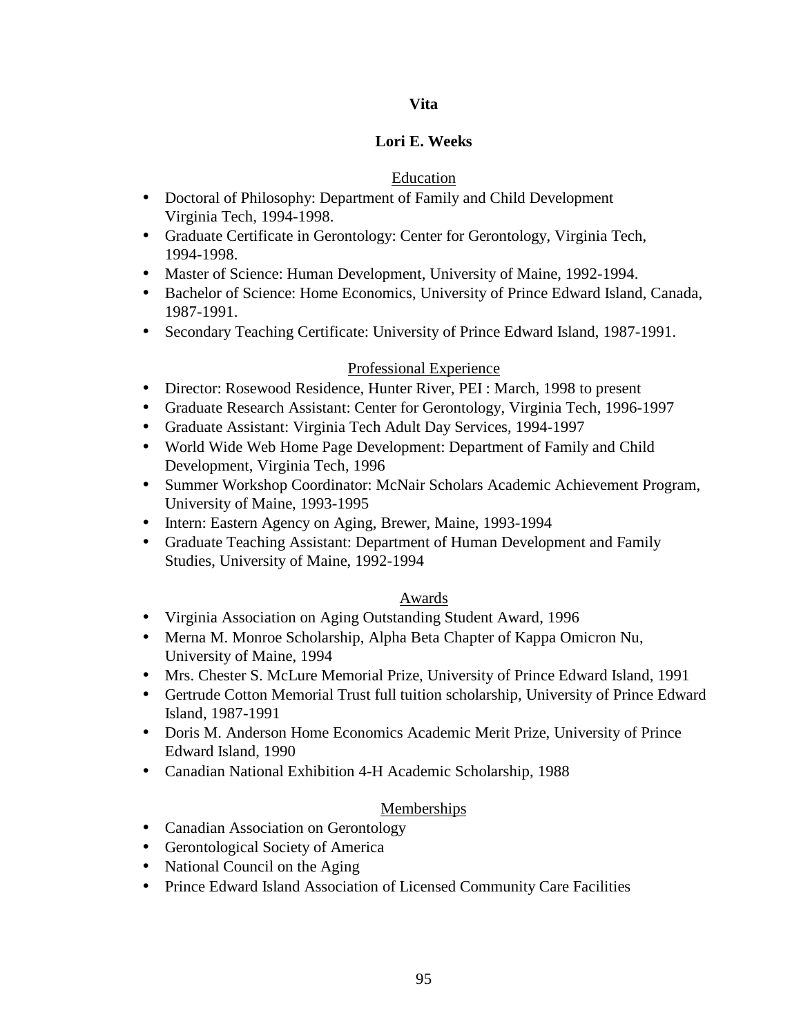# Vita

## Lori E. Weeks

### Education

- Doctoral of Philosophy: Department of Family and Child Development Virginia Tech, 1994-1998.
- Graduate Certificate in Gerontology: Center for Gerontology, Virginia Tech, 1994-1998.
- Master of Science: Human Development, University of Maine, 1992-1994.
- Bachelor of Science: Home Economics, University of Prince Edward Island, Canada, 1987-1991.
- Secondary Teaching Certificate: University of Prince Edward Island, 1987-1991.

### Professional Experience

- Director: Rosewood Residence, Hunter River, PEI : March, 1998 to present
- Graduate Research Assistant: Center for Gerontology, Virginia Tech, 1996-1997
- Graduate Assistant: Virginia Tech Adult Day Services, 1994-1997
- World Wide Web Home Page Development: Department of Family and Child Development, Virginia Tech, 1996
- Summer Workshop Coordinator: McNair Scholars Academic Achievement Program, University of Maine, 1993-1995
- Intern: Eastern Agency on Aging, Brewer, Maine, 1993-1994
- Graduate Teaching Assistant: Department of Human Development and Family Studies, University of Maine, 1992-1994

### Awards

- Virginia Association on Aging Outstanding Student Award, 1996
- Merna M. Monroe Scholarship, Alpha Beta Chapter of Kappa Omicron Nu, University of Maine, 1994
- Mrs. Chester S. McLure Memorial Prize, University of Prince Edward Island, 1991
- Gertrude Cotton Memorial Trust full tuition scholarship, University of Prince Edward Island, 1987-1991
- Doris M. Anderson Home Economics Academic Merit Prize, University of Prince Edward Island, 1990
- Canadian National Exhibition 4-H Academic Scholarship, 1988

### Memberships

- Canadian Association on Gerontology
- Gerontological Society of America
- National Council on the Aging
- Prince Edward Island Association of Licensed Community Care Facilities